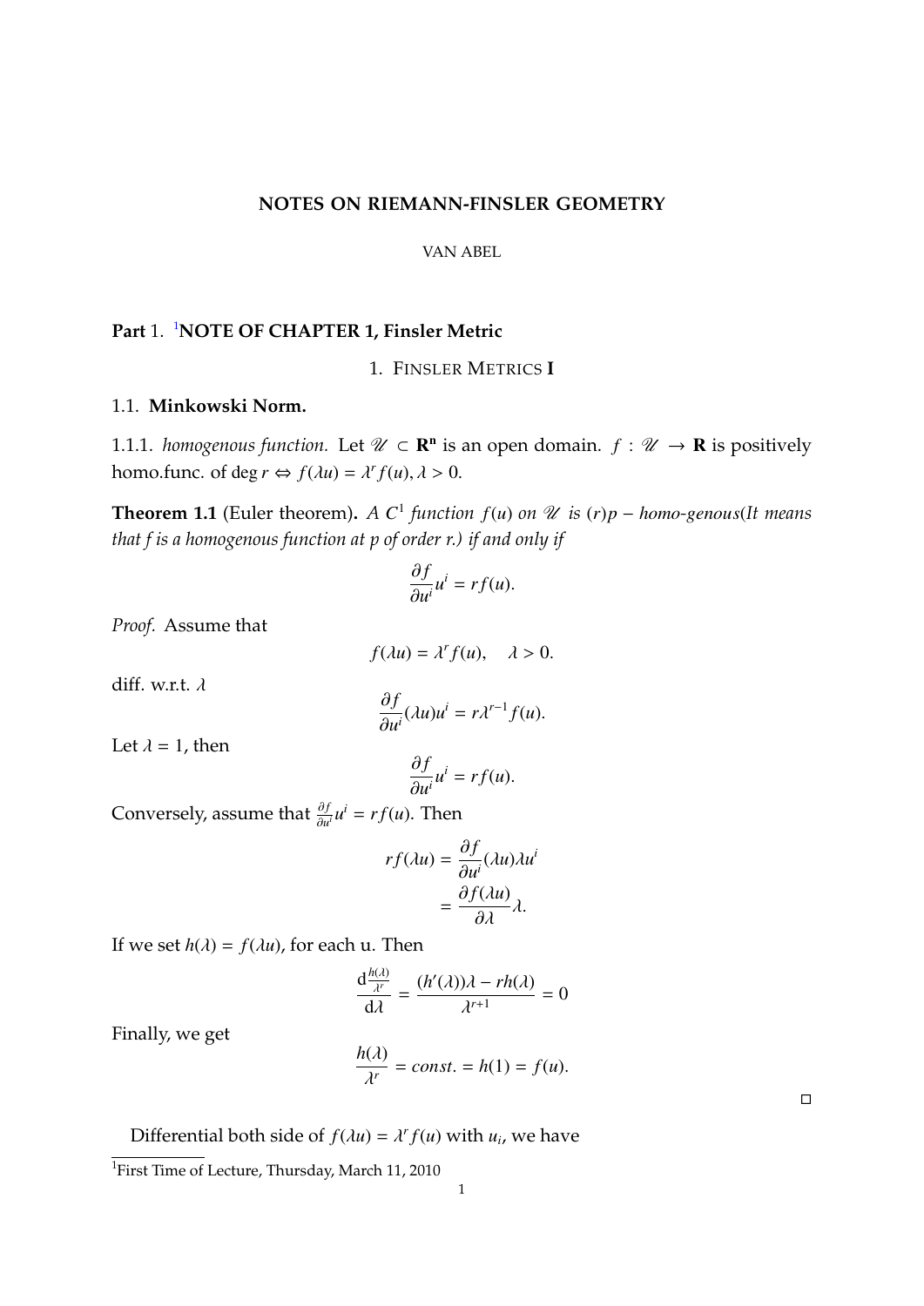# NOTES ON RIEMANN-FINSLER GEOMETRY

VAN ABEL

## Part 1. [1]NOTE OF CHAPTER 1, Finsler Metric

### 1. FINSLER METRICS I

#### 1.1. Minkowski Norm.

1.1.1. *homogenous function.* Let $\mathscr{U} \subset \mathbf{R}^{\mathbf{n}}$ is an open domain. $f : \mathscr{U} \to \mathbf{R}$ is positively homo.func. of $\deg r \Leftrightarrow f(\lambda u) = \lambda^r f(u), \lambda > 0$.

**Theorem 1.1** (Euler theorem). *A $C^1$ function $f(u)$ on $\mathscr{U}$ is $(r)p-$homo-genous(It means that f is a homogenous function at p of order r.) if and only if*

$$\frac{\partial f}{\partial u^i} u^i = r f(u).$$

*Proof.* Assume that

$$f(\lambda u) = \lambda^r f(u), \quad \lambda > 0.$$

diff. w.r.t. $\lambda$

$$\frac{\partial f}{\partial u^i}(\lambda u) u^i = r \lambda^{r-1} f(u).$$

Let $\lambda = 1$, then

$$\frac{\partial f}{\partial u^i} u^i = r f(u).$$

Conversely, assume that $\frac{\partial f}{\partial u^i} u^i = r f(u)$. Then

$$\begin{aligned} r f(\lambda u) &= \frac{\partial f}{\partial u^i}(\lambda u) \lambda u^i \\ &= \frac{\partial f(\lambda u)}{\partial \lambda} \lambda. \end{aligned}$$

If we set $h(\lambda) = f(\lambda u)$, for each u. Then

$$\frac{\mathrm{d}\frac{h(\lambda)}{\lambda^r}}{\mathrm{d}\lambda} = \frac{(h'(\lambda))\lambda - r h(\lambda)}{\lambda^{r+1}} = 0$$

Finally, we get

$$\frac{h(\lambda)}{\lambda^r} = const. = h(1) = f(u).$$

□

Differential both side of $f(\lambda u) = \lambda^r f(u)$ with $u_i$, we have

[1]First Time of Lecture, Thursday, March 11, 2010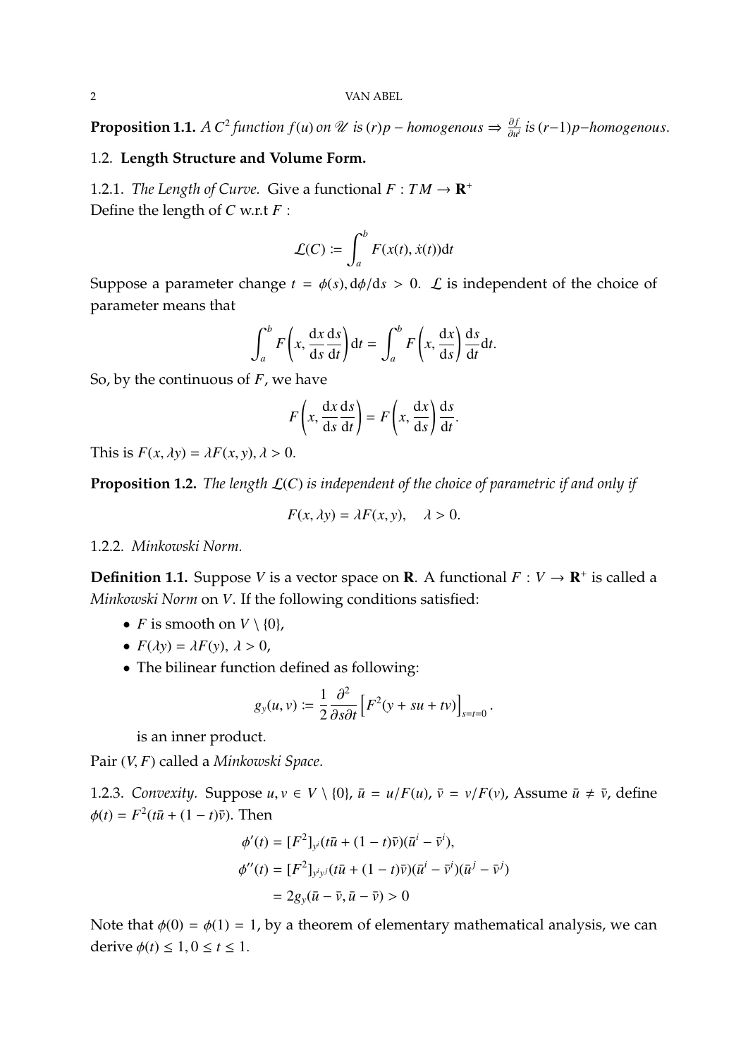**Proposition 1.1.** *A $C^2$ function $f(u)$ on $\mathscr{U}$ is $(r)p-$homogenous $\Rightarrow \frac{\partial f}{\partial u^i}$ is $(r-1)p-$homogenous.*

## 1.2. Length Structure and Volume Form.

### 1.2.1. *The Length of Curve.*

Give a functional $F : TM \to \mathbf{R}^+$
Define the length of $C$ w.r.t $F$ :

$$\mathcal{L}(C) := \int_a^b F(x(t), \dot{x}(t))\mathrm{d}t$$

Suppose a parameter change $t = \phi(s), \mathrm{d}\phi/\mathrm{d}s > 0$. $\mathcal{L}$ is independent of the choice of parameter means that

$$\int_a^b F\left(x, \frac{\mathrm{d}x}{\mathrm{d}s}\frac{\mathrm{d}s}{\mathrm{d}t}\right)\mathrm{d}t = \int_a^b F\left(x, \frac{\mathrm{d}x}{\mathrm{d}s}\right)\frac{\mathrm{d}s}{\mathrm{d}t}\mathrm{d}t.$$

So, by the continuous of $F$, we have

$$F\left(x, \frac{\mathrm{d}x}{\mathrm{d}s}\frac{\mathrm{d}s}{\mathrm{d}t}\right) = F\left(x, \frac{\mathrm{d}x}{\mathrm{d}s}\right)\frac{\mathrm{d}s}{\mathrm{d}t}.$$

This is $F(x, \lambda y) = \lambda F(x, y), \lambda > 0$.

**Proposition 1.2.** *The length $\mathcal{L}(C)$ is independent of the choice of parametric if and only if*

$$F(x, \lambda y) = \lambda F(x, y), \quad \lambda > 0.$$

### 1.2.2. *Minkowski Norm.*

**Definition 1.1.** Suppose $V$ is a vector space on $\mathbf{R}$. A functional $F : V \to \mathbf{R}^+$ is called a *Minkowski Norm* on $V$. If the following conditions satisfied:

- $F$ is smooth on $V \setminus \{0\}$,
- $F(\lambda y) = \lambda F(y)$, $\lambda > 0$,
- The bilinear function defined as following:

$$g_y(u, v) := \frac{1}{2}\frac{\partial^2}{\partial s \partial t}\left[F^2(y + su + tv)\right]_{s=t=0}.$$

  is an inner product.

Pair $(V, F)$ called a *Minkowski Space*.

### 1.2.3. *Convexity.*

Suppose $u, v \in V \setminus \{0\}$, $\bar{u} = u/F(u)$, $\bar{v} = v/F(v)$, Assume $\bar{u} \neq \bar{v}$, define $\phi(t) = F^2(t\bar{u} + (1-t)\bar{v})$. Then

$$\begin{aligned}
\phi'(t) &= [F^2]_{y^i}(t\bar{u} + (1-t)\bar{v})(\bar{u}^i - \bar{v}^i), \\
\phi''(t) &= [F^2]_{y^i y^j}(t\bar{u} + (1-t)\bar{v})(\bar{u}^i - \bar{v}^i)(\bar{u}^j - \bar{v}^j) \\
&= 2g_y(\bar{u} - \bar{v}, \bar{u} - \bar{v}) > 0
\end{aligned}$$

Note that $\phi(0) = \phi(1) = 1$, by a theorem of elementary mathematical analysis, we can derive $\phi(t) \leq 1, 0 \leq t \leq 1$.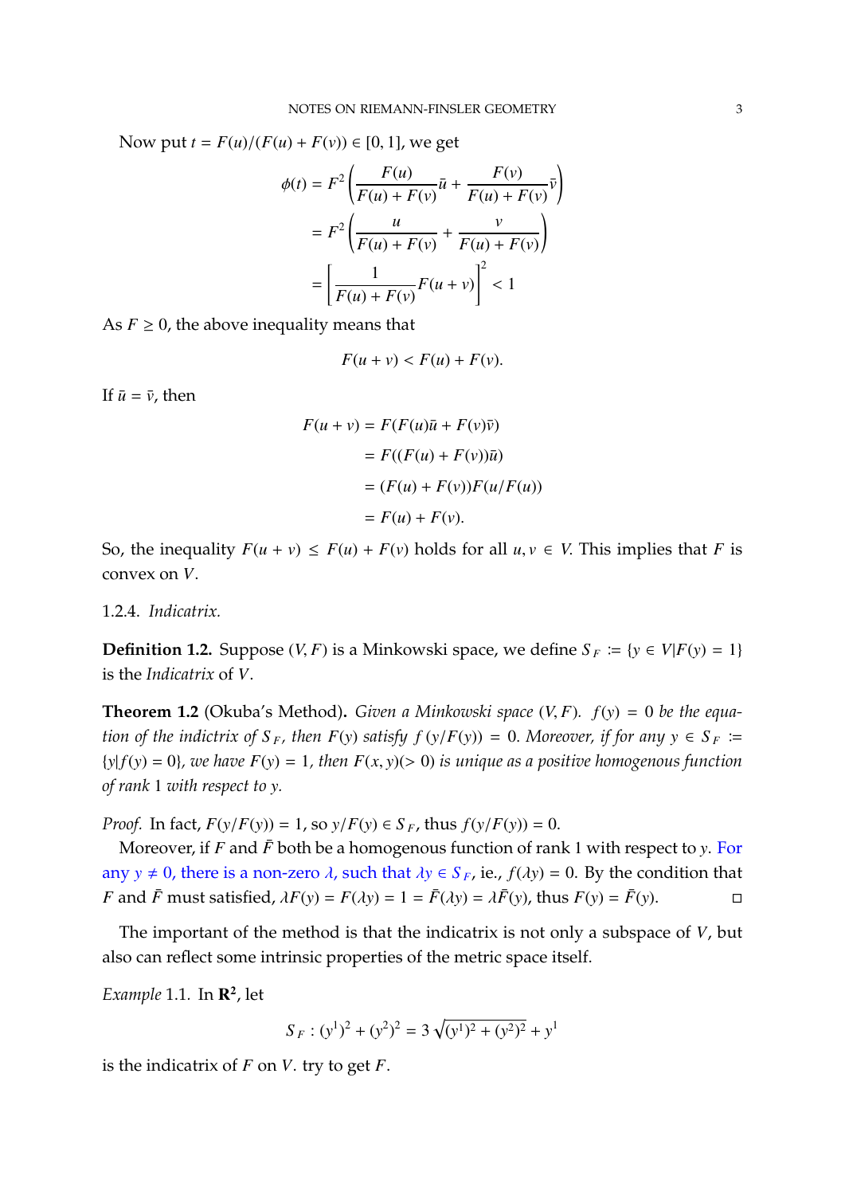Now put $t = F(u)/(F(u) + F(v)) \in [0, 1]$, we get

$$
\begin{aligned}
\phi(t) &= F^2\left(\frac{F(u)}{F(u) + F(v)}\bar{u} + \frac{F(v)}{F(u) + F(v)}\bar{v}\right) \\
&= F^2\left(\frac{u}{F(u) + F(v)} + \frac{v}{F(u) + F(v)}\right) \\
&= \left[\frac{1}{F(u) + F(v)}F(u + v)\right]^2 < 1
\end{aligned}
$$

As $F \geq 0$, the above inequality means that

$$F(u + v) < F(u) + F(v).$$

If $\bar{u} = \bar{v}$, then

$$
\begin{aligned}
F(u + v) &= F(F(u)\bar{u} + F(v)\bar{v}) \\
&= F((F(u) + F(v))\bar{u}) \\
&= (F(u) + F(v))F(u/F(u)) \\
&= F(u) + F(v).
\end{aligned}
$$

So, the inequality $F(u + v) \leq F(u) + F(v)$ holds for all $u, v \in V$. This implies that $F$ is convex on $V$.

#### 1.2.4. *Indicatrix.*

**Definition 1.2.** Suppose $(V, F)$ is a Minkowski space, we define $S_F := \{y \in V | F(y) = 1\}$ is the *Indicatrix* of $V$.

**Theorem 1.2** (Okuba's Method). *Given a Minkowski space $(V, F)$. $f(y) = 0$ be the equation of the indictrix of $S_F$, then $F(y)$ satisfy $f(y/F(y)) = 0$. Moreover, if for any $y \in S_F := \{y | f(y) = 0\}$, we have $F(y) = 1$, then $F(x, y)(> 0)$ is unique as a positive homogenous function of rank 1 with respect to $y$.*

*Proof.* In fact, $F(y/F(y)) = 1$, so $y/F(y) \in S_F$, thus $f(y/F(y)) = 0$.

Moreover, if $F$ and $\bar{F}$ both be a homogenous function of rank 1 with respect to $y$. For any $y \neq 0$, there is a non-zero $\lambda$, such that $\lambda y \in S_F$, ie., $f(\lambda y) = 0$. By the condition that $F$ and $\bar{F}$ must satisfied, $\lambda F(y) = F(\lambda y) = 1 = \bar{F}(\lambda y) = \lambda \bar{F}(y)$, thus $F(y) = \bar{F}(y)$. □

The important of the method is that the indicatrix is not only a subspace of $V$, but also can reflect some intrinsic properties of the metric space itself.

*Example* 1.1. In $\mathbf{R^2}$, let

$$S_F : (y^1)^2 + (y^2)^2 = 3\sqrt{(y^1)^2 + (y^2)^2} + y^1$$

is the indicatrix of $F$ on $V$. try to get $F$.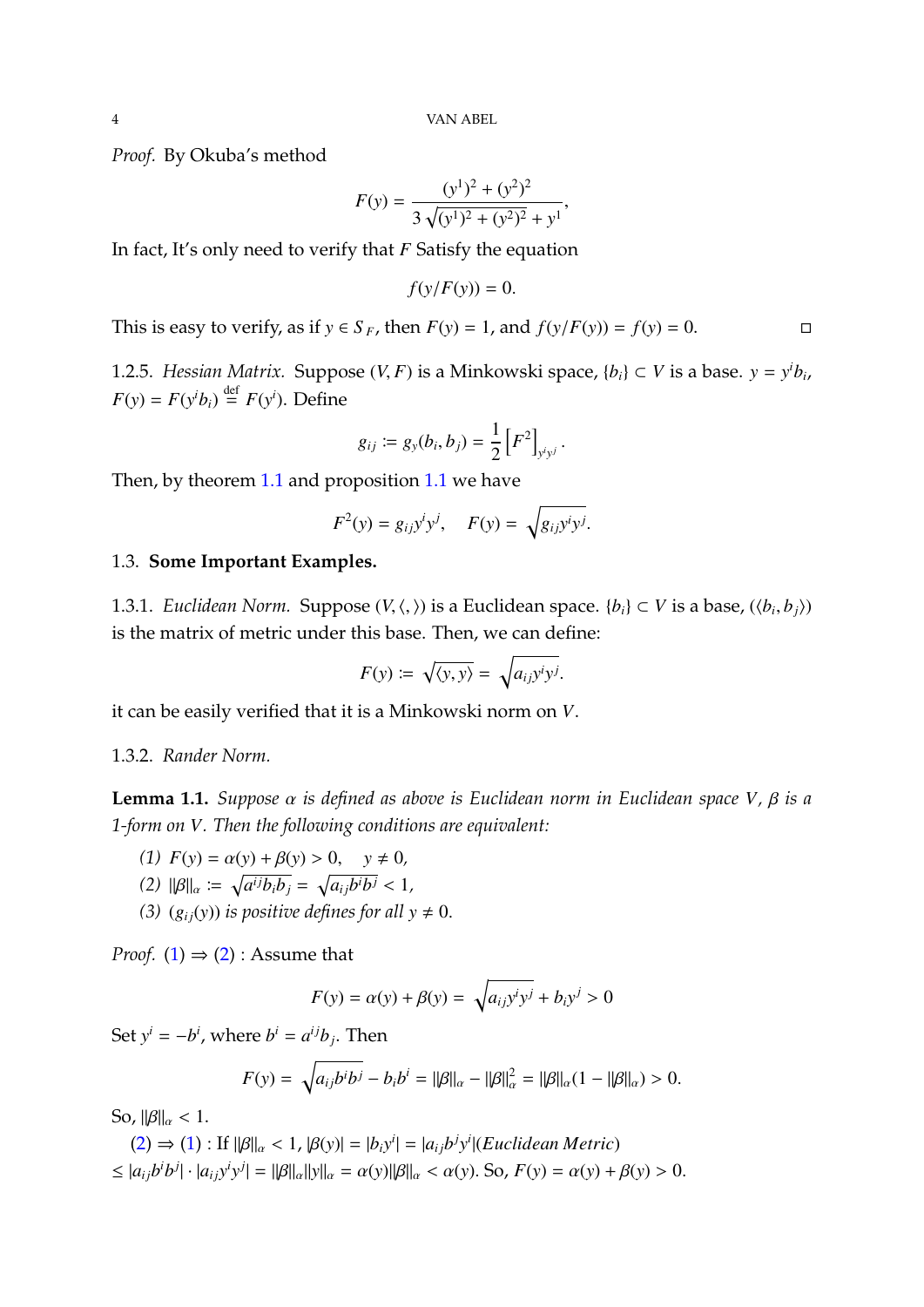*Proof.* By Okuba's method

$$F(y) = \frac{(y^1)^2 + (y^2)^2}{3\sqrt{(y^1)^2 + (y^2)^2} + y^1},$$

In fact, It's only need to verify that $F$ Satisfy the equation

$$f(y/F(y)) = 0.$$

This is easy to verify, as if $y \in S_F$, then $F(y) = 1$, and $f(y/F(y)) = f(y) = 0$. □

1.2.5. *Hessian Matrix.* Suppose $(V, F)$ is a Minkowski space, $\{b_i\} \subset V$ is a base. $y = y^i b_i$, $F(y) = F(y^i b_i) \overset{\text{def}}{=} F(y^i)$. Define

$$g_{ij} := g_y(b_i, b_j) = \frac{1}{2}\left[F^2\right]_{y^i y^j}.$$

Then, by theorem 1.1 and proposition 1.1 we have

$$F^2(y) = g_{ij} y^i y^j, \quad F(y) = \sqrt{g_{ij} y^i y^j}.$$

### 1.3. **Some Important Examples.**

1.3.1. *Euclidean Norm.* Suppose $(V, \langle , \rangle)$ is a Euclidean space. $\{b_i\} \subset V$ is a base, $(\langle b_i, b_j \rangle)$ is the matrix of metric under this base. Then, we can define:

$$F(y) := \sqrt{\langle y, y \rangle} = \sqrt{a_{ij} y^i y^j}.$$

it can be easily verified that it is a Minkowski norm on $V$.

1.3.2. *Rander Norm.*

**Lemma 1.1.** *Suppose $\alpha$ is defined as above is Euclidean norm in Euclidean space $V$, $\beta$ is a 1-form on $V$. Then the following conditions are equivalent:*

*(1) $F(y) = \alpha(y) + \beta(y) > 0, \quad y \neq 0$,*

*(2) $\|\beta\|_\alpha := \sqrt{a^{ij} b_i b_j} = \sqrt{a_{ij} b^i b^j} < 1$,*

*(3) $(g_{ij}(y))$ is positive defines for all $y \neq 0$.*

*Proof.* (1) ⇒ (2) : Assume that

$$F(y) = \alpha(y) + \beta(y) = \sqrt{a_{ij} y^i y^j} + b_i y^j > 0$$

Set $y^i = -b^i$, where $b^i = a^{ij} b_j$. Then

$$F(y) = \sqrt{a_{ij} b^i b^j} - b_i b^i = \|\beta\|_\alpha - \|\beta\|_\alpha^2 = \|\beta\|_\alpha (1 - \|\beta\|_\alpha) > 0.$$

So, $\|\beta\|_\alpha < 1$.

(2) ⇒ (1) : If $\|\beta\|_\alpha < 1$, $|\beta(y)| = |b_i y^i| = |a_{ij} b^j y^i|$(*Euclidean Metric*) $\leq |a_{ij} b^i b^j| \cdot |a_{ij} y^i y^j| = \|\beta\|_\alpha \|y\|_\alpha = \alpha(y)\|\beta\|_\alpha < \alpha(y)$. So, $F(y) = \alpha(y) + \beta(y) > 0$.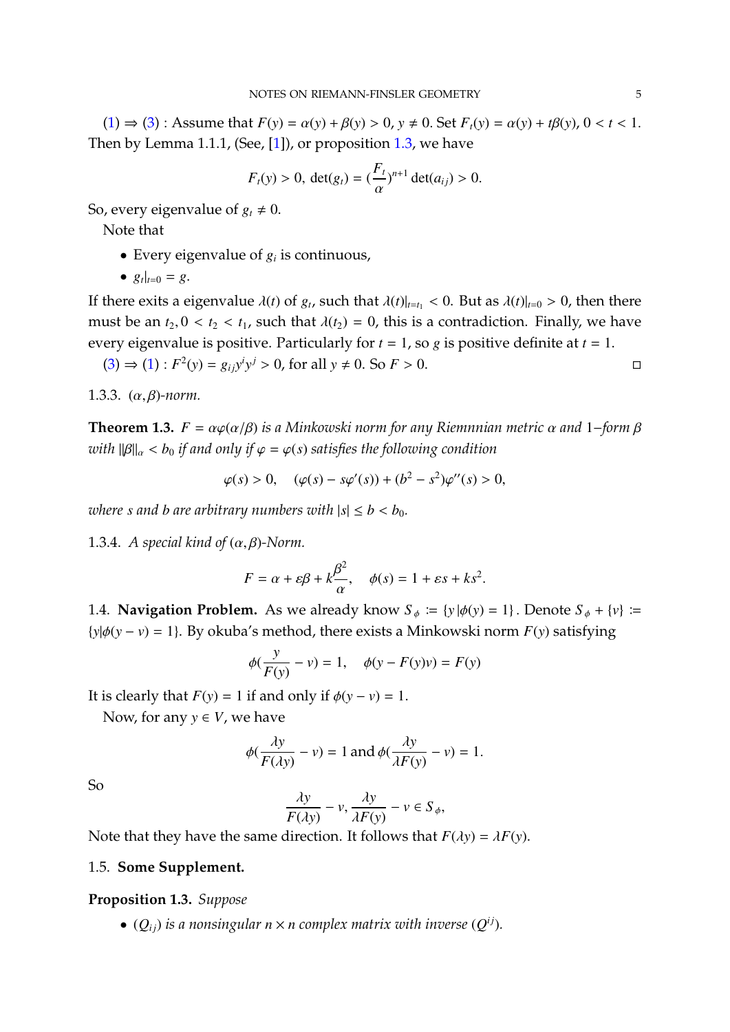(1) ⇒ (3) : Assume that $F(y) = \alpha(y) + \beta(y) > 0$, $y \neq 0$. Set $F_t(y) = \alpha(y) + t\beta(y)$, $0 < t < 1$. Then by Lemma 1.1.1, (See, [1]), or proposition 1.3, we have

$$F_t(y) > 0, \; \det(g_t) = (\frac{F_t}{\alpha})^{n+1} \det(a_{ij}) > 0.$$

So, every eigenvalue of $g_t \neq 0$.

Note that

- Every eigenvalue of $g_i$ is continuous,
- $g_t|_{t=0} = g$.

If there exits a eigenvalue $\lambda(t)$ of $g_t$, such that $\lambda(t)|_{t=t_1} < 0$. But as $\lambda(t)|_{t=0} > 0$, then there must be an $t_2, 0 < t_2 < t_1$, such that $\lambda(t_2) = 0$, this is a contradiction. Finally, we have every eigenvalue is positive. Particularly for $t = 1$, so $g$ is positive definite at $t = 1$.

(3) ⇒ (1) : $F^2(y) = g_{ij}y^i y^j > 0$, for all $y \neq 0$. So $F > 0$. □

### 1.3.3. *$(\alpha, \beta)$-norm.*

**Theorem 1.3.** *$F = \alpha\varphi(\alpha/\beta)$ is a Minkowski norm for any Riemnnian metric $\alpha$ and $1-$form $\beta$ with $\|\beta\|_\alpha < b_0$ if and only if $\varphi = \varphi(s)$ satisfies the following condition*

$$\varphi(s) > 0, \quad (\varphi(s) - s\varphi'(s)) + (b^2 - s^2)\varphi''(s) > 0,$$

*where $s$ and $b$ are arbitrary numbers with $|s| \leq b < b_0$.*

### 1.3.4. *A special kind of $(\alpha, \beta)$-Norm.*

$$F = \alpha + \varepsilon\beta + k\frac{\beta^2}{\alpha}, \quad \phi(s) = 1 + \varepsilon s + ks^2.$$

## 1.4. Navigation Problem.

As we already know $S_\phi := \{y \,|\phi(y) = 1\}$. Denote $S_\phi + \{v\} := \{y|\phi(y - v) = 1\}$. By okuba's method, there exists a Minkowski norm $F(y)$ satisfying

$$\phi(\frac{y}{F(y)} - v) = 1, \quad \phi(y - F(y)v) = F(y)$$

It is clearly that $F(y) = 1$ if and only if $\phi(y - v) = 1$.

Now, for any $y \in V$, we have

$$\phi(\frac{\lambda y}{F(\lambda y)} - v) = 1 \text{ and } \phi(\frac{\lambda y}{\lambda F(y)} - v) = 1.$$

So

$$\frac{\lambda y}{F(\lambda y)} - v, \frac{\lambda y}{\lambda F(y)} - v \in S_\phi,$$

Note that they have the same direction. It follows that $F(\lambda y) = \lambda F(y)$.

## 1.5. Some Supplement.

**Proposition 1.3.** *Suppose*

- *$(Q_{ij})$ is a nonsingular $n \times n$ complex matrix with inverse $(Q^{ij})$.*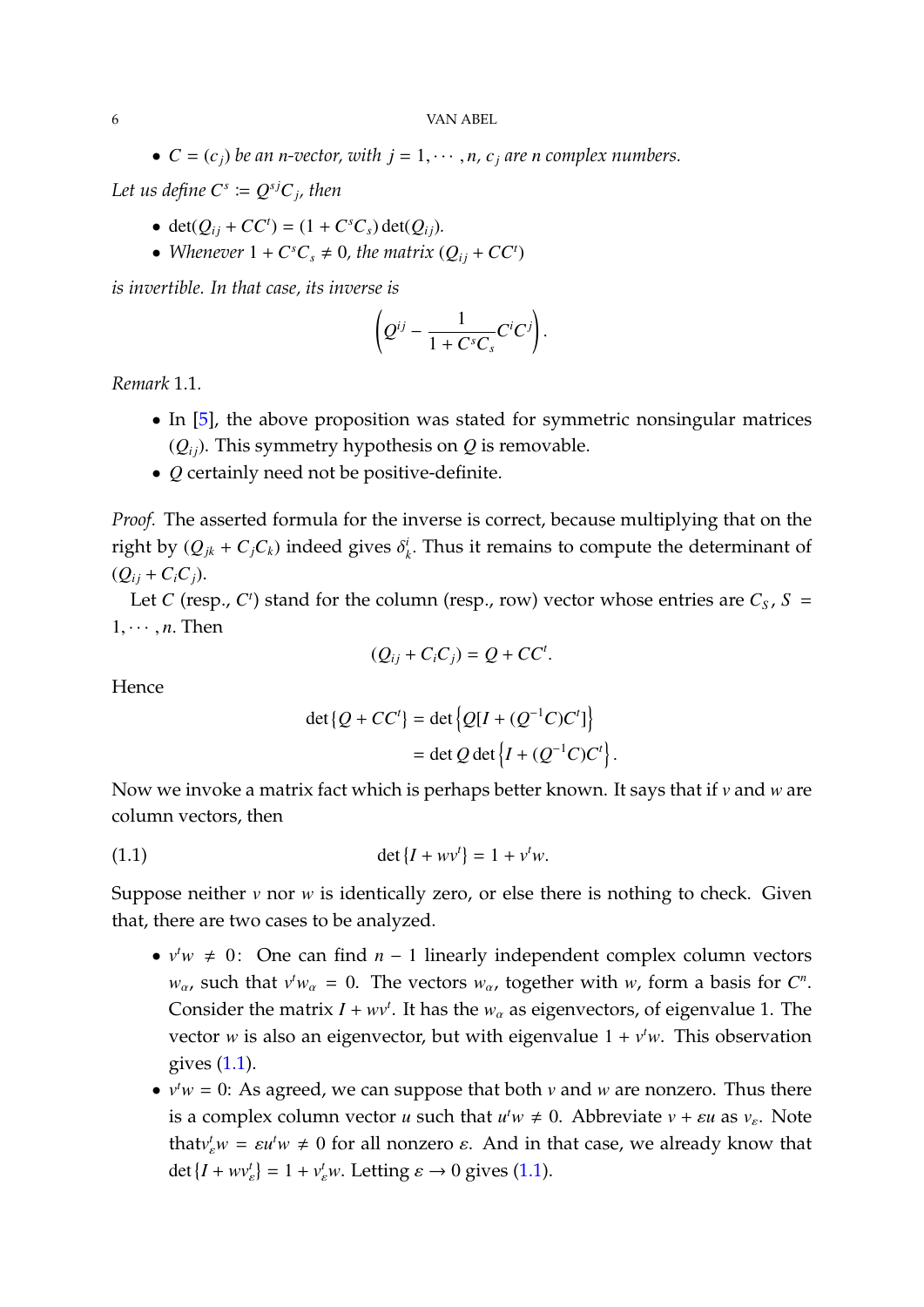- *$C = (c_j)$ be an $n$-vector, with $j = 1, \cdots, n$, $c_j$ are $n$ complex numbers.*

*Let us define $C^s := Q^{sj} C_j$, then*

- $\det(Q_{ij} + CC^t) = (1 + C^s C_s) \det(Q_{ij})$.
- *Whenever $1 + C^s C_s \neq 0$, the matrix $(Q_{ij} + CC^t)$*

*is invertible. In that case, its inverse is*

$$\left( Q^{ij} - \frac{1}{1 + C^s C_s} C^i C^j \right).$$

*Remark* 1.1.

- In [5], the above proposition was stated for symmetric nonsingular matrices $(Q_{ij})$. This symmetry hypothesis on $Q$ is removable.
- $Q$ certainly need not be positive-definite.

*Proof.* The asserted formula for the inverse is correct, because multiplying that on the right by $(Q_{jk} + C_j C_k)$ indeed gives $\delta^i_k$. Thus it remains to compute the determinant of $(Q_{ij} + C_i C_j)$.

Let $C$ (resp., $C^t$) stand for the column (resp., row) vector whose entries are $C_S$, $S = 1, \cdots, n$. Then

$$(Q_{ij} + C_i C_j) = Q + CC^t.$$

Hence

$$\begin{aligned} \det\{Q + CC^t\} &= \det\left\{Q[I + (Q^{-1}C)C^t]\right\} \\ &= \det Q \det\left\{I + (Q^{-1}C)C^t\right\}. \end{aligned}$$

Now we invoke a matrix fact which is perhaps better known. It says that if $v$ and $w$ are column vectors, then

$$\det\{I + wv^t\} = 1 + v^t w. \tag{1.1}$$

Suppose neither $v$ nor $w$ is identically zero, or else there is nothing to check. Given that, there are two cases to be analyzed.

- $v^t w \neq 0$: One can find $n - 1$ linearly independent complex column vectors $w_\alpha$, such that $v^t w_\alpha = 0$. The vectors $w_\alpha$, together with $w$, form a basis for $C^n$. Consider the matrix $I + wv^t$. It has the $w_\alpha$ as eigenvectors, of eigenvalue 1. The vector $w$ is also an eigenvector, but with eigenvalue $1 + v^t w$. This observation gives (1.1).
- $v^t w = 0$: As agreed, we can suppose that both $v$ and $w$ are nonzero. Thus there is a complex column vector $u$ such that $u^t w \neq 0$. Abbreviate $v + \varepsilon u$ as $v_\varepsilon$. Note that$v^t_\varepsilon w = \varepsilon u^t w \neq 0$ for all nonzero $\varepsilon$. And in that case, we already know that $\det\{I + wv^t_\varepsilon\} = 1 + v^t_\varepsilon w$. Letting $\varepsilon \to 0$ gives (1.1).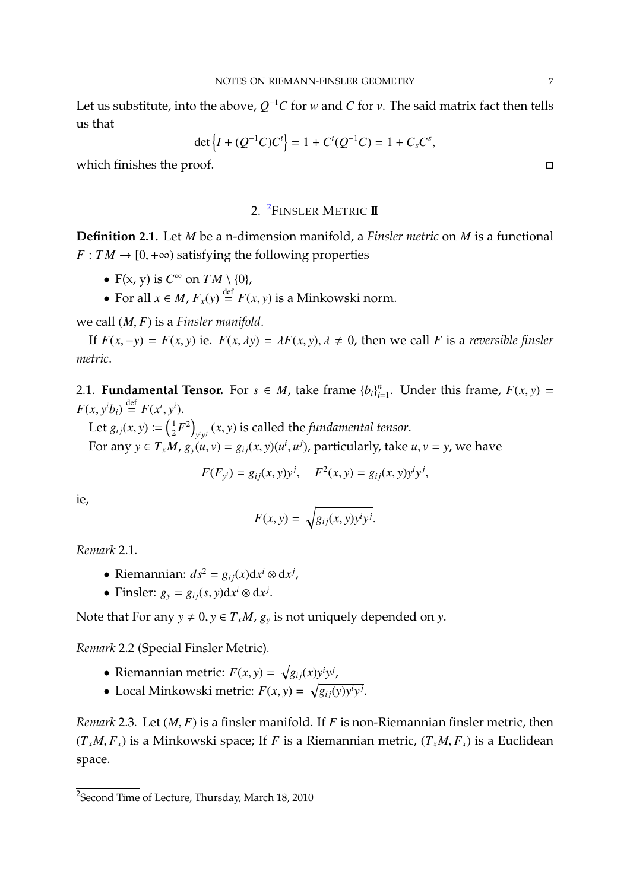Let us substitute, into the above, $Q^{-1}C$ for $w$ and $C$ for $v$. The said matrix fact then tells us that

$$\det\left\{I + (Q^{-1}C)C^t\right\} = 1 + C^t(Q^{-1}C) = 1 + C_sC^s,$$

which finishes the proof. □

## 2. [2]Finsler Metric II

**Definition 2.1.** Let $M$ be a n-dimension manifold, a *Finsler metric* on $M$ is a functional $F : TM \to [0, +\infty)$ satisfying the following properties

- F(x, y) is $C^\infty$ on $TM \setminus \{0\}$,
- For all $x \in M$, $F_x(y) \overset{\text{def}}{=} F(x, y)$ is a Minkowski norm.

we call $(M, F)$ is a *Finsler manifold*.

If $F(x, -y) = F(x, y)$ ie. $F(x, \lambda y) = \lambda F(x, y), \lambda \neq 0$, then we call $F$ is a *reversible finsler metric*.

2.1. **Fundamental Tensor.** For $s \in M$, take frame $\{b_i\}_{i=1}^n$. Under this frame, $F(x, y) = F(x, y^i b_i) \overset{\text{def}}{=} F(x^i, y^i)$.

Let $g_{ij}(x, y) := \left(\frac{1}{2}F^2\right)_{y^i y^j}(x, y)$ is called the *fundamental tensor*.

For any $y \in T_xM$, $g_y(u, v) = g_{ij}(x, y)(u^i, u^j)$, particularly, take $u, v = y$, we have

$$F(F_{y^i}) = g_{ij}(x, y)y^j, \quad F^2(x, y) = g_{ij}(x, y)y^i y^j,$$

ie,

$$F(x, y) = \sqrt{g_{ij}(x, y)y^i y^j}.$$

*Remark* 2.1.

- Riemannian: $ds^2 = g_{ij}(x)\mathrm{d}x^i \otimes \mathrm{d}x^j$,
- Finsler: $g_y = g_{ij}(s, y)\mathrm{d}x^i \otimes \mathrm{d}x^j$.

Note that For any $y \neq 0, y \in T_xM$, $g_y$ is not uniquely depended on $y$.

*Remark* 2.2 (Special Finsler Metric).

- Riemannian metric: $F(x, y) = \sqrt{g_{ij}(x)y^i y^j}$,
- Local Minkowski metric: $F(x, y) = \sqrt{g_{ij}(y)y^i y^j}$.

*Remark* 2.3. Let $(M, F)$ is a finsler manifold. If $F$ is non-Riemannian finsler metric, then $(T_xM, F_x)$ is a Minkowski space; If $F$ is a Riemannian metric, $(T_xM, F_x)$ is a Euclidean space.

[2]Second Time of Lecture, Thursday, March 18, 2010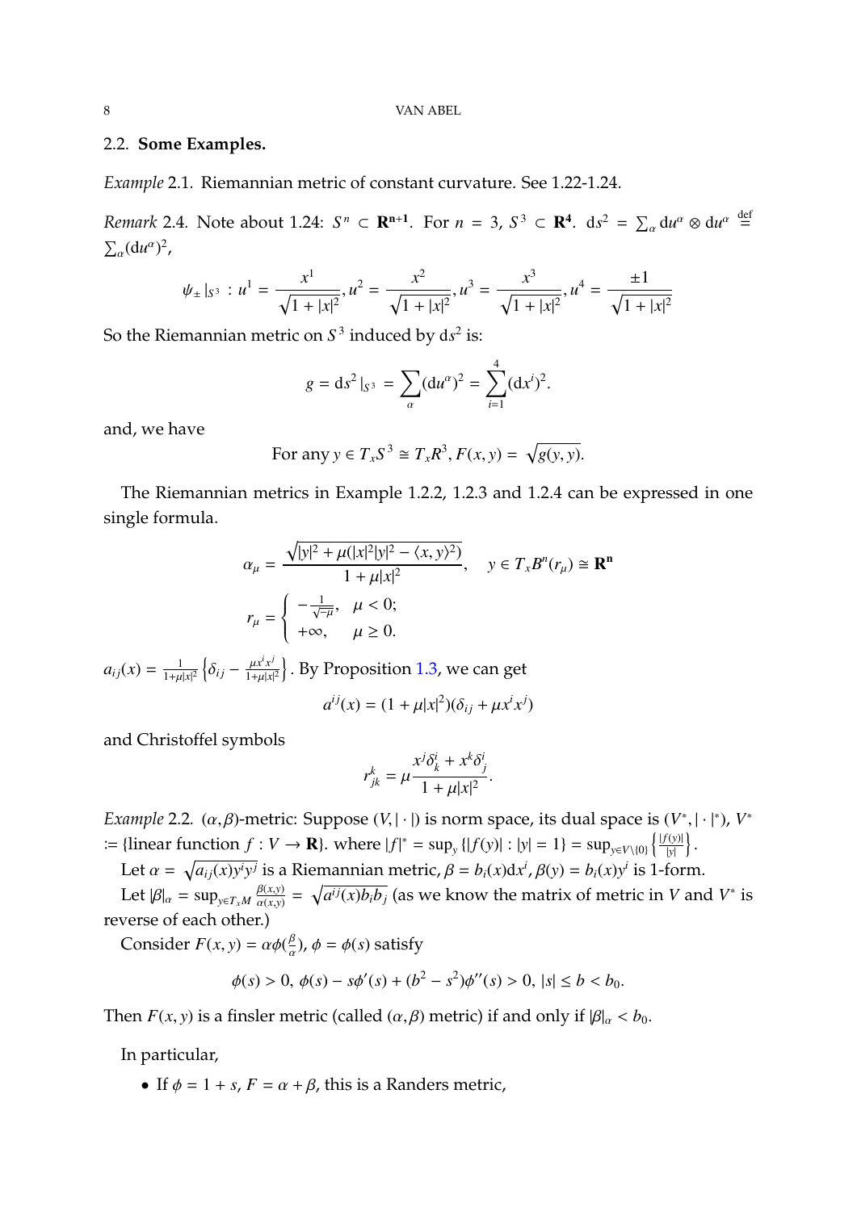## 2.2. **Some Examples.**

*Example* 2.1. Riemannian metric of constant curvature. See 1.22-1.24.

*Remark* 2.4. Note about 1.24: $S^n \subset \mathbf{R^{n+1}}$. For $n = 3$, $S^3 \subset \mathbf{R^4}$. $\mathrm{d}s^2 = \sum_\alpha \mathrm{d}u^\alpha \otimes \mathrm{d}u^\alpha \overset{\text{def}}{=} \sum_\alpha (\mathrm{d}u^\alpha)^2$,

$$\psi_\pm|_{S^3} : u^1 = \frac{x^1}{\sqrt{1+|x|^2}}, u^2 = \frac{x^2}{\sqrt{1+|x|^2}}, u^3 = \frac{x^3}{\sqrt{1+|x|^2}}, u^4 = \frac{\pm 1}{\sqrt{1+|x|^2}}$$

So the Riemannian metric on $S^3$ induced by $\mathrm{d}s^2$ is:

$$g = \mathrm{d}s^2|_{S^3} = \sum_\alpha (\mathrm{d}u^\alpha)^2 = \sum_{i=1}^{4} (\mathrm{d}x^i)^2.$$

and, we have

$$\text{For any } y \in T_x S^3 \cong T_x R^3, F(x,y) = \sqrt{g(y,y)}.$$

The Riemannian metrics in Example 1.2.2, 1.2.3 and 1.2.4 can be expressed in one single formula.

$$\alpha_\mu = \frac{\sqrt{|y|^2 + \mu(|x|^2|y|^2 - \langle x, y\rangle^2)}}{1+\mu|x|^2}, \quad y \in T_x B^n(r_\mu) \cong \mathbf{R^n}$$

$$r_\mu = \begin{cases} -\frac{1}{\sqrt{-\mu}}, & \mu < 0; \\ +\infty, & \mu \geq 0. \end{cases}$$

$a_{ij}(x) = \frac{1}{1+\mu|x|^2}\left\{\delta_{ij} - \frac{\mu x^i x^j}{1+\mu|x|^2}\right\}$. By Proposition 1.3, we can get

$$a^{ij}(x) = (1+\mu|x|^2)(\delta_{ij} + \mu x^i x^j)$$

and Christoffel symbols

$$r^k_{jk} = \mu \frac{x^j \delta^i_k + x^k \delta^i_j}{1+\mu|x|^2}.$$

*Example* 2.2. $(\alpha,\beta)$-metric: Suppose $(V, |\cdot|)$ is norm space, its dual space is $(V^*, |\cdot|^*)$, $V^*$ := {linear function $f : V \to \mathbf{R}$}. where $|f|^* = \sup_y \{|f(y)| : |y| = 1\} = \sup_{y \in V\setminus\{0\}} \left\{\frac{|f(y)|}{|y|}\right\}$.

Let $\alpha = \sqrt{a_{ij}(x)y^i y^j}$ is a Riemannian metric, $\beta = b_i(x)\mathrm{d}x^i$, $\beta(y) = b_i(x)y^i$ is 1-form.

Let $|\beta|_\alpha = \sup_{y \in T_x M} \frac{\beta(x,y)}{\alpha(x,y)} = \sqrt{a^{ij}(x)b_i b_j}$ (as we know the matrix of metric in $V$ and $V^*$ is reverse of each other.)

Consider $F(x,y) = \alpha\phi(\frac{\beta}{\alpha})$, $\phi = \phi(s)$ satisfy

$$\phi(s) > 0,\ \phi(s) - s\phi'(s) + (b^2 - s^2)\phi''(s) > 0,\ |s| \leq b < b_0.$$

Then $F(x,y)$ is a finsler metric (called $(\alpha,\beta)$ metric) if and only if $|\beta|_\alpha < b_0$.

In particular,

- If $\phi = 1 + s$, $F = \alpha + \beta$, this is a Randers metric,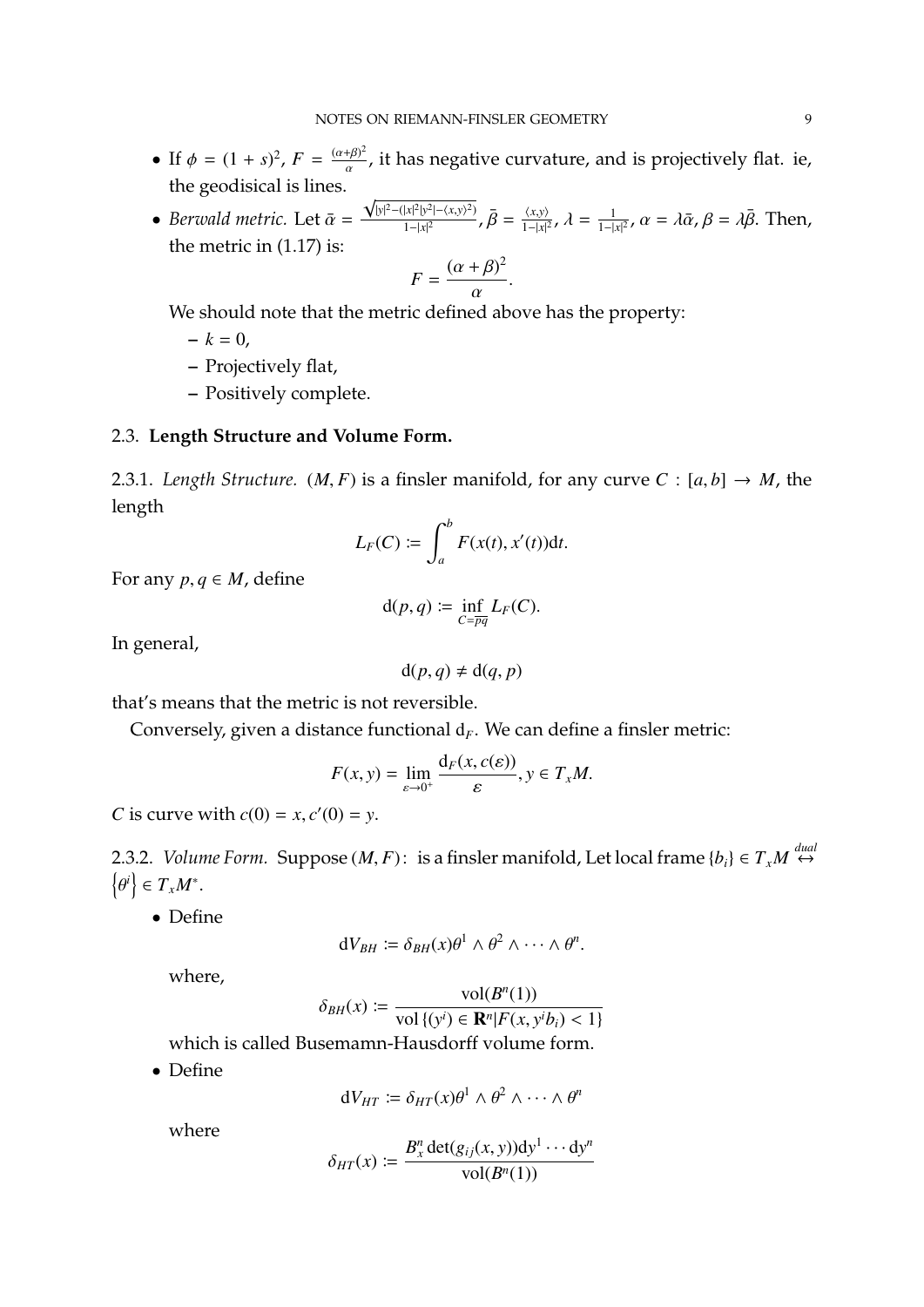- If $\phi = (1+s)^2$, $F = \frac{(\alpha+\beta)^2}{\alpha}$, it has negative curvature, and is projectively flat. ie, the geodisical is lines.
- *Berwald metric.* Let $\bar{\alpha} = \frac{\sqrt{|y|^2-(|x|^2|y^2|-\langle x,y\rangle^2)}}{1-|x|^2}$, $\bar{\beta} = \frac{\langle x,y\rangle}{1-|x|^2}$, $\lambda = \frac{1}{1-|x|^2}$, $\alpha = \lambda\bar{\alpha}$, $\beta = \lambda\bar{\beta}$. Then, the metric in (1.17) is:

$$F = \frac{(\alpha+\beta)^2}{\alpha}.$$

  We should note that the metric defined above has the property:
  - $k = 0$,
  - Projectively flat,
  - Positively complete.

## 2.3. **Length Structure and Volume Form.**

2.3.1. *Length Structure.* $(M, F)$ is a finsler manifold, for any curve $C : [a, b] \to M$, the length

$$L_F(C) := \int_a^b F(x(t), x'(t))\mathrm{d}t.$$

For any $p, q \in M$, define

$$\mathrm{d}(p, q) := \inf_{C=\overline{pq}} L_F(C).$$

In general,

$$\mathrm{d}(p, q) \neq \mathrm{d}(q, p)$$

that's means that the metric is not reversible.

Conversely, given a distance functional $\mathrm{d}_F$. We can define a finsler metric:

$$F(x, y) = \lim_{\varepsilon\to 0^+} \frac{\mathrm{d}_F(x, c(\varepsilon))}{\varepsilon}, y \in T_xM.$$

$C$ is curve with $c(0) = x, c'(0) = y$.

2.3.2. *Volume Form.* Suppose $(M, F)$: is a finsler manifold, Let local frame $\{b_i\} \in T_xM \overset{dual}{\leftrightarrow} \left\{\theta^i\right\} \in T_xM^*$.

- Define

$$\mathrm{d}V_{BH} := \delta_{BH}(x)\theta^1 \wedge \theta^2 \wedge \cdots \wedge \theta^n.$$

  where,

$$\delta_{BH}(x) := \frac{\mathrm{vol}(B^n(1))}{\mathrm{vol}\left\{(y^i) \in \mathbf{R}^n | F(x, y^i b_i) < 1\right\}}$$

  which is called Busemann-Hausdorff volume form.
- Define

$$\mathrm{d}V_{HT} := \delta_{HT}(x)\theta^1 \wedge \theta^2 \wedge \cdots \wedge \theta^n$$

  where

$$\delta_{HT}(x) := \frac{B_x^n \det(g_{ij}(x, y))\mathrm{d}y^1 \cdots \mathrm{d}y^n}{\mathrm{vol}(B^n(1))}$$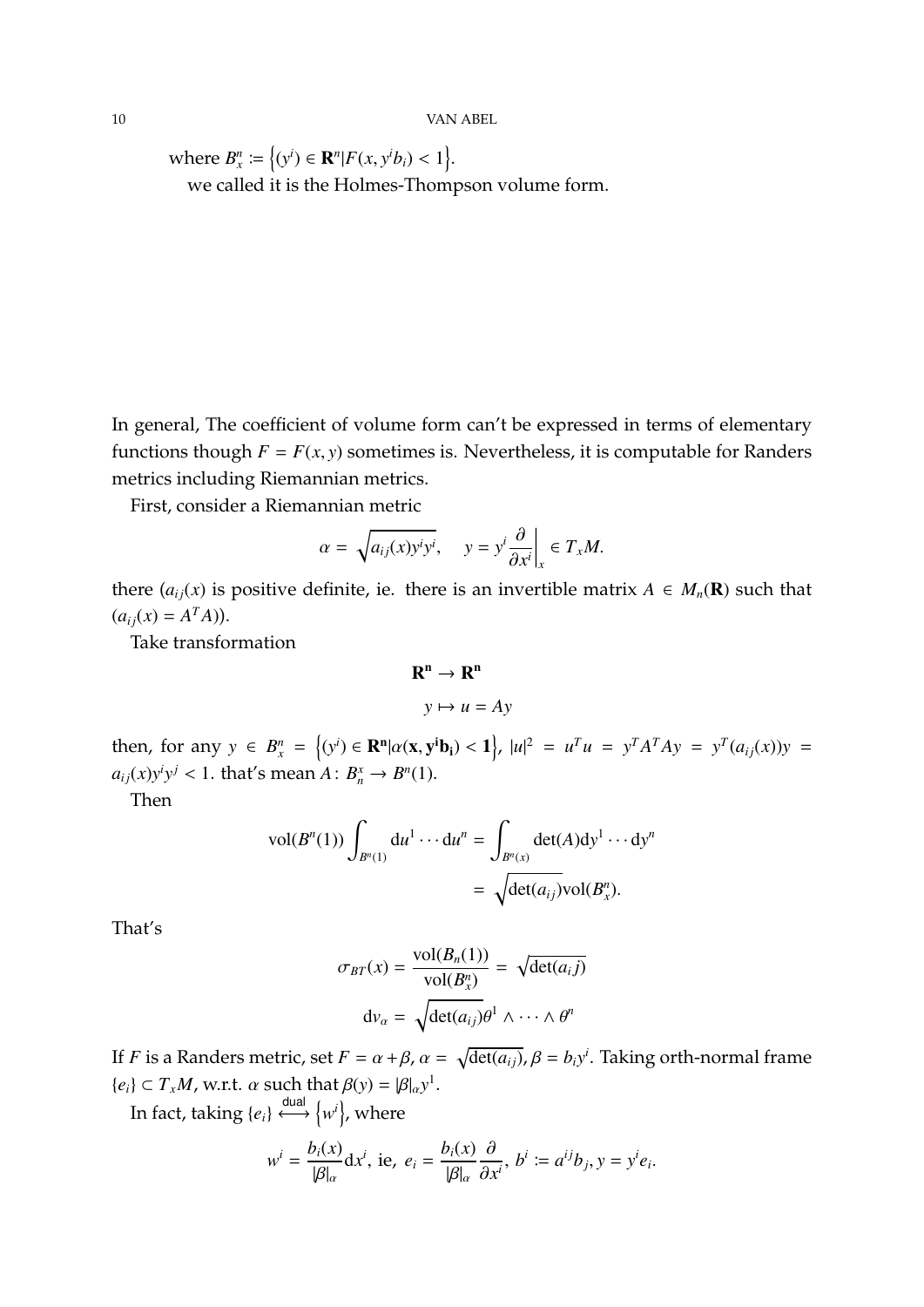where $B_x^n := \left\{(y^i) \in \mathbf{R}^n | F(x, y^i b_i) < 1\right\}$.

we called it is the Holmes-Thompson volume form.

In general, The coefficient of volume form can't be expressed in terms of elementary functions though $F = F(x, y)$ sometimes is. Nevertheless, it is computable for Randers metrics including Riemannian metrics.

First, consider a Riemannian metric

$$\alpha = \sqrt{a_{ij}(x) y^i y^i}, \quad y = y^i \frac{\partial}{\partial x^i}\bigg|_x \in T_x M.$$

there $(a_{ij}(x)$ is positive definite, ie. there is an invertible matrix $A \in M_n(\mathbf{R})$ such that $(a_{ij}(x) = A^T A))$.

Take transformation

$$\mathbf{R^n} \to \mathbf{R^n}$$

$$y \mapsto u = Ay$$

then, for any $y \in B_x^n = \left\{(y^i) \in \mathbf{R^n} | \alpha(\mathbf{x}, \mathbf{y^i b_i}) < \mathbf{1}\right\}$, $|u|^2 = u^T u = y^T A^T A y = y^T (a_{ij}(x)) y = a_{ij}(x) y^i y^j < 1$. that's mean $A \colon B_n^x \to B^n(1)$.

Then

$$\begin{aligned} \mathrm{vol}(B^n(1)) \int_{B^n(1)} \mathrm{d}u^1 \cdots \mathrm{d}u^n &= \int_{B^n(x)} \det(A) \mathrm{d}y^1 \cdots \mathrm{d}y^n \\ &= \sqrt{\det(a_{ij})} \mathrm{vol}(B_x^n). \end{aligned}$$

That's

$$\sigma_{BT}(x) = \frac{\mathrm{vol}(B_n(1))}{\mathrm{vol}(B_x^n)} = \sqrt{\det(a_i j)}$$

$$\mathrm{d}v_\alpha = \sqrt{\det(a_{ij})} \theta^1 \wedge \cdots \wedge \theta^n$$

If $F$ is a Randers metric, set $F = \alpha + \beta$, $\alpha = \sqrt{\det(a_{ij})}$, $\beta = b_i y^i$. Taking orth-normal frame $\{e_i\} \subset T_x M$, w.r.t. $\alpha$ such that $\beta(y) = |\beta|_\alpha y^1$.

In fact, taking $\{e_i\} \overset{\text{dual}}{\longleftrightarrow} \left\{w^i\right\}$, where

$$w^i = \frac{b_i(x)}{|\beta|_\alpha} \mathrm{d}x^i, \text{ ie, } e_i = \frac{b_i(x)}{|\beta|_\alpha} \frac{\partial}{\partial x^i}, \; b^i := a^{ij} b_j, y = y^i e_i.$$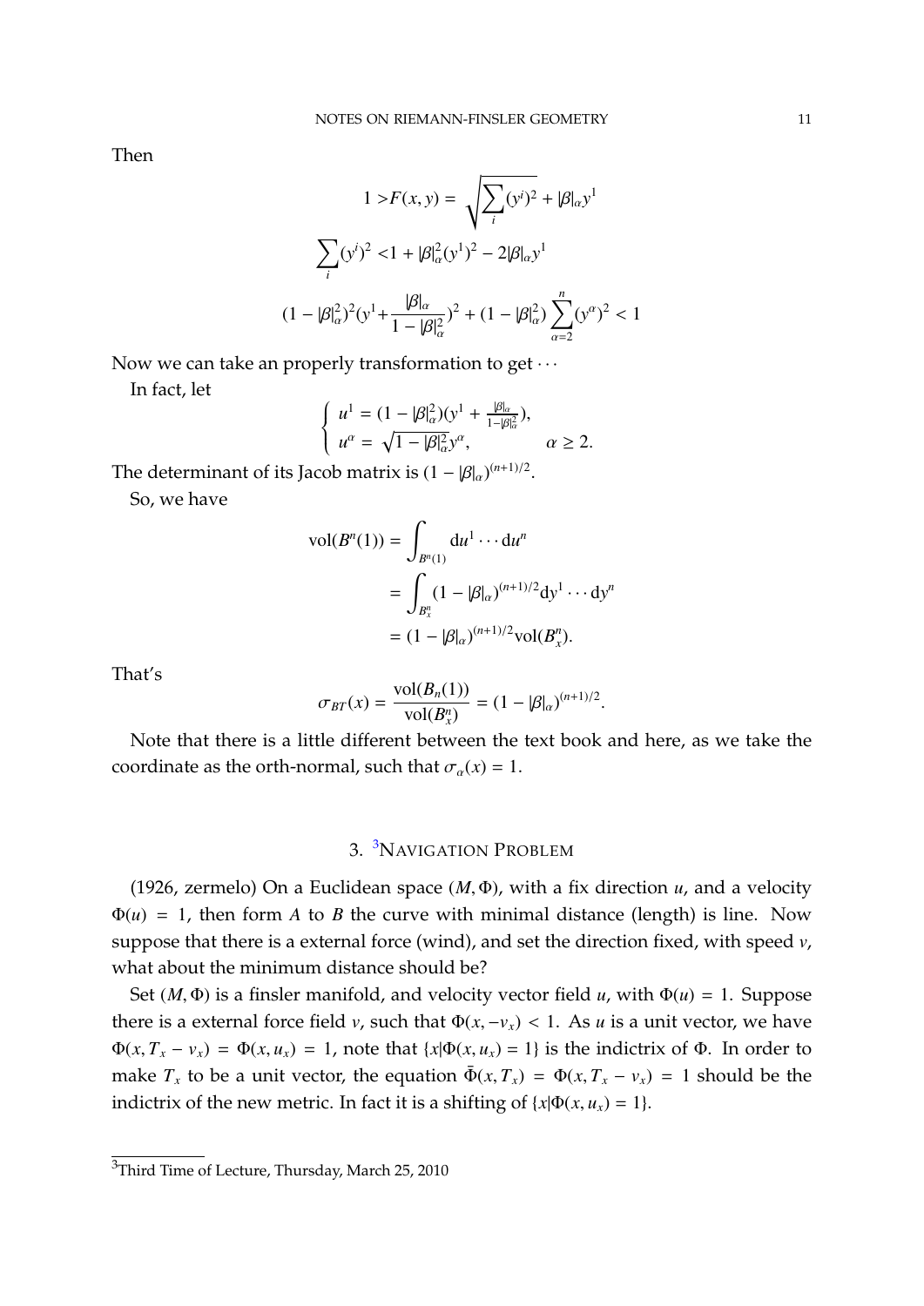Then

$$
\begin{aligned}
1 > & F(x,y) = \sqrt{\sum_i (y^i)^2} + |\beta|_\alpha y^1 \\
\sum_i (y^i)^2 < & 1 + |\beta|_\alpha^2 (y^1)^2 - 2|\beta|_\alpha y^1 \\
(1-|\beta|_\alpha^2)^2 (y^1 + & \frac{|\beta|_\alpha}{1-|\beta|_\alpha^2})^2 + (1-|\beta|_\alpha^2)\sum_{\alpha=2}^n (y^\alpha)^2 < 1
\end{aligned}
$$

Now we can take an properly transformation to get $\cdots$

In fact, let

$$
\begin{cases}
u^1 = (1-|\beta|_\alpha^2)(y^1 + \frac{|\beta|_\alpha}{1-|\beta|_\alpha^2}), \\
u^\alpha = \sqrt{1-|\beta|_\alpha^2} y^\alpha, \qquad \alpha \geq 2.
\end{cases}
$$

The determinant of its Jacob matrix is $(1-|\beta|_\alpha)^{(n+1)/2}$.

So, we have

$$
\begin{aligned}
\mathrm{vol}(B^n(1)) &= \int_{B^n(1)} \mathrm{d}u^1 \cdots \mathrm{d}u^n \\
&= \int_{B_x^n} (1-|\beta|_\alpha)^{(n+1)/2} \mathrm{d}y^1 \cdots \mathrm{d}y^n \\
&= (1-|\beta|_\alpha)^{(n+1)/2} \mathrm{vol}(B_x^n).
\end{aligned}
$$

That's

$$
\sigma_{BT}(x) = \frac{\mathrm{vol}(B_n(1))}{\mathrm{vol}(B_x^n)} = (1-|\beta|_\alpha)^{(n+1)/2}.
$$

Note that there is a little different between the text book and here, as we take the coordinate as the orth-normal, such that $\sigma_\alpha(x) = 1$.

## 3. [3]Navigation Problem

(1926, zermelo) On a Euclidean space $(M, \Phi)$, with a fix direction $u$, and a velocity $\Phi(u) = 1$, then form $A$ to $B$ the curve with minimal distance (length) is line. Now suppose that there is a external force (wind), and set the direction fixed, with speed $v$, what about the minimum distance should be?

Set $(M, \Phi)$ is a finsler manifold, and velocity vector field $u$, with $\Phi(u) = 1$. Suppose there is a external force field $v$, such that $\Phi(x, -v_x) < 1$. As $u$ is a unit vector, we have $\Phi(x, T_x - v_x) = \Phi(x, u_x) = 1$, note that $\{x|\Phi(x, u_x) = 1\}$ is the indictrix of $\Phi$. In order to make $T_x$ to be a unit vector, the equation $\bar{\Phi}(x, T_x) = \Phi(x, T_x - v_x) = 1$ should be the indictrix of the new metric. In fact it is a shifting of $\{x|\Phi(x, u_x) = 1\}$.

[3]Third Time of Lecture, Thursday, March 25, 2010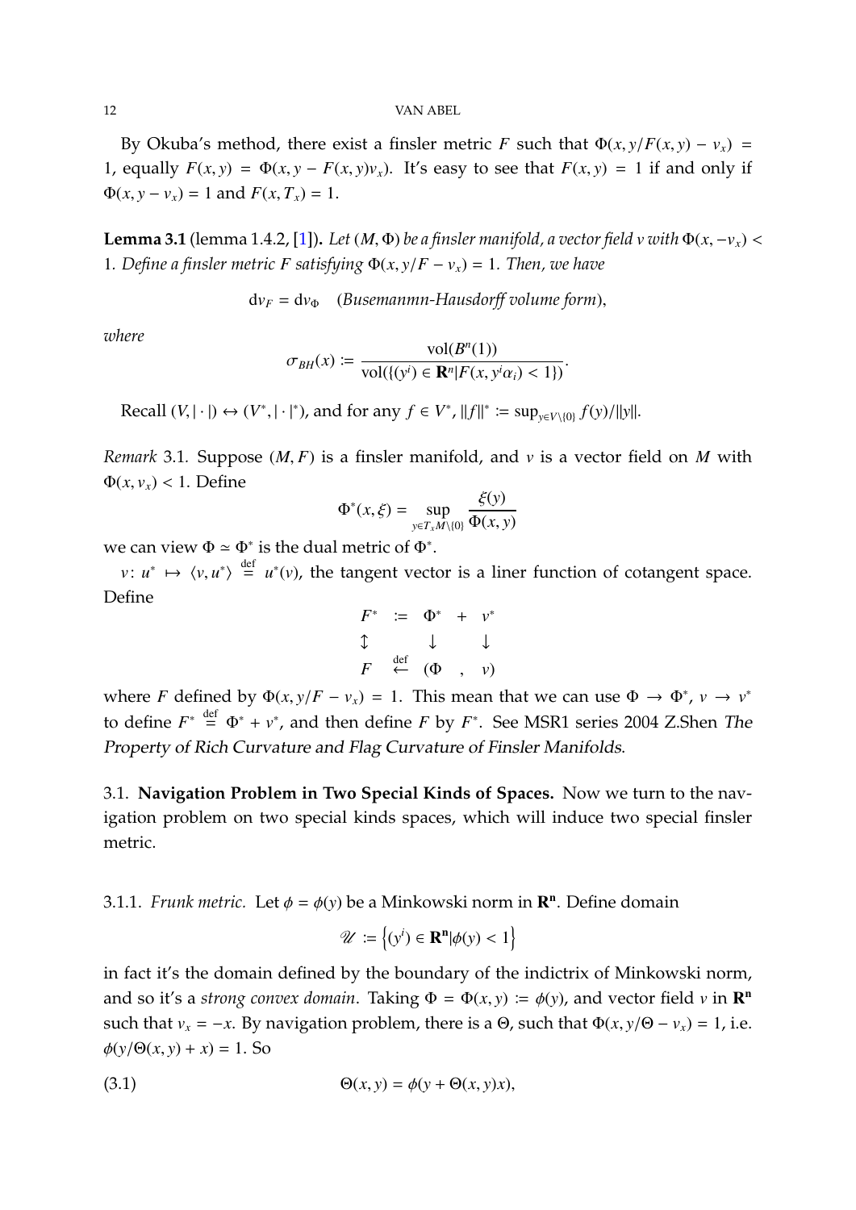By Okuba's method, there exist a finsler metric $F$ such that $\Phi(x, y/F(x,y) - v_x) = 1$, equally $F(x,y) = \Phi(x, y - F(x,y)v_x)$. It's easy to see that $F(x,y) = 1$ if and only if $\Phi(x, y - v_x) = 1$ and $F(x, T_x) = 1$.

**Lemma 3.1** (lemma 1.4.2, [1]). *Let $(M, \Phi)$ be a finsler manifold, a vector field $v$ with $\Phi(x, -v_x) < 1$. Define a finsler metric $F$ satisfying $\Phi(x, y/F - v_x) = 1$. Then, we have*

$$\mathrm{d}v_F = \mathrm{d}v_\Phi \quad (\textit{Busemanmn-Hausdorff volume form}),$$

*where*

$$\sigma_{BH}(x) := \frac{\mathrm{vol}(B^n(1))}{\mathrm{vol}(\{(y^i) \in \mathbf{R}^n | F(x, y^i \alpha_i) < 1\})}.$$

Recall $(V, |\cdot|) \leftrightarrow (V^*, |\cdot|^*)$, and for any $f \in V^*$, $\|f\|^* := \sup_{y \in V \setminus \{0\}} f(y)/\|y\|$.

*Remark* 3.1. Suppose $(M, F)$ is a finsler manifold, and $v$ is a vector field on $M$ with $\Phi(x, v_x) < 1$. Define

$$\Phi^*(x, \xi) = \sup_{y \in T_x M \setminus \{0\}} \frac{\xi(y)}{\Phi(x,y)}$$

we can view $\Phi \simeq \Phi^*$ is the dual metric of $\Phi^*$.

$v\colon u^* \mapsto \langle v, u^* \rangle \overset{\text{def}}{=} u^*(v)$, the tangent vector is a liner function of cotangent space. Define

$$\begin{array}{ccccc} F^* & := & \Phi^* & + & v^* \\ \updownarrow & & \downarrow & & \downarrow \\ F & \overset{\text{def}}{\leftarrow} & (\Phi & , & v) \end{array}$$

where $F$ defined by $\Phi(x, y/F - v_x) = 1$. This mean that we can use $\Phi \to \Phi^*$, $v \to v^*$ to define $F^* \overset{\text{def}}{=} \Phi^* + v^*$, and then define $F$ by $F^*$. See MSR1 series 2004 Z.Shen *The Property of Rich Curvature and Flag Curvature of Finsler Manifolds*.

### 3.1. Navigation Problem in Two Special Kinds of Spaces.

Now we turn to the navigation problem on two special kinds spaces, which will induce two special finsler metric.

#### 3.1.1. *Frunk metric.*

Let $\phi = \phi(y)$ be a Minkowski norm in $\mathbf{R^n}$. Define domain

$$\mathscr{U} := \left\{ (y^i) \in \mathbf{R^n} | \phi(y) < 1 \right\}$$

in fact it's the domain defined by the boundary of the indictrix of Minkowski norm, and so it's a *strong convex domain*. Taking $\Phi = \Phi(x,y) := \phi(y)$, and vector field $v$ in $\mathbf{R^n}$ such that $v_x = -x$. By navigation problem, there is a $\Theta$, such that $\Phi(x, y/\Theta - v_x) = 1$, i.e. $\phi(y/\Theta(x,y) + x) = 1$. So

$$\Theta(x,y) = \phi(y + \Theta(x,y)x), \tag{3.1}$$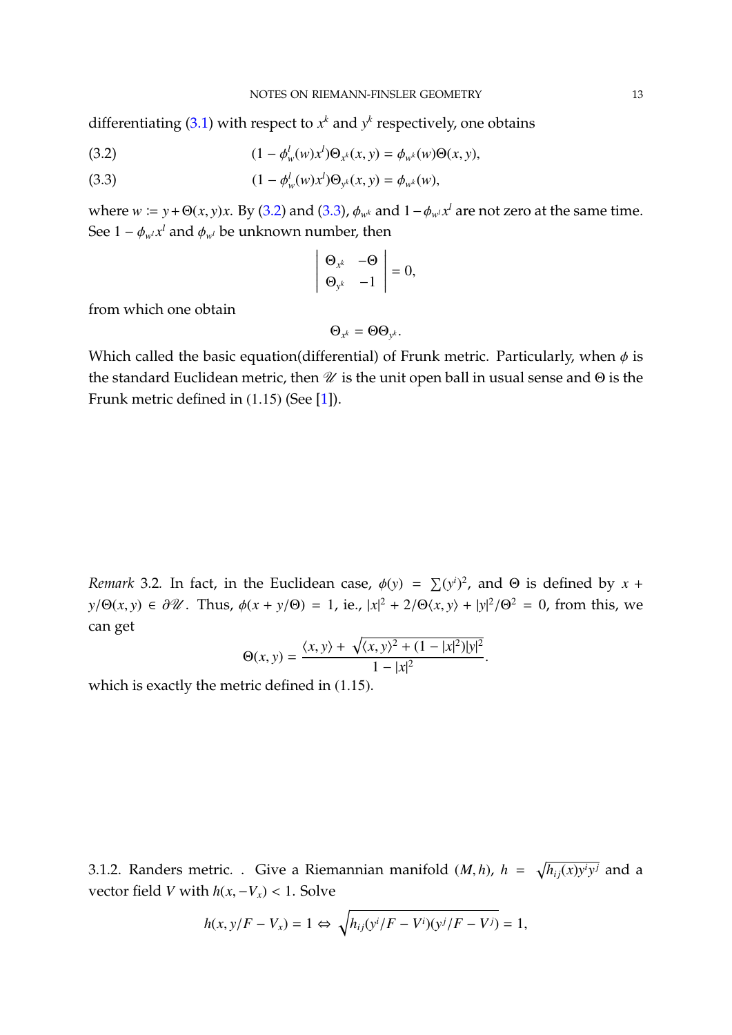differentiating (3.1) with respect to $x^k$ and $y^k$ respectively, one obtains

$$(1 - \phi^l_w(w)x^l)\Theta_{x^k}(x, y) = \phi_{w^k}(w)\Theta(x, y), \tag{3.2}$$

$$(1 - \phi^l_w(w)x^l)\Theta_{y^k}(x, y) = \phi_{w^k}(w), \tag{3.3}$$

where $w := y + \Theta(x, y)x$. By (3.2) and (3.3), $\phi_{w^k}$ and $1 - \phi_{w^l}x^l$ are not zero at the same time. See $1 - \phi_{w^l}x^l$ and $\phi_{w^l}$ be unknown number, then

$$\begin{vmatrix} \Theta_{x^k} & -\Theta \\ \Theta_{y^k} & -1 \end{vmatrix} = 0,$$

from which one obtain

$$\Theta_{x^k} = \Theta\Theta_{y^k}.$$

Which called the basic equation(differential) of Frunk metric. Particularly, when $\phi$ is the standard Euclidean metric, then $\mathscr{U}$ is the unit open ball in usual sense and $\Theta$ is the Frunk metric defined in (1.15) (See [1]).

*Remark* 3.2. In fact, in the Euclidean case, $\phi(y) = \sum(y^i)^2$, and $\Theta$ is defined by $x + y/\Theta(x, y) \in \partial\mathscr{U}$. Thus, $\phi(x + y/\Theta) = 1$, ie., $|x|^2 + 2/\Theta\langle x, y\rangle + |y|^2/\Theta^2 = 0$, from this, we can get

$$\Theta(x, y) = \frac{\langle x, y\rangle + \sqrt{\langle x, y\rangle^2 + (1 - |x|^2)|y|^2}}{1 - |x|^2}.$$

which is exactly the metric defined in (1.15).

3.1.2. Randers metric. . Give a Riemannian manifold $(M, h)$, $h = \sqrt{h_{ij}(x)y^iy^j}$ and a vector field $V$ with $h(x, -V_x) < 1$. Solve

$$h(x, y/F - V_x) = 1 \Leftrightarrow \sqrt{h_{ij}(y^i/F - V^i)(y^j/F - V^j)} = 1,$$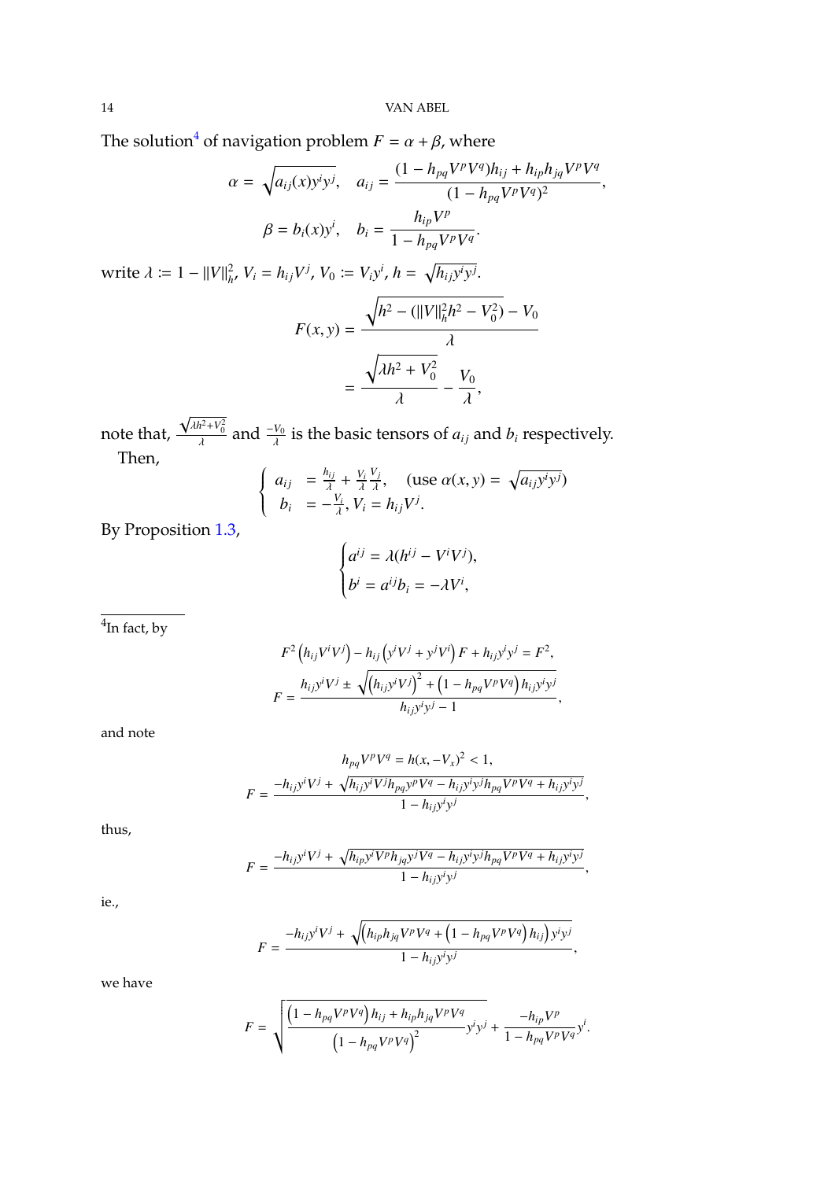The solution[4] of navigation problem $F = \alpha + \beta$, where

$$\alpha = \sqrt{a_{ij}(x)y^i y^j}, \quad a_{ij} = \frac{(1 - h_{pq}V^pV^q)h_{ij} + h_{ip}h_{jq}V^pV^q}{(1 - h_{pq}V^pV^q)^2},$$

$$\beta = b_i(x)y^i, \quad b_i = \frac{h_{ip}V^p}{1 - h_{pq}V^pV^q}.$$

write $\lambda := 1 - \|V\|_h^2$, $V_i = h_{ij}V^j$, $V_0 := V_i y^i$, $h = \sqrt{h_{ij}y^i y^j}$.

$$\begin{aligned} F(x, y) &= \frac{\sqrt{h^2 - (\|V\|_h^2 h^2 - V_0^2)} - V_0}{\lambda} \\ &= \frac{\sqrt{\lambda h^2 + V_0^2}}{\lambda} - \frac{V_0}{\lambda}, \end{aligned}$$

note that, $\frac{\sqrt{\lambda h^2 + V_0^2}}{\lambda}$ and $\frac{-V_0}{\lambda}$ is the basic tensors of $a_{ij}$ and $b_i$ respectively.

Then,

$$\begin{cases} a_{ij} &= \frac{h_{ij}}{\lambda} + \frac{V_i}{\lambda}\frac{V_j}{\lambda}, \quad (\text{use } \alpha(x, y) = \sqrt{a_{ij}y^i y^j}) \\ b_i &= -\frac{V_i}{\lambda}, V_i = h_{ij}V^j. \end{cases}$$

By Proposition 1.3,

$$\begin{cases} a^{ij} = \lambda(h^{ij} - V^i V^j), \\ b^i = a^{ij}b_i = -\lambda V^i, \end{cases}$$

---

[4]In fact, by

$$F^2\left(h_{ij}V^iV^j\right) - h_{ij}\left(y^iV^j + y^jV^i\right)F + h_{ij}y^iy^j = F^2,$$

$$F = \frac{h_{ij}y^iV^j \pm \sqrt{\left(h_{ij}y^iV^j\right)^2 + \left(1 - h_{pq}V^pV^q\right)h_{ij}y^iy^j}}{h_{ij}y^iy^j - 1},$$

and note

$$h_{pq}V^pV^q = h(x, -V_x)^2 < 1,$$

$$F = \frac{-h_{ij}y^iV^j + \sqrt{h_{ij}y^iV^jh_{pq}y^pV^q - h_{ij}y^iy^jh_{pq}V^pV^q + h_{ij}y^iy^j}}{1 - h_{ij}y^iy^j},$$

thus,

$$F = \frac{-h_{ij}y^iV^j + \sqrt{h_{ip}y^iV^ph_{jq}y^jV^q - h_{ij}y^iy^jh_{pq}V^pV^q + h_{ij}y^iy^j}}{1 - h_{ij}y^iy^j},$$

ie.,

$$F = \frac{-h_{ij}y^iV^j + \sqrt{\left(h_{ip}h_{jq}V^pV^q + \left(1 - h_{pq}V^pV^q\right)h_{ij}\right)y^iy^j}}{1 - h_{ij}y^iy^j},$$

we have

$$F = \sqrt{\frac{\left(1 - h_{pq}V^pV^q\right)h_{ij} + h_{ip}h_{jq}V^pV^q}{\left(1 - h_{pq}V^pV^q\right)^2}y^iy^j} + \frac{-h_{ip}V^p}{1 - h_{pq}V^pV^q}y^i.$$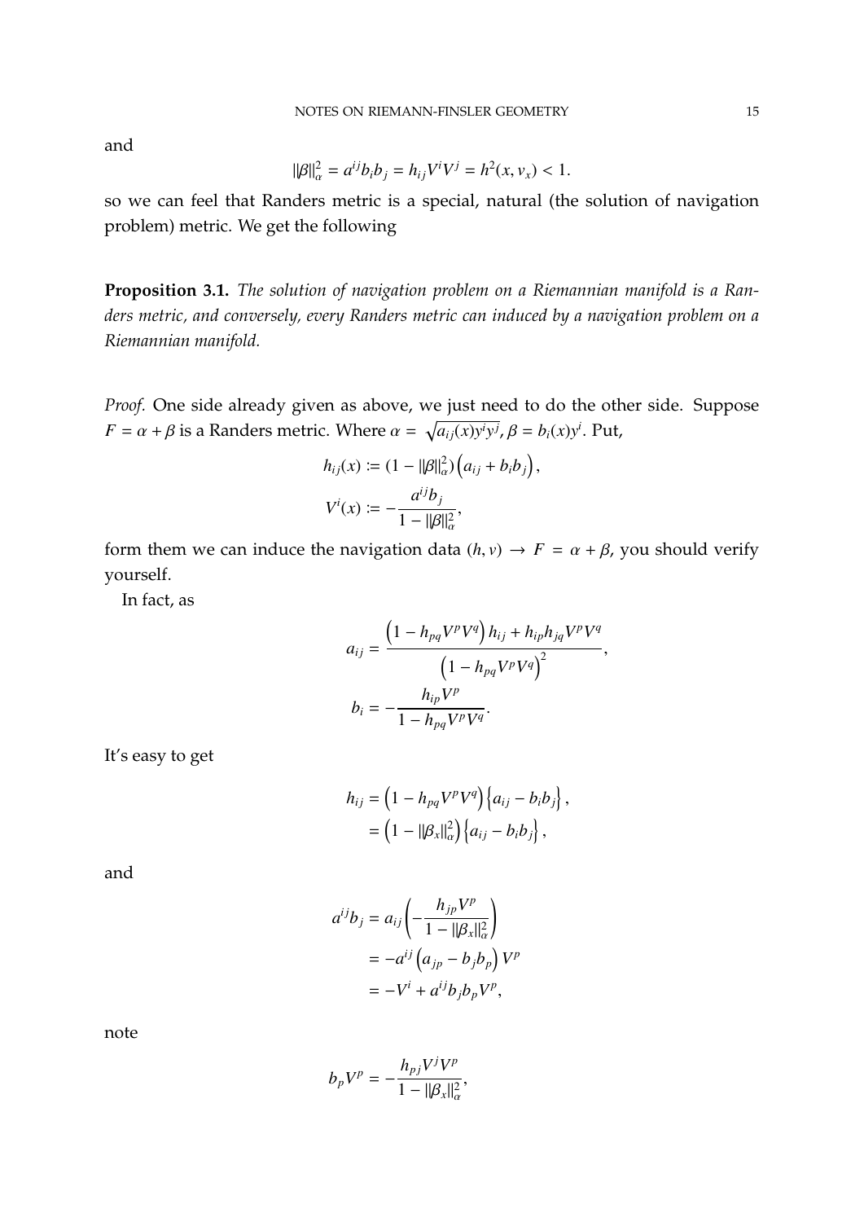and

$$\|\beta\|_\alpha^2 = a^{ij}b_ib_j = h_{ij}V^iV^j = h^2(x, v_x) < 1.$$

so we can feel that Randers metric is a special, natural (the solution of navigation problem) metric. We get the following

**Proposition 3.1.** *The solution of navigation problem on a Riemannian manifold is a Randers metric, and conversely, every Randers metric can induced by a navigation problem on a Riemannian manifold.*

*Proof.* One side already given as above, we just need to do the other side. Suppose $F = \alpha + \beta$ is a Randers metric. Where $\alpha = \sqrt{a_{ij}(x)y^iy^j}$, $\beta = b_i(x)y^i$. Put,

$$h_{ij}(x) := (1 - \|\beta\|_\alpha^2)\left(a_{ij} + b_ib_j\right),$$

$$V^i(x) := -\frac{a^{ij}b_j}{1 - \|\beta\|_\alpha^2},$$

form them we can induce the navigation data $(h, v) \to F = \alpha + \beta$, you should verify yourself.

In fact, as

$$a_{ij} = \frac{\left(1 - h_{pq}V^pV^q\right)h_{ij} + h_{ip}h_{jq}V^pV^q}{\left(1 - h_{pq}V^pV^q\right)^2},$$

$$b_i = -\frac{h_{ip}V^p}{1 - h_{pq}V^pV^q}.$$

It's easy to get

$$\begin{aligned} h_{ij} &= \left(1 - h_{pq}V^pV^q\right)\left\{a_{ij} - b_ib_j\right\}, \\ &= \left(1 - \|\beta_x\|_\alpha^2\right)\left\{a_{ij} - b_ib_j\right\}, \end{aligned}$$

and

$$\begin{aligned} a^{ij}b_j &= a_{ij}\left(-\frac{h_{jp}V^p}{1 - \|\beta_x\|_\alpha^2}\right) \\ &= -a^{ij}\left(a_{jp} - b_jb_p\right)V^p \\ &= -V^i + a^{ij}b_jb_pV^p, \end{aligned}$$

note

$$b_pV^p = -\frac{h_{pj}V^jV^p}{1 - \|\beta_x\|_\alpha^2},$$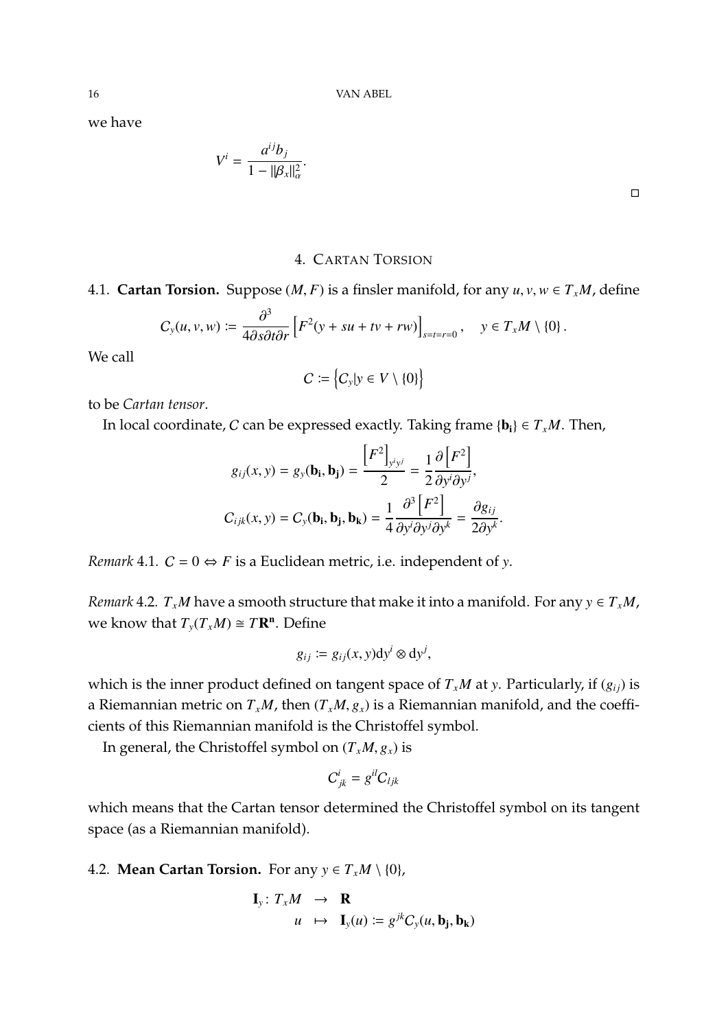we have

$$V^i = \frac{a^{ij}b_j}{1 - \|\beta_x\|_\alpha^2}.$$

□

## 4. Cartan Torsion

**4.1. Cartan Torsion.** Suppose $(M, F)$ is a finsler manifold, for any $u, v, w \in T_xM$, define

$$C_y(u, v, w) := \frac{\partial^3}{4\partial s \partial t \partial r}\left[F^2(y + su + tv + rw)\right]_{s=t=r=0}, \quad y \in T_xM \setminus \{0\}.$$

We call

$$C := \left\{C_y | y \in V \setminus \{0\}\right\}$$

to be *Cartan tensor*.

In local coordinate, $C$ can be expressed exactly. Taking frame $\{\mathbf{b_i}\} \in T_xM$. Then,

$$g_{ij}(x, y) = g_y(\mathbf{b_i}, \mathbf{b_j}) = \frac{\left[F^2\right]_{y^i y^j}}{2} = \frac{1}{2}\frac{\partial\left[F^2\right]}{\partial y^i \partial y^j},$$

$$C_{ijk}(x, y) = C_y(\mathbf{b_i}, \mathbf{b_j}, \mathbf{b_k}) = \frac{1}{4}\frac{\partial^3\left[F^2\right]}{\partial y^i \partial y^j \partial y^k} = \frac{\partial g_{ij}}{2\partial y^k}.$$

*Remark* 4.1. $C = 0 \Leftrightarrow F$ is a Euclidean metric, i.e. independent of $y$.

*Remark* 4.2. $T_xM$ have a smooth structure that make it into a manifold. For any $y \in T_xM$, we know that $T_y(T_xM) \cong T\mathbf{R^n}$. Define

$$g_{ij} := g_{ij}(x, y)\mathrm{d}y^i \otimes \mathrm{d}y^j,$$

which is the inner product defined on tangent space of $T_xM$ at $y$. Particularly, if $(g_{ij})$ is a Riemannian metric on $T_xM$, then $(T_xM, g_x)$ is a Riemannian manifold, and the coefficients of this Riemannian manifold is the Christoffel symbol.

In general, the Christoffel symbol on $(T_xM, g_x)$ is

$$C^i_{jk} = g^{il}C_{ljk}$$

which means that the Cartan tensor determined the Christoffel symbol on its tangent space (as a Riemannian manifold).

**4.2. Mean Cartan Torsion.** For any $y \in T_xM \setminus \{0\}$,

$$\begin{aligned} \mathbf{I}_y : T_xM &\to \mathbf{R} \\ u &\mapsto \mathbf{I}_y(u) := g^{jk}C_y(u, \mathbf{b_j}, \mathbf{b_k}) \end{aligned}$$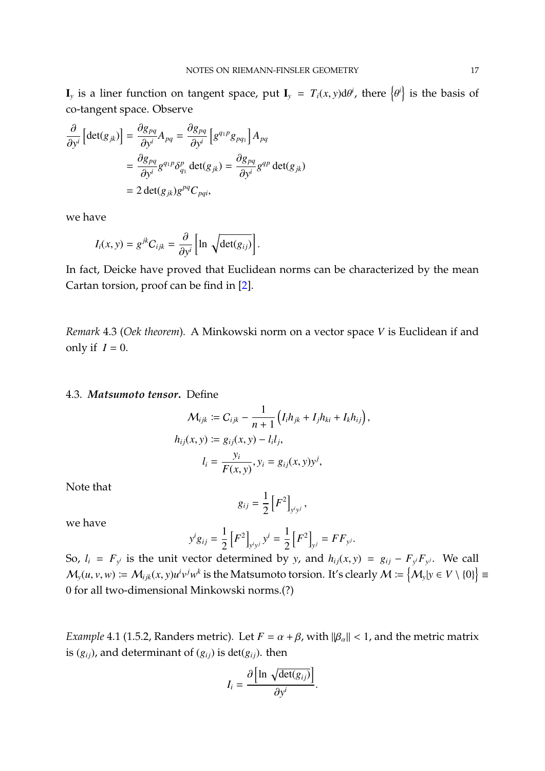$\mathbf{I}_y$ is a liner function on tangent space, put $\mathbf{I}_y = T_i(x,y)\mathrm{d}\theta^i$, there $\left\{\theta^i\right\}$ is the basis of co-tangent space. Observe

$$
\begin{aligned}
\frac{\partial}{\partial y^i}\left[\det(g_{jk})\right] &= \frac{\partial g_{pq}}{\partial y^i}A_{pq} = \frac{\partial g_{pq}}{\partial y^i}\left[g^{q_1 p}g_{pq_1}\right]A_{pq} \\
&= \frac{\partial g_{pq}}{\partial y^i}g^{q_1 p}\delta^p_{q_1}\det(g_{jk}) = \frac{\partial g_{pq}}{\partial y^i}g^{qp}\det(g_{jk}) \\
&= 2\det(g_{jk})g^{pq}C_{pqi},
\end{aligned}
$$

we have

$$
I_i(x,y) = g^{jk}C_{ijk} = \frac{\partial}{\partial y^i}\left[\ln\sqrt{\det(g_{ij})}\right].
$$

In fact, Deicke have proved that Euclidean norms can be characterized by the mean Cartan torsion, proof can be find in [2].

*Remark* 4.3 (*Oek theorem*). A Minkowski norm on a vector space $V$ is Euclidean if and only if $I = 0$.

### 4.3. ***Matsumoto tensor.*** Define

$$
\begin{aligned}
\mathcal{M}_{ijk} &:= C_{ijk} - \frac{1}{n+1}\left(I_i h_{jk} + I_j h_{ki} + I_k h_{ij}\right), \\
h_{ij}(x,y) &:= g_{ij}(x,y) - l_i l_j, \\
l_i &= \frac{y_i}{F(x,y)}, y_i = g_{ij}(x,y)y^j,
\end{aligned}
$$

Note that

$$
g_{ij} = \frac{1}{2}\left[F^2\right]_{y^i y^j},
$$

we have

$$
y^i g_{ij} = \frac{1}{2}\left[F^2\right]_{y^i y^j}y^i = \frac{1}{2}\left[F^2\right]_{y^j} = FF_{y^j}.
$$

So, $l_i = F_{y^i}$ is the unit vector determined by $y$, and $h_{ij}(x,y) = g_{ij} - F_{y^i}F_{y^j}$. We call $\mathcal{M}_y(u,v,w) := \mathcal{M}_{ijk}(x,y)u^i v^j w^k$ is the Matsumoto torsion. It's clearly $\mathcal{M} := \left\{\mathcal{M}_y | y \in V\setminus\{0\}\right\} \equiv 0$ for all two-dimensional Minkowski norms.(?)

*Example* 4.1 (1.5.2, Randers metric). Let $F = \alpha + \beta$, with $\|\beta_\alpha\| < 1$, and the metric matrix is $(g_{ij})$, and determinant of $(g_{ij})$ is $\det(g_{ij})$. then

$$
I_i = \frac{\partial\left[\ln\sqrt{\det(g_{ij})}\right]}{\partial y^i}.
$$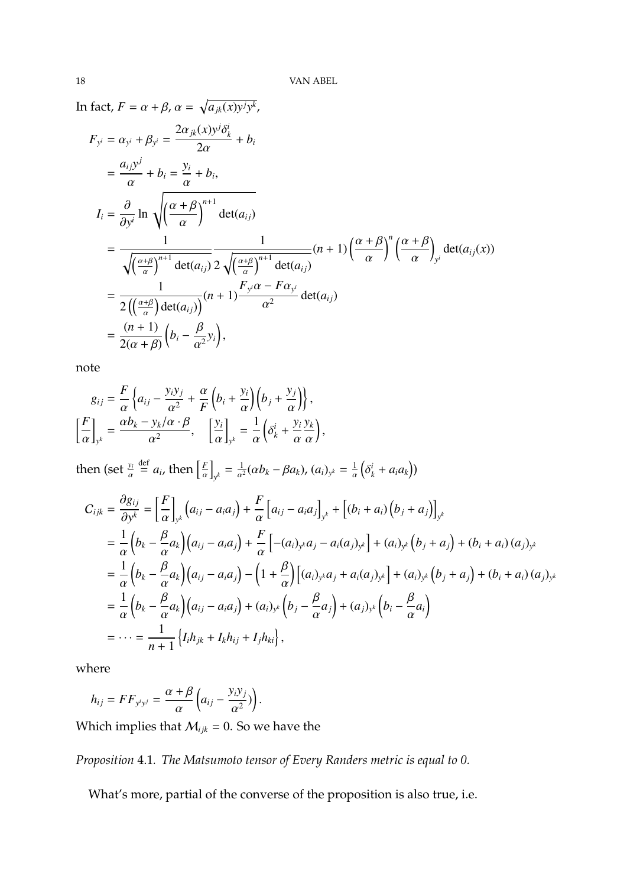In fact, $F = \alpha + \beta$, $\alpha = \sqrt{a_{jk}(x)y^j y^k}$,

$$
\begin{aligned}
F_{y^i} &= \alpha_{y^i} + \beta_{y^i} = \frac{2\alpha_{jk}(x)y^j\delta^i_k}{2\alpha} + b_i \\
&= \frac{a_{ij}y^j}{\alpha} + b_i = \frac{y_i}{\alpha} + b_i, \\
I_i &= \frac{\partial}{\partial y^i} \ln \sqrt{\left(\frac{\alpha+\beta}{\alpha}\right)^{n+1} \det(a_{ij})} \\
&= \frac{1}{\sqrt{\left(\frac{\alpha+\beta}{\alpha}\right)^{n+1} \det(a_{ij})}} \frac{1}{2\sqrt{\left(\frac{\alpha+\beta}{\alpha}\right)^{n+1} \det(a_{ij})}} (n+1)\left(\frac{\alpha+\beta}{\alpha}\right)^n \left(\frac{\alpha+\beta}{\alpha}\right)_{y^i} \det(a_{ij}(x)) \\
&= \frac{1}{2\left(\left(\frac{\alpha+\beta}{\alpha}\right)\det(a_{ij})\right)}(n+1)\frac{F_{y^i}\alpha - F\alpha_{y^i}}{\alpha^2}\det(a_{ij}) \\
&= \frac{(n+1)}{2(\alpha+\beta)}\left(b_i - \frac{\beta}{\alpha^2}y_i\right),
\end{aligned}
$$

note

$$
\begin{aligned}
g_{ij} &= \frac{F}{\alpha}\left\{a_{ij} - \frac{y_i y_j}{\alpha^2} + \frac{\alpha}{F}\left(b_i + \frac{y_i}{\alpha}\right)\left(b_j + \frac{y_j}{\alpha}\right)\right\}, \\
\left[\frac{F}{\alpha}\right]_{y^k} &= \frac{\alpha b_k - y_k/\alpha \cdot \beta}{\alpha^2}, \quad \left[\frac{y_i}{\alpha}\right]_{y^k} = \frac{1}{\alpha}\left(\delta^i_k + \frac{y_i}{\alpha}\frac{y_k}{\alpha}\right),
\end{aligned}
$$

then (set $\frac{y_i}{\alpha} \overset{\text{def}}{=} a_i$, then $\left[\frac{F}{\alpha}\right]_{y^k} = \frac{1}{\alpha^2}(\alpha b_k - \beta a_k)$, $(a_i)_{y^k} = \frac{1}{\alpha}\left(\delta^i_k + a_i a_k\right)$)

$$
\begin{aligned}
C_{ijk} = \frac{\partial g_{ij}}{\partial y^k} &= \left[\frac{F}{\alpha}\right]_{y^k}\left(a_{ij} - a_i a_j\right) + \frac{F}{\alpha}\left[a_{ij} - a_i a_j\right]_{y^k} + \left[(b_i + a_i)\left(b_j + a_j\right)\right]_{y^k} \\
&= \frac{1}{\alpha}\left(b_k - \frac{\beta}{\alpha}a_k\right)\left(a_{ij} - a_i a_j\right) + \frac{F}{\alpha}\left[-(a_i)_{y^k}a_j - a_i(a_j)_{y^k}\right] + (a_i)_{y^k}\left(b_j + a_j\right) + (b_i + a_i)(a_j)_{y^k} \\
&= \frac{1}{\alpha}\left(b_k - \frac{\beta}{\alpha}a_k\right)\left(a_{ij} - a_i a_j\right) - \left(1 + \frac{\beta}{\alpha}\right)\left[(a_i)_{y^k}a_j + a_i(a_j)_{y^k}\right] + (a_i)_{y^k}\left(b_j + a_j\right) + (b_i + a_i)(a_j)_{y^k} \\
&= \frac{1}{\alpha}\left(b_k - \frac{\beta}{\alpha}a_k\right)\left(a_{ij} - a_i a_j\right) + (a_i)_{y^k}\left(b_j - \frac{\beta}{\alpha}a_j\right) + (a_j)_{y^k}\left(b_i - \frac{\beta}{\alpha}a_i\right) \\
&= \cdots = \frac{1}{n+1}\left\{I_i h_{jk} + I_k h_{ij} + I_j h_{ki}\right\},
\end{aligned}
$$

where

$$
h_{ij} = FF_{y^i y^j} = \frac{\alpha+\beta}{\alpha}\left(a_{ij} - \frac{y_i y_j}{\alpha^2})\right).
$$

Which implies that $\mathcal{M}_{ijk} = 0$. So we have the

*Proposition* 4.1. *The Matsumoto tensor of Every Randers metric is equal to 0.*

What's more, partial of the converse of the proposition is also true, i.e.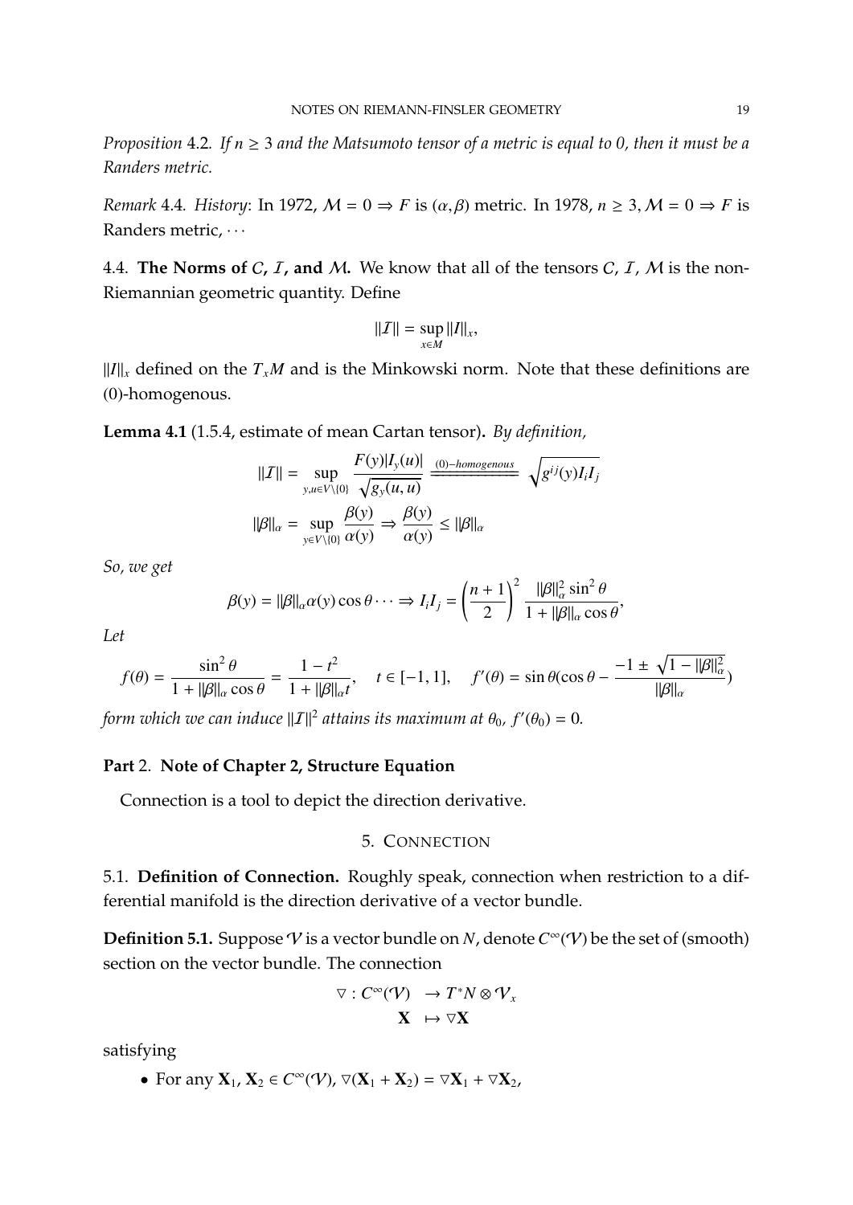*Proposition* 4.2. *If $n \geq 3$ and the Matsumoto tensor of a metric is equal to 0, then it must be a Randers metric.*

*Remark* 4.4. *History*: In 1972, $\mathcal{M} = 0 \Rightarrow F$ is $(\alpha, \beta)$ metric. In 1978, $n \geq 3$, $\mathcal{M} = 0 \Rightarrow F$ is Randers metric, $\cdots$

### 4.4. The Norms of $C$, $\mathcal{I}$, and $\mathcal{M}$.

We know that all of the tensors $C$, $\mathcal{I}$, $\mathcal{M}$ is the non-Riemannian geometric quantity. Define

$$\|\mathcal{I}\| = \sup_{x \in M} \|I\|_x,$$

$\|I\|_x$ defined on the $T_x M$ and is the Minkowski norm. Note that these definitions are (0)-homogenous.

**Lemma 4.1** (1.5.4, estimate of mean Cartan tensor)**.** *By definition,*

$$\|\mathcal{I}\| = \sup_{y,u \in V \setminus \{0\}} \frac{F(y)|I_y(u)|}{\sqrt{g_y(u,u)}} \xlongequal{(0)-homogenous} \sqrt{g^{ij}(y) I_i I_j}$$

$$\|\beta\|_\alpha = \sup_{y \in V \setminus \{0\}} \frac{\beta(y)}{\alpha(y)} \Rightarrow \frac{\beta(y)}{\alpha(y)} \leq \|\beta\|_\alpha$$

*So, we get*

$$\beta(y) = \|\beta\|_\alpha \alpha(y) \cos\theta \cdots \Rightarrow I_i I_j = \left(\frac{n+1}{2}\right)^2 \frac{\|\beta\|_\alpha^2 \sin^2\theta}{1 + \|\beta\|_\alpha \cos\theta},$$

*Let*

$$f(\theta) = \frac{\sin^2\theta}{1 + \|\beta\|_\alpha \cos\theta} = \frac{1 - t^2}{1 + \|\beta\|_\alpha t}, \quad t \in [-1, 1], \quad f'(\theta) = \sin\theta(\cos\theta - \frac{-1 \pm \sqrt{1 - \|\beta\|_\alpha^2}}{\|\beta\|_\alpha})$$

*form which we can induce $\|\mathcal{I}\|^2$ attains its maximum at $\theta_0$, $f'(\theta_0) = 0$.*

# Part 2. Note of Chapter 2, Structure Equation

Connection is a tool to depict the direction derivative.

## 5. Connection

### 5.1. Definition of Connection.

Roughly speak, connection when restriction to a differential manifold is the direction derivative of a vector bundle.

**Definition 5.1.** Suppose $\mathcal{V}$ is a vector bundle on $N$, denote $C^\infty(\mathcal{V})$ be the set of (smooth) section on the vector bundle. The connection

$$\begin{aligned} \triangledown : C^\infty(\mathcal{V}) &\rightarrow T^*N \otimes \mathcal{V}_x \\ \mathbf{X} &\mapsto \triangledown \mathbf{X} \end{aligned}$$

satisfying

- For any $\mathbf{X}_1, \mathbf{X}_2 \in C^\infty(\mathcal{V})$, $\triangledown(\mathbf{X}_1 + \mathbf{X}_2) = \triangledown \mathbf{X}_1 + \triangledown \mathbf{X}_2$,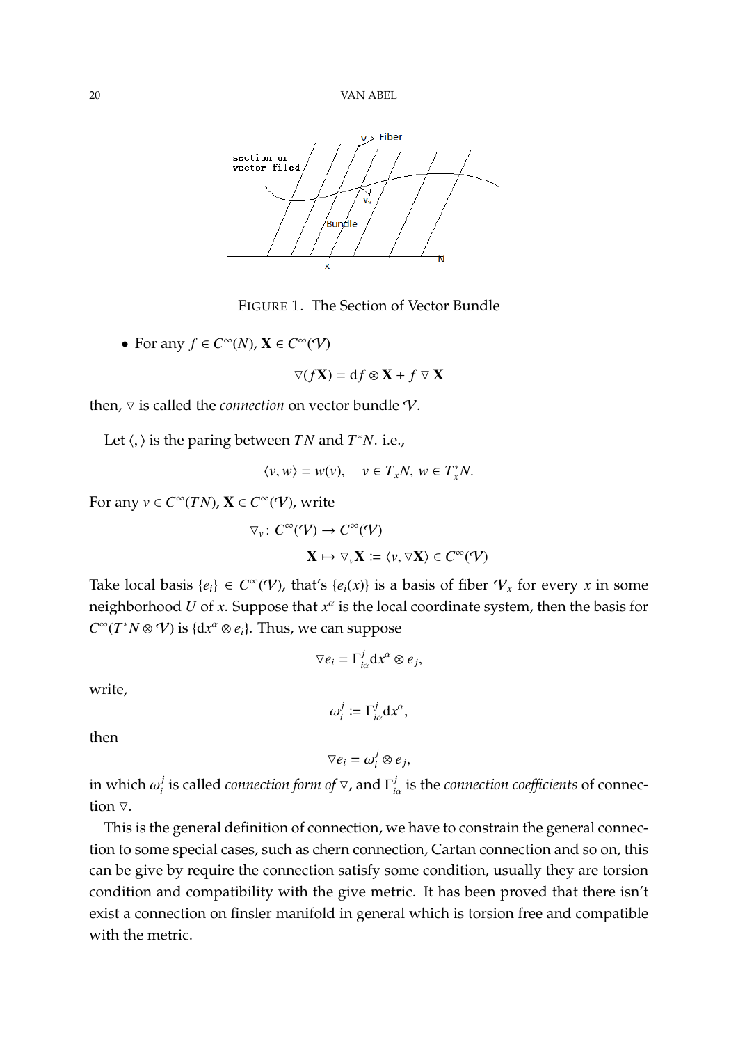FIGURE 1. The Section of Vector Bundle

- For any $f \in C^\infty(N)$, $\mathbf{X} \in C^\infty(\mathcal{V})$

$$\triangledown(f\mathbf{X}) = \mathrm{d}f \otimes \mathbf{X} + f \triangledown \mathbf{X}$$

then, $\triangledown$ is called the *connection* on vector bundle $\mathcal{V}$.

Let $\langle, \rangle$ is the paring between $TN$ and $T^*N$. i.e.,

$$\langle v, w \rangle = w(v), \quad v \in T_x N,\ w \in T_x^* N.$$

For any $v \in C^\infty(TN)$, $\mathbf{X} \in C^\infty(\mathcal{V})$, write

$$\begin{aligned} \triangledown_v \colon C^\infty(\mathcal{V}) &\to C^\infty(\mathcal{V}) \\ \mathbf{X} &\mapsto \triangledown_v \mathbf{X} := \langle v, \triangledown \mathbf{X} \rangle \in C^\infty(\mathcal{V}) \end{aligned}$$

Take local basis $\{e_i\} \in C^\infty(\mathcal{V})$, that's $\{e_i(x)\}$ is a basis of fiber $\mathcal{V}_x$ for every $x$ in some neighborhood $U$ of $x$. Suppose that $x^\alpha$ is the local coordinate system, then the basis for $C^\infty(T^*N \otimes \mathcal{V})$ is $\{\mathrm{d}x^\alpha \otimes e_i\}$. Thus, we can suppose

$$\triangledown e_i = \Gamma^j_{i\alpha} \mathrm{d}x^\alpha \otimes e_j,$$

write,

$$\omega_i^j := \Gamma^j_{i\alpha} \mathrm{d}x^\alpha,$$

then

$$\triangledown e_i = \omega_i^j \otimes e_j,$$

in which $\omega_i^j$ is called *connection form of* $\triangledown$, and $\Gamma^j_{i\alpha}$ is the *connection coefficients* of connection $\triangledown$.

This is the general definition of connection, we have to constrain the general connection to some special cases, such as chern connection, Cartan connection and so on, this can be give by require the connection satisfy some condition, usually they are torsion condition and compatibility with the give metric. It has been proved that there isn't exist a connection on finsler manifold in general which is torsion free and compatible with the metric.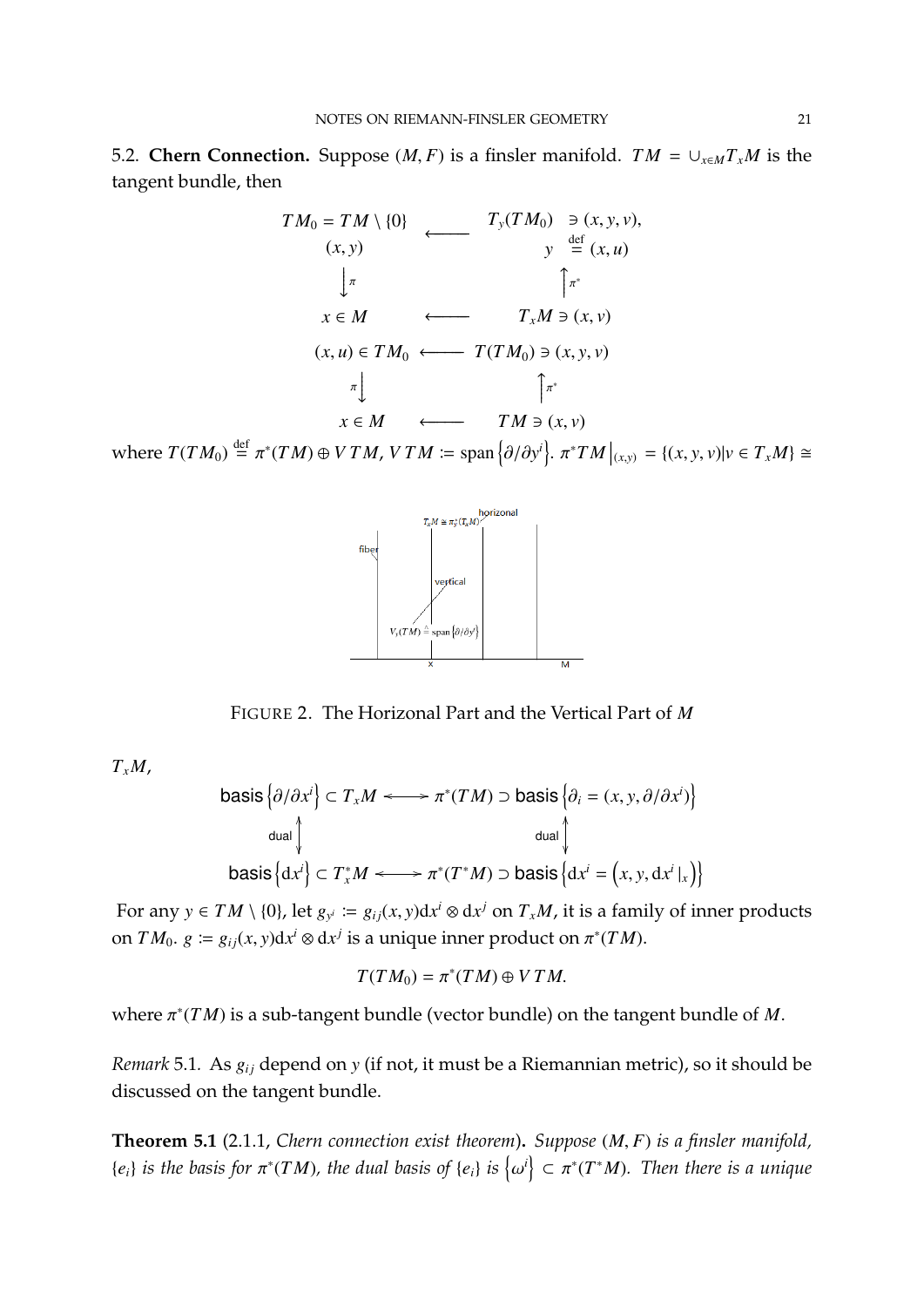5.2. **Chern Connection.** Suppose $(M,F)$ is a finsler manifold. $TM = \cup_{x\in M} T_xM$ is the tangent bundle, then

$$
\begin{array}{ccc}
TM_0 = TM\setminus\{0\} & \longleftarrow & T_y(TM_0) \ni (x,y,v), \\
(x,y) & & y \overset{\text{def}}{=} (x,u) \\
\Big\downarrow \pi & & \Big\uparrow \pi^* \\
x\in M & \longleftarrow & T_xM \ni (x,v) \\
(x,u)\in TM_0 & \longleftarrow & T(TM_0)\ni (x,y,v) \\
\pi \Big\downarrow & & \Big\uparrow \pi^* \\
x\in M & \longleftarrow & TM \ni (x,v)
\end{array}
$$

where $T(TM_0) \overset{\text{def}}{=} \pi^*(TM)\oplus VTM$, $VTM := \operatorname{span}\left\{\partial/\partial y^i\right\}$. $\pi^*TM\big|_{(x,y)} = \{(x,y,v)|v\in T_xM\} \cong$

FIGURE 2. The Horizonal Part and the Vertical Part of $M$

$T_xM$,

$$
\begin{array}{ccc}
\text{basis}\left\{\partial/\partial x^i\right\}\subset T_xM & \longleftrightarrow & \pi^*(TM)\supset \text{basis}\left\{\partial_i = (x,y,\partial/\partial x^i)\right\} \\
\text{dual}\Big\updownarrow & & \text{dual}\Big\updownarrow \\
\text{basis}\left\{\mathrm{d}x^i\right\}\subset T_x^*M & \longleftrightarrow & \pi^*(T^*M)\supset \text{basis}\left\{\mathrm{d}x^i = \left(x,y,\mathrm{d}x^i\,|_x\right)\right\}
\end{array}
$$

For any $y\in TM\setminus\{0\}$, let $g_{y^i} := g_{ij}(x,y)\mathrm{d}x^i\otimes\mathrm{d}x^j$ on $T_xM$, it is a family of inner products on $TM_0$. $g := g_{ij}(x,y)\mathrm{d}x^i\otimes\mathrm{d}x^j$ is a unique inner product on $\pi^*(TM)$.

$$T(TM_0) = \pi^*(TM)\oplus VTM.$$

where $\pi^*(TM)$ is a sub-tangent bundle (vector bundle) on the tangent bundle of $M$.

*Remark* 5.1. As $g_{ij}$ depend on $y$ (if not, it must be a Riemannian metric), so it should be discussed on the tangent bundle.

**Theorem 5.1** (2.1.1, *Chern connection exist theorem*). *Suppose $(M,F)$ is a finsler manifold, $\{e_i\}$ is the basis for $\pi^*(TM)$, the dual basis of $\{e_i\}$ is $\left\{\omega^i\right\}\subset\pi^*(T^*M)$. Then there is a unique*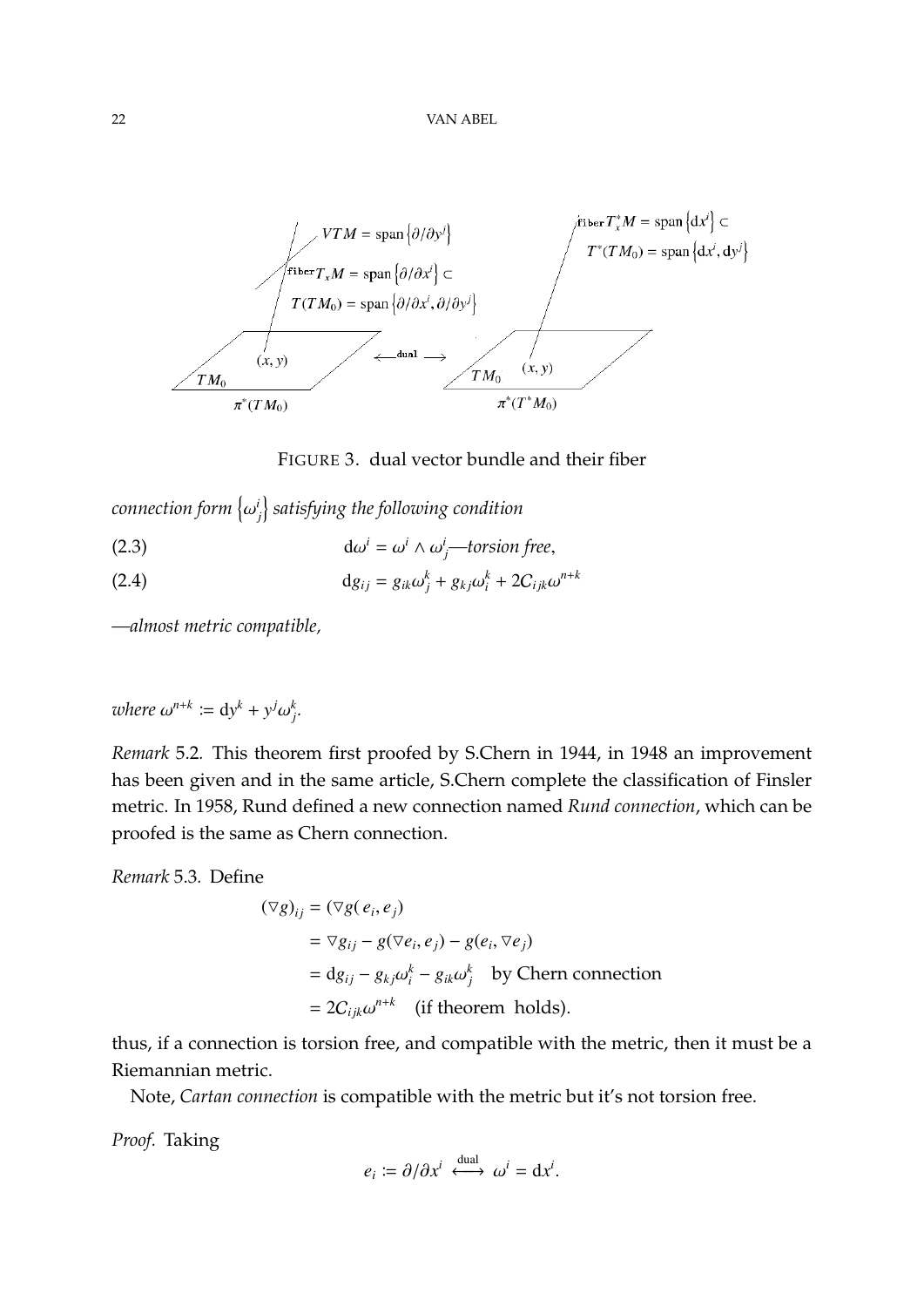FIGURE 3. dual vector bundle and their fiber

*connection form* $\left\{\omega^i_j\right\}$ *satisfying the following condition*

$$\mathrm{d}\omega^i = \omega^i \wedge \omega^i_j \text{—torsion free}, \tag{2.3}$$

$$\mathrm{d}g_{ij} = g_{ik}\omega^k_j + g_{kj}\omega^k_i + 2C_{ijk}\omega^{n+k} \tag{2.4}$$

*—almost metric compatible,*

*where* $\omega^{n+k} := \mathrm{d}y^k + y^j\omega^k_j$.

*Remark* 5.2. This theorem first proofed by S.Chern in 1944, in 1948 an improvement has been given and in the same article, S.Chern complete the classification of Finsler metric. In 1958, Rund defined a new connection named *Rund connection*, which can be proofed is the same as Chern connection.

*Remark* 5.3. Define

$$\begin{aligned}
(\nabla g)_{ij} &= (\nabla g(\, e_i, e_j) \\
&= \nabla g_{ij} - g(\nabla e_i, e_j) - g(e_i, \nabla e_j) \\
&= \mathrm{d}g_{ij} - g_{kj}\omega^k_i - g_{ik}\omega^k_j \quad \text{by Chern connection} \\
&= 2C_{ijk}\omega^{n+k} \quad \text{(if theorem holds)}.
\end{aligned}$$

thus, if a connection is torsion free, and compatible with the metric, then it must be a Riemannian metric.

Note, *Cartan connection* is compatible with the metric but it's not torsion free.

*Proof.* Taking

$$e_i := \partial/\partial x^i \overset{\text{dual}}{\longleftrightarrow} \omega^i = \mathrm{d}x^i.$$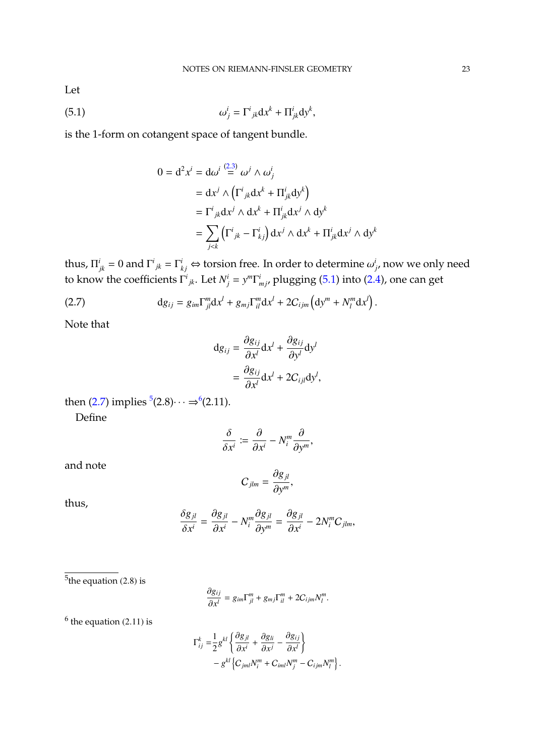Let

$$\omega^i_j = \Gamma^i{}_{jk}\mathrm{d}x^k + \Pi^i_{jk}\mathrm{d}y^k, \tag{5.1}$$

is the 1-form on cotangent space of tangent bundle.

$$\begin{aligned}
0 = \mathrm{d}^2x^i = \mathrm{d}\omega^i &\overset{(2.3)}{=} \omega^j \wedge \omega^i_j \\
&= \mathrm{d}x^j \wedge \left(\Gamma^i{}_{jk}\mathrm{d}x^k + \Pi^i_{jk}\mathrm{d}y^k\right) \\
&= \Gamma^i{}_{jk}\mathrm{d}x^j \wedge \mathrm{d}x^k + \Pi^i_{jk}\mathrm{d}x^j \wedge \mathrm{d}y^k \\
&= \sum_{j<k}\left(\Gamma^i{}_{jk} - \Gamma^i_{kj}\right)\mathrm{d}x^j \wedge \mathrm{d}x^k + \Pi^i_{jk}\mathrm{d}x^j \wedge \mathrm{d}y^k
\end{aligned}$$

thus, $\Pi^i_{jk} = 0$ and $\Gamma^i{}_{jk} = \Gamma^i_{kj} \Leftrightarrow$ torsion free. In order to determine $\omega^i_j$, now we only need to know the coefficients $\Gamma^i{}_{jk}$. Let $N^i_j = y^m\Gamma^i_{mj}$, plugging (5.1) into (2.4), one can get

$$\mathrm{d}g_{ij} = g_{im}\Gamma^m_{jl}\mathrm{d}x^l + g_{mj}\Gamma^m_{il}\mathrm{d}x^l + 2C_{ijm}\left(\mathrm{d}y^m + N^m_l\mathrm{d}x^l\right). \tag{2.7}$$

Note that

$$\begin{aligned}
\mathrm{d}g_{ij} &= \frac{\partial g_{ij}}{\partial x^l}\mathrm{d}x^l + \frac{\partial g_{ij}}{\partial y^l}\mathrm{d}y^l \\
&= \frac{\partial g_{ij}}{\partial x^l}\mathrm{d}x^l + 2C_{ijl}\mathrm{d}y^l,
\end{aligned}$$

then (2.7) implies [5](2.8)$\cdots \Rightarrow$[6](2.11).

Define

$$\frac{\delta}{\delta x^i} := \frac{\partial}{\partial x^i} - N^m_i\frac{\partial}{\partial y^m},$$

and note

$$C_{jlm} = \frac{\partial g_{jl}}{\partial y^m},$$

thus,

$$\frac{\delta g_{jl}}{\delta x^i} = \frac{\partial g_{jl}}{\partial x^i} - N^m_i\frac{\partial g_{jl}}{\partial y^m} = \frac{\partial g_{jl}}{\partial x^i} - 2N^m_iC_{jlm},$$

---

[5] the equation (2.8) is

$$\frac{\partial g_{ij}}{\partial x^l} = g_{im}\Gamma^m_{jl} + g_{mj}\Gamma^m_{il} + 2C_{ijm}N^m_l.$$

[6] the equation (2.11) is

$$\begin{aligned}
\Gamma^k_{ij} =& \frac{1}{2}g^{kl}\left\{\frac{\partial g_{jl}}{\partial x^i} + \frac{\partial g_{li}}{\partial x^j} - \frac{\partial g_{ij}}{\partial x^l}\right\} \\
&- g^{kl}\left\{C_{jml}N^m_i + C_{iml}N^m_j - C_{ijm}N^m_l\right\}.
\end{aligned}$$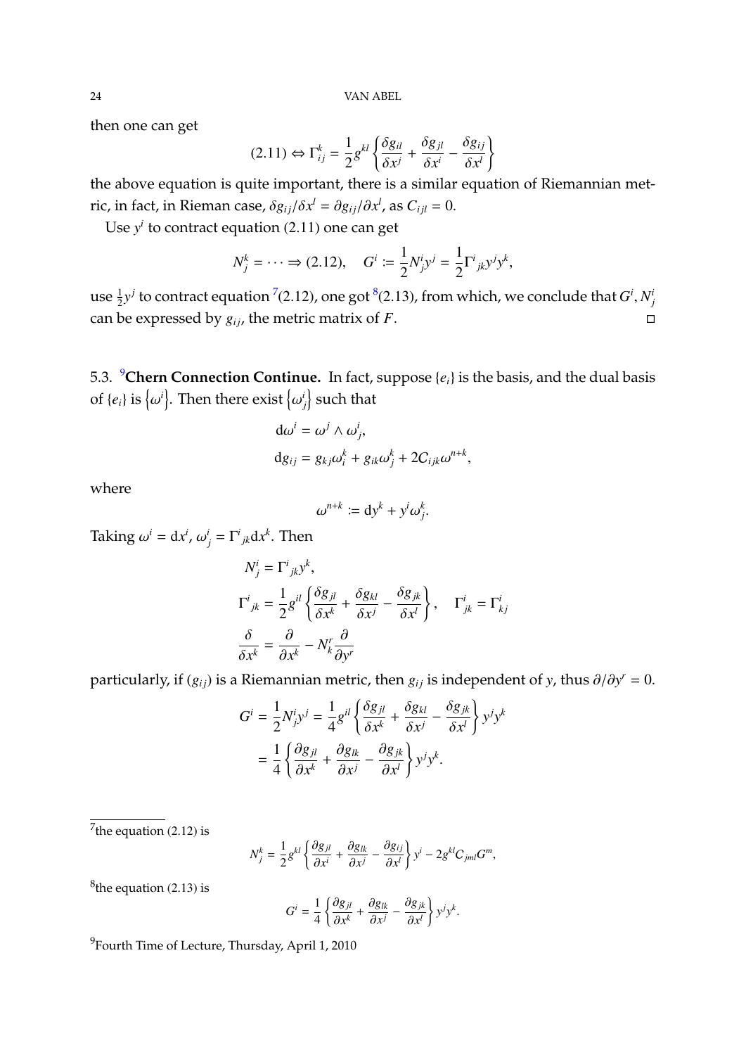then one can get

$$(2.11) \Leftrightarrow \Gamma^k_{ij} = \frac{1}{2} g^{kl} \left\{ \frac{\delta g_{il}}{\delta x^j} + \frac{\delta g_{jl}}{\delta x^i} - \frac{\delta g_{ij}}{\delta x^l} \right\}$$

the above equation is quite important, there is a similar equation of Riemannian metric, in fact, in Rieman case, $\delta g_{ij}/\delta x^l = \partial g_{ij}/\partial x^l$, as $C_{ijl} = 0$.

Use $y^i$ to contract equation (2.11) one can get

$$N^k_j = \cdots \Rightarrow (2.12), \quad G^i := \frac{1}{2} N^i_j y^j = \frac{1}{2} \Gamma^i{}_{jk} y^j y^k,$$

use $\frac{1}{2} y^j$ to contract equation [7](2.12), one got [8](2.13), from which, we conclude that $G^i, N^i_j$ can be expressed by $g_{ij}$, the metric matrix of $F$. □

### 5.3. [9]Chern Connection Continue.

In fact, suppose $\{e_i\}$ is the basis, and the dual basis of $\{e_i\}$ is $\left\{\omega^i\right\}$. Then there exist $\left\{\omega^i_j\right\}$ such that

$$\begin{aligned}
\mathrm{d}\omega^i &= \omega^j \wedge \omega^i_j, \\
\mathrm{d}g_{ij} &= g_{kj} \omega^k_i + g_{ik} \omega^k_j + 2 C_{ijk} \omega^{n+k},
\end{aligned}$$

where

$$\omega^{n+k} := \mathrm{d}y^k + y^i \omega^k_j.$$

Taking $\omega^i = \mathrm{d}x^i$, $\omega^i_j = \Gamma^i{}_{jk} \mathrm{d}x^k$. Then

$$\begin{aligned}
N^i_j &= \Gamma^i{}_{jk} y^k, \\
\Gamma^i{}_{jk} &= \frac{1}{2} g^{il} \left\{ \frac{\delta g_{jl}}{\delta x^k} + \frac{\delta g_{kl}}{\delta x^j} - \frac{\delta g_{jk}}{\delta x^l} \right\}, \quad \Gamma^i_{jk} = \Gamma^i_{kj} \\
\frac{\delta}{\delta x^k} &= \frac{\partial}{\partial x^k} - N^r_k \frac{\partial}{\partial y^r}
\end{aligned}$$

particularly, if $(g_{ij})$ is a Riemannian metric, then $g_{ij}$ is independent of $y$, thus $\partial/\partial y^r = 0$.

$$\begin{aligned}
G^i &= \frac{1}{2} N^i_j y^j = \frac{1}{4} g^{il} \left\{ \frac{\delta g_{jl}}{\delta x^k} + \frac{\delta g_{kl}}{\delta x^j} - \frac{\delta g_{jk}}{\delta x^l} \right\} y^j y^k \\
&= \frac{1}{4} \left\{ \frac{\partial g_{jl}}{\partial x^k} + \frac{\partial g_{lk}}{\partial x^j} - \frac{\partial g_{jk}}{\partial x^l} \right\} y^j y^k.
\end{aligned}$$

---

[7]the equation (2.12) is

$$N^k_j = \frac{1}{2} g^{kl} \left\{ \frac{\partial g_{jl}}{\partial x^i} + \frac{\partial g_{lk}}{\partial x^j} - \frac{\partial g_{ij}}{\partial x^l} \right\} y^i - 2 g^{kl} C_{jml} G^m,$$

[8]the equation (2.13) is

$$G^i = \frac{1}{4} \left\{ \frac{\partial g_{jl}}{\partial x^k} + \frac{\partial g_{lk}}{\partial x^j} - \frac{\partial g_{jk}}{\partial x^l} \right\} y^j y^k.$$

[9]Fourth Time of Lecture, Thursday, April 1, 2010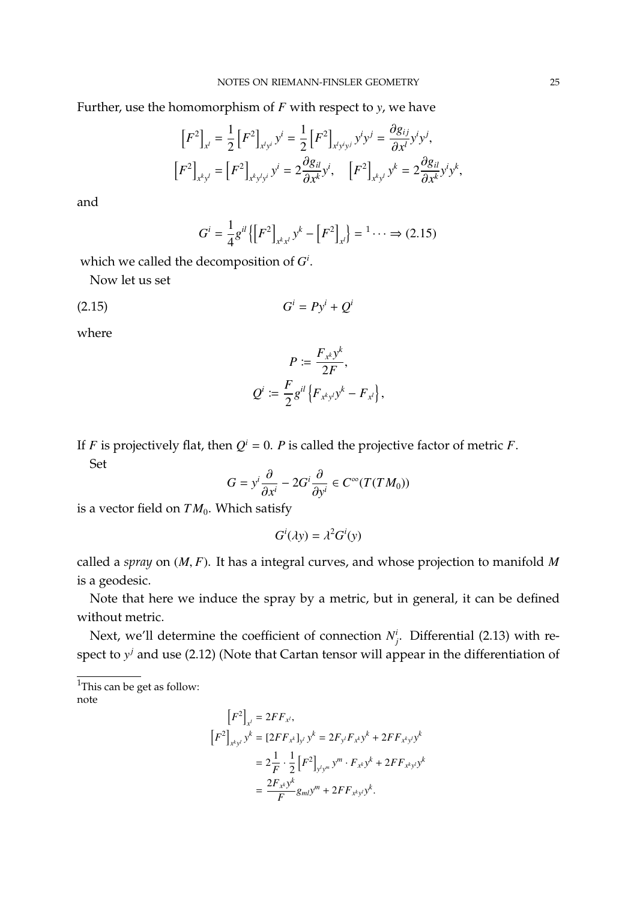Further, use the homomorphism of $F$ with respect to $y$, we have

$$
\begin{aligned}
\left[F^2\right]_{x^l} &= \frac{1}{2}\left[F^2\right]_{x^l y^i} y^i = \frac{1}{2}\left[F^2\right]_{x^l y^i y^j} y^i y^j = \frac{\partial g_{ij}}{\partial x^l} y^i y^j, \\
\left[F^2\right]_{x^k y^l} &= \left[F^2\right]_{x^k y^l y^i} y^i = 2\frac{\partial g_{il}}{\partial x^k} y^i, \quad \left[F^2\right]_{x^k y^l} y^k = 2\frac{\partial g_{il}}{\partial x^k} y^i y^k,
\end{aligned}
$$

and

$$
G^i = \frac{1}{4} g^{il}\left\{\left[F^2\right]_{x^k x^l} y^k - \left[F^2\right]_{x^l}\right\} = {}^{1} \cdots \Rightarrow (2.15)
$$

which we called the decomposition of $G^i$.

Now let us set

$$
G^i = P y^i + Q^i \tag{2.15}
$$

where

$$
\begin{aligned}
P &:= \frac{F_{x^k} y^k}{2F}, \\
Q^i &:= \frac{F}{2} g^{il}\left\{F_{x^k y^l} y^k - F_{x^l}\right\},
\end{aligned}
$$

If $F$ is projectively flat, then $Q^i = 0$. $P$ is called the projective factor of metric $F$.

Set

$$
G = y^i \frac{\partial}{\partial x^i} - 2G^i \frac{\partial}{\partial y^i} \in C^\infty(T(TM_0))
$$

is a vector field on $TM_0$. Which satisfy

$$
G^i(\lambda y) = \lambda^2 G^i(y)
$$

called a *spray* on $(M, F)$. It has a integral curves, and whose projection to manifold $M$ is a geodesic.

Note that here we induce the spray by a metric, but in general, it can be defined without metric.

Next, we'll determine the coefficient of connection $N^i_j$. Differential (2.13) with respect to $y^j$ and use (2.12) (Note that Cartan tensor will appear in the differentiation of

[1] This can be get as follow:
note

$$
\begin{aligned}
\left[F^2\right]_{x^l} &= 2FF_{x^l}, \\
\left[F^2\right]_{x^k y^l} y^k &= [2FF_{x^k}]_{y^l} y^k = 2F_{y^l} F_{x^k} y^k + 2FF_{x^k y^l} y^k \\
&= 2\frac{1}{F} \cdot \frac{1}{2}\left[F^2\right]_{y^l y^m} y^m \cdot F_{x^k} y^k + 2FF_{x^k y^l} y^k \\
&= \frac{2F_{x^k} y^k}{F} g_{ml} y^m + 2FF_{x^k y^l} y^k.
\end{aligned}
$$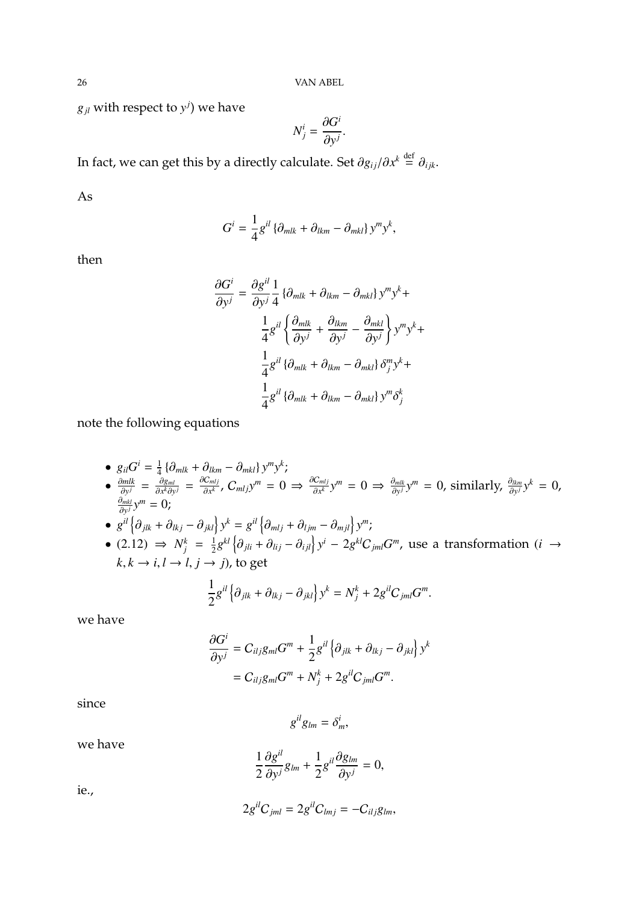$g_{jl}$ with respect to $y^j$) we have

$$N^i_j = \frac{\partial G^i}{\partial y^j}.$$

In fact, we can get this by a directly calculate. Set $\partial g_{ij}/\partial x^k \overset{\text{def}}{=} \partial_{ijk}$.

As

$$G^i = \frac{1}{4} g^{il} \{\partial_{mlk} + \partial_{lkm} - \partial_{mkl}\} y^m y^k,$$

then

$$\begin{aligned}
\frac{\partial G^i}{\partial y^j} = \frac{\partial g^{il}}{\partial y^j} \frac{1}{4} \{\partial_{mlk} + \partial_{lkm} - \partial_{mkl}\} y^m y^k + \\
\frac{1}{4} g^{il} \left\{ \frac{\partial_{mlk}}{\partial y^j} + \frac{\partial_{lkm}}{\partial y^j} - \frac{\partial_{mkl}}{\partial y^j} \right\} y^m y^k + \\
\frac{1}{4} g^{il} \{\partial_{mlk} + \partial_{lkm} - \partial_{mkl}\} \delta^m_j y^k + \\
\frac{1}{4} g^{il} \{\partial_{mlk} + \partial_{lkm} - \partial_{mkl}\} y^m \delta^k_j
\end{aligned}$$

note the following equations

- $g_{il} G^i = \frac{1}{4} \{\partial_{mlk} + \partial_{lkm} - \partial_{mkl}\} y^m y^k$;
- $\frac{\partial mlk}{\partial y^j} = \frac{\partial g_{ml}}{\partial x^k \partial y^j} = \frac{\partial C_{mlj}}{\partial x^k}$, $C_{mlj} y^m = 0 \Rightarrow \frac{\partial C_{mlj}}{\partial x^k} y^m = 0 \Rightarrow \frac{\partial_{mlk}}{\partial y^j} y^m = 0$, similarly, $\frac{\partial_{lkm}}{\partial y^j} y^k = 0$, $\frac{\partial_{mkl}}{\partial y^j} y^m = 0$;
- $g^{il} \left\{\partial_{jlk} + \partial_{lkj} - \partial_{jkl}\right\} y^k = g^{il} \left\{\partial_{mlj} + \partial_{ljm} - \partial_{mjl}\right\} y^m$;
- (2.12) $\Rightarrow$ $N^k_j = \frac{1}{2} g^{kl} \left\{\partial_{jli} + \partial_{lij} - \partial_{ijl}\right\} y^i - 2 g^{kl} C_{jml} G^m$, use a transformation ($i \to k, k \to i, l \to l, j \to j$), to get

$$\frac{1}{2} g^{il} \left\{\partial_{jlk} + \partial_{lkj} - \partial_{jkl}\right\} y^k = N^k_j + 2 g^{il} C_{jml} G^m.$$

we have

$$\begin{aligned}
\frac{\partial G^i}{\partial y^j} &= C_{ilj} g_{ml} G^m + \frac{1}{2} g^{il} \left\{\partial_{jlk} + \partial_{lkj} - \partial_{jkl}\right\} y^k \\
&= C_{ilj} g_{ml} G^m + N^k_j + 2 g^{il} C_{jml} G^m.
\end{aligned}$$

since

$$g^{il} g_{lm} = \delta^i_m,$$

we have

$$\frac{1}{2} \frac{\partial g^{il}}{\partial y^j} g_{lm} + \frac{1}{2} g^{il} \frac{\partial g_{lm}}{\partial y^j} = 0,$$

ie.,

$$2 g^{il} C_{jml} = 2 g^{il} C_{lmj} = -C_{ilj} g_{lm},$$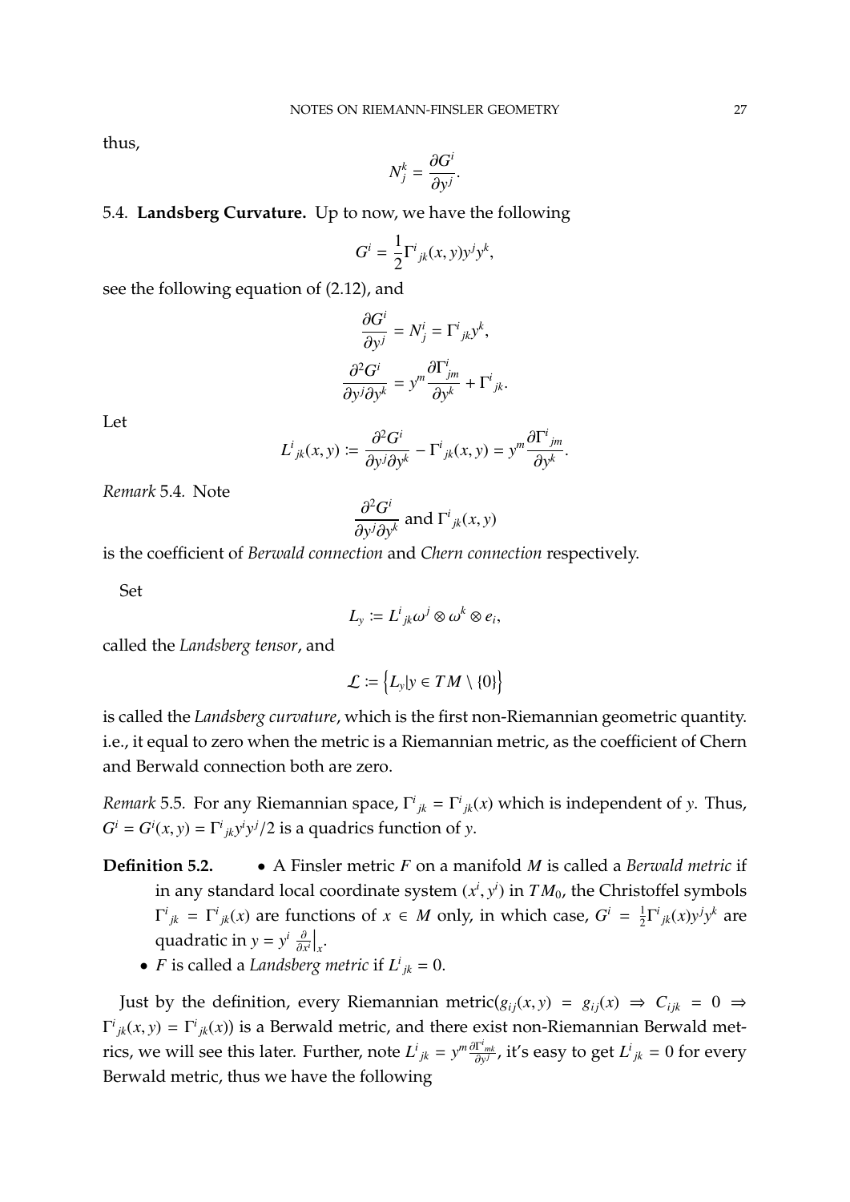thus,

$$N_j^k = \frac{\partial G^i}{\partial y^j}.$$

5.4. **Landsberg Curvature.** Up to now, we have the following

$$G^i = \frac{1}{2}\Gamma^i{}_{jk}(x,y)y^j y^k,$$

see the following equation of (2.12), and

$$\frac{\partial G^i}{\partial y^j} = N_j^i = \Gamma^i{}_{jk} y^k,$$

$$\frac{\partial^2 G^i}{\partial y^j \partial y^k} = y^m \frac{\partial \Gamma^i_{jm}}{\partial y^k} + \Gamma^i{}_{jk}.$$

Let

$$L^i{}_{jk}(x,y) := \frac{\partial^2 G^i}{\partial y^j \partial y^k} - \Gamma^i{}_{jk}(x,y) = y^m \frac{\partial \Gamma^i{}_{jm}}{\partial y^k}.$$

*Remark* 5.4. Note

$$\frac{\partial^2 G^i}{\partial y^j \partial y^k} \text{ and } \Gamma^i{}_{jk}(x,y)$$

is the coefficient of *Berwald connection* and *Chern connection* respectively.

Set

$$L_y := L^i{}_{jk}\omega^j \otimes \omega^k \otimes e_i,$$

called the *Landsberg tensor*, and

$$\mathcal{L} := \left\{L_y | y \in TM \setminus \{0\}\right\}$$

is called the *Landsberg curvature*, which is the first non-Riemannian geometric quantity. i.e., it equal to zero when the metric is a Riemannian metric, as the coefficient of Chern and Berwald connection both are zero.

*Remark* 5.5. For any Riemannian space, $\Gamma^i{}_{jk} = \Gamma^i{}_{jk}(x)$ which is independent of $y$. Thus, $G^i = G^i(x,y) = \Gamma^i{}_{jk}y^i y^j/2$ is a quadrics function of $y$.

**Definition 5.2.**
- A Finsler metric $F$ on a manifold $M$ is called a *Berwald metric* if in any standard local coordinate system $(x^i, y^i)$ in $TM_0$, the Christoffel symbols $\Gamma^i{}_{jk} = \Gamma^i{}_{jk}(x)$ are functions of $x \in M$ only, in which case, $G^i = \frac{1}{2}\Gamma^i{}_{jk}(x)y^j y^k$ are quadratic in $y = y^i \frac{\partial}{\partial x^i}\big|_x$.
- $F$ is called a *Landsberg metric* if $L^i{}_{jk} = 0$.

Just by the definition, every Riemannian metric($g_{ij}(x,y) = g_{ij}(x) \Rightarrow C_{ijk} = 0 \Rightarrow \Gamma^i{}_{jk}(x,y) = \Gamma^i{}_{jk}(x)$) is a Berwald metric, and there exist non-Riemannian Berwald metrics, we will see this later. Further, note $L^i{}_{jk} = y^m \frac{\partial \Gamma^i{}_{mk}}{\partial y^j}$, it's easy to get $L^i{}_{jk} = 0$ for every Berwald metric, thus we have the following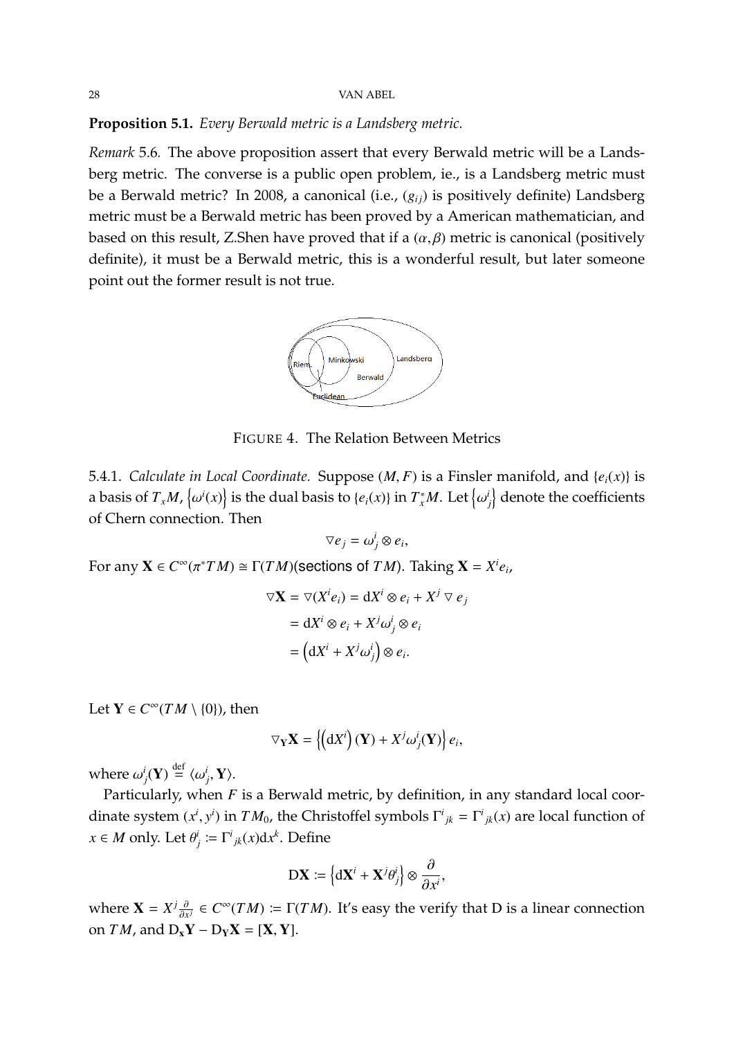**Proposition 5.1.** *Every Berwald metric is a Landsberg metric.*

*Remark* 5.6*.* The above proposition assert that every Berwald metric will be a Landsberg metric. The converse is a public open problem, ie., is a Landsberg metric must be a Berwald metric? In 2008, a canonical (i.e., $(g_{ij})$ is positively definite) Landsberg metric must be a Berwald metric has been proved by a American mathematician, and based on this result, Z.Shen have proved that if a $(\alpha, \beta)$ metric is canonical (positively definite), it must be a Berwald metric, this is a wonderful result, but later someone point out the former result is not true.

FIGURE 4. The Relation Between Metrics

5.4.1. *Calculate in Local Coordinate.* Suppose $(M, F)$ is a Finsler manifold, and $\{e_i(x)\}$ is a basis of $T_xM$, $\left\{\omega^i(x)\right\}$ is the dual basis to $\{e_i(x)\}$ in $T_x^*M$. Let $\left\{\omega_j^i\right\}$ denote the coefficients of Chern connection. Then

$$\nabla e_j = \omega_j^i \otimes e_i,$$

For any $\mathbf{X} \in C^\infty(\pi^*TM) \cong \Gamma(TM)$(sections of $TM$). Taking $\mathbf{X} = X^i e_i$,

$$\begin{aligned}
\nabla \mathbf{X} &= \nabla(X^i e_i) = \mathrm{d}X^i \otimes e_i + X^j \nabla e_j \\
&= \mathrm{d}X^i \otimes e_i + X^j \omega_j^i \otimes e_i \\
&= \left(\mathrm{d}X^i + X^j \omega_j^i\right) \otimes e_i.
\end{aligned}$$

Let $\mathbf{Y} \in C^\infty(TM \setminus \{0\})$, then

$$\nabla_{\mathbf{Y}} \mathbf{X} = \left\{\left(\mathrm{d}X^i\right)(\mathbf{Y}) + X^j \omega_j^i(\mathbf{Y})\right\} e_i,$$

where $\omega_j^i(\mathbf{Y}) \stackrel{\text{def}}{=} \langle \omega_j^i, \mathbf{Y} \rangle$.

Particularly, when $F$ is a Berwald metric, by definition, in any standard local coordinate system $(x^i, y^i)$ in $TM_0$, the Christoffel symbols $\Gamma^i{}_{jk} = \Gamma^i{}_{jk}(x)$ are local function of $x \in M$ only. Let $\theta_j^i := \Gamma^i{}_{jk}(x)\mathrm{d}x^k$. Define

$$\mathrm{D}\mathbf{X} := \left\{\mathrm{d}\mathbf{X}^i + \mathbf{X}^j \theta_j^i\right\} \otimes \frac{\partial}{\partial x^i},$$

where $\mathbf{X} = X^j \frac{\partial}{\partial x^j} \in C^\infty(TM) := \Gamma(TM)$. It's easy the verify that D is a linear connection on $TM$, and $\mathrm{D}_{\mathbf{x}}\mathbf{Y} - \mathrm{D}_{\mathbf{Y}}\mathbf{X} = [\mathbf{X}, \mathbf{Y}]$.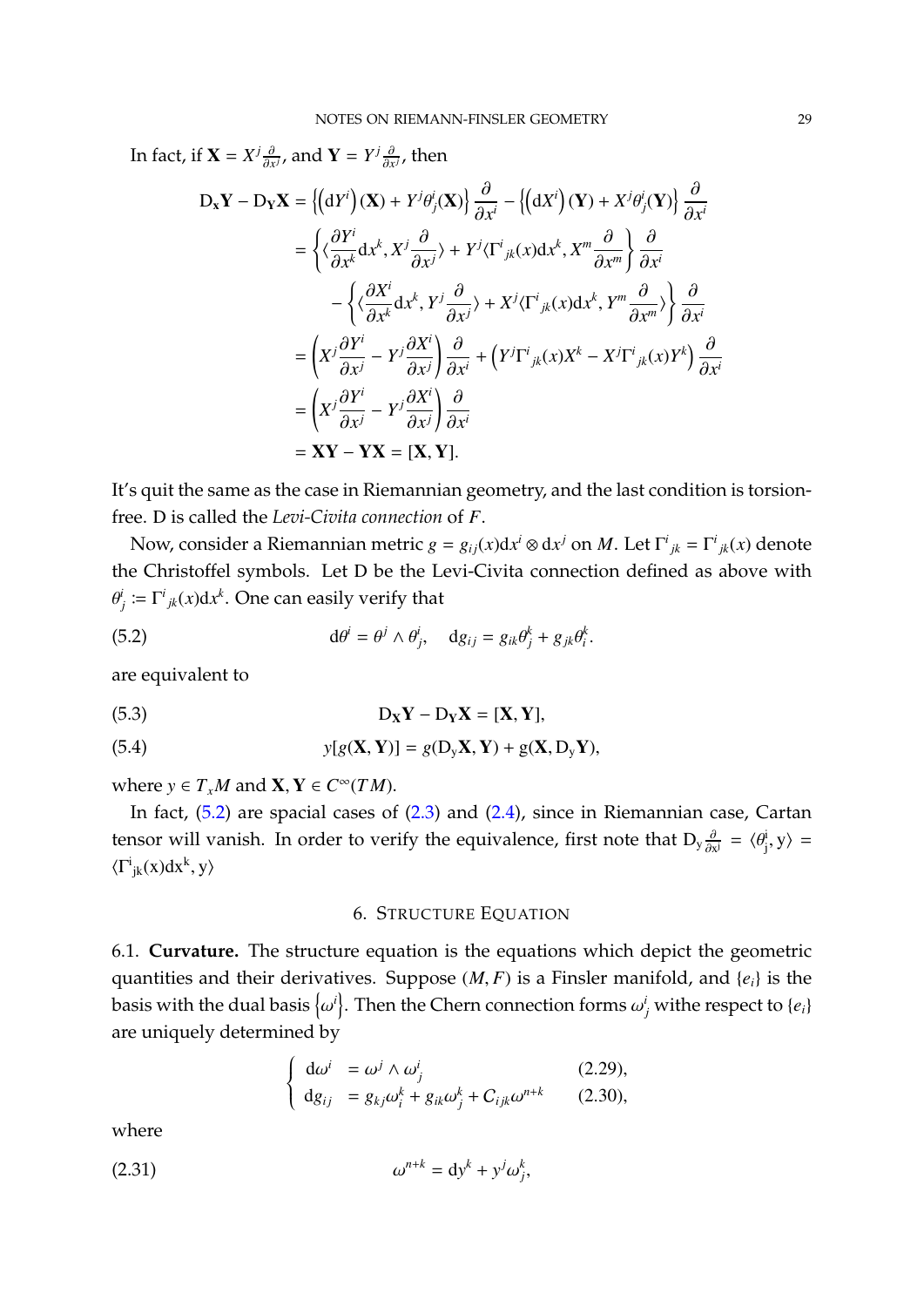In fact, if $\mathbf{X} = X^j \frac{\partial}{\partial x^j}$, and $\mathbf{Y} = Y^j \frac{\partial}{\partial x^j}$, then

$$
\begin{aligned}
\mathrm{D}_{\mathbf{x}}\mathbf{Y} - \mathrm{D}_{\mathbf{Y}}\mathbf{X} &= \left\{\left(\mathrm{d}Y^i\right)(\mathbf{X}) + Y^j\theta^i_j(\mathbf{X})\right\}\frac{\partial}{\partial x^i} - \left\{\left(\mathrm{d}X^i\right)(\mathbf{Y}) + X^j\theta^i_j(\mathbf{Y})\right\}\frac{\partial}{\partial x^i} \\
&= \left\{\langle\frac{\partial Y^i}{\partial x^k}\mathrm{d}x^k, X^j\frac{\partial}{\partial x^j}\rangle + Y^j\langle\Gamma^i{}_{jk}(x)\mathrm{d}x^k, X^m\frac{\partial}{\partial x^m}\right\}\frac{\partial}{\partial x^i} \\
&\quad - \left\{\langle\frac{\partial X^i}{\partial x^k}\mathrm{d}x^k, Y^j\frac{\partial}{\partial x^j}\rangle + X^j\langle\Gamma^i{}_{jk}(x)\mathrm{d}x^k, Y^m\frac{\partial}{\partial x^m}\rangle\right\}\frac{\partial}{\partial x^i} \\
&= \left(X^j\frac{\partial Y^i}{\partial x^j} - Y^j\frac{\partial X^i}{\partial x^j}\right)\frac{\partial}{\partial x^i} + \left(Y^j\Gamma^i{}_{jk}(x)X^k - X^j\Gamma^i{}_{jk}(x)Y^k\right)\frac{\partial}{\partial x^i} \\
&= \left(X^j\frac{\partial Y^i}{\partial x^j} - Y^j\frac{\partial X^i}{\partial x^j}\right)\frac{\partial}{\partial x^i} \\
&= \mathbf{XY} - \mathbf{YX} = [\mathbf{X}, \mathbf{Y}].
\end{aligned}
$$

It's quit the same as the case in Riemannian geometry, and the last condition is torsion-free. D is called the *Levi-Civita connection* of $F$.

Now, consider a Riemannian metric $g = g_{ij}(x)\mathrm{d}x^i \otimes \mathrm{d}x^j$ on $M$. Let $\Gamma^i{}_{jk} = \Gamma^i{}_{jk}(x)$ denote the Christoffel symbols. Let D be the Levi-Civita connection defined as above with $\theta^i_j := \Gamma^i{}_{jk}(x)\mathrm{d}x^k$. One can easily verify that

$$
\mathrm{d}\theta^i = \theta^j \wedge \theta^i_j, \quad \mathrm{d}g_{ij} = g_{ik}\theta^k_j + g_{jk}\theta^k_i. \tag{5.2}
$$

are equivalent to

$$
\mathrm{D}_{\mathbf{X}}\mathbf{Y} - \mathrm{D}_{\mathbf{Y}}\mathbf{X} = [\mathbf{X}, \mathbf{Y}], \tag{5.3}
$$

$$
y[g(\mathbf{X}, \mathbf{Y})] = g(\mathrm{D}_y\mathbf{X}, \mathbf{Y}) + \mathrm{g}(\mathbf{X}, \mathrm{D}_y\mathbf{Y}), \tag{5.4}
$$

where $y \in T_xM$ and $\mathbf{X}, \mathbf{Y} \in C^\infty(TM)$.

In fact, (5.2) are spacial cases of (2.3) and (2.4), since in Riemannian case, Cartan tensor will vanish. In order to verify the equivalence, first note that $\mathrm{D}_{\mathrm{y}}\frac{\partial}{\partial \mathrm{x}^{\mathrm{j}}} = \langle\theta^{\mathrm{i}}_{\mathrm{j}}, \mathrm{y}\rangle = \langle\Gamma^{\mathrm{i}}{}_{\mathrm{jk}}(\mathrm{x})\mathrm{d}\mathrm{x}^{\mathrm{k}}, \mathrm{y}\rangle$

## 6. Structure Equation

6.1. **Curvature.** The structure equation is the equations which depict the geometric quantities and their derivatives. Suppose $(M, F)$ is a Finsler manifold, and $\{e_i\}$ is the basis with the dual basis $\left\{\omega^i\right\}$. Then the Chern connection forms $\omega^i_j$ withe respect to $\{e_i\}$ are uniquely determined by

$$
\left\{
\begin{aligned}
\mathrm{d}\omega^i &= \omega^j \wedge \omega^i_j && (2.29), \\
\mathrm{d}g_{ij} &= g_{kj}\omega^k_i + g_{ik}\omega^k_j + C_{ijk}\omega^{n+k} && (2.30),
\end{aligned}
\right.
$$

where

$$
\omega^{n+k} = \mathrm{d}y^k + y^j\omega^k_j, \tag{2.31}
$$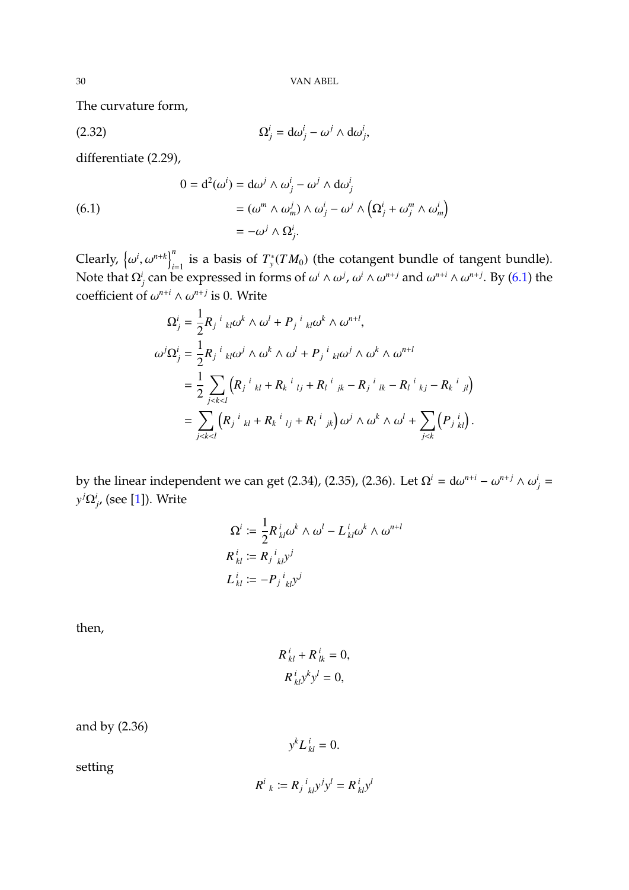The curvature form,

$$\Omega^i_j = \mathrm{d}\omega^i_j - \omega^j \wedge \mathrm{d}\omega^i_j, \tag{2.32}$$

differentiate (2.29),

$$\begin{aligned} 0 = \mathrm{d}^2(\omega^i) &= \mathrm{d}\omega^j \wedge \omega^i_j - \omega^j \wedge \mathrm{d}\omega^i_j \\ &= (\omega^m \wedge \omega^j_m) \wedge \omega^i_j - \omega^j \wedge \left(\Omega^i_j + \omega^m_j \wedge \omega^i_m\right) \\ &= -\omega^j \wedge \Omega^i_j. \end{aligned} \tag{6.1}$$

Clearly, $\left\{\omega^i, \omega^{n+k}\right\}_{i=1}^n$ is a basis of $T^*_y(TM_0)$ (the cotangent bundle of tangent bundle). Note that $\Omega^i_j$ can be expressed in forms of $\omega^i \wedge \omega^j$, $\omega^i \wedge \omega^{n+j}$ and $\omega^{n+i} \wedge \omega^{n+j}$. By (6.1) the coefficient of $\omega^{n+i} \wedge \omega^{n+j}$ is 0. Write

$$\begin{aligned} \Omega^i_j &= \frac{1}{2} R_j{}^i{}_{kl} \omega^k \wedge \omega^l + P_j{}^i{}_{kl} \omega^k \wedge \omega^{n+l}, \\ \omega^j \Omega^i_j &= \frac{1}{2} R_j{}^i{}_{kl} \omega^j \wedge \omega^k \wedge \omega^l + P_j{}^i{}_{kl} \omega^j \wedge \omega^k \wedge \omega^{n+l} \\ &= \frac{1}{2} \sum_{j<k<l} \left( R_j{}^i{}_{kl} + R_k{}^i{}_{lj} + R_l{}^i{}_{jk} - R_j{}^i{}_{lk} - R_l{}^i{}_{kj} - R_k{}^i{}_{jl} \right) \\ &= \sum_{j<k<l} \left( R_j{}^i{}_{kl} + R_k{}^i{}_{lj} + R_l{}^i{}_{jk} \right) \omega^j \wedge \omega^k \wedge \omega^l + \sum_{j<k} \left( P_j{}^i{}_{kl} \right). \end{aligned}$$

by the linear independent we can get (2.34), (2.35), (2.36). Let $\Omega^i = \mathrm{d}\omega^{n+i} - \omega^{n+j} \wedge \omega^i_j = y^j \Omega^i_j$, (see [1]). Write

$$\begin{aligned} \Omega^i &:= \frac{1}{2} R^{\,i}_{\,kl} \omega^k \wedge \omega^l - L^{\,i}_{\,kl} \omega^k \wedge \omega^{n+l} \\ R^{\,i}_{\,kl} &:= R_j{}^i{}_{kl} y^j \\ L^{\,i}_{\,kl} &:= -P_j{}^i{}_{kl} y^j \end{aligned}$$

then,

$$\begin{aligned} R^{\,i}_{\,kl} + R^{\,i}_{\,lk} &= 0, \\ R^{\,i}_{\,kl} y^k y^l &= 0, \end{aligned}$$

and by (2.36)

$$y^k L^{\,i}_{\,kl} = 0.$$

setting

$$R^i{}_k := R_j{}^i{}_{kl} y^j y^l = R^{\,i}_{\,kl} y^l$$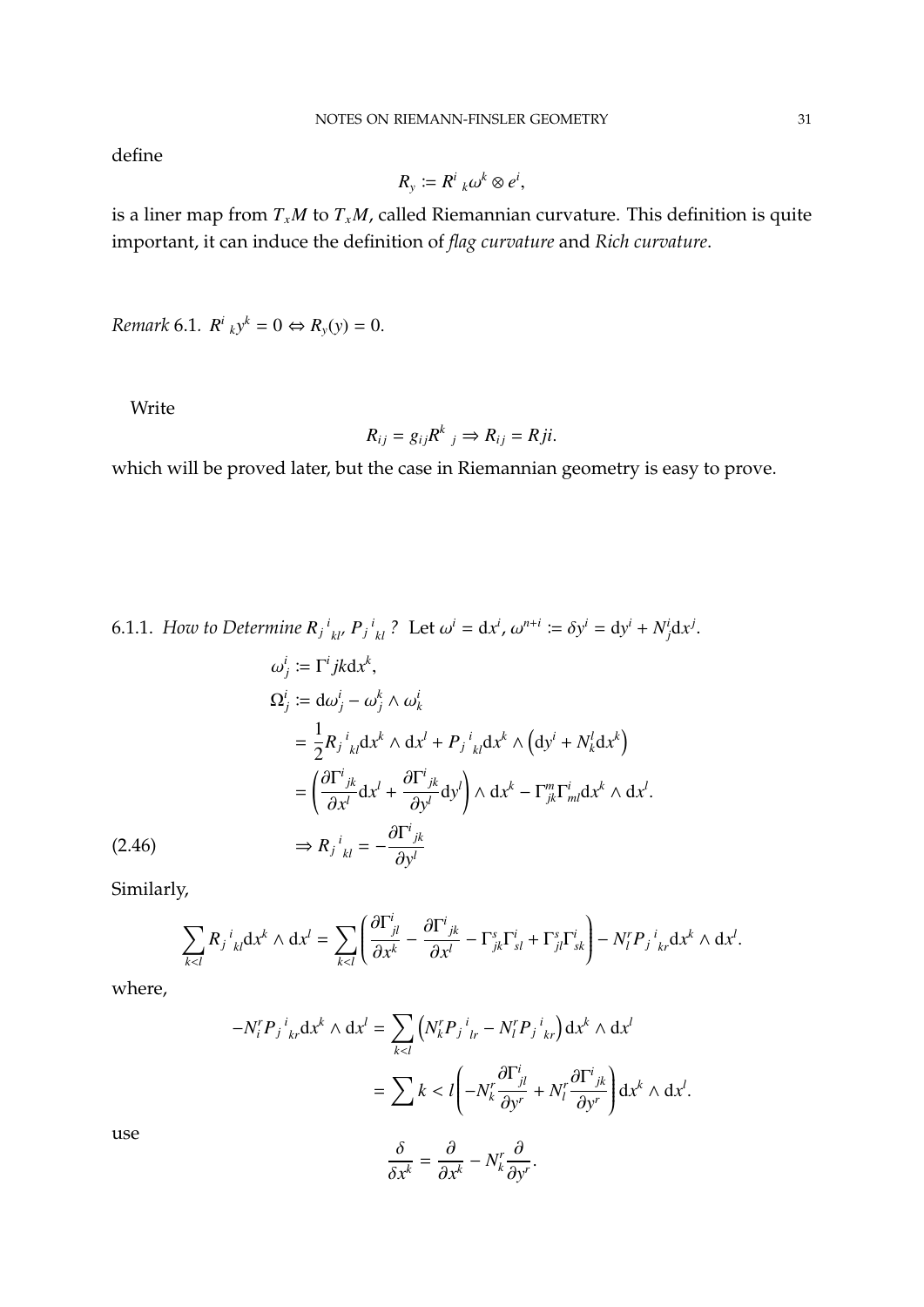define

$$R_y := R^i{}_k \omega^k \otimes e^i,$$

is a liner map from $T_xM$ to $T_xM$, called Riemannian curvature. This definition is quite important, it can induce the definition of *flag curvature* and *Rich curvature*.

*Remark* 6.1. $R^i{}_k y^k = 0 \Leftrightarrow R_y(y) = 0$.

Write

$$R_{ij} = g_{ij} R^k{}_j \Rightarrow R_{ij} = Rji.$$

which will be proved later, but the case in Riemannian geometry is easy to prove.

6.1.1. *How to Determine $R_j{}^i{}_{kl}$, $P_j{}^i{}_{kl}$ ?* Let $\omega^i = \mathrm{d}x^i$, $\omega^{n+i} := \delta y^i = \mathrm{d}y^i + N^i_j \mathrm{d}x^j$.

$$\begin{aligned}
\omega^i_j &:= \Gamma^i jk \mathrm{d}x^k, \\
\Omega^i_j &:= \mathrm{d}\omega^i_j - \omega^k_j \wedge \omega^i_k \\
&= \frac{1}{2} R_j{}^i{}_{kl} \mathrm{d}x^k \wedge \mathrm{d}x^l + P_j{}^i{}_{kl} \mathrm{d}x^k \wedge \left(\mathrm{d}y^i + N^l_k \mathrm{d}x^k\right) \\
&= \left(\frac{\partial \Gamma^i{}_{jk}}{\partial x^l} \mathrm{d}x^l + \frac{\partial \Gamma^i{}_{jk}}{\partial y^l} \mathrm{d}y^l\right) \wedge \mathrm{d}x^k - \Gamma^m_{jk} \Gamma^i_{ml} \mathrm{d}x^k \wedge \mathrm{d}x^l.
\end{aligned}$$

$$\Rightarrow R_j{}^i{}_{kl} = -\frac{\partial \Gamma^i{}_{jk}}{\partial y^l} \tag{2.46}$$

Similarly,

$$\sum_{k<l} R_j{}^i{}_{kl} \mathrm{d}x^k \wedge \mathrm{d}x^l = \sum_{k<l} \left( \frac{\partial \Gamma^i_{jl}}{\partial x^k} - \frac{\partial \Gamma^i{}_{jk}}{\partial x^l} - \Gamma^s_{jk} \Gamma^i_{sl} + \Gamma^s_{jl} \Gamma^i_{sk} \right) - N^r_l P_j{}^i{}_{kr} \mathrm{d}x^k \wedge \mathrm{d}x^l.$$

where,

$$\begin{aligned}
-N^r_i P_j{}^i{}_{kr} \mathrm{d}x^k \wedge \mathrm{d}x^l &= \sum_{k<l} \left(N^r_k P_j{}^i{}_{lr} - N^r_l P_j{}^i{}_{kr}\right) \mathrm{d}x^k \wedge \mathrm{d}x^l \\
&= \sum k < l \left(-N^r_k \frac{\partial \Gamma^i_{jl}}{\partial y^r} + N^r_l \frac{\partial \Gamma^i{}_{jk}}{\partial y^r}\right) \mathrm{d}x^k \wedge \mathrm{d}x^l.
\end{aligned}$$

use

$$\frac{\delta}{\delta x^k} = \frac{\partial}{\partial x^k} - N^r_k \frac{\partial}{\partial y^r}.$$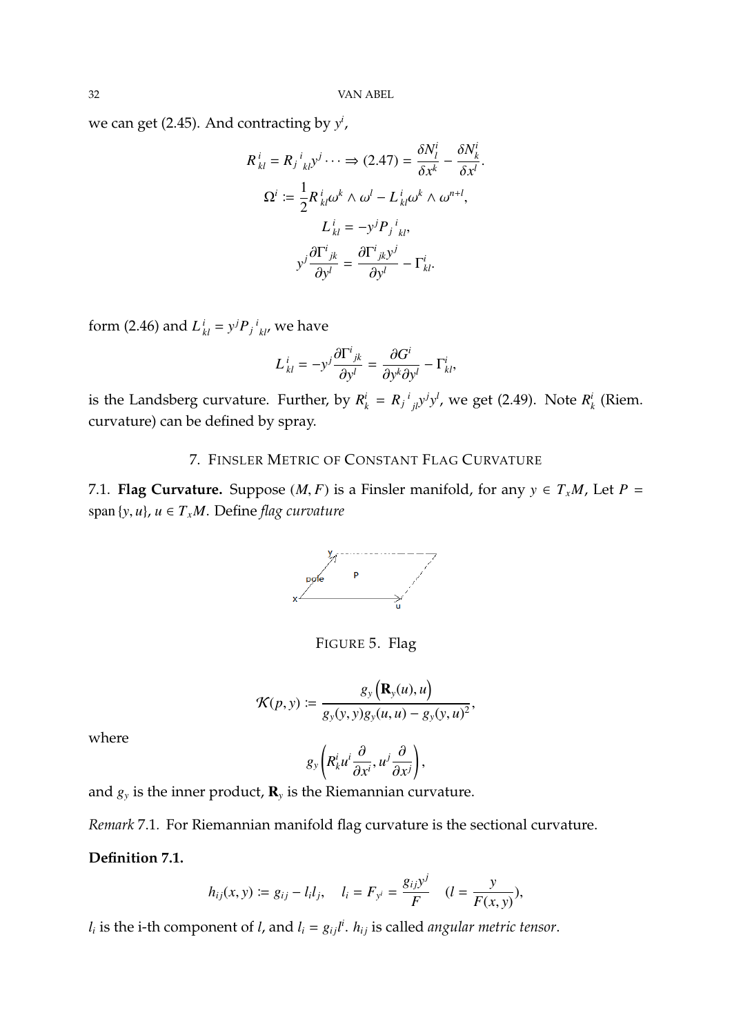we can get (2.45). And contracting by $y^i$,

$$R^{\ i}_{kl} = R_{j\ kl}^{\ i} y^j \cdots \Rightarrow (2.47) = \frac{\delta N^i_l}{\delta x^k} - \frac{\delta N^i_k}{\delta x^l}.$$

$$\Omega^i := \frac{1}{2} R^{\ i}_{kl} \omega^k \wedge \omega^l - L^{\ i}_{kl} \omega^k \wedge \omega^{n+l},$$

$$L^{\ i}_{kl} = -y^j P_{j\ kl}^{\ i},$$

$$y^j \frac{\partial \Gamma^i_{\ jk}}{\partial y^l} = \frac{\partial \Gamma^i_{\ jk} y^j}{\partial y^l} - \Gamma^i_{kl}.$$

form (2.46) and $L^{\ i}_{kl} = y^j P_{j\ kl}^{\ i}$, we have

$$L^{\ i}_{kl} = -y^j \frac{\partial \Gamma^i_{\ jk}}{\partial y^l} = \frac{\partial G^i}{\partial y^k \partial y^l} - \Gamma^i_{kl},$$

is the Landsberg curvature. Further, by $R^i_k = R_{j\ jl}^{\ i} y^j y^l$, we get (2.49). Note $R^i_k$ (Riem. curvature) can be defined by spray.

## 7. Finsler Metric of Constant Flag Curvature

7.1. **Flag Curvature.** Suppose $(M, F)$ is a Finsler manifold, for any $y \in T_xM$, Let $P = \operatorname{span}\{y, u\}$, $u \in T_xM$. Define *flag curvature*

FIGURE 5. Flag

$$\mathcal{K}(p, y) := \frac{g_y\left(\mathbf{R}_y(u), u\right)}{g_y(y, y) g_y(u, u) - g_y(y, u)^2},$$

where

$$g_y\left(R^i_k u^i \frac{\partial}{\partial x^i}, u^j \frac{\partial}{\partial x^j}\right),$$

and $g_y$ is the inner product, $\mathbf{R}_y$ is the Riemannian curvature.

*Remark* 7.1. For Riemannian manifold flag curvature is the sectional curvature.

**Definition 7.1.**

$$h_{ij}(x, y) := g_{ij} - l_i l_j, \quad l_i = F_{y^i} = \frac{g_{ij} y^j}{F} \quad (l = \frac{y}{F(x, y)}),$$

$l_i$ is the i-th component of $l$, and $l_i = g_{ij} l^i$. $h_{ij}$ is called *angular metric tensor*.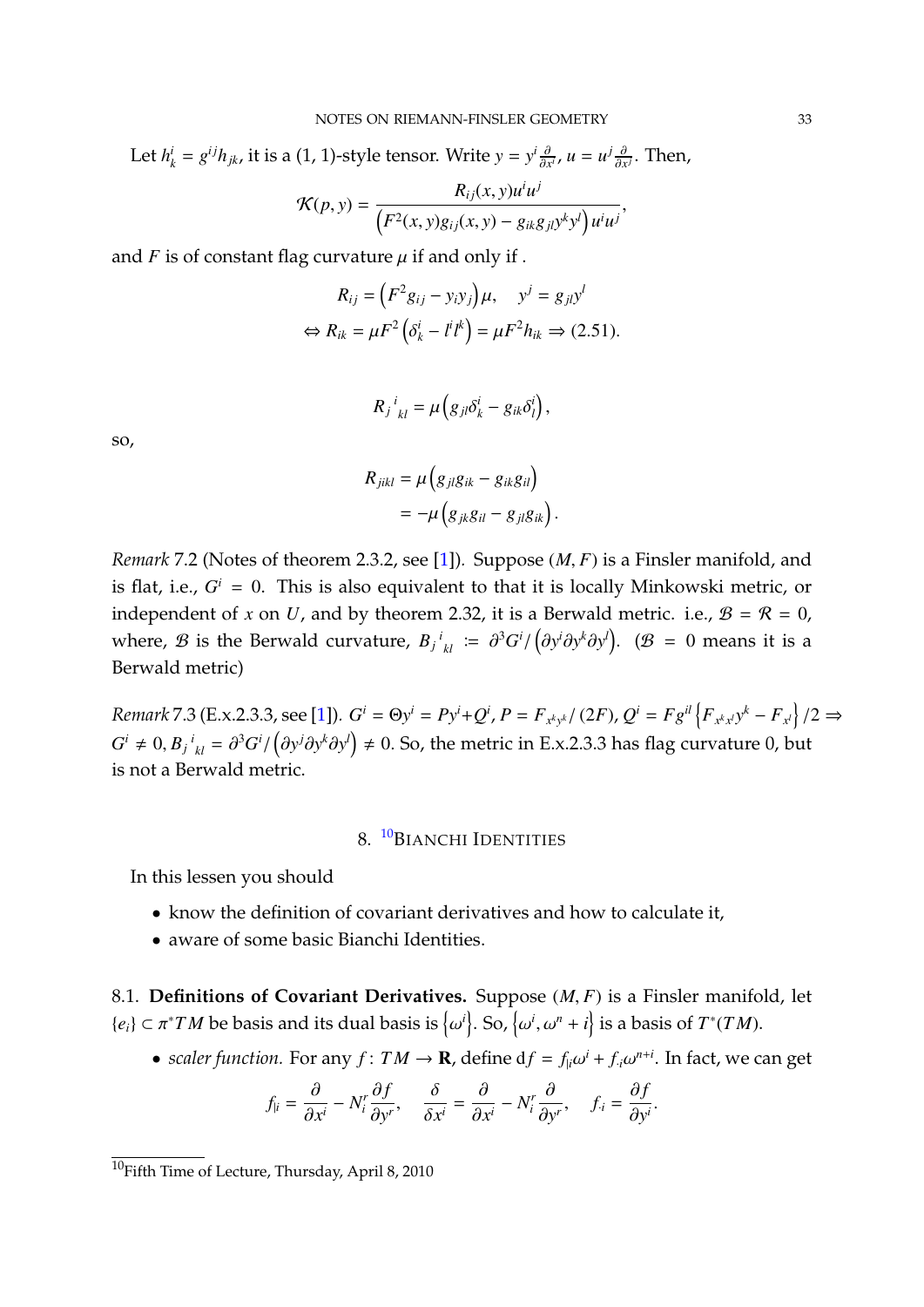Let $h^i_k = g^{ij}h_{jk}$, it is a (1, 1)-style tensor. Write $y = y^i \frac{\partial}{\partial x^i}$, $u = u^j \frac{\partial}{\partial x^j}$. Then,

$$\mathcal{K}(p, y) = \frac{R_{ij}(x, y)u^i u^j}{\left(F^2(x, y)g_{ij}(x, y) - g_{ik}g_{jl}y^k y^l\right)u^i u^j},$$

and $F$ is of constant flag curvature $\mu$ if and only if .

$$R_{ij} = \left(F^2 g_{ij} - y_i y_j\right)\mu, \quad y^j = g_{jl}y^l$$
$$\Leftrightarrow R_{ik} = \mu F^2 \left(\delta^i_k - l^i l^k\right) = \mu F^2 h_{ik} \Rightarrow (2.51).$$

$$R_j{}^i{}_{kl} = \mu\left(g_{jl}\delta^i_k - g_{ik}\delta^i_l\right),$$

so,

$$\begin{aligned} R_{jikl} &= \mu\left(g_{jl}g_{ik} - g_{ik}g_{il}\right) \\ &= -\mu\left(g_{jk}g_{il} - g_{jl}g_{ik}\right). \end{aligned}$$

*Remark* 7.2 (Notes of theorem 2.3.2, see [1]). Suppose $(M, F)$ is a Finsler manifold, and is flat, i.e., $G^i = 0$. This is also equivalent to that it is locally Minkowski metric, or independent of $x$ on $U$, and by theorem 2.32, it is a Berwald metric. i.e., $\mathcal{B} = \mathcal{R} = 0$, where, $\mathcal{B}$ is the Berwald curvature, $B_j{}^i{}_{kl} := \partial^3 G^i / \left(\partial y^j \partial y^k \partial y^l\right)$. ($\mathcal{B} = 0$ means it is a Berwald metric)

*Remark* 7.3 (E.x.2.3.3, see [1]). $G^i = \Theta y^i = P y^i + Q^i$, $P = F_{x^k y^k}/(2F)$, $Q^i = F g^{il}\left\{F_{x^k x^l}y^k - F_{x^l}\right\}/2 \Rightarrow G^i \neq 0, B_j{}^i{}_{kl} = \partial^3 G^i / \left(\partial y^j \partial y^k \partial y^l\right) \neq 0$. So, the metric in E.x.2.3.3 has flag curvature 0, but is not a Berwald metric.

## 8. [10]Bianchi Identities

In this lessen you should

- know the definition of covariant derivatives and how to calculate it,
- aware of some basic Bianchi Identities.

### 8.1. Definitions of Covariant Derivatives.

Suppose $(M, F)$ is a Finsler manifold, let $\{e_i\} \subset \pi^* TM$ be basis and its dual basis is $\left\{\omega^i\right\}$. So, $\left\{\omega^i, \omega^n + i\right\}$ is a basis of $T^*(TM)$.

- *scaler function.* For any $f : TM \to \mathbf{R}$, define $\mathrm{d}f = f_{|i}\omega^i + f_{\cdot i}\omega^{n+i}$. In fact, we can get

$$f_{|i} = \frac{\partial}{\partial x^i} - N^r_i \frac{\partial f}{\partial y^r}, \quad \frac{\delta}{\delta x^i} = \frac{\partial}{\partial x^i} - N^r_i \frac{\partial}{\partial y^r}, \quad f_{\cdot i} = \frac{\partial f}{\partial y^i}.$$

[10]Fifth Time of Lecture, Thursday, April 8, 2010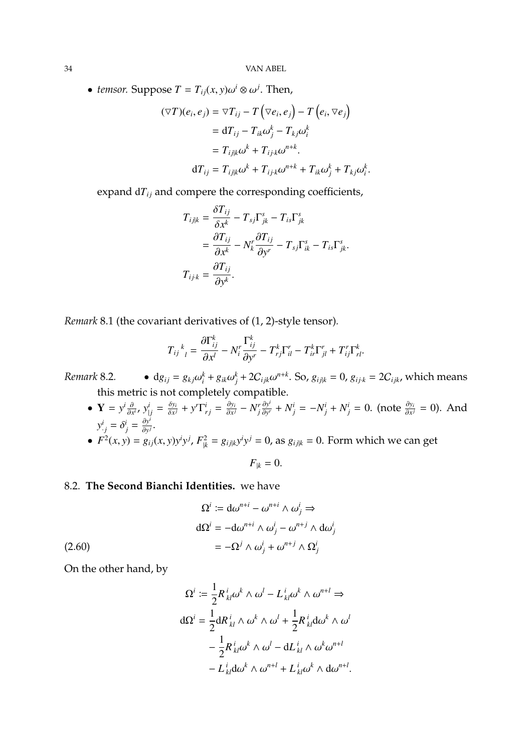- *temsor.* Suppose $T = T_{ij}(x,y)\omega^i \otimes \omega^j$. Then,

$$
\begin{aligned}
(\nabla T)(e_i, e_j) &= \nabla T_{ij} - T\left(\nabla e_i, e_j\right) - T\left(e_i, \nabla e_j\right) \\
&= \mathrm{d}T_{ij} - T_{ik}\omega_j^k - T_{kj}\omega_i^k \\
&= T_{ij|k}\omega^k + T_{ij\cdot k}\omega^{n+k}. \\
\mathrm{d}T_{ij} &= T_{ij|k}\omega^k + T_{ij\cdot k}\omega^{n+k} + T_{ik}\omega_j^k + T_{kj}\omega_i^k.
\end{aligned}
$$

expand $\mathrm{d}T_{ij}$ and compere the corresponding coefficients,

$$
\begin{aligned}
T_{ij|k} &= \frac{\delta T_{ij}}{\delta x^k} - T_{sj}\Gamma^s_{jk} - T_{is}\Gamma^s_{jk} \\
&= \frac{\partial T_{ij}}{\partial x^k} - N_k^r \frac{\partial T_{ij}}{\partial y^r} - T_{sj}\Gamma^s_{ik} - T_{is}\Gamma^s_{jk}. \\
T_{ij\cdot k} &= \frac{\partial T_{ij}}{\partial y^k}.
\end{aligned}
$$

*Remark* 8.1 (the covariant derivatives of (1, 2)-style tensor).

$$
T_{ij}{}^k{}_l = \frac{\partial \Gamma^k_{ij}}{\partial x^l} - N_i^r \frac{\Gamma^k_{ij}}{\partial y^r} - T^k_{rj}\Gamma^r_{il} - T^k_{ir}\Gamma^r_{jl} + T^r_{ij}\Gamma^k_{rl}.
$$

*Remark* 8.2.
- $\mathrm{d}g_{ij} = g_{kj}\omega_i^k + g_{ik}\omega_j^k + 2C_{ijk}\omega^{n+k}$. So, $g_{ij|k} = 0$, $g_{ij\cdot k} = 2C_{ijk}$, which means this metric is not completely compatible.
- $\mathbf{Y} = y^i \frac{\partial}{\partial x^i}$, $y^i_{|j} = \frac{\delta y_i}{\delta x^j} + y^r\Gamma^i_{rj} = \frac{\partial y_i}{\partial x^j} - N_j^r \frac{\partial y^i}{\partial y^r} + N_j^i = -N_j^i + N_j^i = 0$. (note $\frac{\partial y_i}{\partial x^j} = 0$). And $y^i_{\cdot j} = \delta^i_j = \frac{\partial y^i}{\partial y^j}$.
- $F^2(x,y) = g_{ij}(x,y)y^iy^j$, $F^2_{|k} = g_{ij|k}y^iy^j = 0$, as $g_{ij|k} = 0$. Form which we can get

$$
F_{|k} = 0.
$$

## 8.2. **The Second Bianchi Identities.** we have

$$
\begin{aligned}
\Omega^i &:= \mathrm{d}\omega^{n+i} - \omega^{n+i} \wedge \omega_j^i \Rightarrow \\
\mathrm{d}\Omega^i &= -\mathrm{d}\omega^{n+i} \wedge \omega_j^i - \omega^{n+j} \wedge \mathrm{d}\omega_j^i \\
&= -\Omega^j \wedge \omega_j^i + \omega^{n+j} \wedge \Omega_j^i
\end{aligned} \tag{2.60}
$$

On the other hand, by

$$
\begin{aligned}
\Omega^i &:= \frac{1}{2}R^{\ i}_{kl}\omega^k \wedge \omega^l - L^{\ i}_{kl}\omega^k \wedge \omega^{n+l} \Rightarrow \\
\mathrm{d}\Omega^i &= \frac{1}{2}\mathrm{d}R^{\ i}_{kl} \wedge \omega^k \wedge \omega^l + \frac{1}{2}R^{\ i}_{kl}\mathrm{d}\omega^k \wedge \omega^l \\
&\quad - \frac{1}{2}R^{\ i}_{kl}\omega^k \wedge \omega^l - \mathrm{d}L^{\ i}_{kl} \wedge \omega^k\omega^{n+l} \\
&\quad - L^{\ i}_{kl}\mathrm{d}\omega^k \wedge \omega^{n+l} + L^{\ i}_{kl}\omega^k \wedge \mathrm{d}\omega^{n+l}.
\end{aligned}
$$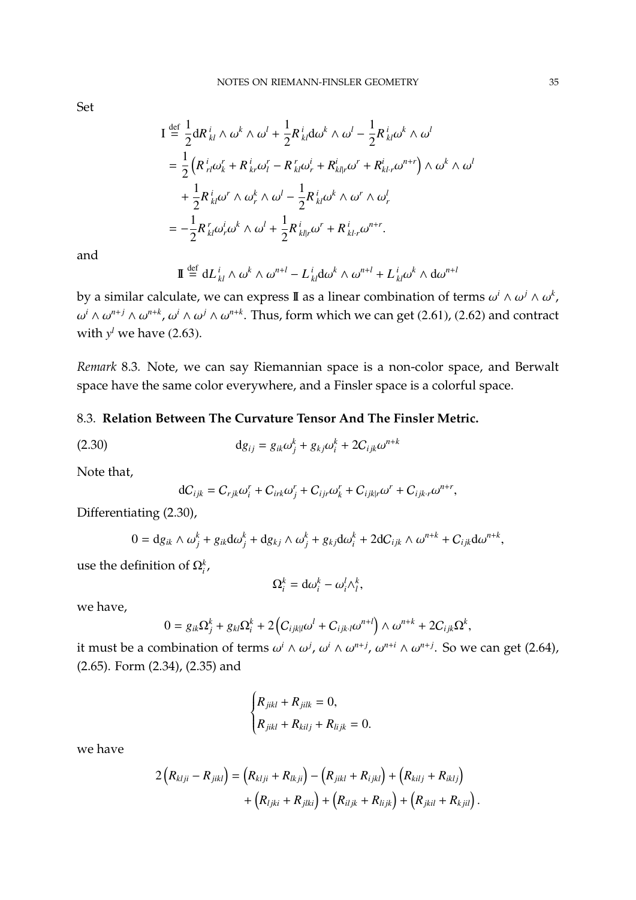Set

$$
\begin{aligned}
\mathrm{I} &\overset{\text{def}}{=} \frac{1}{2}\mathrm{d}R_{\ kl}^{i} \wedge \omega^k \wedge \omega^l + \frac{1}{2}R_{\ kl}^{i}\mathrm{d}\omega^k \wedge \omega^l - \frac{1}{2}R_{\ kl}^{i}\omega^k \wedge \omega^l \\
&= \frac{1}{2}\left(R_{\ rl}^{i}\omega_k^r + R_{\ kr}^{i}\omega_l^r - R_{\ kl}^{r}\omega_r^i + R_{kl|r}^{i}\omega^r + R_{kl\cdot r}^{i}\omega^{n+r}\right) \wedge \omega^k \wedge \omega^l \\
&\quad + \frac{1}{2}R_{\ kl}^{i}\omega^r \wedge \omega_r^k \wedge \omega^l - \frac{1}{2}R_{\ kl}^{i}\omega^k \wedge \omega^r \wedge \omega_r^l \\
&= -\frac{1}{2}R_{\ kl}^{r}\omega_r^i\omega^k \wedge \omega^l + \frac{1}{2}R_{\ kl|r}^{i}\omega^r + R_{\ kl\cdot r}^{i}\omega^{n+r}.
\end{aligned}
$$

and

$$
\mathrm{II} \overset{\text{def}}{=} \mathrm{d}L_{\ kl}^{i} \wedge \omega^k \wedge \omega^{n+l} - L_{\ kl}^{i}\mathrm{d}\omega^k \wedge \omega^{n+l} + L_{\ kl}^{i}\omega^k \wedge \mathrm{d}\omega^{n+l}
$$

by a similar calculate, we can express II as a linear combination of terms $\omega^i \wedge \omega^j \wedge \omega^k$, $\omega^i \wedge \omega^{n+j} \wedge \omega^{n+k}$, $\omega^i \wedge \omega^j \wedge \omega^{n+k}$. Thus, form which we can get (2.61), (2.62) and contract with $y^l$ we have (2.63).

*Remark* 8.3. Note, we can say Riemannian space is a non-color space, and Berwalt space have the same color everywhere, and a Finsler space is a colorful space.

### 8.3. **Relation Between The Curvature Tensor And The Finsler Metric.**

$$
\mathrm{d}g_{ij} = g_{ik}\omega_j^k + g_{kj}\omega_i^k + 2C_{ijk}\omega^{n+k} \tag{2.30}
$$

Note that,

$$
\mathrm{d}C_{ijk} = C_{rjk}\omega_i^r + C_{irk}\omega_j^r + C_{ijr}\omega_k^r + C_{ijk|r}\omega^r + C_{ijk\cdot r}\omega^{n+r},
$$

Differentiating (2.30),

$$
0 = \mathrm{d}g_{ik} \wedge \omega_j^k + g_{ik}\mathrm{d}\omega_j^k + \mathrm{d}g_{kj} \wedge \omega_j^k + g_{kj}\mathrm{d}\omega_i^k + 2\mathrm{d}C_{ijk} \wedge \omega^{n+k} + C_{ijk}\mathrm{d}\omega^{n+k},
$$

use the definition of $\Omega_i^k$,

$$
\Omega_i^k = \mathrm{d}\omega_i^k - \omega_i^l \wedge_l^k,
$$

we have,

$$
0 = g_{ik}\Omega_j^k + g_{kl}\Omega_i^k + 2\left(C_{ijk|l}\omega^l + C_{ijk\cdot l}\omega^{n+l}\right) \wedge \omega^{n+k} + 2C_{ijk}\Omega^k,
$$

it must be a combination of terms $\omega^i \wedge \omega^j$, $\omega^i \wedge \omega^{n+j}$, $\omega^{n+i} \wedge \omega^{n+j}$. So we can get (2.64), (2.65). Form (2.34), (2.35) and

$$
\begin{cases}
R_{jikl} + R_{jilk} = 0, \\
R_{jikl} + R_{kilj} + R_{lijk} = 0.
\end{cases}
$$

we have

$$
\begin{aligned}
2\left(R_{klji} - R_{jikl}\right) &= \left(R_{klji} + R_{lkji}\right) - \left(R_{jikl} + R_{ijkl}\right) + \left(R_{kilj} + R_{iklj}\right) \\
&\quad + \left(R_{ljki} + R_{jlki}\right) + \left(R_{iljk} + R_{lijk}\right) + \left(R_{jkil} + R_{kjil}\right).
\end{aligned}
$$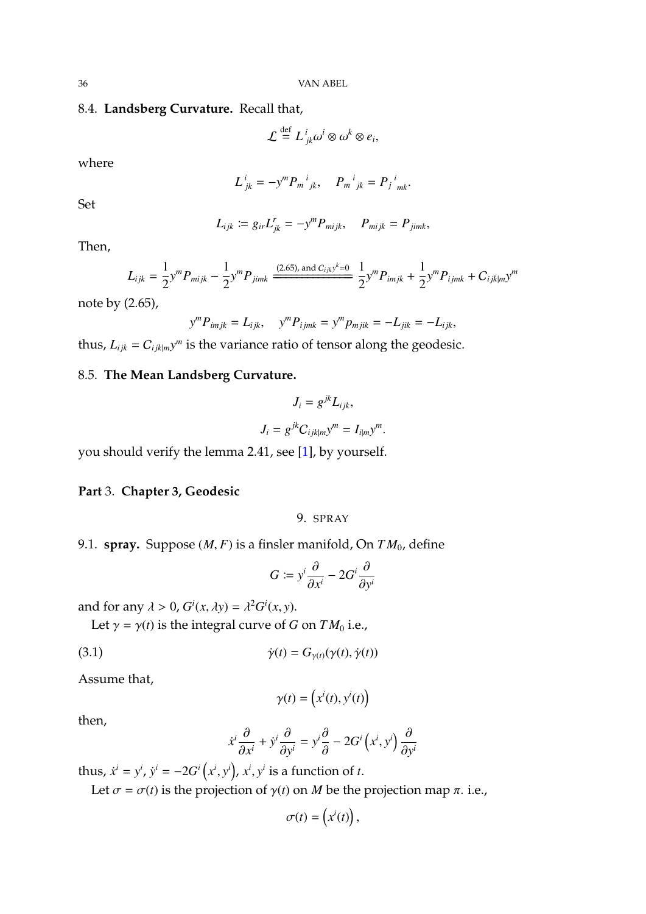### 8.4. **Landsberg Curvature.**

Recall that,

$$\mathcal{L} \stackrel{\text{def}}{=} L^{\ i}_{jk}\omega^i \otimes \omega^k \otimes e_i,$$

where

$$L^{\ i}_{jk} = -y^m P_m{}^{\ i}{}_{jk}, \quad P_m{}^{\ i}{}_{jk} = P_j{}^{\ i}{}_{mk}.$$

Set

$$L_{ijk} := g_{ir}L^r_{jk} = -y^m P_{mijk}, \quad P_{mijk} = P_{jimk},$$

Then,

$$L_{ijk} = \frac{1}{2}y^m P_{mijk} - \frac{1}{2}y^m P_{jimk} \xlongequal{\text{(2.65), and } C_{ijk}y^k=0} \frac{1}{2}y^m P_{imjk} + \frac{1}{2}y^m P_{ijmk} + C_{ijk|m}y^m$$

note by (2.65),

$$y^m P_{imjk} = L_{ijk}, \quad y^m P_{ijmk} = y^m p_{mjik} = -L_{jik} = -L_{ijk},$$

thus, $L_{ijk} = C_{ijk|m}y^m$ is the variance ratio of tensor along the geodesic.

### 8.5. **The Mean Landsberg Curvature.**

$$J_i = g^{jk}L_{ijk},$$

$$J_i = g^{jk}C_{ijk|m}y^m = I_{i|m}y^m.$$

you should verify the lemma 2.41, see [1], by yourself.

# **Part** 3. **Chapter 3, Geodesic**

## 9. SPRAY

### 9.1. **spray.**

Suppose $(M, F)$ is a finsler manifold, On $TM_0$, define

$$G := y^i \frac{\partial}{\partial x^i} - 2G^i \frac{\partial}{\partial y^i}$$

and for any $\lambda > 0$, $G^i(x, \lambda y) = \lambda^2 G^i(x, y)$.

Let $\gamma = \gamma(t)$ is the integral curve of $G$ on $TM_0$ i.e.,

$$\dot{\gamma}(t) = G_{\gamma(t)}(\gamma(t), \dot{\gamma}(t)) \tag{3.1}$$

Assume that,

$$\gamma(t) = \left(x^i(t), y^i(t)\right)$$

then,

$$\dot{x}^i \frac{\partial}{\partial x^i} + \dot{y}^i \frac{\partial}{\partial y^i} = y^i \frac{\partial}{\partial} - 2G^i\left(x^i, y^i\right) \frac{\partial}{\partial y^i}$$

thus, $\dot{x}^i = y^i$, $\dot{y}^i = -2G^i\left(x^i, y^i\right)$, $x^i, y^i$ is a function of $t$.

Let $\sigma = \sigma(t)$ is the projection of $\gamma(t)$ on $M$ be the projection map $\pi$. i.e.,

$$\sigma(t) = \left(x^i(t)\right),$$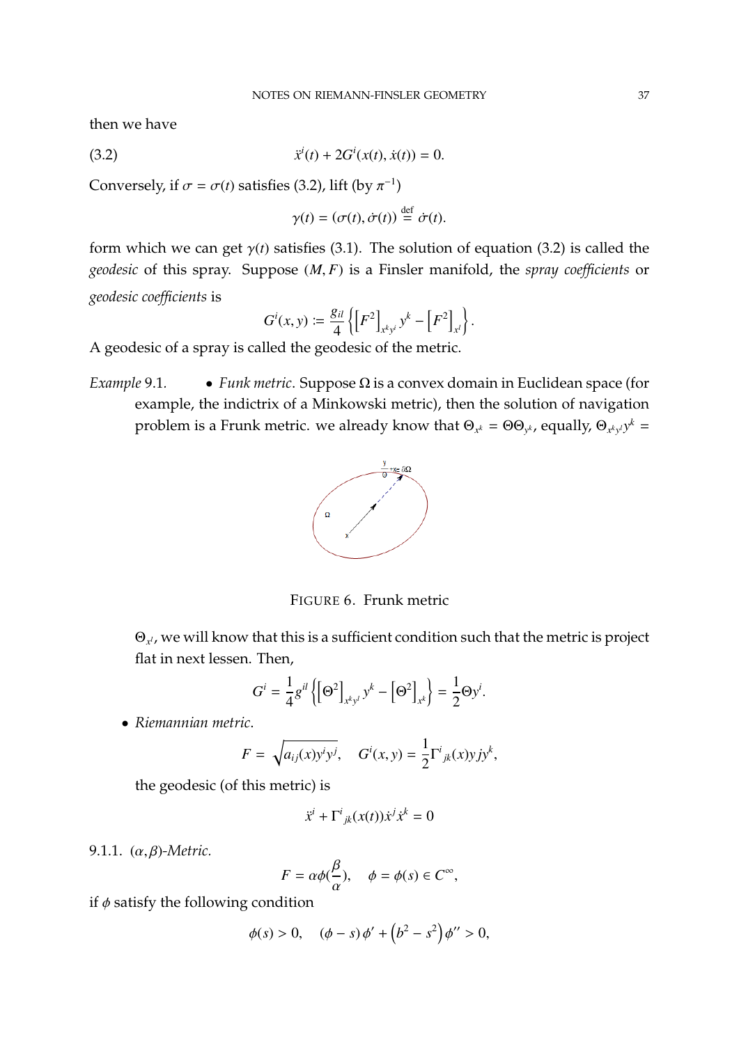then we have

$$\ddot{x}^i(t) + 2G^i(x(t), \dot{x}(t)) = 0. \tag{3.2}$$

Conversely, if $\sigma = \sigma(t)$ satisfies (3.2), lift (by $\pi^{-1}$)

$$\gamma(t) = (\sigma(t), \dot{\sigma}(t)) \stackrel{\text{def}}{=} \dot{\sigma}(t).$$

form which we can get $\gamma(t)$ satisfies (3.1). The solution of equation (3.2) is called the *geodesic* of this spray. Suppose $(M, F)$ is a Finsler manifold, the *spray coefficients* or *geodesic coefficients* is

$$G^i(x, y) := \frac{g_{il}}{4}\left\{\left[F^2\right]_{x^k y^l} y^k - \left[F^2\right]_{x^l}\right\}.$$

A geodesic of a spray is called the geodesic of the metric.

*Example* 9.1.

- *Funk metric*. Suppose $\Omega$ is a convex domain in Euclidean space (for example, the indictrix of a Minkowski metric), then the solution of navigation problem is a Frunk metric. we already know that $\Theta_{x^k} = \Theta\Theta_{y^k}$, equally, $\Theta_{x^k y^l} y^k = \Theta_{x^l}$, we will know that this is a sufficient condition such that the metric is project flat in next lessen. Then,

  FIGURE 6. Frunk metric

  $$G^i = \frac{1}{4} g^{il}\left\{\left[\Theta^2\right]_{x^k y^l} y^k - \left[\Theta^2\right]_{x^k}\right\} = \frac{1}{2}\Theta y^i.$$

- *Riemannian metric*.

  $$F = \sqrt{a_{ij}(x) y^i y^j}, \quad G^i(x, y) = \frac{1}{2}\Gamma^i{}_{jk}(x) y j y^k,$$

  the geodesic (of this metric) is

  $$\ddot{x}^i + \Gamma^i{}_{jk}(x(t))\dot{x}^j \dot{x}^k = 0$$

9.1.1. *$(\alpha, \beta)$-Metric.*

$$F = \alpha\phi\left(\frac{\beta}{\alpha}\right), \quad \phi = \phi(s) \in C^\infty,$$

if $\phi$ satisfy the following condition

$$\phi(s) > 0, \quad (\phi - s)\phi' + \left(b^2 - s^2\right)\phi'' > 0,$$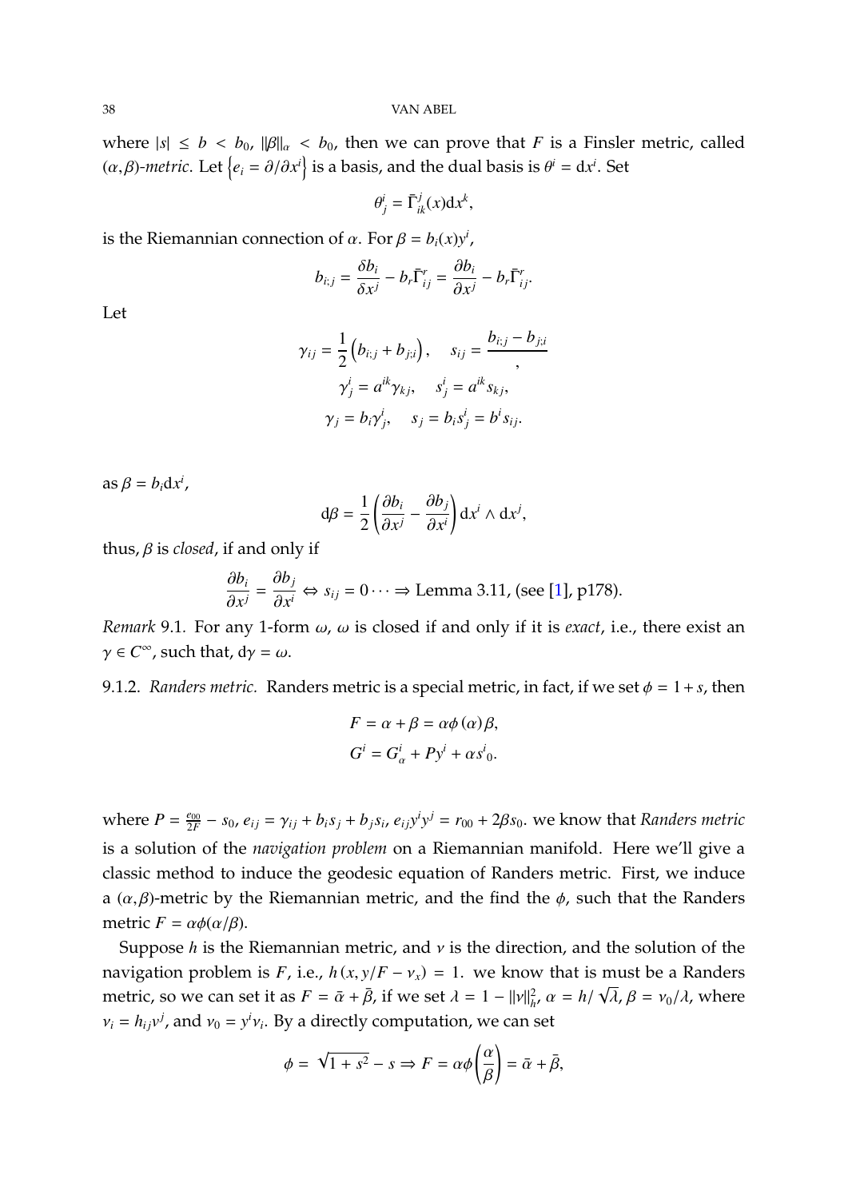where $|s| \leq b < b_0$, $\|\beta\|_\alpha < b_0$, then we can prove that $F$ is a Finsler metric, called $(\alpha,\beta)$-*metric*. Let $\left\{e_i = \partial/\partial x^i\right\}$ is a basis, and the dual basis is $\theta^i = \mathrm{d}x^i$. Set

$$\theta^i_j = \bar{\Gamma}^j_{ik}(x)\mathrm{d}x^k,$$

is the Riemannian connection of $\alpha$. For $\beta = b_i(x)y^i$,

$$b_{i;j} = \frac{\delta b_i}{\delta x^j} - b_r\bar{\Gamma}^r_{ij} = \frac{\partial b_i}{\partial x^j} - b_r\bar{\Gamma}^r_{ij}.$$

Let

$$\gamma_{ij} = \frac{1}{2}\left(b_{i;j} + b_{j;i}\right), \quad s_{ij} = \frac{b_{i;j} - b_{j;i}}{,}$$

$$\gamma^i_j = a^{ik}\gamma_{kj}, \quad s^i_j = a^{ik}s_{kj},$$

$$\gamma_j = b_i\gamma^i_j, \quad s_j = b_is^i_j = b^is_{ij}.$$

as $\beta = b_i\mathrm{d}x^i$,

$$\mathrm{d}\beta = \frac{1}{2}\left(\frac{\partial b_i}{\partial x^j} - \frac{\partial b_j}{\partial x^i}\right)\mathrm{d}x^i \wedge \mathrm{d}x^j,$$

thus, $\beta$ is *closed*, if and only if

$$\frac{\partial b_i}{\partial x^j} = \frac{\partial b_j}{\partial x^i} \Leftrightarrow s_{ij} = 0 \cdots \Rightarrow \text{Lemma 3.11, (see [1], p178).}$$

*Remark* 9.1. For any 1-form $\omega$, $\omega$ is closed if and only if it is *exact*, i.e., there exist an $\gamma \in C^\infty$, such that, $\mathrm{d}\gamma = \omega$.

9.1.2. *Randers metric.* Randers metric is a special metric, in fact, if we set $\phi = 1 + s$, then

$$F = \alpha + \beta = \alpha\phi\left(\alpha\right)\beta,$$

$$G^i = G^i_\alpha + Py^i + \alpha s^i{}_0.$$

where $P = \frac{e_{00}}{2F} - s_0$, $e_{ij} = \gamma_{ij} + b_is_j + b_js_i$, $e_{ij}y^iy^j = r_{00} + 2\beta s_0$. we know that *Randers metric* is a solution of the *navigation problem* on a Riemannian manifold. Here we'll give a classic method to induce the geodesic equation of Randers metric. First, we induce a $(\alpha,\beta)$-metric by the Riemannian metric, and the find the $\phi$, such that the Randers metric $F = \alpha\phi(\alpha/\beta)$.

Suppose $h$ is the Riemannian metric, and $v$ is the direction, and the solution of the navigation problem is $F$, i.e., $h\left(x, y/F - v_x\right) = 1$. we know that is must be a Randers metric, so we can set it as $F = \bar{\alpha} + \bar{\beta}$, if we set $\lambda = 1 - \|v\|^2_h$, $\alpha = h/\sqrt{\lambda}$, $\beta = v_0/\lambda$, where $v_i = h_{ij}v^j$, and $v_0 = y^iv_i$. By a directly computation, we can set

$$\phi = \sqrt{1 + s^2} - s \Rightarrow F = \alpha\phi\left(\frac{\alpha}{\beta}\right) = \bar{\alpha} + \bar{\beta},$$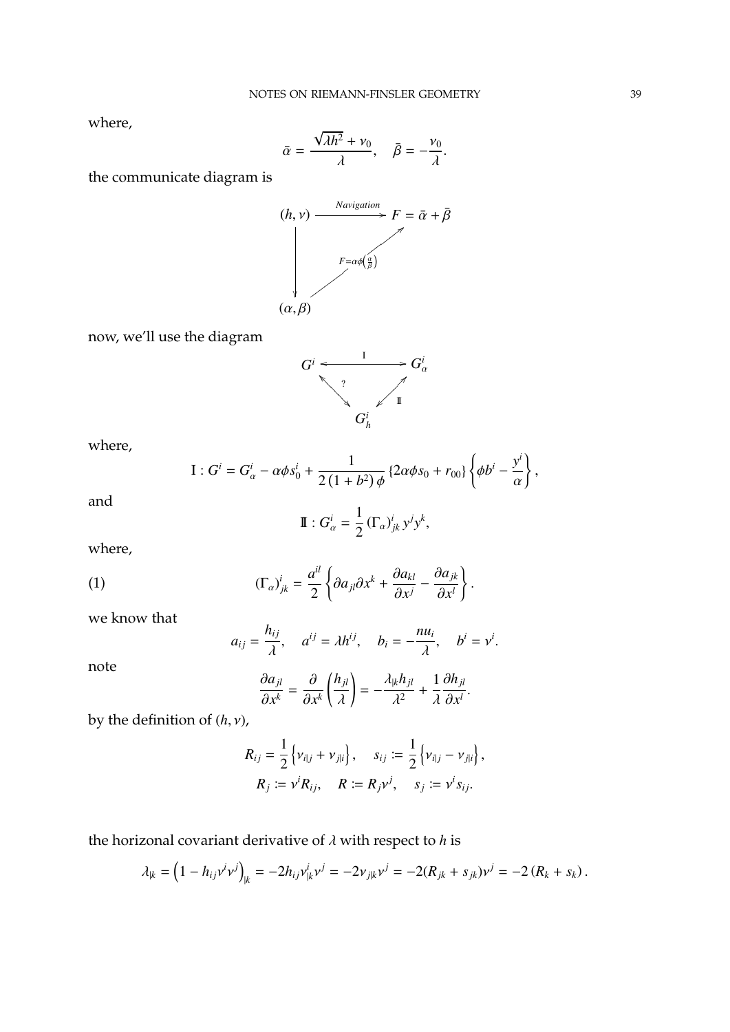where,

$$\bar{\alpha} = \frac{\sqrt{\lambda h^2} + \nu_0}{\lambda}, \quad \bar{\beta} = -\frac{\nu_0}{\lambda}.$$

the communicate diagram is

$$\begin{array}{ccc} (h,\nu) & \xrightarrow{\text{Navigation}} & F = \bar{\alpha} + \bar{\beta} \\ \downarrow & \nearrow_{F=\alpha\phi\left(\frac{\alpha}{\beta}\right)} & \\ (\alpha,\beta) & & \end{array}$$

now, we'll use the diagram

$$\begin{array}{ccc} G^i & \xleftrightarrow{\ \mathrm{I}\ } & G^i_\alpha \\ & {\scriptstyle ?}\nwarrow\!\!\searrow \quad \swarrow\!\!\nearrow {\scriptstyle \mathrm{II}} & \\ & G^i_h & \end{array}$$

where,

$$\mathrm{I} : G^i = G^i_\alpha - \alpha\phi s^i_0 + \frac{1}{2\left(1+b^2\right)\phi}\left\{2\alpha\phi s_0 + r_{00}\right\}\left\{\phi b^i - \frac{y^i}{\alpha}\right\},$$

and

$$\mathrm{II} : G^i_\alpha = \frac{1}{2}\left(\Gamma_\alpha\right)^i_{jk} y^j y^k,$$

where,

$$(\Gamma_\alpha)^i_{jk} = \frac{a^{il}}{2}\left\{\partial a_{jl}\partial x^k + \frac{\partial a_{kl}}{\partial x^j} - \frac{\partial a_{jk}}{\partial x^l}\right\}. \tag{1}$$

we know that

$$a_{ij} = \frac{h_{ij}}{\lambda}, \quad a^{ij} = \lambda h^{ij}, \quad b_i = -\frac{nu_i}{\lambda}, \quad b^i = \nu^i.$$

note

$$\frac{\partial a_{jl}}{\partial x^k} = \frac{\partial}{\partial x^k}\left(\frac{h_{jl}}{\lambda}\right) = -\frac{\lambda_{|k} h_{jl}}{\lambda^2} + \frac{1}{\lambda}\frac{\partial h_{jl}}{\partial x^l}.$$

by the definition of $(h,\nu)$,

$$R_{ij} = \frac{1}{2}\left\{\nu_{i|j} + \nu_{j|i}\right\}, \quad s_{ij} := \frac{1}{2}\left\{\nu_{i|j} - \nu_{j|i}\right\},$$
$$R_j := \nu^i R_{ij}, \quad R := R_j \nu^j, \quad s_j := \nu^i s_{ij}.$$

the horizonal covariant derivative of $\lambda$ with respect to $h$ is

$$\lambda_{|k} = \left(1 - h_{ij}\nu^i\nu^j\right)_{|k} = -2h_{ij}\nu^i_{|k}\nu^j = -2\nu_{j|k}\nu^j = -2(R_{jk} + s_{jk})\nu^j = -2\left(R_k + s_k\right).$$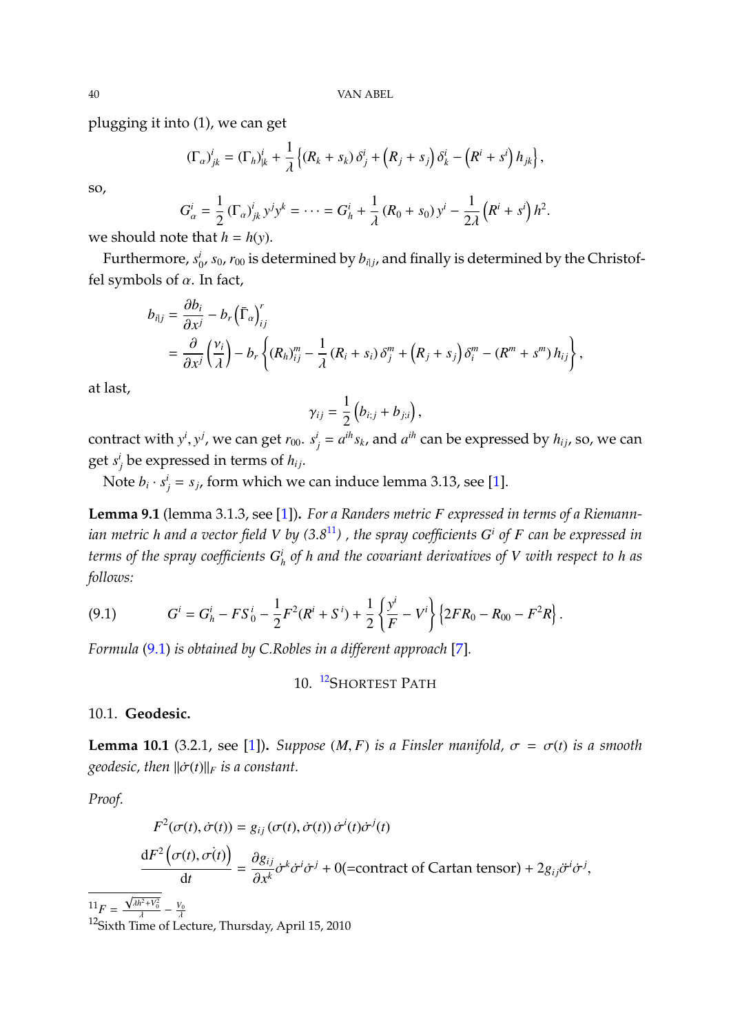plugging it into (1), we can get

$$(\Gamma_\alpha)^i_{jk} = (\Gamma_h)^i_{|k} + \frac{1}{\lambda}\left\{(R_k + s_k)\,\delta^i_j + \left(R_j + s_j\right)\delta^i_k - \left(R^i + s^i\right)h_{jk}\right\},$$

so,

$$G^i_\alpha = \frac{1}{2}(\Gamma_\alpha)^i_{jk}\,y^j y^k = \cdots = G^i_h + \frac{1}{\lambda}(R_0 + s_0)\,y^i - \frac{1}{2\lambda}\left(R^i + s^i\right)h^2.$$

we should note that $h = h(y)$.

Furthermore, $s^i_0$, $s_0$, $r_{00}$ is determined by $b_{i|j}$, and finally is determined by the Christoffel symbols of $\alpha$. In fact,

$$\begin{aligned}
b_{i|j} &= \frac{\partial b_i}{\partial x^j} - b_r\left(\bar{\Gamma}_\alpha\right)^r_{ij} \\
&= \frac{\partial}{\partial x^j}\left(\frac{\nu_i}{\lambda}\right) - b_r\left\{(R_h)^m_{ij} - \frac{1}{\lambda}(R_i + s_i)\,\delta^m_j + \left(R_j + s_j\right)\delta^m_i - (R^m + s^m)\,h_{ij}\right\},
\end{aligned}$$

at last,

$$\gamma_{ij} = \frac{1}{2}\left(b_{i;j} + b_{j;i}\right),$$

contract with $y^i, y^j$, we can get $r_{00}$. $s^i_j = a^{ih}s_k$, and $a^{ih}$ can be expressed by $h_{ij}$, so, we can get $s^i_j$ be expressed in terms of $h_{ij}$.

Note $b_i \cdot s^i_j = s_j$, form which we can induce lemma 3.13, see [1].

**Lemma 9.1** (lemma 3.1.3, see [1]). *For a Randers metric $F$ expressed in terms of a Riemannian metric $h$ and a vector field $V$ by (3.8[11]) , the spray coefficients $G^i$ of $F$ can be expressed in terms of the spray coefficients $G^i_h$ of $h$ and the covariant derivatives of $V$ with respect to $h$ as follows:*

$$G^i = G^i_h - FS^i{}_0 - \frac{1}{2}F^2(R^i + S^i) + \frac{1}{2}\left\{\frac{y^i}{F} - V^i\right\}\left\{2FR_0 - R_{00} - F^2 R\right\}. \tag{9.1}$$

*Formula (9.1) is obtained by C.Robles in a different approach [7].*

## 10. [12]Shortest Path

### 10.1. Geodesic.

**Lemma 10.1** (3.2.1, see [1]). *Suppose $(M, F)$ is a Finsler manifold, $\sigma = \sigma(t)$ is a smooth geodesic, then $\|\dot{\sigma}(t)\|_F$ is a constant.*

*Proof.*

$$F^2(\sigma(t), \dot{\sigma}(t)) = g_{ij}(\sigma(t), \dot{\sigma}(t))\,\dot{\sigma}^i(t)\dot{\sigma}^j(t)$$

$$\frac{\mathrm{d}F^2\left(\sigma(t), \dot{\sigma(t)}\right)}{\mathrm{d}t} = \frac{\partial g_{ij}}{\partial x^k}\dot{\sigma}^k\dot{\sigma}^i\dot{\sigma}^j + 0(\text{=contract of Cartan tensor}) + 2g_{ij}\ddot{\sigma}^i\dot{\sigma}^j,$$

---

[11] $F = \frac{\sqrt{\lambda h^2 + V_0^2}}{\lambda} - \frac{V_0}{\lambda}$

[12] Sixth Time of Lecture, Thursday, April 15, 2010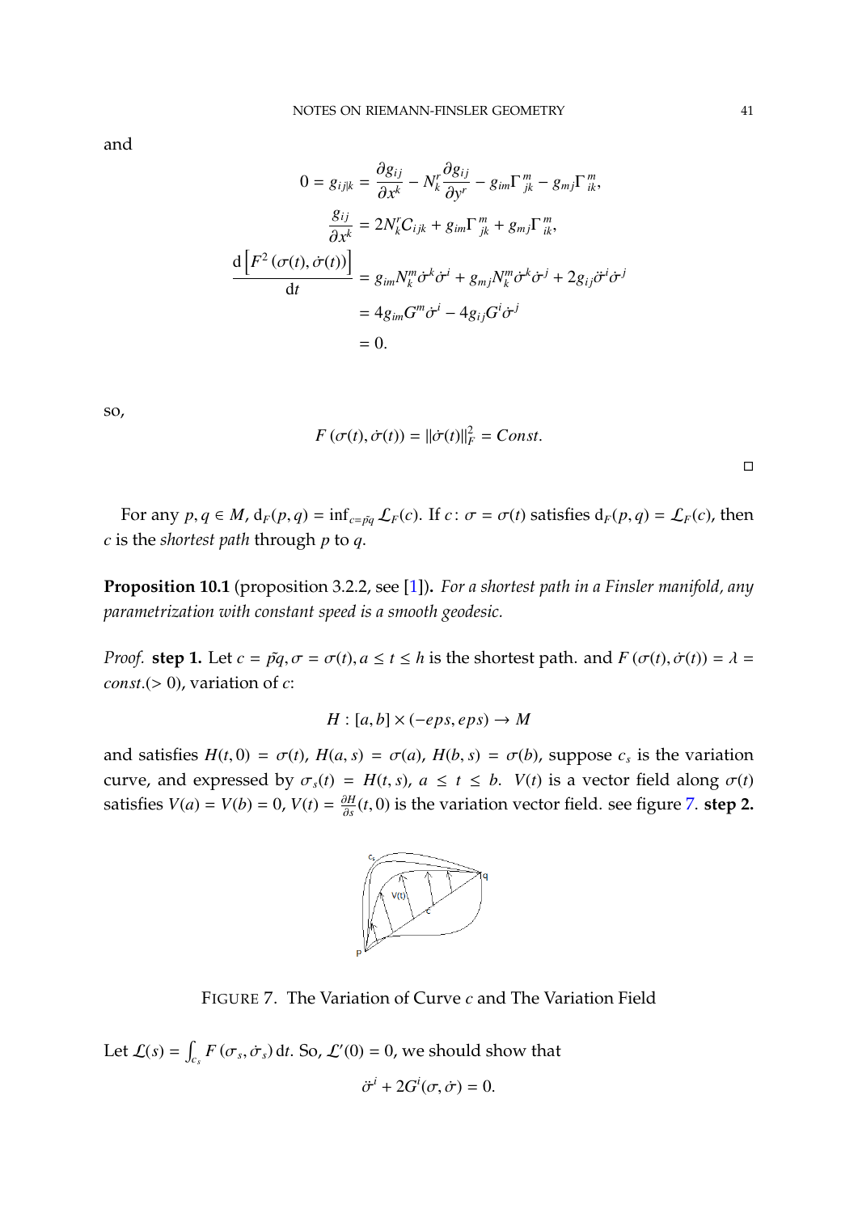and

$$
\begin{aligned}
0 = g_{ij|k} &= \frac{\partial g_{ij}}{\partial x^k} - N_k^r \frac{\partial g_{ij}}{\partial y^r} - g_{im}\Gamma^{\,m}_{jk} - g_{mj}\Gamma^{\,m}_{ik}, \\
\frac{g_{ij}}{\partial x^k} &= 2N_k^r C_{ijk} + g_{im}\Gamma^{\,m}_{jk} + g_{mj}\Gamma^{\,m}_{ik}, \\
\frac{\mathrm{d}\left[F^2\left(\sigma(t), \dot{\sigma}(t)\right)\right]}{\mathrm{d}t} &= g_{im}N_k^m \dot{\sigma}^k \dot{\sigma}^i + g_{mj}N_k^m \dot{\sigma}^k \dot{\sigma}^j + 2g_{ij}\ddot{\sigma}^i \dot{\sigma}^j \\
&= 4g_{im}G^m \dot{\sigma}^i - 4g_{ij}G^i \dot{\sigma}^j \\
&= 0.
\end{aligned}
$$

so,

$$
F\left(\sigma(t), \dot{\sigma}(t)\right) = \|\dot{\sigma}(t)\|_F^2 = Const.
$$

□

For any $p, q \in M$, $\mathrm{d}_F(p,q) = \inf_{c=\tilde{pq}} \mathcal{L}_F(c)$. If $c\colon \sigma = \sigma(t)$ satisfies $\mathrm{d}_F(p,q) = \mathcal{L}_F(c)$, then $c$ is the *shortest path* through $p$ to $q$.

**Proposition 10.1** (proposition 3.2.2, see [1])**.** *For a shortest path in a Finsler manifold, any parametrization with constant speed is a smooth geodesic.*

*Proof.* **step 1.** Let $c = \tilde{pq}, \sigma = \sigma(t), a \le t \le h$ is the shortest path. and $F\left(\sigma(t), \dot{\sigma}(t)\right) = \lambda = const.(>0)$, variation of $c$:

$$
H : [a,b] \times (-eps, eps) \to M
$$

and satisfies $H(t,0) = \sigma(t)$, $H(a,s) = \sigma(a)$, $H(b,s) = \sigma(b)$, suppose $c_s$ is the variation curve, and expressed by $\sigma_s(t) = H(t,s)$, $a \le t \le b$. $V(t)$ is a vector field along $\sigma(t)$ satisfies $V(a) = V(b) = 0$, $V(t) = \frac{\partial H}{\partial s}(t,0)$ is the variation vector field. see figure 7. **step 2.**

FIGURE 7. The Variation of Curve $c$ and The Variation Field

Let $\mathcal{L}(s) = \int_{c_s} F\left(\sigma_s, \dot{\sigma}_s\right) \mathrm{d}t$. So, $\mathcal{L}'(0) = 0$, we should show that

$$
\ddot{\sigma}^i + 2G^i(\sigma, \dot{\sigma}) = 0.
$$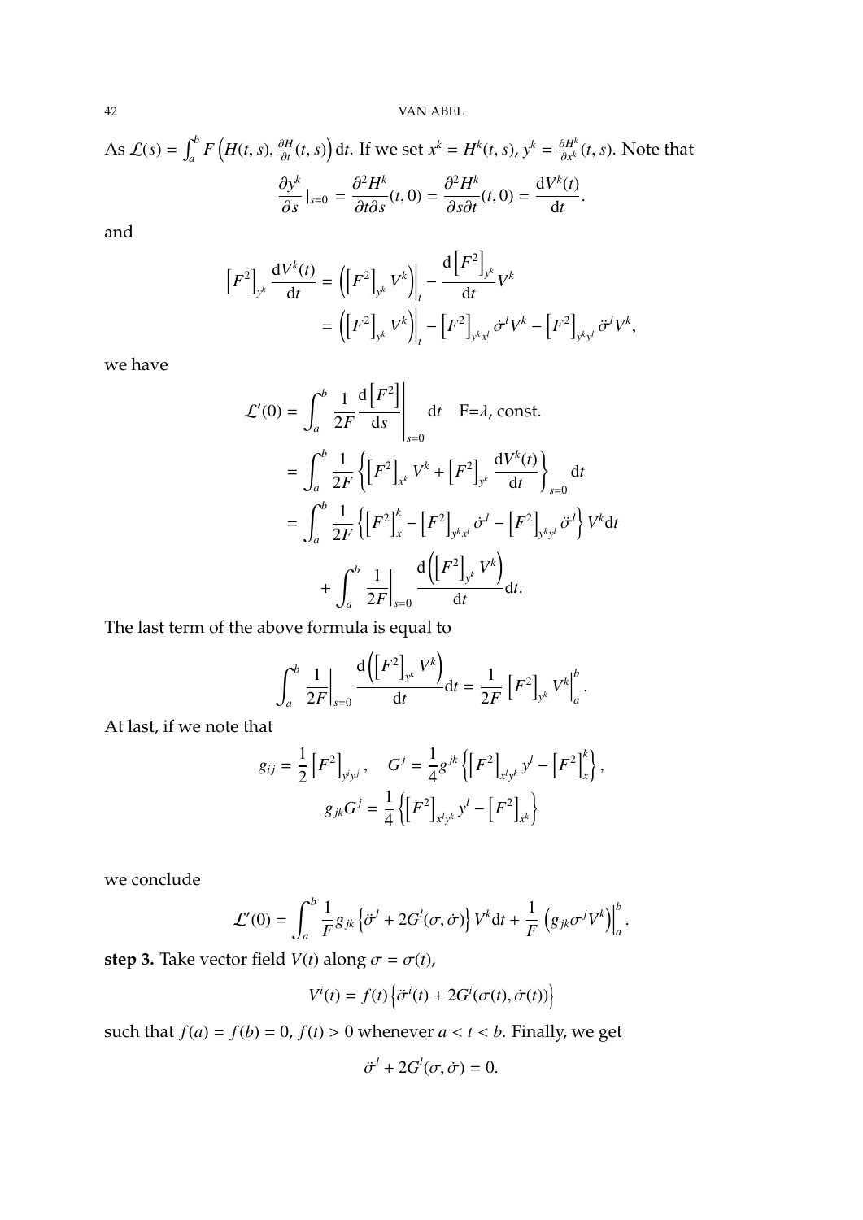As $\mathcal{L}(s) = \int_a^b F\left(H(t,s), \frac{\partial H}{\partial t}(t,s)\right) \mathrm{d}t$. If we set $x^k = H^k(t,s)$, $y^k = \frac{\partial H^k}{\partial x^k}(t,s)$. Note that

$$\frac{\partial y^k}{\partial s}\,|_{s=0} = \frac{\partial^2 H^k}{\partial t \partial s}(t,0) = \frac{\partial^2 H^k}{\partial s \partial t}(t,0) = \frac{\mathrm{d}V^k(t)}{\mathrm{d}t}.$$

and

$$\begin{aligned}
\left[F^2\right]_{y^k} \frac{\mathrm{d}V^k(t)}{\mathrm{d}t} &= \left(\left[F^2\right]_{y^k} V^k\right)\Big|_t - \frac{\mathrm{d}\left[F^2\right]_{y^k}}{\mathrm{d}t} V^k \\
&= \left(\left[F^2\right]_{y^k} V^k\right)\Big|_t - \left[F^2\right]_{y^k x^l} \dot{\sigma}^l V^k - \left[F^2\right]_{y^k y^l} \ddot{\sigma}^l V^k,
\end{aligned}$$

we have

$$\begin{aligned}
\mathcal{L}'(0) &= \int_a^b \frac{1}{2F} \frac{\mathrm{d}\left[F^2\right]}{\mathrm{d}s}\Bigg|_{s=0} \mathrm{d}t \quad \text{F=}\lambda\text{, const.} \\
&= \int_a^b \frac{1}{2F} \left\{ \left[F^2\right]_{x^k} V^k + \left[F^2\right]_{y^k} \frac{\mathrm{d}V^k(t)}{\mathrm{d}t} \right\}_{s=0} \mathrm{d}t \\
&= \int_a^b \frac{1}{2F} \left\{ \left[F^2\right]_x^k - \left[F^2\right]_{y^k x^l} \dot{\sigma}^l - \left[F^2\right]_{y^k y^l} \ddot{\sigma}^l \right\} V^k \mathrm{d}t \\
&\quad + \int_a^b \frac{1}{2F}\Big|_{s=0} \frac{\mathrm{d}\left(\left[F^2\right]_{y^k} V^k\right)}{\mathrm{d}t} \mathrm{d}t.
\end{aligned}$$

The last term of the above formula is equal to

$$\int_a^b \frac{1}{2F}\Big|_{s=0} \frac{\mathrm{d}\left(\left[F^2\right]_{y^k} V^k\right)}{\mathrm{d}t} \mathrm{d}t = \frac{1}{2F} \left[F^2\right]_{y^k} V^k\Big|_a^b.$$

At last, if we note that

$$g_{ij} = \frac{1}{2}\left[F^2\right]_{y^i y^j}, \quad G^j = \frac{1}{4} g^{jk} \left\{ \left[F^2\right]_{x^l y^k} y^l - \left[F^2\right]_x^k \right\},$$
$$g_{jk} G^j = \frac{1}{4} \left\{ \left[F^2\right]_{x^l y^k} y^l - \left[F^2\right]_{x^k} \right\}$$

we conclude

$$\mathcal{L}'(0) = \int_a^b \frac{1}{F} g_{jk} \left\{ \ddot{\sigma}^l + 2G^l(\sigma, \dot{\sigma}) \right\} V^k \mathrm{d}t + \frac{1}{F} \left( g_{jk} \sigma^j V^k \right)\Big|_a^b.$$

**step 3.** Take vector field $V(t)$ along $\sigma = \sigma(t)$,

$$V^i(t) = f(t) \left\{ \ddot{\sigma}^i(t) + 2G^i(\sigma(t), \dot{\sigma}(t)) \right\}$$

such that $f(a) = f(b) = 0$, $f(t) > 0$ whenever $a < t < b$. Finally, we get

$$\ddot{\sigma}^l + 2G^l(\sigma, \dot{\sigma}) = 0.$$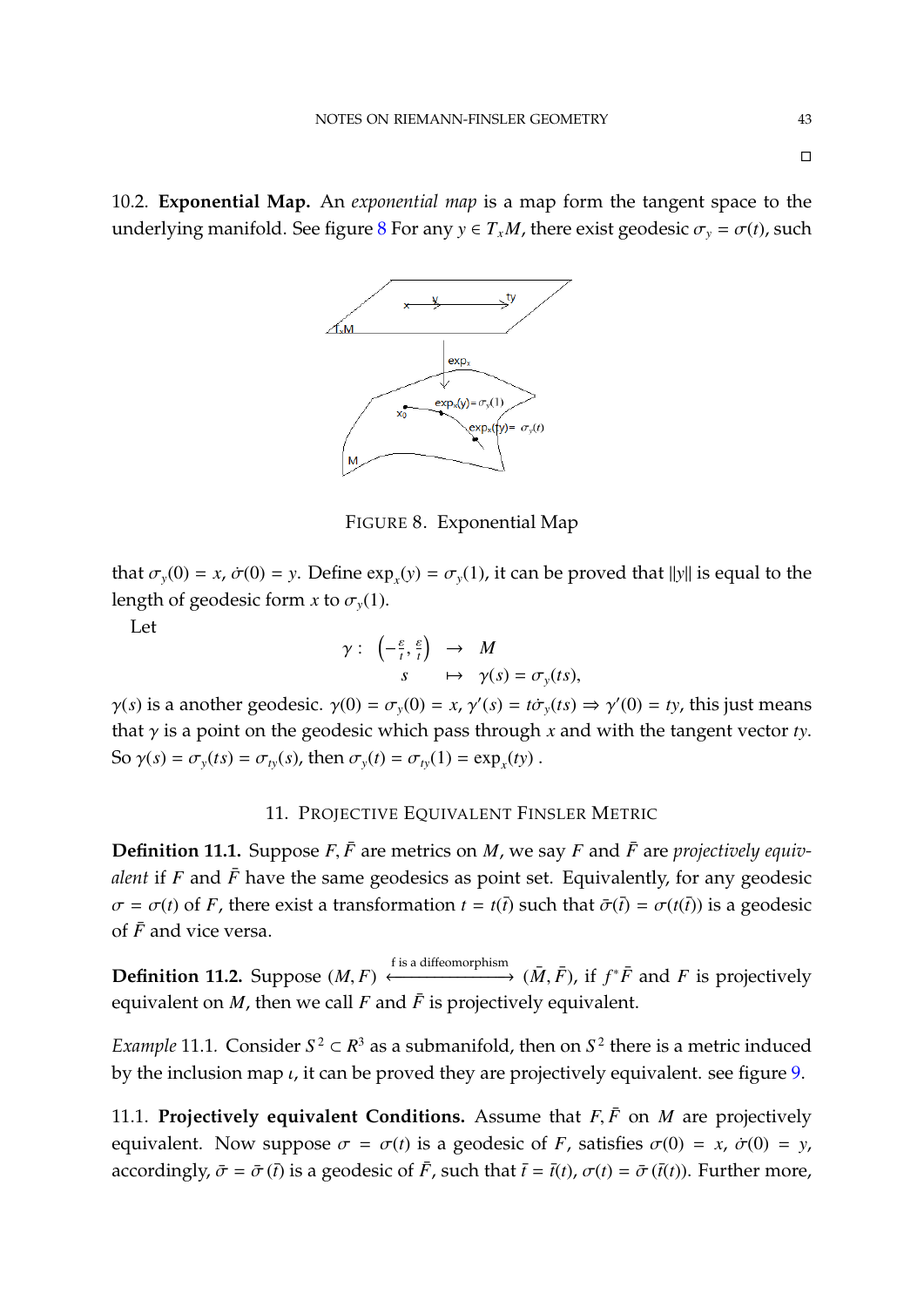□

10.2. **Exponential Map.** An *exponential map* is a map form the tangent space to the underlying manifold. See figure 8 For any $y \in T_xM$, there exist geodesic $\sigma_y = \sigma(t)$, such

FIGURE 8. Exponential Map

that $\sigma_y(0) = x$, $\dot{\sigma}(0) = y$. Define $\exp_x(y) = \sigma_y(1)$, it can be proved that $\|y\|$ is equal to the length of geodesic form $x$ to $\sigma_y(1)$.

Let

$$\begin{array}{rccl} \gamma: & \left(-\frac{\varepsilon}{t}, \frac{\varepsilon}{t}\right) & \to & M \\ & s & \mapsto & \gamma(s) = \sigma_y(ts), \end{array}$$

$\gamma(s)$ is a another geodesic. $\gamma(0) = \sigma_y(0) = x$, $\gamma'(s) = t\dot{\sigma}_y(ts) \Rightarrow \gamma'(0) = ty$, this just means that $\gamma$ is a point on the geodesic which pass through $x$ and with the tangent vector $ty$. So $\gamma(s) = \sigma_y(ts) = \sigma_{ty}(s)$, then $\sigma_y(t) = \sigma_{ty}(1) = \exp_x(ty)$ .

## 11. Projective Equivalent Finsler Metric

**Definition 11.1.** Suppose $F, \bar{F}$ are metrics on $M$, we say $F$ and $\bar{F}$ are *projectively equivalent* if $F$ and $\bar{F}$ have the same geodesics as point set. Equivalently, for any geodesic $\sigma = \sigma(t)$ of $F$, there exist a transformation $t = t(\bar{t})$ such that $\bar{\sigma}(\bar{t}) = \sigma(t(\bar{t}))$ is a geodesic of $\bar{F}$ and vice versa.

**Definition 11.2.** Suppose $(M, F) \xleftrightarrow{\text{f is a diffeomorphism}} (\bar{M}, \bar{F})$, if $f^*\bar{F}$ and $F$ is projectively equivalent on $M$, then we call $F$ and $\bar{F}$ is projectively equivalent.

*Example* 11.1. Consider $S^2 \subset R^3$ as a submanifold, then on $S^2$ there is a metric induced by the inclusion map $\iota$, it can be proved they are projectively equivalent. see figure 9.

11.1. **Projectively equivalent Conditions.** Assume that $F, \bar{F}$ on $M$ are projectively equivalent. Now suppose $\sigma = \sigma(t)$ is a geodesic of $F$, satisfies $\sigma(0) = x$, $\dot{\sigma}(0) = y$, accordingly, $\bar{\sigma} = \bar{\sigma}(\bar{t})$ is a geodesic of $\bar{F}$, such that $\bar{t} = \bar{t}(t)$, $\sigma(t) = \bar{\sigma}(\bar{t}(t))$. Further more,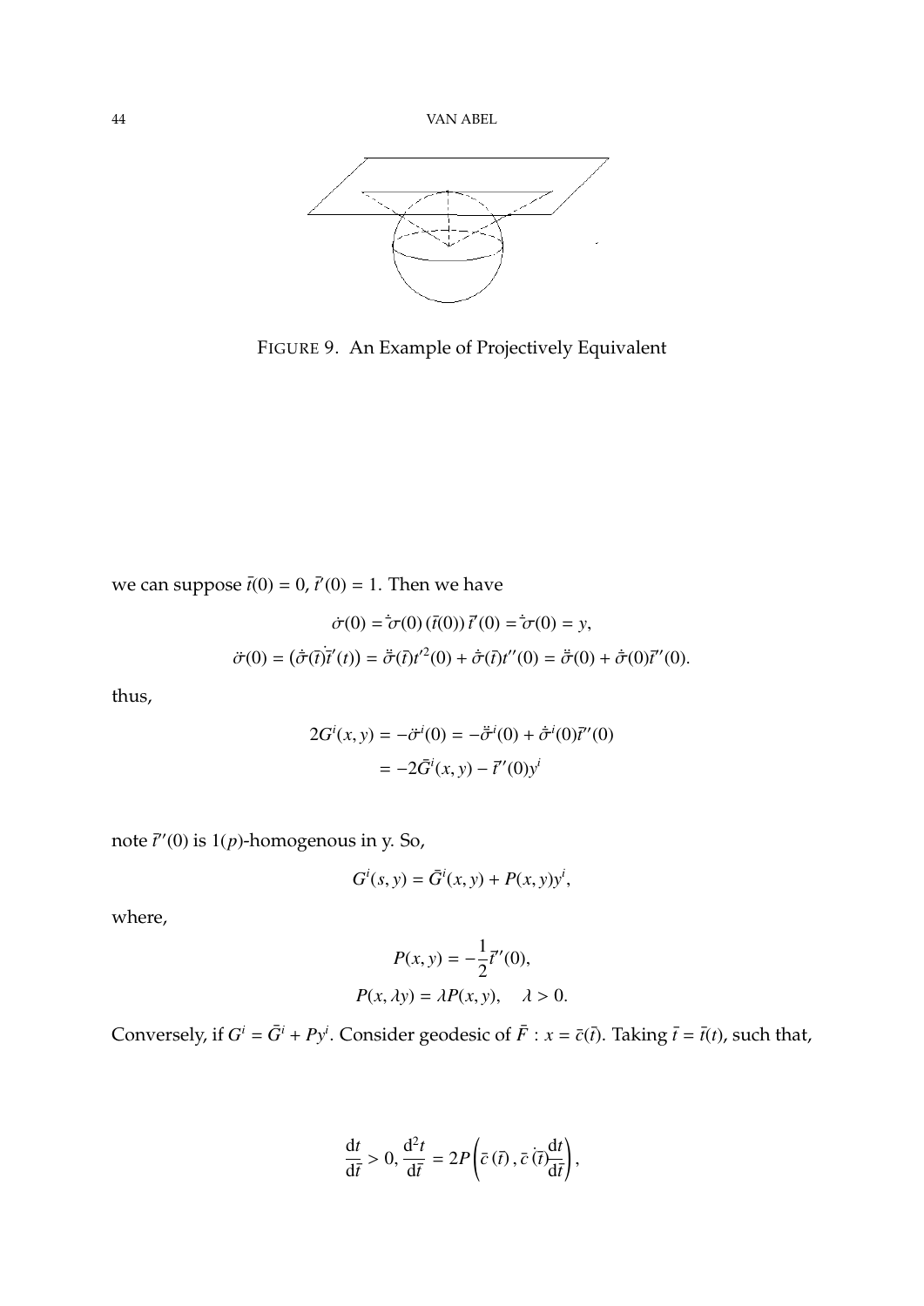FIGURE 9. An Example of Projectively Equivalent

we can suppose $\bar{t}(0) = 0$, $\bar{t}'(0) = 1$. Then we have

$$\dot{\sigma}(0) = \dot{\bar{\sigma}}(0)\,(\bar{t}(0))\,\bar{t}'(0) = \dot{\bar{\sigma}}(0) = y,$$

$$\ddot{\sigma}(0) = (\dot{\bar{\sigma}}(\bar{t})\dot{\bar{t}'}(t)) = \ddot{\bar{\sigma}}(\bar{t})t'^2(0) + \dot{\bar{\sigma}}(\bar{t})t''(0) = \ddot{\bar{\sigma}}(0) + \dot{\bar{\sigma}}(0)\bar{t}''(0).$$

thus,

$$\begin{aligned} 2G^i(x,y) &= -\ddot{\sigma}^i(0) = -\ddot{\bar{\sigma}}^i(0) + \dot{\bar{\sigma}}^i(0)\bar{t}''(0) \\ &= -2\bar{G}^i(x,y) - \bar{t}''(0)y^i \end{aligned}$$

note $\bar{t}''(0)$ is $1(p)$-homogenous in y. So,

$$G^i(s,y) = \bar{G}^i(x,y) + P(x,y)y^i,$$

where,

$$P(x,y) = -\frac{1}{2}\bar{t}''(0),$$

$$P(x,\lambda y) = \lambda P(x,y), \quad \lambda > 0.$$

Conversely, if $G^i = \bar{G}^i + Py^i$. Consider geodesic of $\bar{F} : x = \bar{c}(\bar{t})$. Taking $\bar{t} = \bar{t}(t)$, such that,

$$\frac{\mathrm{d}t}{\mathrm{d}\bar{t}} > 0, \frac{\mathrm{d}^2 t}{\mathrm{d}\bar{t}} = 2P\left(\bar{c}\,(\bar{t})\,, \dot{\bar{c}}\,(\bar{t})\frac{\mathrm{d}t}{\mathrm{d}\bar{t}}\right),$$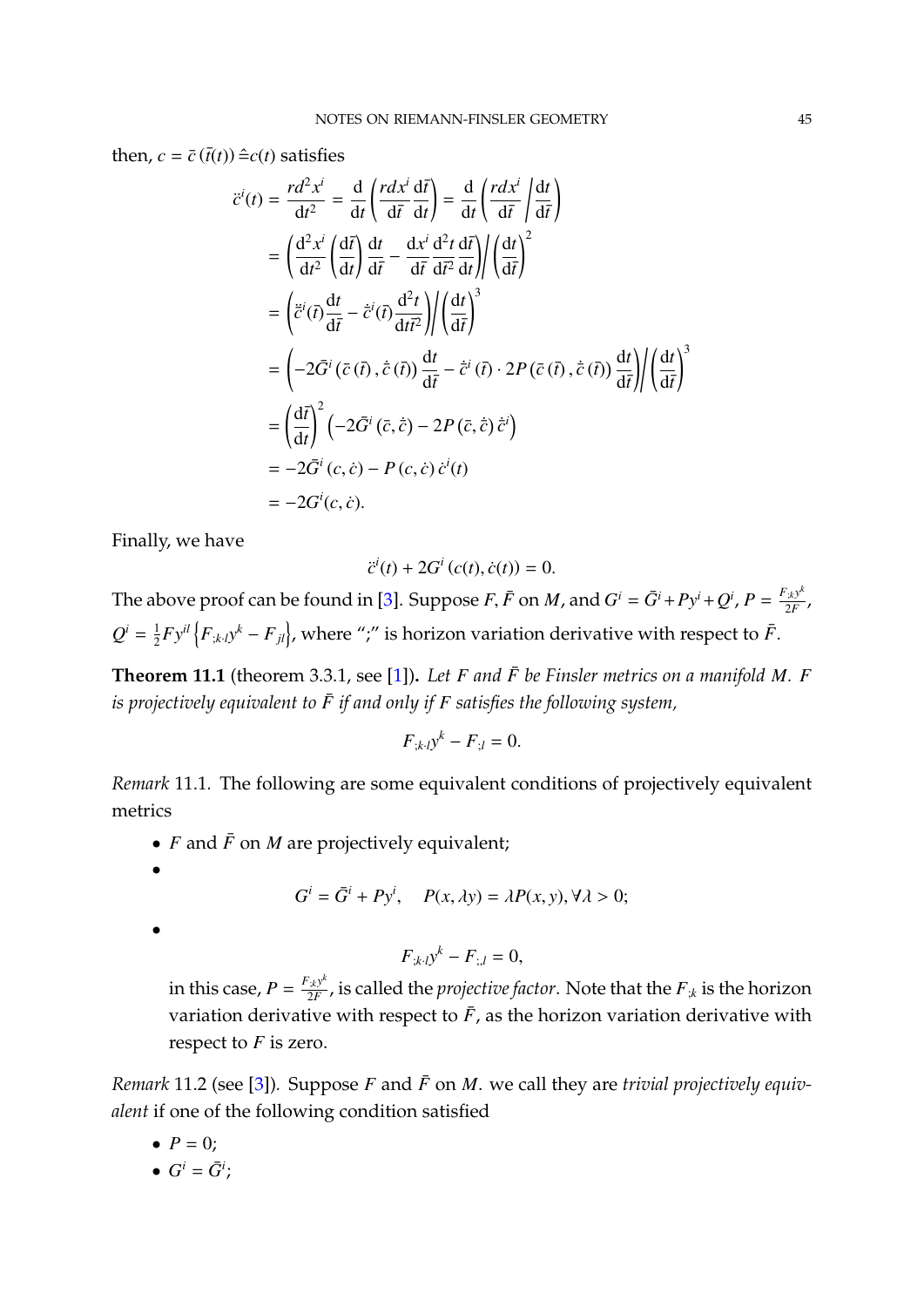then, $c = \bar{c}(\bar{t}(t)) \hat{=} c(t)$ satisfies

$$
\begin{aligned}
\ddot{c}^i(t) &= \frac{rd^2x^i}{\mathrm{d}t^2} = \frac{\mathrm{d}}{\mathrm{d}t}\left(\frac{rdx^i}{\mathrm{d}\bar{t}}\frac{\mathrm{d}\bar{t}}{\mathrm{d}t}\right) = \frac{\mathrm{d}}{\mathrm{d}t}\left(\frac{rdx^i}{\mathrm{d}\bar{t}}\bigg/\frac{\mathrm{d}t}{\mathrm{d}\bar{t}}\right) \\
&= \left(\frac{\mathrm{d}^2x^i}{\mathrm{d}t^2}\left(\frac{\mathrm{d}\bar{t}}{\mathrm{d}t}\right)\frac{\mathrm{d}t}{\mathrm{d}\bar{t}} - \frac{\mathrm{d}x^i}{\mathrm{d}\bar{t}}\frac{\mathrm{d}^2t}{\mathrm{d}\bar{t}^2}\frac{\mathrm{d}\bar{t}}{\mathrm{d}t}\right)\bigg/\left(\frac{\mathrm{d}t}{\mathrm{d}\bar{t}}\right)^2 \\
&= \left(\ddot{\bar{c}}^i(\bar{t})\frac{\mathrm{d}t}{\mathrm{d}\bar{t}} - \dot{\bar{c}}^i(\bar{t})\frac{\mathrm{d}^2t}{\mathrm{d}t\bar{t}^2}\right)\bigg/\left(\frac{\mathrm{d}t}{\mathrm{d}\bar{t}}\right)^3 \\
&= \left(-2\bar{G}^i\left(\bar{c}(\bar{t}), \dot{\bar{c}}(\bar{t})\right)\frac{\mathrm{d}t}{\mathrm{d}\bar{t}} - \dot{\bar{c}}^i(\bar{t})\cdot 2P\left(\bar{c}(\bar{t}), \dot{\bar{c}}(\bar{t})\right)\frac{\mathrm{d}t}{\mathrm{d}\bar{t}}\right)\bigg/\left(\frac{\mathrm{d}t}{\mathrm{d}\bar{t}}\right)^3 \\
&= \left(\frac{\mathrm{d}\bar{t}}{\mathrm{d}t}\right)^2\left(-2\bar{G}^i(\bar{c}, \dot{\bar{c}}) - 2P(\bar{c}, \dot{\bar{c}})\dot{\bar{c}}^i\right) \\
&= -2\bar{G}^i(c, \dot{c}) - P(c, \dot{c})\dot{c}^i(t) \\
&= -2G^i(c, \dot{c}).
\end{aligned}
$$

Finally, we have

$$
\ddot{c}^i(t) + 2G^i(c(t), \dot{c}(t)) = 0.
$$

The above proof can be found in [3]. Suppose $F, \bar{F}$ on $M$, and $G^i = \bar{G}^i + Py^i + Q^i$, $P = \frac{F_{;k}y^k}{2F}$, $Q^i = \frac{1}{2}Fy^{il}\left\{F_{;k\cdot l}y^k - F_{jl}\right\}$, where ";" is horizon variation derivative with respect to $\bar{F}$.

**Theorem 11.1** (theorem 3.3.1, see [1])**.** *Let $F$ and $\bar{F}$ be Finsler metrics on a manifold $M$. $F$ is projectively equivalent to $\bar{F}$ if and only if $F$ satisfies the following system,*

$$
F_{;k\cdot l}y^k - F_{;l} = 0.
$$

*Remark* 11.1. The following are some equivalent conditions of projectively equivalent metrics

- $F$ and $\bar{F}$ on $M$ are projectively equivalent;
- $$
G^i = \bar{G}^i + Py^i, \quad P(x, \lambda y) = \lambda P(x, y), \forall \lambda > 0;
$$
- $$
F_{;k\cdot l}y^k - F_{;,l} = 0,
$$
  in this case, $P = \frac{F_{;k}y^k}{2F}$, is called the *projective factor*. Note that the $F_{;k}$ is the horizon variation derivative with respect to $\bar{F}$, as the horizon variation derivative with respect to $F$ is zero.

*Remark* 11.2 (see [3])*.* Suppose $F$ and $\bar{F}$ on $M$. we call they are *trivial projectively equivalent* if one of the following condition satisfied

- $P = 0$;
- $G^i = \bar{G}^i$;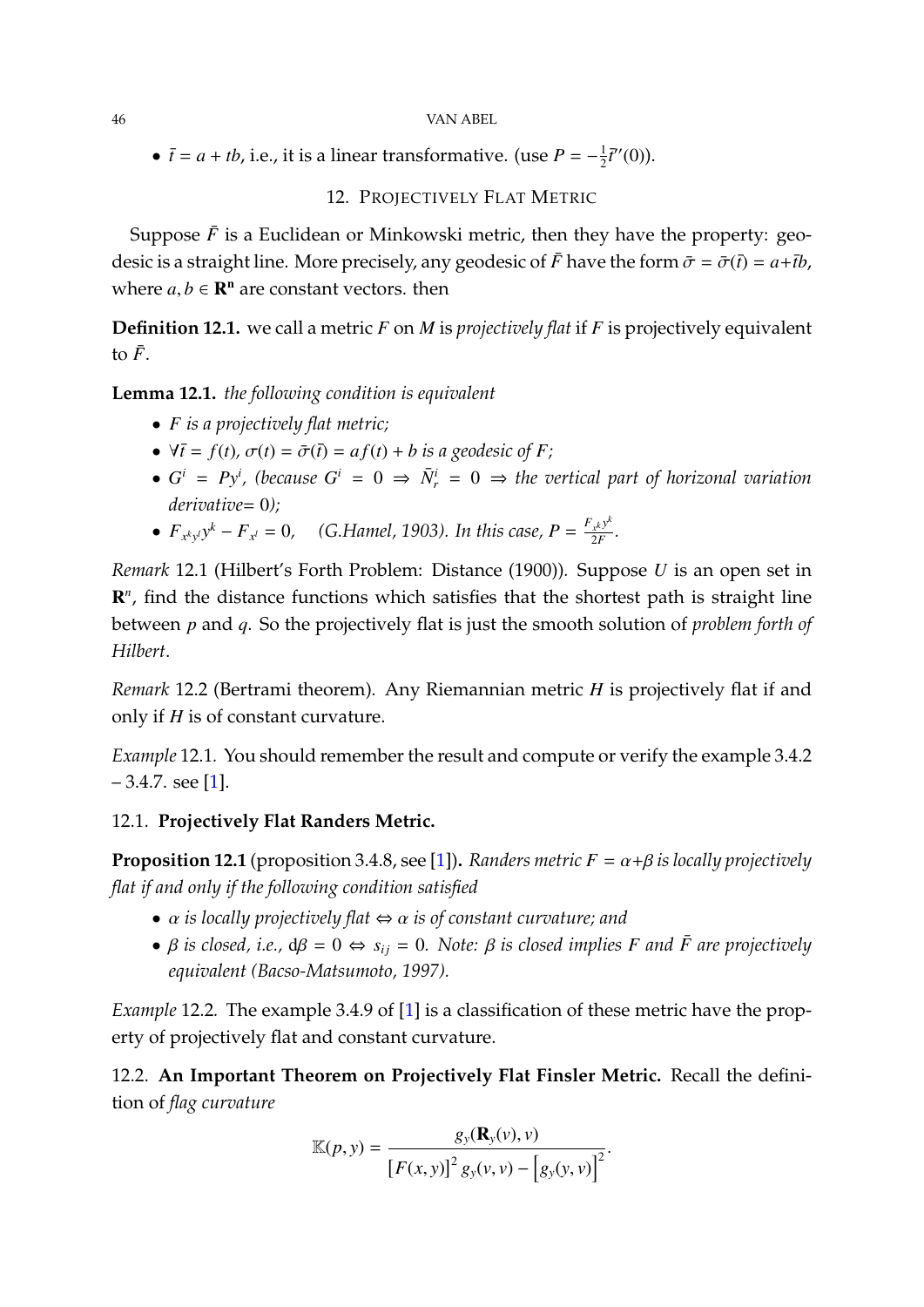- $\bar{t} = a + tb$, i.e., it is a linear transformative. (use $P = -\frac{1}{2}\bar{t}''(0)$).

## 12. Projectively Flat Metric

Suppose $\bar{F}$ is a Euclidean or Minkowski metric, then they have the property: geodesic is a straight line. More precisely, any geodesic of $\bar{F}$ have the form $\bar{\sigma} = \bar{\sigma}(\bar{t}) = a + \bar{t}b$, where $a, b \in \mathbf{R}^\mathbf{n}$ are constant vectors. then

**Definition 12.1.** we call a metric $F$ on $M$ is *projectively flat* if $F$ is projectively equivalent to $\bar{F}$.

**Lemma 12.1.** *the following condition is equivalent*

- *$F$ is a projectively flat metric;*
- *$\forall \bar{t} = f(t)$, $\sigma(t) = \bar{\sigma}(\bar{t}) = af(t) + b$ is a geodesic of $F$;*
- *$G^i = Py^i$, (because $G^i = 0 \Rightarrow \bar{N}^i_r = 0 \Rightarrow$ the vertical part of horizonal variation derivative$= 0$);*
- *$F_{x^k y^l} y^k - F_{x^l} = 0$, (G.Hamel, 1903). In this case, $P = \frac{F_{x^k} y^k}{2F}$.*

*Remark* 12.1 (Hilbert's Forth Problem: Distance (1900)). Suppose $U$ is an open set in $\mathbf{R}^n$, find the distance functions which satisfies that the shortest path is straight line between $p$ and $q$. So the projectively flat is just the smooth solution of *problem forth of Hilbert*.

*Remark* 12.2 (Bertrami theorem). Any Riemannian metric $H$ is projectively flat if and only if $H$ is of constant curvature.

*Example* 12.1. You should remember the result and compute or verify the example 3.4.2 – 3.4.7. see [1].

### 12.1. Projectively Flat Randers Metric.

**Proposition 12.1** (proposition 3.4.8, see [1]). *Randers metric $F = \alpha + \beta$ is locally projectively flat if and only if the following condition satisfied*

- *$\alpha$ is locally projectively flat $\Leftrightarrow$ $\alpha$ is of constant curvature; and*
- *$\beta$ is closed, i.e., $d\beta = 0 \Leftrightarrow s_{ij} = 0$. Note: $\beta$ is closed implies $F$ and $\bar{F}$ are projectively equivalent (Bacso-Matsumoto, 1997).*

*Example* 12.2. The example 3.4.9 of [1] is a classification of these metric have the property of projectively flat and constant curvature.

### 12.2. An Important Theorem on Projectively Flat Finsler Metric.

Recall the definition of *flag curvature*

$$\mathbb{K}(p, y) = \frac{g_y(\mathbf{R}_y(v), v)}{[F(x, y)]^2 g_y(v, v) - \left[g_y(y, v)\right]^2}.$$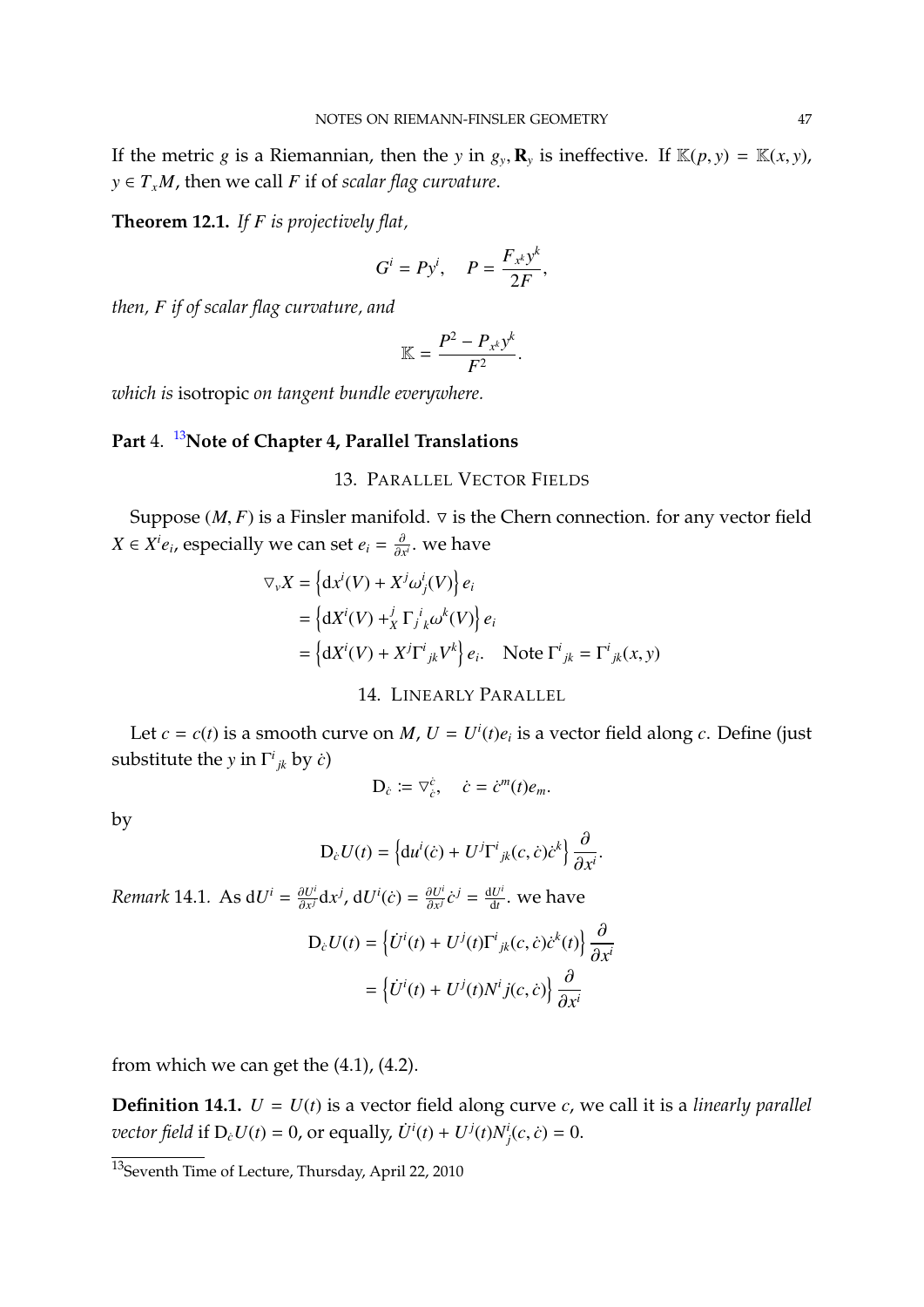If the metric $g$ is a Riemannian, then the $y$ in $g_y, \mathbf{R}_y$ is ineffective. If $\mathbb{K}(p,y) = \mathbb{K}(x,y)$, $y \in T_xM$, then we call $F$ if of *scalar flag curvature*.

**Theorem 12.1.** *If $F$ is projectively flat,*

$$G^i = Py^i, \quad P = \frac{F_{x^k}y^k}{2F},$$

*then, $F$ if of scalar flag curvature, and*

$$\mathbb{K} = \frac{P^2 - P_{x^k}y^k}{F^2}.$$

*which is* isotropic *on tangent bundle everywhere.*

# Part 4. [13]Note of Chapter 4, Parallel Translations

## 13. Parallel Vector Fields

Suppose $(M, F)$ is a Finsler manifold. $\nabla$ is the Chern connection. for any vector field $X \in X^i e_i$, especially we can set $e_i = \frac{\partial}{\partial x^i}$. we have

$$\begin{aligned}
\nabla_v X &= \left\{ \mathrm{d}x^i(V) + X^j \omega_j^i(V) \right\} e_i \\
&= \left\{ \mathrm{d}X^i(V) +_X^j \Gamma_j{}^i{}_k \omega^k(V) \right\} e_i \\
&= \left\{ \mathrm{d}X^i(V) + X^j \Gamma^i{}_{jk} V^k \right\} e_i. \quad \text{Note } \Gamma^i{}_{jk} = \Gamma^i{}_{jk}(x,y)
\end{aligned}$$

## 14. Linearly Parallel

Let $c = c(t)$ is a smooth curve on $M$, $U = U^i(t)e_i$ is a vector field along $c$. Define (just substitute the $y$ in $\Gamma^i{}_{jk}$ by $\dot{c}$)

$$\mathrm{D}_{\dot{c}} := \nabla_{\dot{c}}^{\dot{c}}, \quad \dot{c} = \dot{c}^m(t)e_m.$$

by

$$\mathrm{D}_{\dot{c}} U(t) = \left\{ \mathrm{d}u^i(\dot{c}) + U^j \Gamma^i{}_{jk}(c, \dot{c})\dot{c}^k \right\} \frac{\partial}{\partial x^i}.$$

*Remark* 14.1. As $\mathrm{d}U^i = \frac{\partial U^i}{\partial x^j}\mathrm{d}x^j$, $\mathrm{d}U^i(\dot{c}) = \frac{\partial U^i}{\partial x^j}\dot{c}^j = \frac{\mathrm{d}U^i}{\mathrm{d}t}$. we have

$$\begin{aligned}
\mathrm{D}_{\dot{c}} U(t) &= \left\{ \dot{U}^i(t) + U^j(t)\Gamma^i{}_{jk}(c, \dot{c})\dot{c}^k(t) \right\} \frac{\partial}{\partial x^i} \\
&= \left\{ \dot{U}^i(t) + U^j(t) N^i j(c, \dot{c}) \right\} \frac{\partial}{\partial x^i}
\end{aligned}$$

from which we can get the (4.1), (4.2).

**Definition 14.1.** $U = U(t)$ is a vector field along curve $c$, we call it is a *linearly parallel vector field* if $\mathrm{D}_{\dot{c}} U(t) = 0$, or equally, $\dot{U}^i(t) + U^j(t) N^i_j(c, \dot{c}) = 0$.

[13] Seventh Time of Lecture, Thursday, April 22, 2010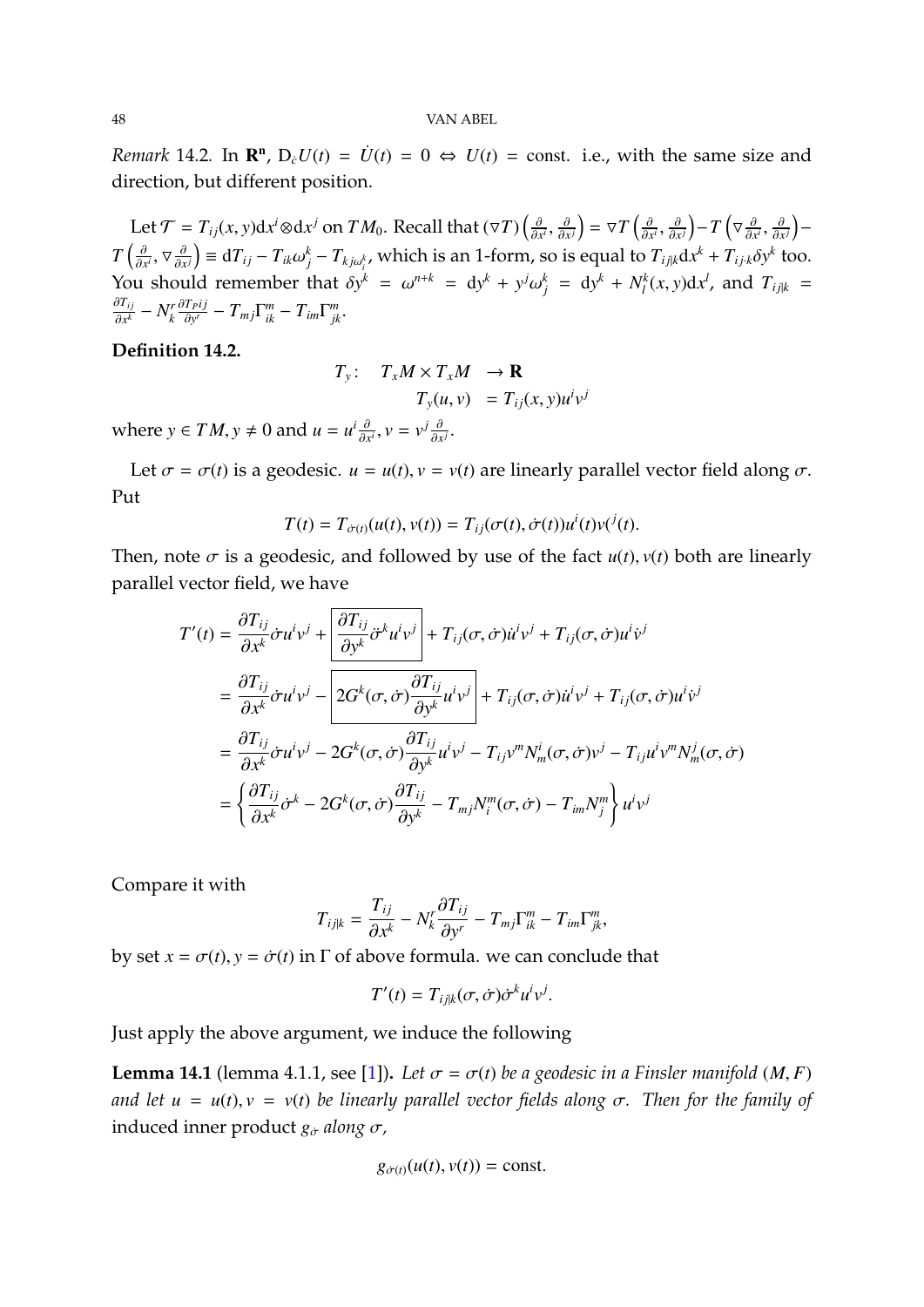*Remark* 14.2. In $\mathbf{R^n}$, $D_{\dot c} U(t) = \dot U(t) = 0 \Leftrightarrow U(t) = \text{const}$. i.e., with the same size and direction, but different position.

Let $\mathcal{T} = T_{ij}(x,y)\mathrm{d}x^i \otimes \mathrm{d}x^j$ on $TM_0$. Recall that $(\nabla T)\left(\frac{\partial}{\partial x^i}, \frac{\partial}{\partial x^j}\right) = \nabla T\left(\frac{\partial}{\partial x^i}, \frac{\partial}{\partial x^j}\right) - T\left(\nabla \frac{\partial}{\partial x^i}, \frac{\partial}{\partial x^j}\right) - T\left(\frac{\partial}{\partial x^i}, \nabla \frac{\partial}{\partial x^j}\right) \equiv \mathrm{d}T_{ij} - T_{ik}\omega_j^k - T_{kj}\omega_i^k$, which is an 1-form, so is equal to $T_{ij|k}\mathrm{d}x^k + T_{ij\cdot k}\delta y^k$ too. You should remember that $\delta y^k = \omega^{n+k} = \mathrm{d}y^k + y^j\omega_j^k = \mathrm{d}y^k + N_l^k(x,y)\mathrm{d}x^l$, and $T_{ij|k} = \frac{\partial T_{ij}}{\partial x^k} - N_k^r \frac{\partial T_P ij}{\partial y^r} - T_{mj}\Gamma_{ik}^m - T_{im}\Gamma_{jk}^m$.

**Definition 14.2.**

$$
\begin{aligned}
T_y : \quad T_xM \times T_xM \quad &\to \mathbf{R} \\
T_y(u,v) \quad &= T_{ij}(x,y)u^i v^j
\end{aligned}
$$

where $y \in TM, y \neq 0$ and $u = u^i \frac{\partial}{\partial x^i}, v = v^j \frac{\partial}{\partial x^j}$.

Let $\sigma = \sigma(t)$ is a geodesic. $u = u(t), v = v(t)$ are linearly parallel vector field along $\sigma$. Put

$$
T(t) = T_{\dot\sigma(t)}(u(t), v(t)) = T_{ij}(\sigma(t), \dot\sigma(t))u^i(t)v(^j(t).
$$

Then, note $\sigma$ is a geodesic, and followed by use of the fact $u(t), v(t)$ both are linearly parallel vector field, we have

$$
\begin{aligned}
T'(t) &= \frac{\partial T_{ij}}{\partial x^k}\dot\sigma u^i v^j + \boxed{\frac{\partial T_{ij}}{\partial y^k}\ddot\sigma^k u^i v^j} + T_{ij}(\sigma, \dot\sigma)\dot u^i v^j + T_{ij}(\sigma, \dot\sigma)u^i \dot v^j \\
&= \frac{\partial T_{ij}}{\partial x^k}\dot\sigma u^i v^j - \boxed{2G^k(\sigma, \dot\sigma)\frac{\partial T_{ij}}{\partial y^k}u^i v^j} + T_{ij}(\sigma, \dot\sigma)\dot u^i v^j + T_{ij}(\sigma, \dot\sigma)u^i \dot v^j \\
&= \frac{\partial T_{ij}}{\partial x^k}\dot\sigma u^i v^j - 2G^k(\sigma, \dot\sigma)\frac{\partial T_{ij}}{\partial y^k}u^i v^j - T_{ij}v^m N_m^i(\sigma, \dot\sigma)v^j - T_{ij}u^i v^m N_m^j(\sigma, \dot\sigma) \\
&= \left\{\frac{\partial T_{ij}}{\partial x^k}\dot\sigma^k - 2G^k(\sigma, \dot\sigma)\frac{\partial T_{ij}}{\partial y^k} - T_{mj}N_i^m(\sigma, \dot\sigma) - T_{im}N_j^m\right\}u^i v^j
\end{aligned}
$$

Compare it with

$$
T_{ij|k} = \frac{T_{ij}}{\partial x^k} - N_k^r \frac{\partial T_{ij}}{\partial y^r} - T_{mj}\Gamma_{ik}^m - T_{im}\Gamma_{jk}^m,
$$

by set $x = \sigma(t), y = \dot\sigma(t)$ in $\Gamma$ of above formula. we can conclude that

$$
T'(t) = T_{ij|k}(\sigma, \dot\sigma)\dot\sigma^k u^i v^j.
$$

Just apply the above argument, we induce the following

**Lemma 14.1** (lemma 4.1.1, see [1]). *Let $\sigma = \sigma(t)$ be a geodesic in a Finsler manifold $(M, F)$ and let $u = u(t), v = v(t)$ be linearly parallel vector fields along $\sigma$. Then for the family of* induced inner product *$g_{\dot\sigma}$ along $\sigma$,*

$$
g_{\dot\sigma(t)}(u(t), v(t)) = \text{const}.
$$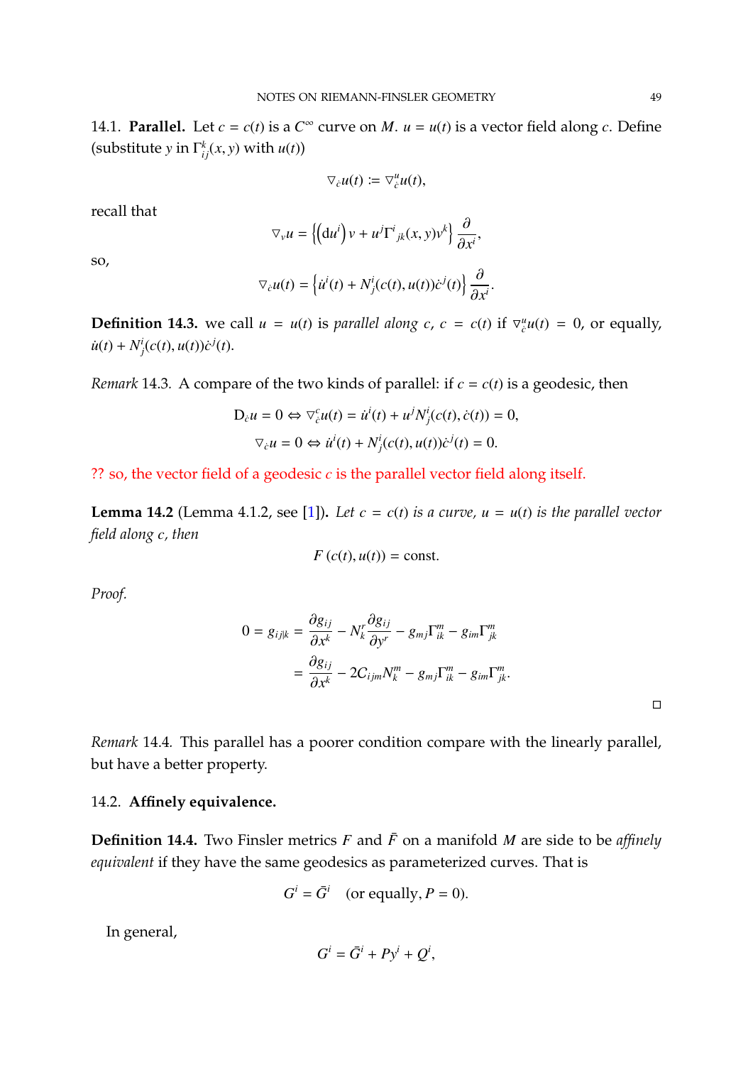14.1. **Parallel.** Let $c = c(t)$ is a $C^\infty$ curve on $M$. $u = u(t)$ is a vector field along $c$. Define (substitute $y$ in $\Gamma^k_{ij}(x,y)$ with $u(t)$)

$$\nabla_{\dot{c}} u(t) := \nabla^u_{\dot{c}} u(t),$$

recall that

$$\nabla_v u = \left\{ \left( \mathrm{d}u^i \right) v + u^j \Gamma^i{}_{jk}(x,y) v^k \right\} \frac{\partial}{\partial x^i},$$

so,

$$\nabla_{\dot{c}} u(t) = \left\{ \dot{u}^i(t) + N^i_j(c(t), u(t)) \dot{c}^j(t) \right\} \frac{\partial}{\partial x^i}.$$

**Definition 14.3.** we call $u = u(t)$ is *parallel along* $c$, $c = c(t)$ if $\nabla^u_{\dot{c}} u(t) = 0$, or equally, $\dot{u}(t) + N^i_j(c(t), u(t)) \dot{c}^j(t)$.

*Remark* 14.3. A compare of the two kinds of parallel: if $c = c(t)$ is a geodesic, then

$$\mathrm{D}_{\dot{c}} u = 0 \Leftrightarrow \nabla^c_{\dot{c}} u(t) = \dot{u}^i(t) + u^j N^i_j(c(t), \dot{c}(t)) = 0,$$

$$\nabla_{\dot{c}} u = 0 \Leftrightarrow \dot{u}^i(t) + N^i_j(c(t), u(t)) \dot{c}^j(t) = 0.$$

?? so, the vector field of a geodesic $c$ is the parallel vector field along itself.

**Lemma 14.2** (Lemma 4.1.2, see [1]). *Let $c = c(t)$ is a curve, $u = u(t)$ is the parallel vector field along $c$, then*

$$F\left(c(t), u(t)\right) = \text{const}.$$

*Proof.*

$$\begin{aligned} 0 = g_{ij|k} &= \frac{\partial g_{ij}}{\partial x^k} - N^r_k \frac{\partial g_{ij}}{\partial y^r} - g_{mj} \Gamma^m_{ik} - g_{im} \Gamma^m_{jk} \\ &= \frac{\partial g_{ij}}{\partial x^k} - 2C_{ijm} N^m_k - g_{mj} \Gamma^m_{ik} - g_{im} \Gamma^m_{jk}. \end{aligned}$$

□

*Remark* 14.4. This parallel has a poorer condition compare with the linearly parallel, but have a better property.

14.2. **Affinely equivalence.**

**Definition 14.4.** Two Finsler metrics $F$ and $\bar{F}$ on a manifold $M$ are side to be *affinely equivalent* if they have the same geodesics as parameterized curves. That is

$$G^i = \bar{G}^i \quad \text{(or equally, } P = 0\text{)}.$$

In general,

$$G^i = \bar{G}^i + P y^i + Q^i,$$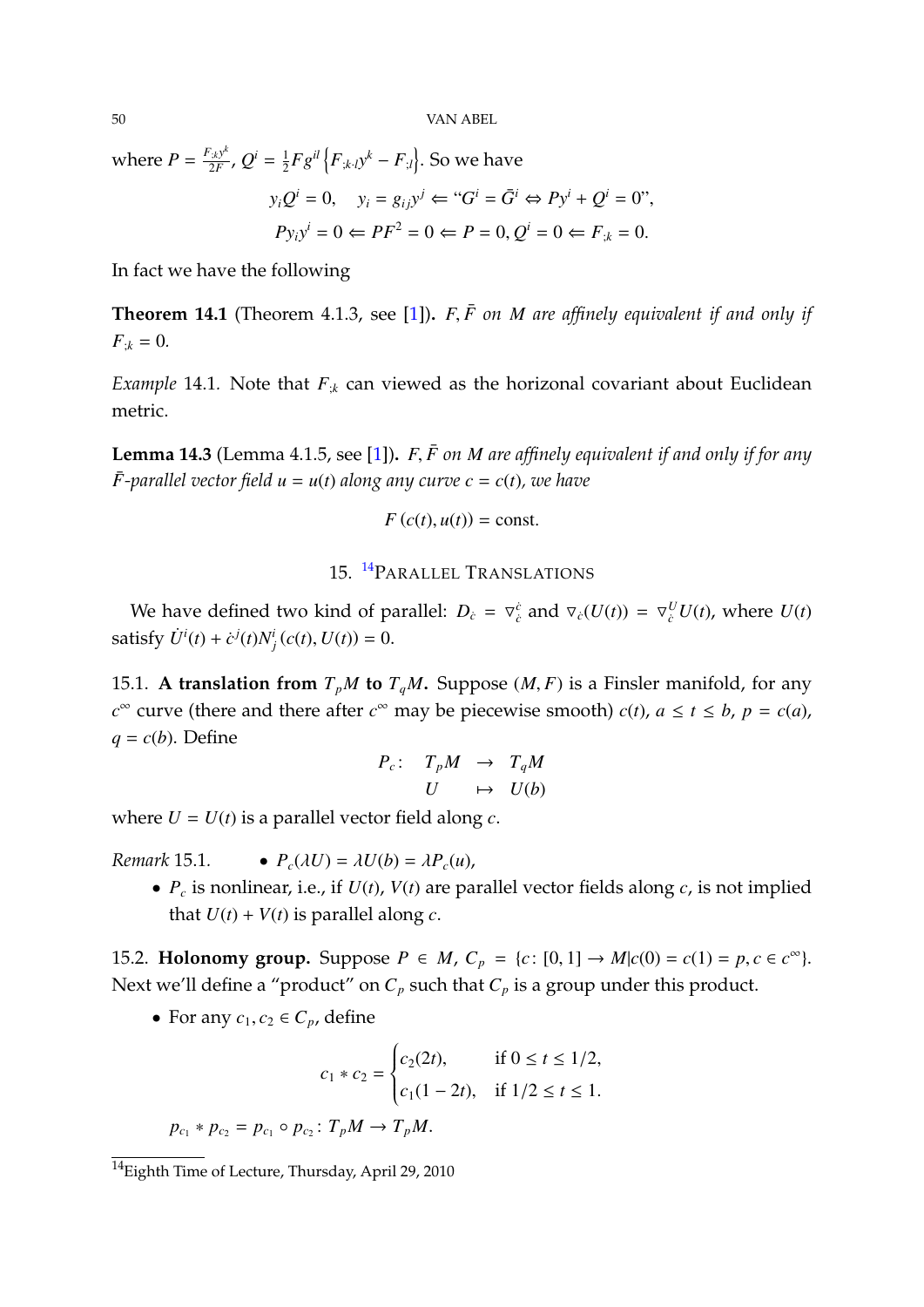where $P = \frac{F_{;k}y^k}{2F}$, $Q^i = \frac{1}{2}Fg^{il}\left\{F_{;k\cdot l}y^k - F_{;l}\right\}$. So we have

$$y_iQ^i = 0, \quad y_i = g_{ij}y^j \Leftarrow \text{“}G^i = \bar{G}^i \Leftrightarrow Py^i + Q^i = 0\text{”},$$

$$Py_iy^i = 0 \Leftarrow PF^2 = 0 \Leftarrow P = 0, Q^i = 0 \Leftarrow F_{;k} = 0.$$

In fact we have the following

**Theorem 14.1** (Theorem 4.1.3, see [1]). *$F, \bar{F}$ on $M$ are affinely equivalent if and only if $F_{;k} = 0$.*

*Example* 14.1. Note that $F_{;k}$ can viewed as the horizonal covariant about Euclidean metric.

**Lemma 14.3** (Lemma 4.1.5, see [1]). *$F, \bar{F}$ on $M$ are affinely equivalent if and only if for any $\bar{F}$-parallel vector field $u = u(t)$ along any curve $c = c(t)$, we have*

$$F\left(c(t), u(t)\right) = \text{const}.$$

## 15. [14]Parallel Translations

We have defined two kind of parallel: $D_{\dot{c}} = \nabla^{\dot{c}}_{\dot{c}}$ and $\nabla_{\dot{c}}(U(t)) = \nabla^{U}_{\dot{c}}U(t)$, where $U(t)$ satisfy $\dot{U}^i(t) + \dot{c}^j(t)N^i_j(c(t), U(t)) = 0$.

### 15.1. A translation from $T_pM$ to $T_qM$.

Suppose $(M, F)$ is a Finsler manifold, for any $c^\infty$ curve (there and there after $c^\infty$ may be piecewise smooth) $c(t)$, $a \le t \le b$, $p = c(a)$, $q = c(b)$. Define

$$\begin{array}{rccc} P_c\colon & T_pM & \to & T_qM \\ & U & \mapsto & U(b) \end{array}$$

where $U = U(t)$ is a parallel vector field along $c$.

*Remark* 15.1.

- $P_c(\lambda U) = \lambda U(b) = \lambda P_c(u)$,
- $P_c$ is nonlinear, i.e., if $U(t)$, $V(t)$ are parallel vector fields along $c$, is not implied that $U(t) + V(t)$ is parallel along $c$.

### 15.2. Holonomy group.

Suppose $P \in M$, $C_p = \{c\colon [0,1] \to M | c(0) = c(1) = p, c \in c^\infty\}$. Next we'll define a "product" on $C_p$ such that $C_p$ is a group under this product.

- For any $c_1, c_2 \in C_p$, define

$$c_1 * c_2 = \begin{cases} c_2(2t), & \text{if } 0 \le t \le 1/2, \\ c_1(1-2t), & \text{if } 1/2 \le t \le 1. \end{cases}$$

$p_{c_1} * p_{c_2} = p_{c_1} \circ p_{c_2}\colon T_pM \to T_pM.$

---

[14] Eighth Time of Lecture, Thursday, April 29, 2010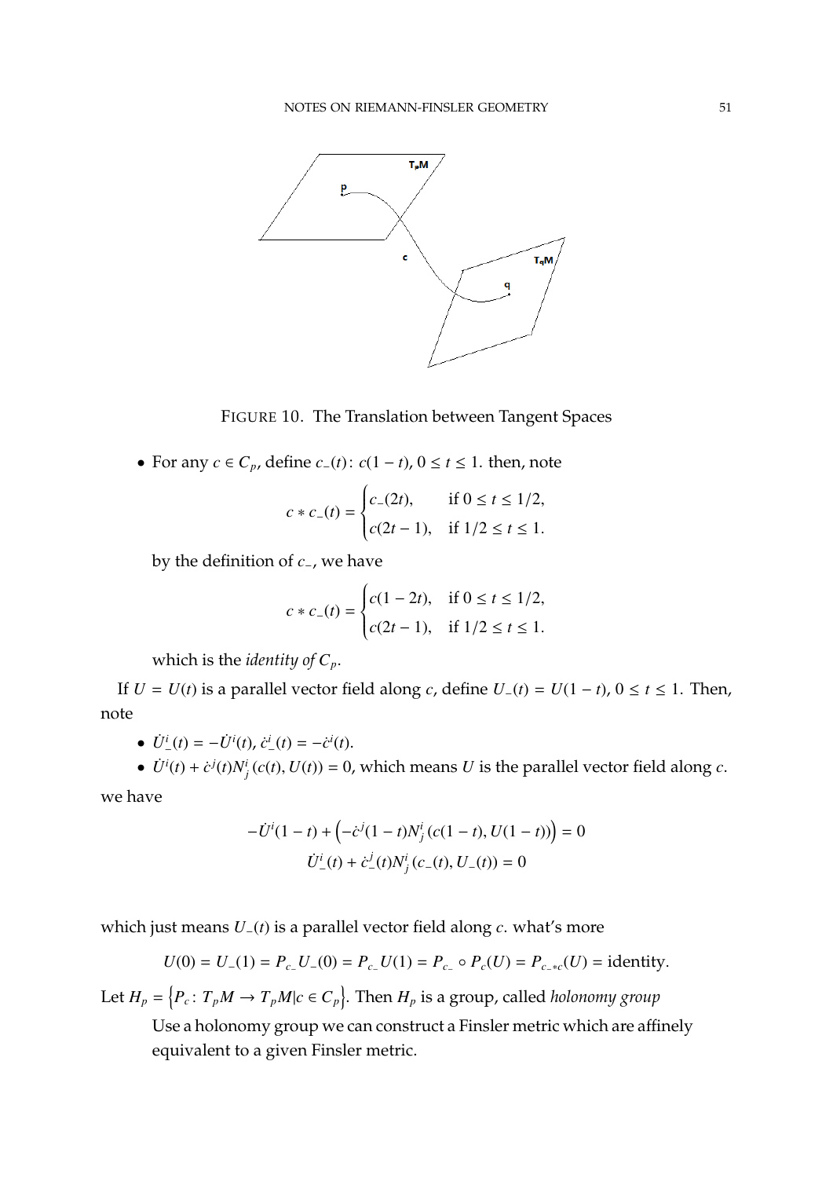FIGURE 10. The Translation between Tangent Spaces

- For any $c \in C_p$, define $c_-(t)$: $c(1-t)$, $0 \le t \le 1$. then, note

$$c * c_-(t) = \begin{cases} c_-(2t), & \text{if } 0 \le t \le 1/2, \\ c(2t-1), & \text{if } 1/2 \le t \le 1. \end{cases}$$

  by the definition of $c_-$, we have

$$c * c_-(t) = \begin{cases} c(1-2t), & \text{if } 0 \le t \le 1/2, \\ c(2t-1), & \text{if } 1/2 \le t \le 1. \end{cases}$$

  which is the *identity of* $C_p$.

If $U = U(t)$ is a parallel vector field along $c$, define $U_-(t) = U(1-t)$, $0 \le t \le 1$. Then, note

- $\dot{U}^i_-(t) = -\dot{U}^i(t)$, $\dot{c}^i_-(t) = -\dot{c}^i(t)$.
- $\dot{U}^i(t) + \dot{c}^j(t)N^i_j(c(t), U(t)) = 0$, which means $U$ is the parallel vector field along $c$.

we have

$$-\dot{U}^i(1-t) + \left(-\dot{c}^j(1-t)N^i_j(c(1-t), U(1-t))\right) = 0$$
$$\dot{U}^i_-(t) + \dot{c}^j_-(t)N^i_j(c_-(t), U_-(t)) = 0$$

which just means $U_-(t)$ is a parallel vector field along $c$. what's more

$$U(0) = U_-(1) = P_{c_-}U_-(0) = P_{c_-}U(1) = P_{c_-} \circ P_c(U) = P_{c_- * c}(U) = \text{identity}.$$

Let $H_p = \left\{P_c \colon T_pM \to T_pM | c \in C_p\right\}$. Then $H_p$ is a group, called *holonomy group*

Use a holonomy group we can construct a Finsler metric which are affinely equivalent to a given Finsler metric.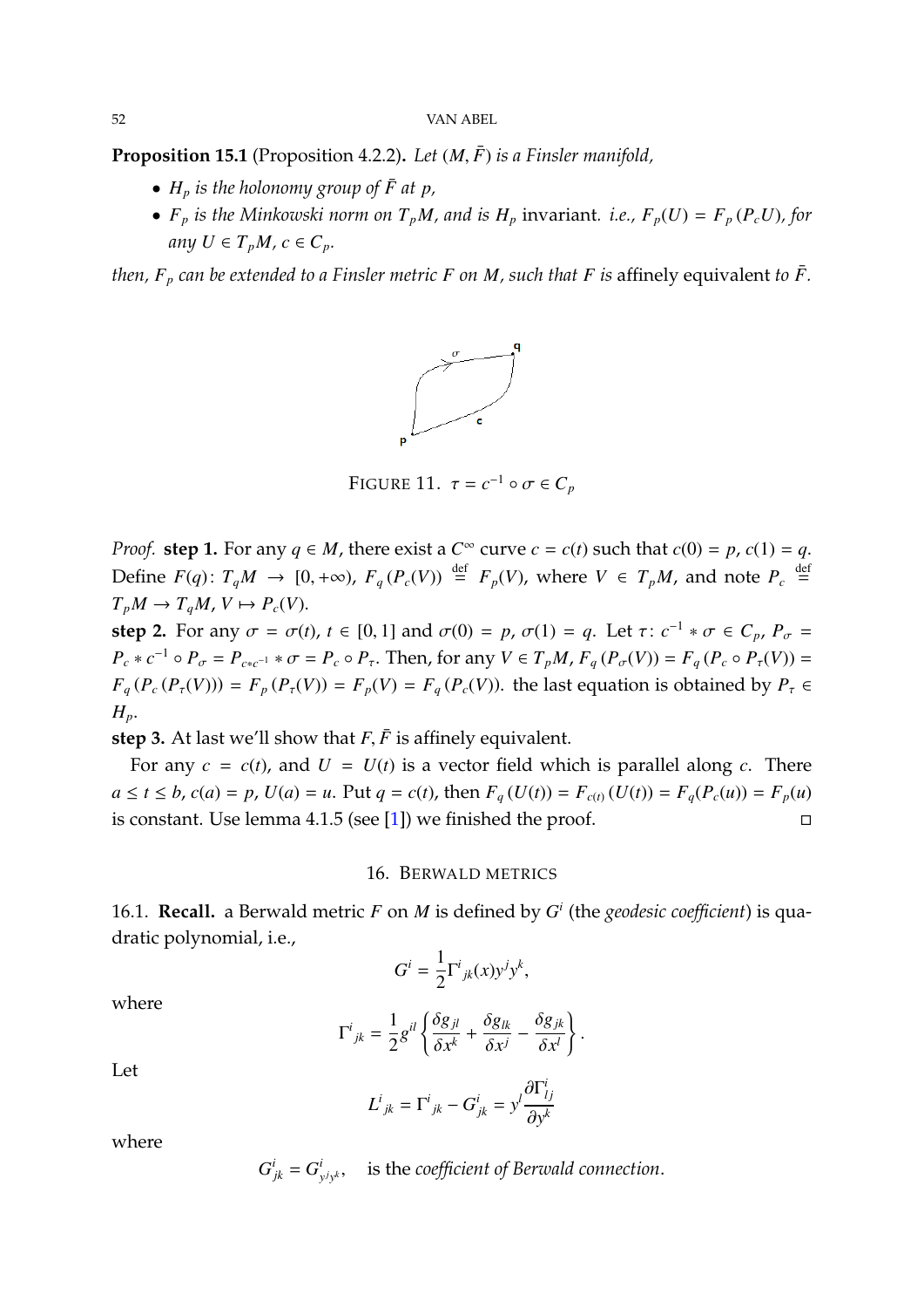**Proposition 15.1** (Proposition 4.2.2)**.** *Let $(M, \bar{F})$ is a Finsler manifold,*

- *$H_p$ is the holonomy group of $\bar{F}$ at $p$,*
- *$F_p$ is the Minkowski norm on $T_pM$, and is $H_p$* invariant*. i.e., $F_p(U) = F_p(P_c U)$, for any $U \in T_pM$, $c \in C_p$.*

*then, $F_p$ can be extended to a Finsler metric $F$ on $M$, such that $F$ is* affinely equivalent *to $\bar{F}$.*

FIGURE 11. $\tau = c^{-1} \circ \sigma \in C_p$

*Proof.* **step 1.** For any $q \in M$, there exist a $C^\infty$ curve $c = c(t)$ such that $c(0) = p$, $c(1) = q$. Define $F(q)\colon T_qM \to [0, +\infty)$, $F_q(P_c(V)) \stackrel{\text{def}}{=} F_p(V)$, where $V \in T_pM$, and note $P_c \stackrel{\text{def}}{=} T_pM \to T_qM$, $V \mapsto P_c(V)$.

**step 2.** For any $\sigma = \sigma(t)$, $t \in [0, 1]$ and $\sigma(0) = p$, $\sigma(1) = q$. Let $\tau\colon c^{-1} * \sigma \in C_p$, $P_\sigma = P_c * c^{-1} \circ P_\sigma = P_{c*c^{-1}} * \sigma = P_c \circ P_\tau$. Then, for any $V \in T_pM$, $F_q(P_\sigma(V)) = F_q(P_c \circ P_\tau(V)) = F_q(P_c(P_\tau(V))) = F_p(P_\tau(V)) = F_p(V) = F_q(P_c(V))$. the last equation is obtained by $P_\tau \in H_p$.

**step 3.** At last we'll show that $F, \bar{F}$ is affinely equivalent.

For any $c = c(t)$, and $U = U(t)$ is a vector field which is parallel along $c$. There $a \le t \le b$, $c(a) = p$, $U(a) = u$. Put $q = c(t)$, then $F_q(U(t)) = F_{c(t)}(U(t)) = F_q(P_c(u)) = F_p(u)$ is constant. Use lemma 4.1.5 (see [1]) we finished the proof. □

## 16. Berwald metrics

16.1. **Recall.** a Berwald metric $F$ on $M$ is defined by $G^i$ (the *geodesic coefficient*) is quadratic polynomial, i.e.,

$$G^i = \frac{1}{2}\Gamma^i{}_{jk}(x) y^j y^k,$$

where

$$\Gamma^i{}_{jk} = \frac{1}{2} g^{il} \left\{ \frac{\delta g_{jl}}{\delta x^k} + \frac{\delta g_{lk}}{\delta x^j} - \frac{\delta g_{jk}}{\delta x^l} \right\}.$$

Let

$$L^i{}_{jk} = \Gamma^i{}_{jk} - G^i_{jk} = y^l \frac{\partial \Gamma^i_{lj}}{\partial y^k}$$

where

$$G^i_{jk} = G^i_{y^j y^k}, \quad \text{is the } \textit{coefficient of Berwald connection}.$$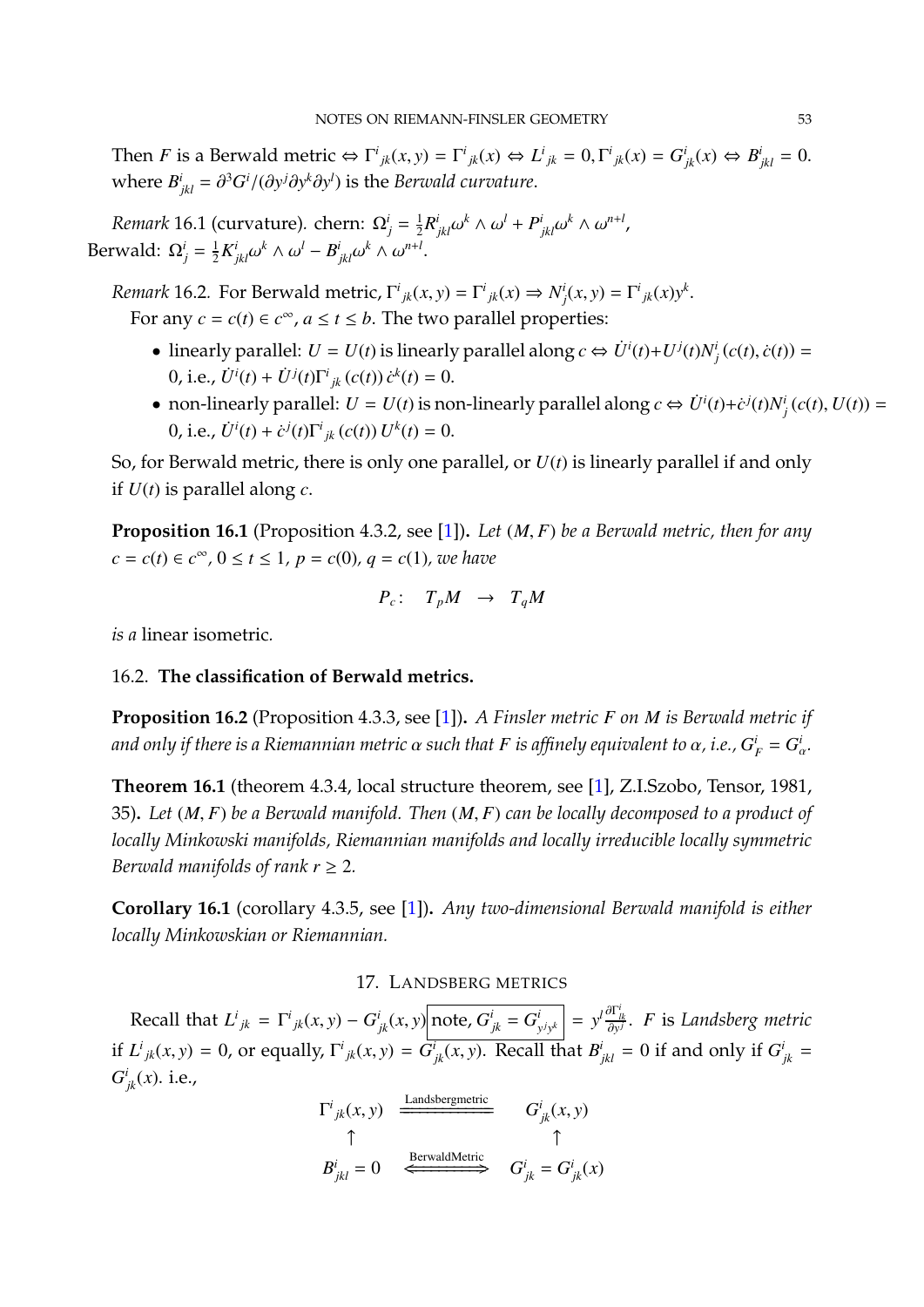Then $F$ is a Berwald metric $\Leftrightarrow \Gamma^i{}_{jk}(x,y) = \Gamma^i{}_{jk}(x) \Leftrightarrow L^i{}_{jk} = 0, \Gamma^i{}_{jk}(x) = G^i_{jk}(x) \Leftrightarrow B^i_{jkl} = 0$. where $B^i_{jkl} = \partial^3 G^i/(\partial y^j \partial y^k \partial y^l)$ is the *Berwald curvature*.

*Remark* 16.1 (curvature). chern: $\Omega^i_j = \frac{1}{2} R^i_{jkl}\omega^k \wedge \omega^l + P^i_{jkl}\omega^k \wedge \omega^{n+l}$,
Berwald: $\Omega^i_j = \frac{1}{2} K^i_{jkl}\omega^k \wedge \omega^l - B^i_{jkl}\omega^k \wedge \omega^{n+l}$.

*Remark* 16.2. For Berwald metric, $\Gamma^i{}_{jk}(x,y) = \Gamma^i{}_{jk}(x) \Rightarrow N^i_j(x,y) = \Gamma^i{}_{jk}(x)y^k$.

For any $c = c(t) \in c^\infty$, $a \le t \le b$. The two parallel properties:

- linearly parallel: $U = U(t)$ is linearly parallel along $c \Leftrightarrow \dot{U}^i(t) + U^j(t)N^i_j(c(t), \dot{c}(t)) = 0$, i.e., $\dot{U}^i(t) + \dot{U}^j(t)\Gamma^i{}_{jk}(c(t))\,\dot{c}^k(t) = 0$.
- non-linearly parallel: $U = U(t)$ is non-linearly parallel along $c \Leftrightarrow \dot{U}^i(t) + \dot{c}^j(t)N^i_j(c(t), U(t)) = 0$, i.e., $\dot{U}^i(t) + \dot{c}^j(t)\Gamma^i{}_{jk}(c(t))\,U^k(t) = 0$.

So, for Berwald metric, there is only one parallel, or $U(t)$ is linearly parallel if and only if $U(t)$ is parallel along $c$.

**Proposition 16.1** (Proposition 4.3.2, see [1]). *Let $(M, F)$ be a Berwald metric, then for any $c = c(t) \in c^\infty$, $0 \le t \le 1$, $p = c(0)$, $q = c(1)$, we have*

$$P_c : \quad T_pM \quad \rightarrow \quad T_qM$$

*is a* linear isometric.

## 16.2. The classification of Berwald metrics.

**Proposition 16.2** (Proposition 4.3.3, see [1]). *A Finsler metric $F$ on $M$ is Berwald metric if and only if there is a Riemannian metric $\alpha$ such that $F$ is affinely equivalent to $\alpha$, i.e., $G^i_F = G^i_\alpha$.*

**Theorem 16.1** (theorem 4.3.4, local structure theorem, see [1], Z.I.Szobo, Tensor, 1981, 35). *Let $(M, F)$ be a Berwald manifold. Then $(M, F)$ can be locally decomposed to a product of locally Minkowski manifolds, Riemannian manifolds and locally irreducible locally symmetric Berwald manifolds of rank $r \ge 2$.*

**Corollary 16.1** (corollary 4.3.5, see [1]). *Any two-dimensional Berwald manifold is either locally Minkowskian or Riemannian.*

# 17. Landsberg metrics

Recall that $L^i{}_{jk} = \Gamma^i{}_{jk}(x,y) - G^i_{jk}(x,y)$ $\boxed{\text{note, } G^i_{jk} = G^i_{y^j y^k}}$ $= y^l \frac{\partial \Gamma^i_{jk}}{\partial y^l}$. $F$ is *Landsberg metric* if $L^i{}_{jk}(x,y) = 0$, or equally, $\Gamma^i{}_{jk}(x,y) = G^i_{jk}(x,y)$. Recall that $B^i_{jkl} = 0$ if and only if $G^i_{jk} = G^i_{jk}(x)$. i.e.,

$$\begin{array}{ccc}
\Gamma^i{}_{jk}(x,y) & \xrightarrow{\text{Landsbergmetric}} & G^i_{jk}(x,y) \\
\uparrow & & \uparrow \\
B^i_{jkl} = 0 & \xLeftrightarrow{\text{BerwaldMetric}} & G^i_{jk} = G^i_{jk}(x)
\end{array}$$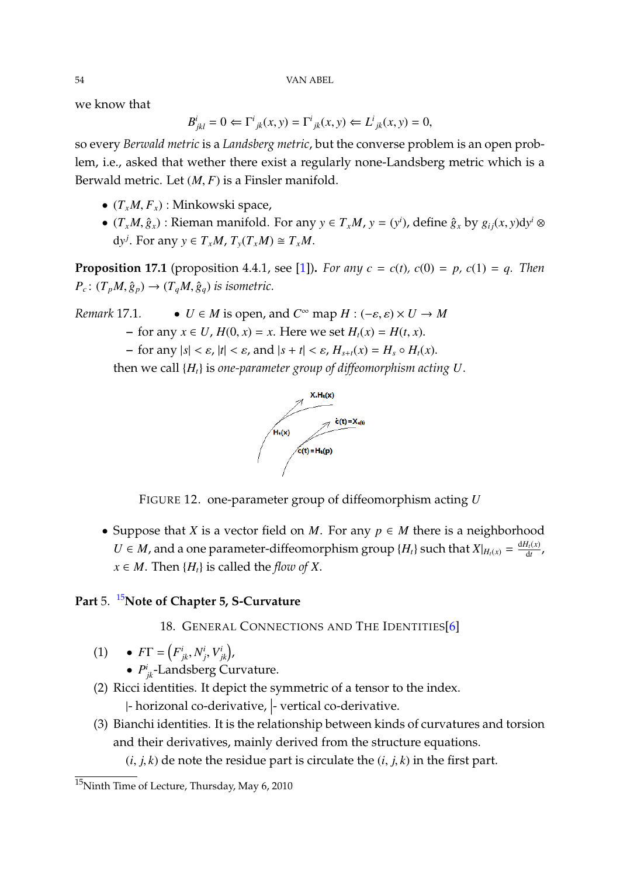we know that

$$B^i_{jkl} = 0 \Leftarrow \Gamma^i{}_{jk}(x,y) = \Gamma^i{}_{jk}(x,y) \Leftarrow L^i{}_{jk}(x,y) = 0,$$

so every *Berwald metric* is a *Landsberg metric*, but the converse problem is an open problem, i.e., asked that wether there exist a regularly none-Landsberg metric which is a Berwald metric. Let $(M, F)$ is a Finsler manifold.

- $(T_xM, F_x)$ : Minkowski space,
- $(T_xM, \hat{g}_x)$ : Rieman manifold. For any $y \in T_xM$, $y = (y^i)$, define $\hat{g}_x$ by $g_{ij}(x,y)\mathrm{d}y^i \otimes \mathrm{d}y^j$. For any $y \in T_xM$, $T_y(T_xM) \cong T_xM$.

**Proposition 17.1** (proposition 4.4.1, see [1]). *For any $c = c(t)$, $c(0) = p$, $c(1) = q$. Then $P_c : (T_pM, \hat{g}_p) \to (T_qM, \hat{g}_q)$ is isometric.*

*Remark* 17.1.
- $U \in M$ is open, and $C^\infty$ map $H : (-\varepsilon, \varepsilon) \times U \to M$
  - for any $x \in U$, $H(0, x) = x$. Here we set $H_t(x) = H(t, x)$.
  - for any $|s| < \varepsilon$, $|t| < \varepsilon$, and $|s + t| < \varepsilon$, $H_{s+t}(x) = H_s \circ H_t(x)$.

  then we call $\{H_t\}$ is *one-parameter group of diffeomorphism acting $U$*.

FIGURE 12. one-parameter group of diffeomorphism acting $U$

- Suppose that $X$ is a vector field on $M$. For any $p \in M$ there is a neighborhood $U \in M$, and a one parameter-diffeomorphism group $\{H_t\}$ such that $X|_{H_t(x)} = \frac{\mathrm{d}H_t(x)}{\mathrm{d}t}$, $x \in M$. Then $\{H_t\}$ is called the *flow of $X$*.

# Part 5. [15]Note of Chapter 5, S-Curvature

## 18. General Connections and the Identities[6]

(1)
- $F\Gamma = \left(F^i_{jk}, N^i_j, V^i_{jk}\right)$,
- $P^i_{jk}$-Landsberg Curvature.

(2) Ricci identities. It depict the symmetric of a tensor to the index.
$|$- horizonal co-derivative, $\big|$- vertical co-derivative.

(3) Bianchi identities. It is the relationship between kinds of curvatures and torsion and their derivatives, mainly derived from the structure equations.
$(i, j, k)$ de note the residue part is circulate the $(i, j, k)$ in the first part.

[15]Ninth Time of Lecture, Thursday, May 6, 2010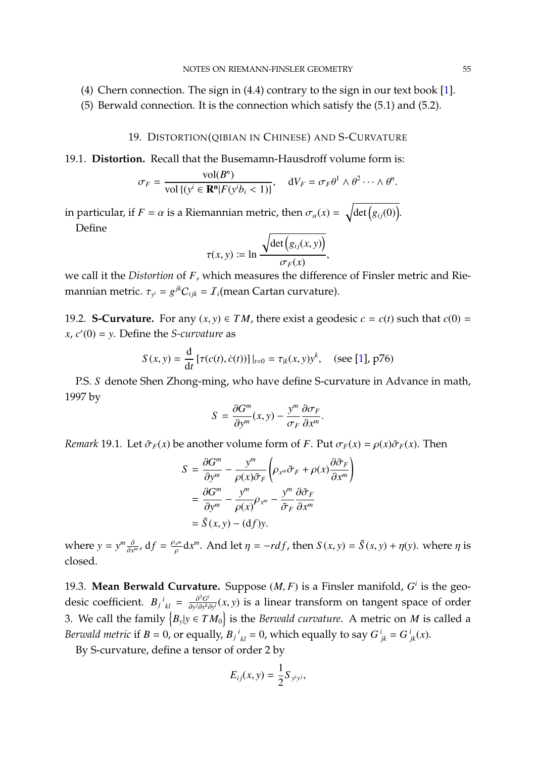(4) Chern connection. The sign in (4.4) contrary to the sign in our text book [1].

(5) Berwald connection. It is the connection which satisfy the (5.1) and (5.2).

## 19. Distortion(qibian in Chinese) and S-Curvature

**19.1. Distortion.** Recall that the Busemann-Hausdroff volume form is:

$$\sigma_F = \frac{\mathrm{vol}(B^n)}{\mathrm{vol}\left\{(y^i \in \mathbf{R^n} | F(y^i b_i < 1)\right\}}, \quad \mathrm{d}V_F = \sigma_F \theta^1 \wedge \theta^2 \cdots \wedge \theta^n.$$

in particular, if $F = \alpha$ is a Riemannian metric, then $\sigma_\alpha(x) = \sqrt{\det\left(g_{ij}(0)\right)}$.

Define

$$\tau(x, y) := \ln \frac{\sqrt{\det\left(g_{ij}(x, y)\right)}}{\sigma_F(x)},$$

we call it the *Distortion* of $F$, which measures the difference of Finsler metric and Riemannian metric. $\tau_{y^i} = g^{jk} C_{ijk} = \mathcal{I}_i$(mean Cartan curvature).

**19.2. S-Curvature.** For any $(x, y) \in TM$, there exist a geodesic $c = c(t)$ such that $c(0) = x$, $c'(0) = y$. Define the *S-curvature* as

$$S(x, y) = \frac{\mathrm{d}}{\mathrm{d}t}\left[\tau(c(t), \dot{c}(t))\right]|_{t=0} = \tau_{|k}(x, y) y^k, \quad \text{(see [1], p76)}$$

P.S. $S$ denote Shen Zhong-ming, who have define S-curvature in Advance in math, 1997 by

$$S = \frac{\partial G^m}{\partial y^m}(x, y) - \frac{y^m}{\sigma_F} \frac{\partial \sigma_F}{\partial x^m}.$$

*Remark* 19.1. Let $\tilde{\sigma}_F(x)$ be another volume form of $F$. Put $\sigma_F(x) = \rho(x)\tilde{\sigma}_F(x)$. Then

$$\begin{aligned}
S &= \frac{\partial G^m}{\partial y^m} - \frac{y^m}{\rho(x)\tilde{\sigma}_F}\left(\rho_{x^m}\tilde{\sigma}_F + \rho(x)\frac{\partial \tilde{\sigma}_F}{\partial x^m}\right) \\
&= \frac{\partial G^m}{\partial y^m} - \frac{y^m}{\rho(x)}\rho_{x^m} - \frac{y^m}{\tilde{\sigma}_F}\frac{\partial \tilde{\sigma}_F}{\partial x^m} \\
&= \tilde{S}(x, y) - (\mathrm{d}f) y.
\end{aligned}$$

where $y = y^m \frac{\partial}{\partial x^m}$, $\mathrm{d}f = \frac{\rho_{x^m}}{\rho} \mathrm{d}x^m$. And let $\eta = -r df$, then $S(x, y) = \tilde{S}(s, y) + \eta(y)$. where $\eta$ is closed.

**19.3. Mean Berwald Curvature.** Suppose $(M, F)$ is a Finsler manifold, $G^i$ is the geodesic coefficient. $B_j{}^i{}_{kl} = \frac{\partial^3 G^i}{\partial y^j \partial y^k \partial y^l}(x, y)$ is a linear transform on tangent space of order 3. We call the family $\left\{B_y | y \in TM_0\right\}$ is the *Berwald curvature*. A metric on $M$ is called a *Berwald metric* if $B = 0$, or equally, $B_j{}^i{}_{kl} = 0$, which equally to say $G^i_{\ jk} = G^i_{\ jk}(x)$.

By S-curvature, define a tensor of order 2 by

$$E_{ij}(x, y) = \frac{1}{2} S_{y^i y^j},$$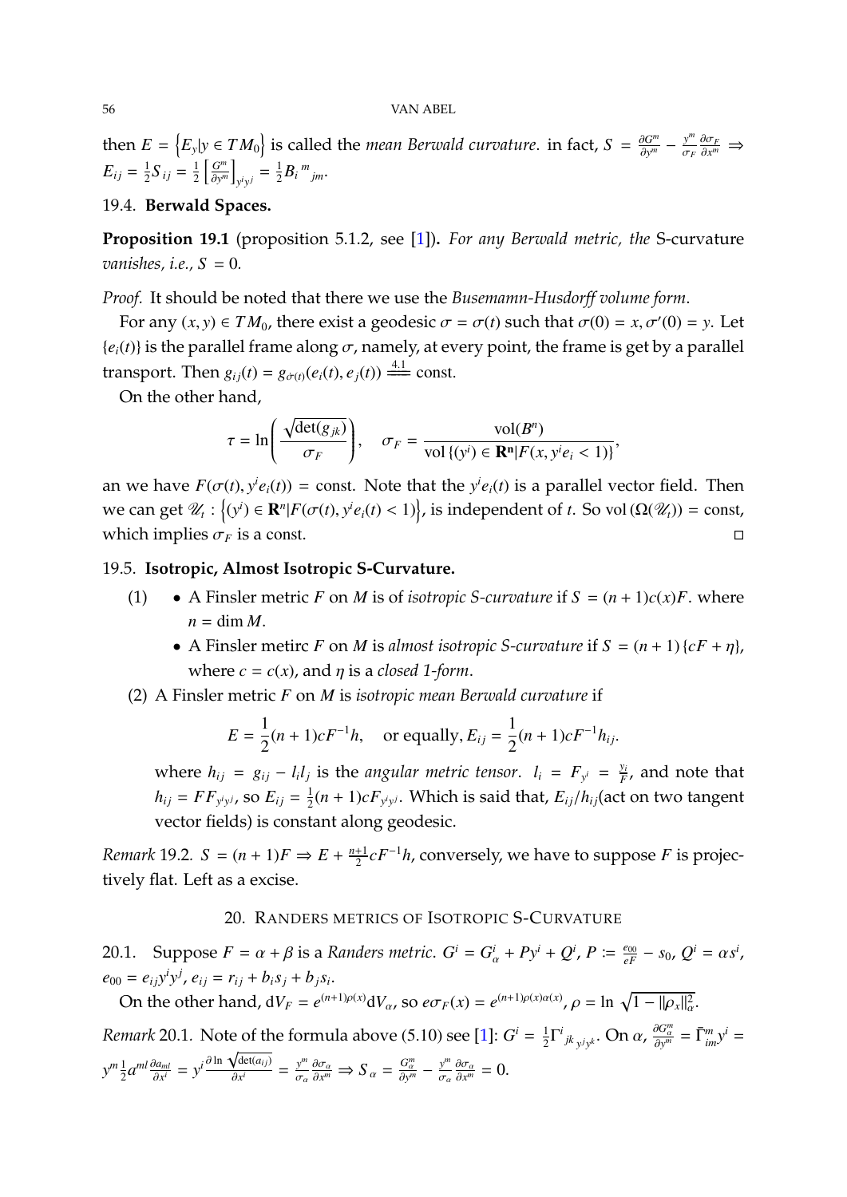then $E = \left\{E_y | y \in TM_0\right\}$ is called the *mean Berwald curvature*. in fact, $S = \frac{\partial G^m}{\partial y^m} - \frac{y^m}{\sigma_F}\frac{\partial \sigma_F}{\partial x^m} \Rightarrow E_{ij} = \frac{1}{2}S_{\cdot ij} = \frac{1}{2}\left[\frac{G^m}{\partial y^m}\right]_{y^i y^j} = \frac{1}{2}B_i{}^m{}_{jm}$.

### 19.4. Berwald Spaces.

**Proposition 19.1** (proposition 5.1.2, see [1]). *For any Berwald metric, the* S-curvature *vanishes, i.e., $S = 0$.*

*Proof.* It should be noted that there we use the *Busemann-Husdorff volume form*.

For any $(x, y) \in TM_0$, there exist a geodesic $\sigma = \sigma(t)$ such that $\sigma(0) = x, \sigma'(0) = y$. Let $\{e_i(t)\}$ is the parallel frame along $\sigma$, namely, at every point, the frame is get by a parallel transport. Then $g_{ij}(t) = g_{\sigma(t)}(e_i(t), e_j(t)) \overset{4.1}{=\!=} \text{const}$.

On the other hand,

$$\tau = \ln\left(\frac{\sqrt{\det(g_{jk})}}{\sigma_F}\right), \quad \sigma_F = \frac{\mathrm{vol}(B^n)}{\mathrm{vol}\left\{(y^i) \in \mathbf{R}^n | F(x, y^i e_i < 1)\right\}},$$

an we have $F(\sigma(t), y^i e_i(t)) = \text{const}$. Note that the $y^i e_i(t)$ is a parallel vector field. Then we can get $\mathscr{U}_t : \left\{(y^i) \in \mathbf{R}^n | F(\sigma(t), y^i e_i(t) < 1\right\}$, is independent of $t$. So $\mathrm{vol}\left(\Omega(\mathscr{U}_t)\right) = \text{const}$, which implies $\sigma_F$ is a const. $\square$

### 19.5. Isotropic, Almost Isotropic S-Curvature.

(1)
- A Finsler metric $F$ on $M$ is of *isotropic S-curvature* if $S = (n+1)c(x)F$. where $n = \dim M$.
- A Finsler metirc $F$ on $M$ is *almost isotropic S-curvature* if $S = (n+1)\{cF + \eta\}$, where $c = c(x)$, and $\eta$ is a *closed 1-form*.

(2) A Finsler metric $F$ on $M$ is *isotropic mean Berwald curvature* if

$$E = \frac{1}{2}(n+1)cF^{-1}h, \quad \text{or equally, } E_{ij} = \frac{1}{2}(n+1)cF^{-1}h_{ij}.$$

where $h_{ij} = g_{ij} - l_i l_j$ is the *angular metric tensor*. $l_i = F_{y^i} = \frac{y_i}{F}$, and note that $h_{ij} = FF_{y^i y^j}$, so $E_{ij} = \frac{1}{2}(n+1)cF_{y^i y^j}$. Which is said that, $E_{ij}/h_{ij}$(act on two tangent vector fields) is constant along geodesic.

*Remark* 19.2. $S = (n+1)F \Rightarrow E + \frac{n+1}{2}cF^{-1}h$, conversely, we have to suppose $F$ is projectively flat. Left as a excise.

## 20. Randers metrics of Isotropic S-Curvature

20.1. Suppose $F = \alpha + \beta$ is a *Randers metric*. $G^i = G^i_\alpha + Py^i + Q^i$, $P := \frac{e_{00}}{eF} - s_0$, $Q^i = \alpha s^i$, $e_{00} = e_{ij}y^i y^j$, $e_{ij} = r_{ij} + b_i s_j + b_j s_i$.

On the other hand, $\mathrm{d}V_F = e^{(n+1)\rho(x)}\mathrm{d}V_\alpha$, so $e\sigma_F(x) = e^{(n+1)\rho(x)\alpha(x)}$, $\rho = \ln\sqrt{1 - \|\rho_x\|^2_\alpha}$.

*Remark* 20.1. Note of the formula above (5.10) see [1]: $G^i = \frac{1}{2}\Gamma^i{}_{jk}{}_{y^j y^k}$. On $\alpha$, $\frac{\partial G^m_\alpha}{\partial y^m} = \bar{\Gamma}^m_{im}y^i = y^m \frac{1}{2}a^{ml}\frac{\partial a_{ml}}{\partial x^i} = y^i \frac{\partial \ln\sqrt{\det(a_{ij})}}{\partial x^i} = \frac{y^m}{\sigma_\alpha}\frac{\partial \sigma_\alpha}{\partial x^m} \Rightarrow S_\alpha = \frac{G^m_\alpha}{\partial y^m} - \frac{y^m}{\sigma_\alpha}\frac{\partial \sigma_\alpha}{\partial x^m} = 0$.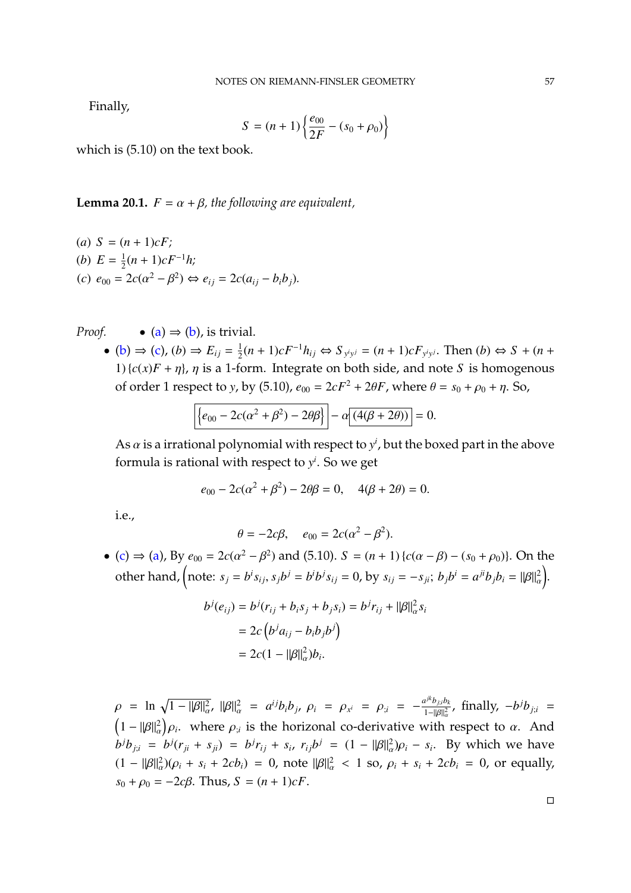Finally,

$$S = (n+1)\left\{\frac{e_{00}}{2F} - (s_0 + \rho_0)\right\}$$

which is (5.10) on the text book.

**Lemma 20.1.** *$F = \alpha + \beta$, the following are equivalent,*

(*a*) $S = (n+1)cF$;
(*b*) $E = \frac{1}{2}(n+1)cF^{-1}h$;
(*c*) $e_{00} = 2c(\alpha^2 - \beta^2) \Leftrightarrow e_{ij} = 2c(a_{ij} - b_i b_j)$.

*Proof.*

- (a) $\Rightarrow$ (b), is trivial.
- (b) $\Rightarrow$ (c), $(b) \Rightarrow E_{ij} = \frac{1}{2}(n+1)cF^{-1}h_{ij} \Leftrightarrow S_{y^i y^j} = (n+1)cF_{y^i y^j}$. Then $(b) \Leftrightarrow S + (n+1)\{c(x)F + \eta\}$, $\eta$ is a 1-form. Integrate on both side, and note $S$ is homogenous of order 1 respect to $y$, by (5.10), $e_{00} = 2cF^2 + 2\theta F$, where $\theta = s_0 + \rho_0 + \eta$. So,

$$\boxed{\left\{e_{00} - 2c(\alpha^2 + \beta^2) - 2\theta\beta\right\}} - \alpha\boxed{(4(\beta + 2\theta))} = 0.$$

As $\alpha$ is a irrational polynomial with respect to $y^i$, but the boxed part in the above formula is rational with respect to $y^i$. So we get

$$e_{00} - 2c(\alpha^2 + \beta^2) - 2\theta\beta = 0, \quad 4(\beta + 2\theta) = 0.$$

i.e.,

$$\theta = -2c\beta, \quad e_{00} = 2c(\alpha^2 - \beta^2).$$

- (c) $\Rightarrow$ (a), By $e_{00} = 2c(\alpha^2 - \beta^2)$ and (5.10). $S = (n+1)\{c(\alpha - \beta) - (s_0 + \rho_0)\}$. On the other hand, $\left(\text{note: } s_j = b^i s_{ij},\ s_j b^j = b^i b^j s_{ij} = 0, \text{ by } s_{ij} = -s_{ji};\ b_j b^i = a^{ji} b_j b_i = \|\beta\|_\alpha^2\right)$.

$$\begin{aligned}
b^j(e_{ij}) &= b^j(r_{ij} + b_i s_j + b_j s_i) = b^j r_{ij} + \|\beta\|_\alpha^2 s_i \\
&= 2c\left(b^j a_{ij} - b_i b_j b^j\right) \\
&= 2c(1 - \|\beta\|_\alpha^2) b_i.
\end{aligned}$$

$\rho = \ln\sqrt{1 - \|\beta\|_\alpha^2}$, $\|\beta\|_\alpha^2 = a^{ij} b_i b_j$, $\rho_i = \rho_{x^i} = \rho_{;i} = -\frac{a^{jk} b_{j;i} b_k}{1 - \|\beta\|_\alpha^2}$, finally, $-b^j b_{j;i} = \left(1 - \|\beta\|_\alpha^2\right)\rho_i$. where $\rho_{;i}$ is the horizonal co-derivative with respect to $\alpha$. And $b^j b_{j;i} = b^j(r_{ji} + s_{ji}) = b^j r_{ij} + s_i$, $r_{ij} b^j = (1 - \|\beta\|_\alpha^2)\rho_i - s_i$. By which we have $(1 - \|\beta\|_\alpha^2)(\rho_i + s_i + 2cb_i) = 0$, note $\|\beta\|_\alpha^2 < 1$ so, $\rho_i + s_i + 2cb_i = 0$, or equally, $s_0 + \rho_0 = -2c\beta$. Thus, $S = (n+1)cF$.

□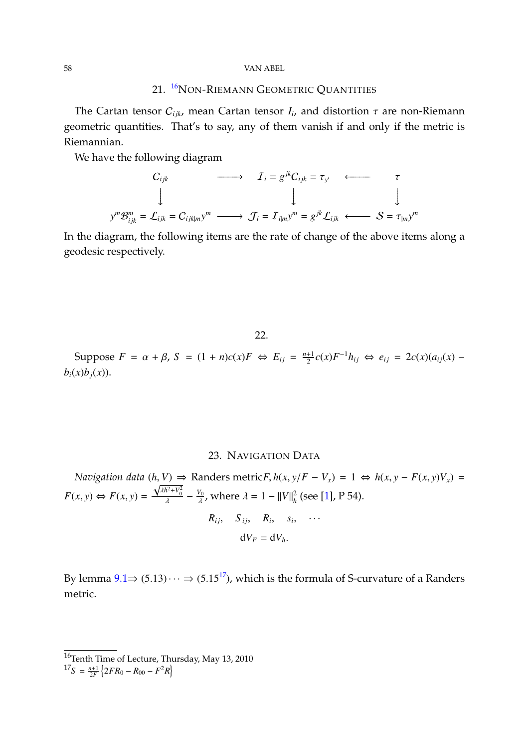## 21. [16]Non-Riemann Geometric Quantities

The Cartan tensor $C_{ijk}$, mean Cartan tensor $I_i$, and distortion $\tau$ are non-Riemann geometric quantities. That's to say, any of them vanish if and only if the metric is Riemannian.

We have the following diagram

$$
\begin{array}{ccccc}
C_{ijk} & \longrightarrow & \mathcal{I}_i = g^{jk}C_{ijk} = \tau_{y^i} & \longleftarrow & \tau \\
\big\downarrow & & \big\downarrow & & \big\downarrow \\
y^m\mathcal{B}^m_{ijk} = \mathcal{L}_{ijk} = C_{ijk|m}y^m & \longrightarrow & \mathcal{J}_i = \mathcal{I}_{i|m}y^m = g^{jk}\mathcal{L}_{ijk} & \longleftarrow & \mathcal{S} = \tau_{|m}y^m
\end{array}
$$

In the diagram, the following items are the rate of change of the above items along a geodesic respectively.

## 22.

Suppose $F = \alpha + \beta$, $S = (1+n)c(x)F \Leftrightarrow E_{ij} = \frac{n+1}{2}c(x)F^{-1}h_{ij} \Leftrightarrow e_{ij} = 2c(x)(a_{ij}(x) - b_i(x)b_j(x))$.

## 23. Navigation Data

*Navigation data* $(h, V) \Rightarrow$ Randers metric$F$, $h(x, y/F - V_x) = 1 \Leftrightarrow h(x, y - F(x,y)V_x) = F(x,y) \Leftrightarrow F(x,y) = \frac{\sqrt{\lambda h^2 + V_0^2}}{\lambda} - \frac{V_0}{\lambda}$, where $\lambda = 1 - \|V\|_h^2$ (see [1], P 54).

$$R_{ij}, \quad S_{ij}, \quad R_i, \quad s_i, \quad \cdots$$

$$\mathrm{d}V_F = \mathrm{d}V_h.$$

By lemma 9.1$\Rightarrow$ (5.13) $\cdots \Rightarrow$ (5.15[17]), which is the formula of S-curvature of a Randers metric.

---

[16] Tenth Time of Lecture, Thursday, May 13, 2010

[17] $S = \frac{n+1}{2F}\left\{2FR_0 - R_{00} - F^2R\right\}$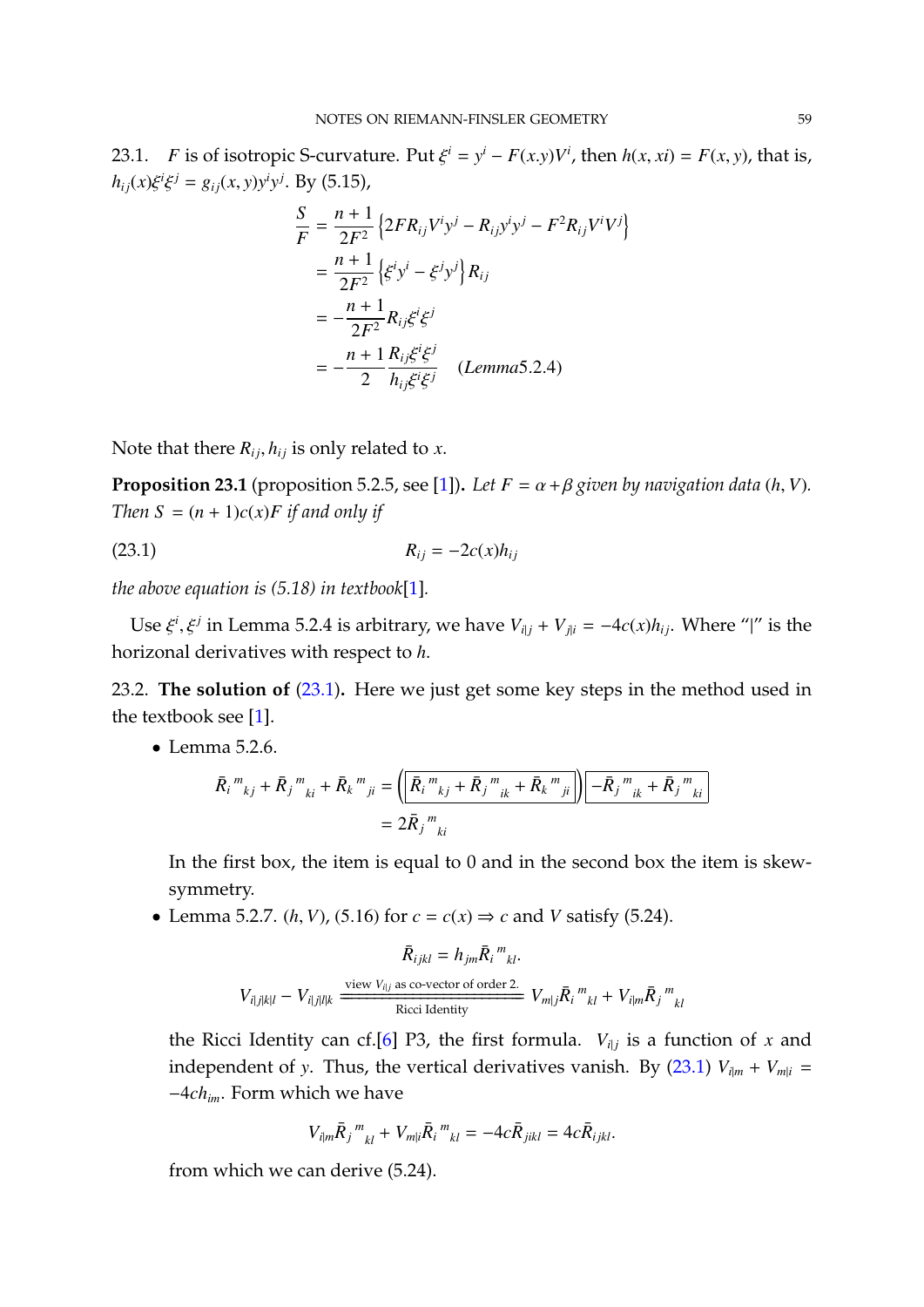23.1. $F$ is of isotropic S-curvature. Put $\xi^i = y^i - F(x.y)V^i$, then $h(x, xi) = F(x, y)$, that is, $h_{ij}(x)\xi^i\xi^j = g_{ij}(x, y)y^iy^j$. By (5.15),

$$
\begin{aligned}
\frac{S}{F} &= \frac{n+1}{2F^2}\left\{2FR_{ij}V^iy^j - R_{ij}y^iy^j - F^2R_{ij}V^iV^j\right\} \\
&= \frac{n+1}{2F^2}\left\{\xi^iy^i - \xi^jy^j\right\}R_{ij} \\
&= -\frac{n+1}{2F^2}R_{ij}\xi^i\xi^j \\
&= -\frac{n+1}{2}\frac{R_{ij}\xi^i\xi^j}{h_{ij}\xi^i\xi^j} \quad (Lemma 5.2.4)
\end{aligned}
$$

Note that there $R_{ij}, h_{ij}$ is only related to $x$.

**Proposition 23.1** (proposition 5.2.5, see [1]). *Let $F = \alpha + \beta$ given by navigation data $(h, V)$. Then $S = (n+1)c(x)F$ if and only if*

$$
R_{ij} = -2c(x)h_{ij} \tag{23.1}
$$

*the above equation is (5.18) in textbook[1].*

Use $\xi^i, \xi^j$ in Lemma 5.2.4 is arbitrary, we have $V_{i|j} + V_{j|i} = -4c(x)h_{ij}$. Where "|" is the horizonal derivatives with respect to $h$.

23.2. **The solution of (23.1).** Here we just get some key steps in the method used in the textbook see [1].

- Lemma 5.2.6.

$$
\begin{aligned}
\bar{R}_i{}^m{}_{kj} + \bar{R}_j{}^m{}_{ki} + \bar{R}_k{}^m{}_{ji} &= \left(\boxed{\bar{R}_i{}^m{}_{kj} + \bar{R}_j{}^m{}_{ik} + \bar{R}_k{}^m{}_{ji}}\right)\boxed{-\bar{R}_j{}^m{}_{ik} + \bar{R}_j{}^m{}_{ki}} \\
&= 2\bar{R}_j{}^m{}_{ki}
\end{aligned}
$$

  In the first box, the item is equal to 0 and in the second box the item is skew-symmetry.

- Lemma 5.2.7. $(h, V)$, (5.16) for $c = c(x) \Rightarrow c$ and $V$ satisfy (5.24).

$$
\bar{R}_{ijkl} = h_{jm}\bar{R}_i{}^m{}_{kl}.
$$

$$
V_{i|j|k|l} - V_{i|j|l|k} \xlongequal[\text{Ricci Identity}]{\text{view } V_{i|j} \text{ as co-vector of order 2.}} V_{m|j}\bar{R}_i{}^m{}_{kl} + V_{i|m}\bar{R}_j{}^m{}_{kl}
$$

  the Ricci Identity can cf.[6] P3, the first formula. $V_{i|j}$ is a function of $x$ and independent of $y$. Thus, the vertical derivatives vanish. By (23.1) $V_{i|m} + V_{m|i} = -4ch_{im}$. Form which we have

$$
V_{i|m}\bar{R}_j{}^m{}_{kl} + V_{m|i}\bar{R}_i{}^m{}_{kl} = -4c\bar{R}_{jikl} = 4c\bar{R}_{ijkl}.
$$

  from which we can derive (5.24).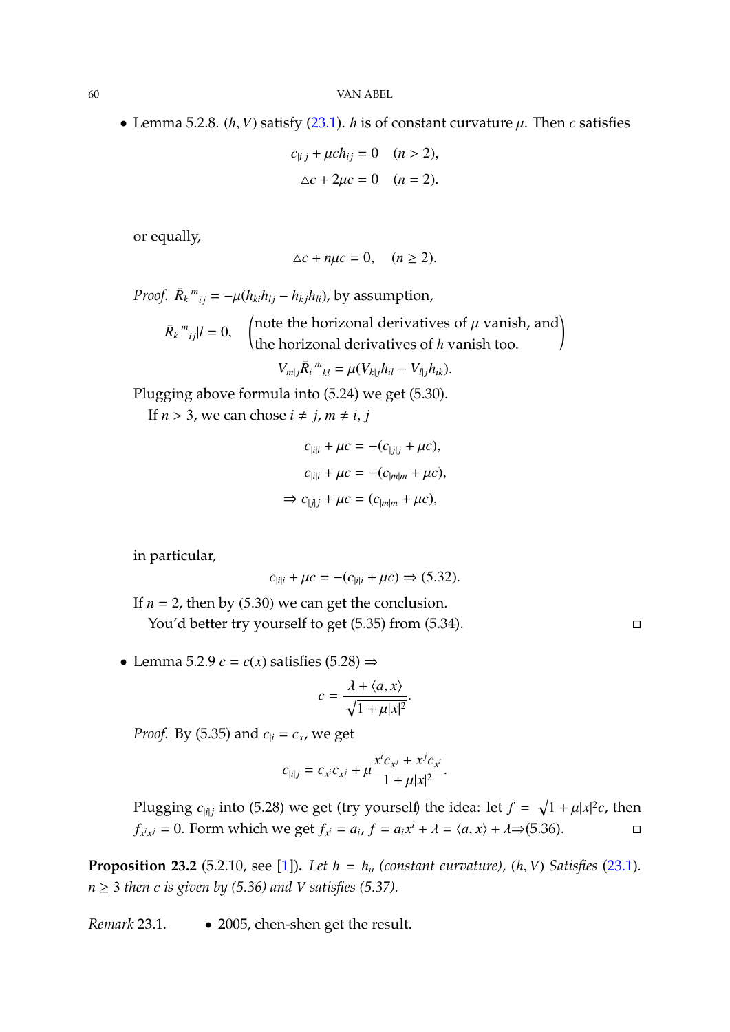- Lemma 5.2.8. $(h, V)$ satisfy (23.1). $h$ is of constant curvature $\mu$. Then $c$ satisfies

$$c_{|i|j} + \mu c h_{ij} = 0 \quad (n > 2),$$
$$\triangle c + 2\mu c = 0 \quad (n = 2).$$

or equally,

$$\triangle c + n\mu c = 0, \quad (n \geq 2).$$

*Proof.* $\bar{R}_k{}^m{}_{ij} = -\mu(h_{ki}h_{lj} - h_{kj}h_{li})$, by assumption,

$$\bar{R}_k{}^m{}_{ij}|l = 0, \quad \begin{pmatrix} \text{note the horizonal derivatives of } \mu \text{ vanish, and} \\ \text{the horizonal derivatives of } h \text{ vanish too.} \end{pmatrix}$$

$$V_{m|j}\bar{R}_i{}^m{}_{kl} = \mu(V_{k|j}h_{il} - V_{l|j}h_{ik}).$$

Plugging above formula into (5.24) we get (5.30).

If $n > 3$, we can chose $i \neq j$, $m \neq i, j$

$$c_{|i|i} + \mu c = -(c_{|j|j} + \mu c),$$
$$c_{|i|i} + \mu c = -(c_{|m|m} + \mu c),$$
$$\Rightarrow c_{|j|j} + \mu c = (c_{|m|m} + \mu c),$$

in particular,

$$c_{|i|i} + \mu c = -(c_{|i|i} + \mu c) \Rightarrow (5.32).$$

If $n = 2$, then by (5.30) we can get the conclusion.

You'd better try yourself to get (5.35) from (5.34). ◻

- Lemma 5.2.9 $c = c(x)$ satisfies (5.28) $\Rightarrow$

$$c = \frac{\lambda + \langle a, x\rangle}{\sqrt{1 + \mu|x|^2}}.$$

*Proof.* By (5.35) and $c_{|i} = c_x$, we get

$$c_{|i|j} = c_{x^i}c_{x^j} + \mu\frac{x^i c_{x^j} + x^j c_{x^i}}{1 + \mu|x|^2}.$$

Plugging $c_{|i|j}$ into (5.28) we get (try yourself) the idea: let $f = \sqrt{1 + \mu|x|^2}c$, then $f_{x^i x^j} = 0$. Form which we get $f_{x^i} = a_i$, $f = a_i x^i + \lambda = \langle a, x\rangle + \lambda \Rightarrow$(5.36). ◻

**Proposition 23.2** (5.2.10, see [1]). *Let $h = h_\mu$ (constant curvature), $(h, V)$ Satisfies (23.1). $n \geq 3$ then $c$ is given by (5.36) and $V$ satisfies (5.37).*

*Remark* 23.1.
- 2005, chen-shen get the result.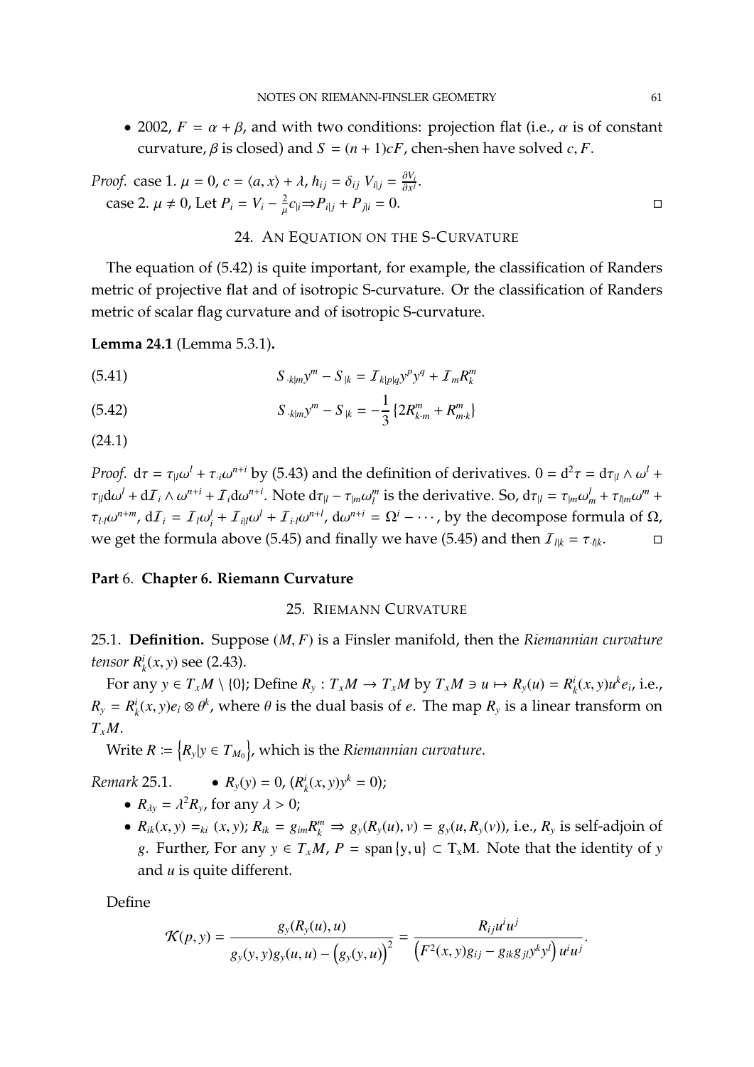- 2002, $F = \alpha + \beta$, and with two conditions: projection flat (i.e., $\alpha$ is of constant curvature, $\beta$ is closed) and $S = (n+1)cF$, chen-shen have solved $c, F$.

*Proof.* case 1. $\mu = 0$, $c = \langle a, x \rangle + \lambda$, $h_{ij} = \delta_{ij}$ $V_{i|j} = \frac{\partial V_i}{\partial x^j}$.
case 2. $\mu \neq 0$, Let $P_i = V_i - \frac{2}{\mu} c_{|i} \Rightarrow P_{i|j} + P_{j|i} = 0$. □

## 24. An Equation on the S-Curvature

The equation of (5.42) is quite important, for example, the classification of Randers metric of projective flat and of isotropic S-curvature. Or the classification of Randers metric of scalar flag curvature and of isotropic S-curvature.

**Lemma 24.1** (Lemma 5.3.1)**.**

$$S_{\cdot k|m} y^m - S_{|k} = \mathcal{I}_{k|p|q} y^p y^q + \mathcal{I}_m R^m_k \tag{5.41}$$

$$S_{\cdot k|m} y^m - S_{|k} = -\frac{1}{3}\{2R^m_{k\cdot m} + R^m_{m\cdot k}\} \tag{5.42}$$

(24.1)

*Proof.* $\mathrm{d}\tau = \tau_{|l}\omega^l + \tau_{\cdot i}\omega^{n+i}$ by (5.43) and the definition of derivatives. $0 = \mathrm{d}^2\tau = \mathrm{d}\tau_{|l} \wedge \omega^l + \tau_{|l}\mathrm{d}\omega^l + \mathrm{d}\mathcal{I}_i \wedge \omega^{n+i} + \mathcal{I}_i \mathrm{d}\omega^{n+i}$. Note $\mathrm{d}\tau_{|l} - \tau_{|m}\omega^m_l$ is the derivative. So, $\mathrm{d}\tau_{|l} = \tau_{|m}\omega^l_m + \tau_{l|m}\omega^m + \tau_{l\cdot l}\omega^{n+m}$, $\mathrm{d}\mathcal{I}_i = \mathcal{I}_l \omega^l_i + \mathcal{I}_{i|l}\omega^l + \mathcal{I}_{i\cdot l}\omega^{n+l}$, $\mathrm{d}\omega^{n+i} = \Omega^i - \cdots$, by the decompose formula of $\Omega$, we get the formula above (5.45) and finally we have (5.45) and then $\mathcal{I}_{l|k} = \tau_{\cdot l|k}$. □

# Part 6. Chapter 6. Riemann Curvature

## 25. Riemann Curvature

25.1. **Definition.** Suppose $(M, F)$ is a Finsler manifold, then the *Riemannian curvature tensor* $R^i_k(x, y)$ see (2.43).

For any $y \in T_xM \setminus \{0\}$; Define $R_y : T_xM \to T_xM$ by $T_xM \ni u \mapsto R_y(u) = R^i_k(x, y)u^k e_i$, i.e., $R_y = R^i_k(x, y)e_i \otimes \theta^k$, where $\theta$ is the dual basis of $e$. The map $R_y$ is a linear transform on $T_xM$.

Write $R := \left\{R_y | y \in T_{M_0}\right\}$, which is the *Riemannian curvature*.

*Remark* 25.1.
- $R_y(y) = 0$, $(R^i_k(x, y)y^k = 0)$;
- $R_{\lambda y} = \lambda^2 R_y$, for any $\lambda > 0$;
- $R_{ik}(x, y) =_{ki} (x, y)$; $R_{ik} = g_{im}R^m_k \Rightarrow g_y(R_y(u), v) = g_y(u, R_y(v))$, i.e., $R_y$ is self-adjoin of $g$. Further, For any $y \in T_xM$, $P = \mathrm{span}\{y, u\} \subset T_xM$. Note that the identity of $y$ and $u$ is quite different.

Define

$$\mathcal{K}(p, y) = \frac{g_y(R_y(u), u)}{g_y(y, y)g_y(u, u) - \left(g_y(y, u)\right)^2} = \frac{R_{ij}u^i u^j}{\left(F^2(x, y)g_{ij} - g_{ik}g_{jl}y^k y^l\right) u^i u^j}.$$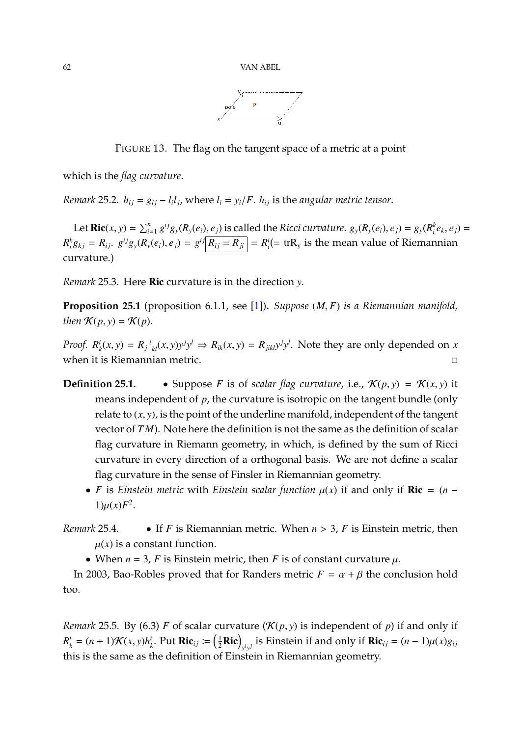FIGURE 13. The flag on the tangent space of a metric at a point

which is the *flag curvature*.

*Remark* 25.2. $h_{ij} = g_{ij} - l_i l_j$, where $l_i = y_i/F$. $h_{ij}$ is the *angular metric tensor*.

Let $\mathbf{Ric}(x,y) = \sum_{i=1}^n g^{ij} g_y(R_y(e_i), e_j)$ is called the *Ricci curvature*. $g_y(R_y(e_i), e_j) = g_y(R_i^k e_k, e_j) = R_i^k g_{kj} = R_{ij}$. $g^{ij} g_y(R_y(e_i), e_j) = g^{ij} \boxed{R_{ij} = R_{ji}} = R_i^i (= \mathrm{tr R_y}$ is the mean value of Riemannian curvature.)

*Remark* 25.3. Here **Ric** curvature is in the direction $y$.

**Proposition 25.1** (proposition 6.1.1, see [1]). *Suppose $(M, F)$ is a Riemannian manifold, then $\mathcal{K}(p,y) = \mathcal{K}(p)$.*

*Proof.* $R_k^i(x,y) = R_j{}^i{}_{kl}(x,y) y^j y^l \Rightarrow R_{ik}(x,y) = R_{jikl} y^j y^l$. Note they are only depended on $x$ when it is Riemannian metric. ◻

**Definition 25.1.**
- Suppose $F$ is of *scalar flag curvature*, i.e., $\mathcal{K}(p,y) = \mathcal{K}(x,y)$ it means independent of $p$, the curvature is isotropic on the tangent bundle (only relate to $(x,y)$, is the point of the underline manifold, independent of the tangent vector of $TM$). Note here the definition is not the same as the definition of scalar flag curvature in Riemann geometry, in which, is defined by the sum of Ricci curvature in every direction of a orthogonal basis. We are not define a scalar flag curvature in the sense of Finsler in Riemannian geometry.
- $F$ is *Einstein metric* with *Einstein scalar function* $\mu(x)$ if and only if $\mathbf{Ric} = (n-1)\mu(x)F^2$.

*Remark* 25.4.
- If $F$ is Riemannian metric. When $n > 3$, $F$ is Einstein metric, then $\mu(x)$ is a constant function.
- When $n = 3$, $F$ is Einstein metric, then $F$ is of constant curvature $\mu$.

In 2003, Bao-Robles proved that for Randers metric $F = \alpha + \beta$ the conclusion hold too.

*Remark* 25.5. By (6.3) $F$ of scalar curvature ($\mathcal{K}(p,y)$ is independent of $p$) if and only if $R_k^i = (n+1)\mathcal{K}(x,y)h_k^i$. Put $\mathbf{Ric}_{ij} := \left(\frac{1}{2}\mathbf{Ric}\right)_{y^i y^j}$ is Einstein if and only if $\mathbf{Ric}_{ij} = (n-1)\mu(x) g_{ij}$ this is the same as the definition of Einstein in Riemannian geometry.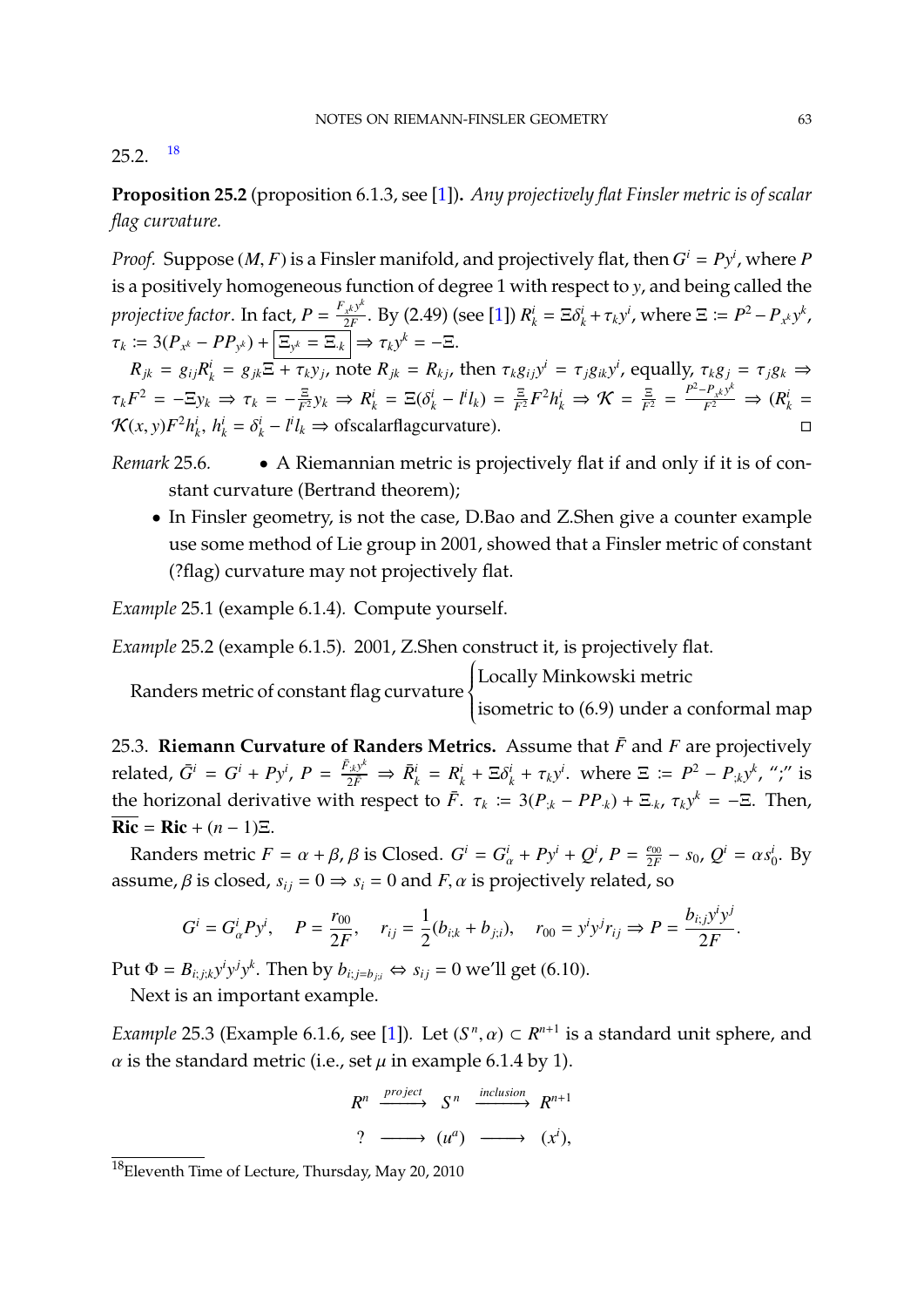25.2. [18]

**Proposition 25.2** (proposition 6.1.3, see [1])**.** *Any projectively flat Finsler metric is of scalar flag curvature.*

*Proof.* Suppose $(M, F)$ is a Finsler manifold, and projectively flat, then $G^i = Py^i$, where $P$ is a positively homogeneous function of degree 1 with respect to $y$, and being called the *projective factor*. In fact, $P = \frac{F_{x^k}y^k}{2F}$. By (2.49) (see [1]) $R^i_k = \Xi\delta^i_k + \tau_k y^i$, where $\Xi := P^2 - P_{x^k}y^k$, $\tau_k := 3(P_{x^k} - PP_{y^k}) + \boxed{\Xi_{y^k} = \Xi_{\cdot k}} \Rightarrow \tau_k y^k = -\Xi$.

$R_{jk} = g_{ij}R^i_k = g_{jk}\Xi + \tau_k y_j$, note $R_{jk} = R_{kj}$, then $\tau_k g_{ij} y^i = \tau_j g_{ik} y^i$, equally, $\tau_k g_j = \tau_j g_k \Rightarrow \tau_k F^2 = -\Xi y_k \Rightarrow \tau_k = -\frac{\Xi}{F^2} y_k \Rightarrow R^i_k = \Xi(\delta^i_k - l^i l_k) = \frac{\Xi}{F^2}F^2 h^i_k \Rightarrow \mathcal{K} = \frac{\Xi}{F^2} = \frac{P^2 - P_{x^k}y^k}{F^2} \Rightarrow (R^i_k = \mathcal{K}(x,y)F^2 h^i_k$, $h^i_k = \delta^i_k - l^i l_k \Rightarrow$ ofscalarflagcurvature). ◻

*Remark* 25.6.
- A Riemannian metric is projectively flat if and only if it is of constant curvature (Bertrand theorem);
- In Finsler geometry, is not the case, D.Bao and Z.Shen give a counter example use some method of Lie group in 2001, showed that a Finsler metric of constant (?flag) curvature may not projectively flat.

*Example* 25.1 (example 6.1.4)*.* Compute yourself.

*Example* 25.2 (example 6.1.5)*.* 2001, Z.Shen construct it, is projectively flat.

$$\text{Randers metric of constant flag curvature} \begin{cases} \text{Locally Minkowski metric} \\ \text{isometric to (6.9) under a conformal map} \end{cases}$$

25.3. **Riemann Curvature of Randers Metrics.** Assume that $\bar{F}$ and $F$ are projectively related, $\bar{G}^i = G^i + Py^i$, $P = \frac{\bar{F}_{;k}y^k}{2F} \Rightarrow \bar{R}^i_k = R^i_k + \Xi\delta^i_k + \tau_k y^i$. where $\Xi := P^2 - P_{;k}y^k$, ";" is the horizonal derivative with respect to $\bar{F}$. $\tau_k := 3(P_{;k} - PP_{\cdot k}) + \Xi_{\cdot k}$, $\tau_k y^k = -\Xi$. Then, $\overline{\mathbf{Ric}} = \mathbf{Ric} + (n-1)\Xi$.

Randers metric $F = \alpha + \beta$, $\beta$ is Closed. $G^i = G^i_\alpha + Py^i + Q^i$, $P = \frac{e_{00}}{2F} - s_0$, $Q^i = \alpha s^i_0$. By assume, $\beta$ is closed, $s_{ij} = 0 \Rightarrow s_i = 0$ and $F, \alpha$ is projectively related, so

$$G^i = G^i_\alpha P y^i, \quad P = \frac{r_{00}}{2F}, \quad r_{ij} = \frac{1}{2}(b_{i;k} + b_{j;i}), \quad r_{00} = y^i y^j r_{ij} \Rightarrow P = \frac{b_{i;j}y^i y^j}{2F}.$$

Put $\Phi = B_{i;j;k}y^i y^j y^k$. Then by $b_{i;j=b_{j;i}} \Leftrightarrow s_{ij} = 0$ we'll get (6.10).

Next is an important example.

*Example* 25.3 (Example 6.1.6, see [1])*.* Let $(S^n, \alpha) \subset R^{n+1}$ is a standard unit sphere, and $\alpha$ is the standard metric (i.e., set $\mu$ in example 6.1.4 by 1).

$$\begin{array}{ccccc} R^n & \xrightarrow{project} & S^n & \xrightarrow{inclusion} & R^{n+1} \\ ? & \longrightarrow & (u^a) & \longrightarrow & (x^i), \end{array}$$

[18] Eleventh Time of Lecture, Thursday, May 20, 2010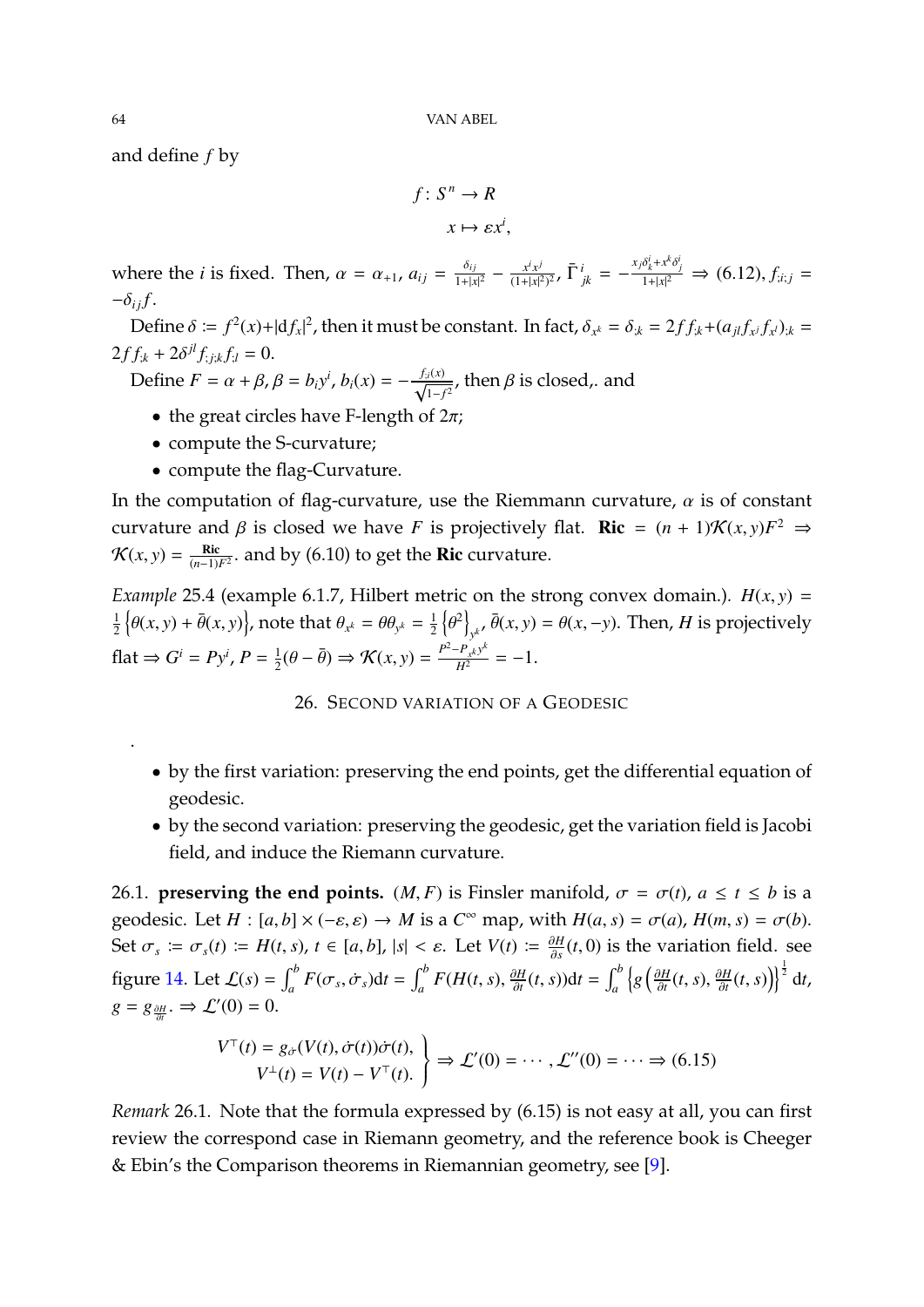and define $f$ by

$$f\colon S^n \to R$$
$$x \mapsto \varepsilon x^i,$$

where the $i$ is fixed. Then, $\alpha = \alpha_{+1}$, $a_{ij} = \frac{\delta_{ij}}{1+|x|^2} - \frac{x^i x^j}{(1+|x|^2)^2}$, $\bar{\Gamma}^i_{jk} = -\frac{x_j\delta^i_k + x^k\delta^i_j}{1+|x|^2} \Rightarrow$ (6.12), $f_{;i;j} = -\delta_{ij} f$.

Define $\delta := f^2(x)+|\mathrm{d}f_x|^2$, then it must be constant. In fact, $\delta_{x^k} = \delta_{;k} = 2ff_{;k} + (a_{jl} f_{x^j} f_{x^l})_{;k} = 2ff_{;k} + 2\delta^{jl} f_{;j;k} f_{;l} = 0$.

Define $F = \alpha + \beta$, $\beta = b_i y^i$, $b_i(x) = -\frac{f_{;i}(x)}{\sqrt{1-f^2}}$, then $\beta$ is closed,. and

- the great circles have F-length of $2\pi$;
- compute the S-curvature;
- compute the flag-Curvature.

In the computation of flag-curvature, use the Riemmann curvature, $\alpha$ is of constant curvature and $\beta$ is closed we have $F$ is projectively flat. $\mathbf{Ric} = (n+1)\mathcal{K}(x,y)F^2 \Rightarrow \mathcal{K}(x,y) = \frac{\mathbf{Ric}}{(n-1)F^2}$. and by (6.10) to get the $\mathbf{Ric}$ curvature.

*Example* 25.4 (example 6.1.7, Hilbert metric on the strong convex domain.). $H(x,y) = \frac{1}{2}\left\{\theta(x,y) + \bar{\theta}(x,y)\right\}$, note that $\theta_{x^k} = \theta\theta_{y^k} = \frac{1}{2}\left\{\theta^2\right\}_{y^k}$, $\bar{\theta}(x,y) = \theta(x,-y)$. Then, $H$ is projectively flat $\Rightarrow G^i = Py^i$, $P = \frac{1}{2}(\theta - \bar{\theta}) \Rightarrow \mathcal{K}(x,y) = \frac{P^2 - P_{x^k}y^k}{H^2} = -1$.

## 26. Second variation of a Geodesic

.

- by the first variation: preserving the end points, get the differential equation of geodesic.
- by the second variation: preserving the geodesic, get the variation field is Jacobi field, and induce the Riemann curvature.

26.1. **preserving the end points.** $(M,F)$ is Finsler manifold, $\sigma = \sigma(t)$, $a \le t \le b$ is a geodesic. Let $H : [a,b]\times(-\varepsilon,\varepsilon) \to M$ is a $C^\infty$ map, with $H(a,s) = \sigma(a)$, $H(m,s) = \sigma(b)$. Set $\sigma_s := \sigma_s(t) := H(t,s)$, $t \in [a,b]$, $|s| < \varepsilon$. Let $V(t) := \frac{\partial H}{\partial s}(t,0)$ is the variation field. see figure 14. Let $\mathcal{L}(s) = \int_a^b F(\sigma_s, \dot{\sigma}_s)\mathrm{d}t = \int_a^b F(H(t,s), \frac{\partial H}{\partial t}(t,s))\mathrm{d}t = \int_a^b \left\{g\left(\frac{\partial H}{\partial t}(t,s), \frac{\partial H}{\partial t}(t,s)\right)\right\}^{\frac{1}{2}}\mathrm{d}t$, $g = g_{\frac{\partial H}{\partial t}}$. $\Rightarrow \mathcal{L}'(0) = 0$.

$$\left.\begin{aligned} V^\top(t) &= g_{\dot{\sigma}}(V(t),\dot{\sigma}(t))\dot{\sigma}(t), \\ V^\perp(t) &= V(t) - V^\top(t). \end{aligned}\right\} \Rightarrow \mathcal{L}'(0) = \cdots, \mathcal{L}''(0) = \cdots \Rightarrow (6.15)$$

*Remark* 26.1. Note that the formula expressed by (6.15) is not easy at all, you can first review the correspond case in Riemann geometry, and the reference book is Cheeger & Ebin's the Comparison theorems in Riemannian geometry, see [9].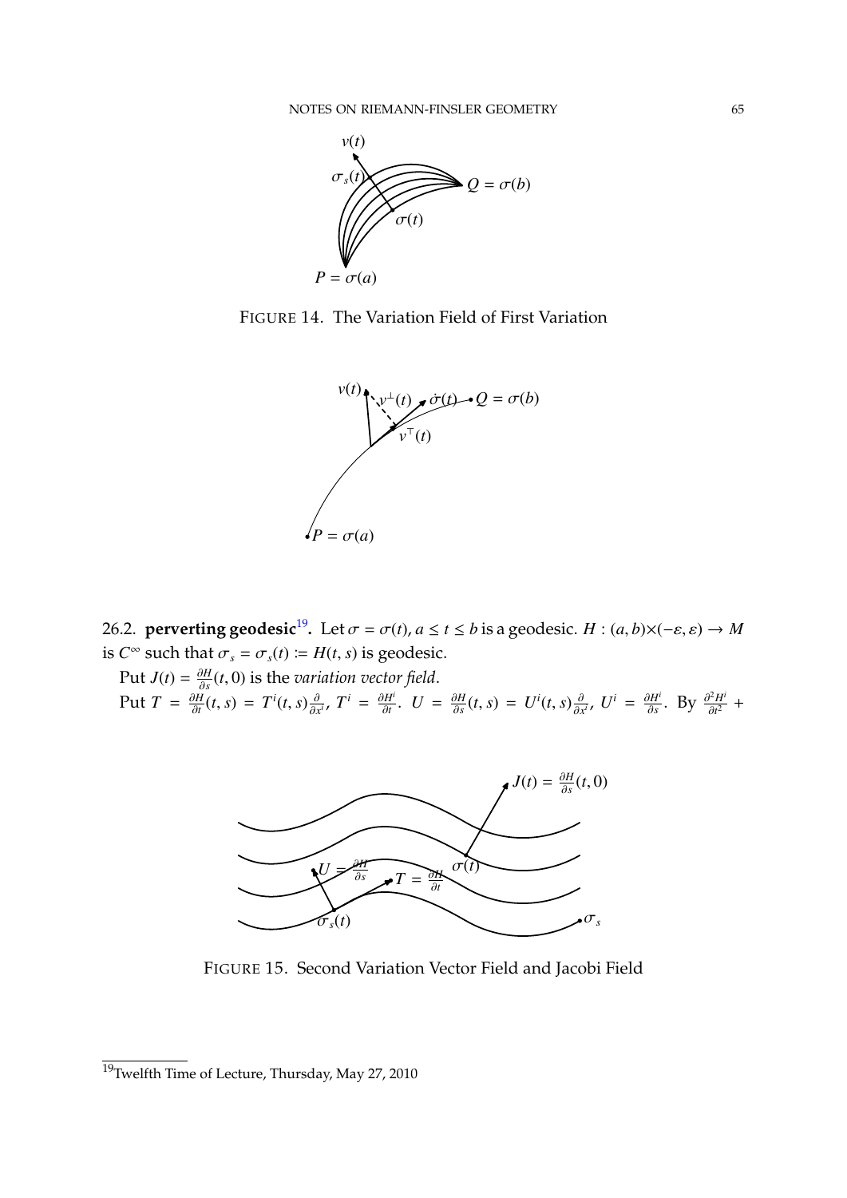FIGURE 14. The Variation Field of First Variation

FIGURE 15. Second Variation Vector Field and Jacobi Field

26.2. **perverting geodesic**[19]**.** Let $\sigma = \sigma(t)$, $a \le t \le b$ is a geodesic. $H : (a, b)\times(-\varepsilon, \varepsilon) \to M$ is $C^\infty$ such that $\sigma_s = \sigma_s(t) := H(t, s)$ is geodesic.

Put $J(t) = \frac{\partial H}{\partial s}(t, 0)$ is the *variation vector field*.

Put $T = \frac{\partial H}{\partial t}(t, s) = T^i(t, s)\frac{\partial}{\partial x^i}$, $T^i = \frac{\partial H^i}{\partial t}$. $U = \frac{\partial H}{\partial s}(t, s) = U^i(t, s)\frac{\partial}{\partial x^i}$, $U^i = \frac{\partial H^i}{\partial s}$. By $\frac{\partial^2 H^i}{\partial t^2} +$

[19]Twelfth Time of Lecture, Thursday, May 27, 2010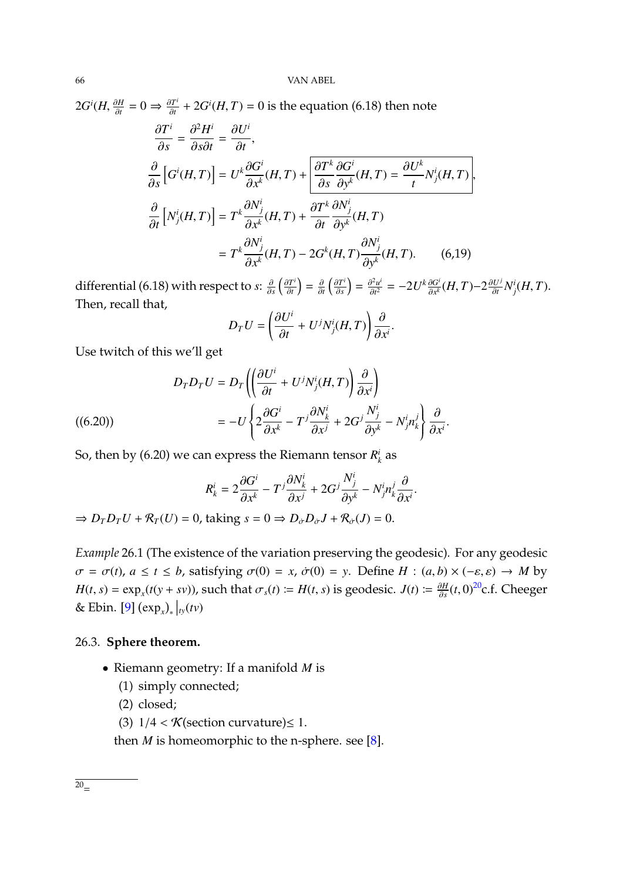$2G^i(H, \frac{\partial H}{\partial t} = 0 \Rightarrow \frac{\partial T^i}{\partial t} + 2G^i(H,T) = 0$ is the equation (6.18) then note

$$
\begin{aligned}
\frac{\partial T^i}{\partial s} &= \frac{\partial^2 H^i}{\partial s \partial t} = \frac{\partial U^i}{\partial t}, \\
\frac{\partial}{\partial s}\left[G^i(H,T)\right] &= U^k \frac{\partial G^i}{\partial x^k}(H,T) + \boxed{\frac{\partial T^k}{\partial s}\frac{\partial G^i}{\partial y^k}(H,T) = \frac{\partial U^k}{t} N^i_j(H,T)}, \\
\frac{\partial}{\partial t}\left[N^i_j(H,T)\right] &= T^k \frac{\partial N^i_j}{\partial x^k}(H,T) + \frac{\partial T^k}{\partial t}\frac{\partial N^i_j}{\partial y^k}(H,T) \\
&= T^k \frac{\partial N^i_j}{\partial x^k}(H,T) - 2G^k(H,T)\frac{\partial N^i_j}{\partial y^k}(H,T). \qquad (6{,}19)
\end{aligned}
$$

differential (6.18) with respect to $s$: $\frac{\partial}{\partial s}\left(\frac{\partial T^i}{\partial t}\right) = \frac{\partial}{\partial t}\left(\frac{\partial T^i}{\partial s}\right) = \frac{\partial^2 u^i}{\partial t^2} = -2U^k \frac{\partial G^i}{\partial x^k}(H,T) - 2\frac{\partial U^j}{\partial t} N^i_j(H,T)$. Then, recall that,

$$
D_T U = \left(\frac{\partial U^i}{\partial t} + U^j N^i_j(H,T)\right)\frac{\partial}{\partial x^i}.
$$

Use twitch of this we'll get

$$
\begin{aligned}
D_T D_T U &= D_T\left(\left(\frac{\partial U^i}{\partial t} + U^j N^i_j(H,T)\right)\frac{\partial}{\partial x^i}\right) \\
&= -U\left\{2\frac{\partial G^i}{\partial x^k} - T^j \frac{\partial N^i_k}{\partial x^j} + 2G^j \frac{N^i_j}{\partial y^k} - N^i_j n^j_k\right\}\frac{\partial}{\partial x^i}. \qquad ((6.20))
\end{aligned}
$$

So, then by (6.20) we can express the Riemann tensor $R^i_k$ as

$$
R^i_k = 2\frac{\partial G^i}{\partial x^k} - T^j \frac{\partial N^i_k}{\partial x^j} + 2G^j \frac{N^i_j}{\partial y^k} - N^i_j n^j_k \frac{\partial}{\partial x^i}.
$$

$\Rightarrow D_T D_T U + \mathcal{R}_T(U) = 0$, taking $s = 0 \Rightarrow D_{\dot\sigma} D_{\dot\sigma} J + \mathcal{R}_{\dot\sigma}(J) = 0$.

*Example* 26.1 (The existence of the variation preserving the geodesic)*.* For any geodesic $\sigma = \sigma(t)$, $a \le t \le b$, satisfying $\sigma(0) = x$, $\dot\sigma(0) = y$. Define $H : (a,b) \times (-\varepsilon, \varepsilon) \to M$ by $H(t,s) = \exp_x(t(y + sv))$, such that $\sigma_s(t) := H(t,s)$ is geodesic. $J(t) := \frac{\partial H}{\partial s}(t,0)$[20] c.f. Cheeger & Ebin. [9] $(\exp_x)_*\big|_{ty}(tv)$

### 26.3. Sphere theorem.

- Riemann geometry: If a manifold $M$ is
  1. simply connected;
  2. closed;
  3. $1/4 < \mathcal{K}$(section curvature)$\le 1$.

  then $M$ is homeomorphic to the n-sphere. see [8].

[20] =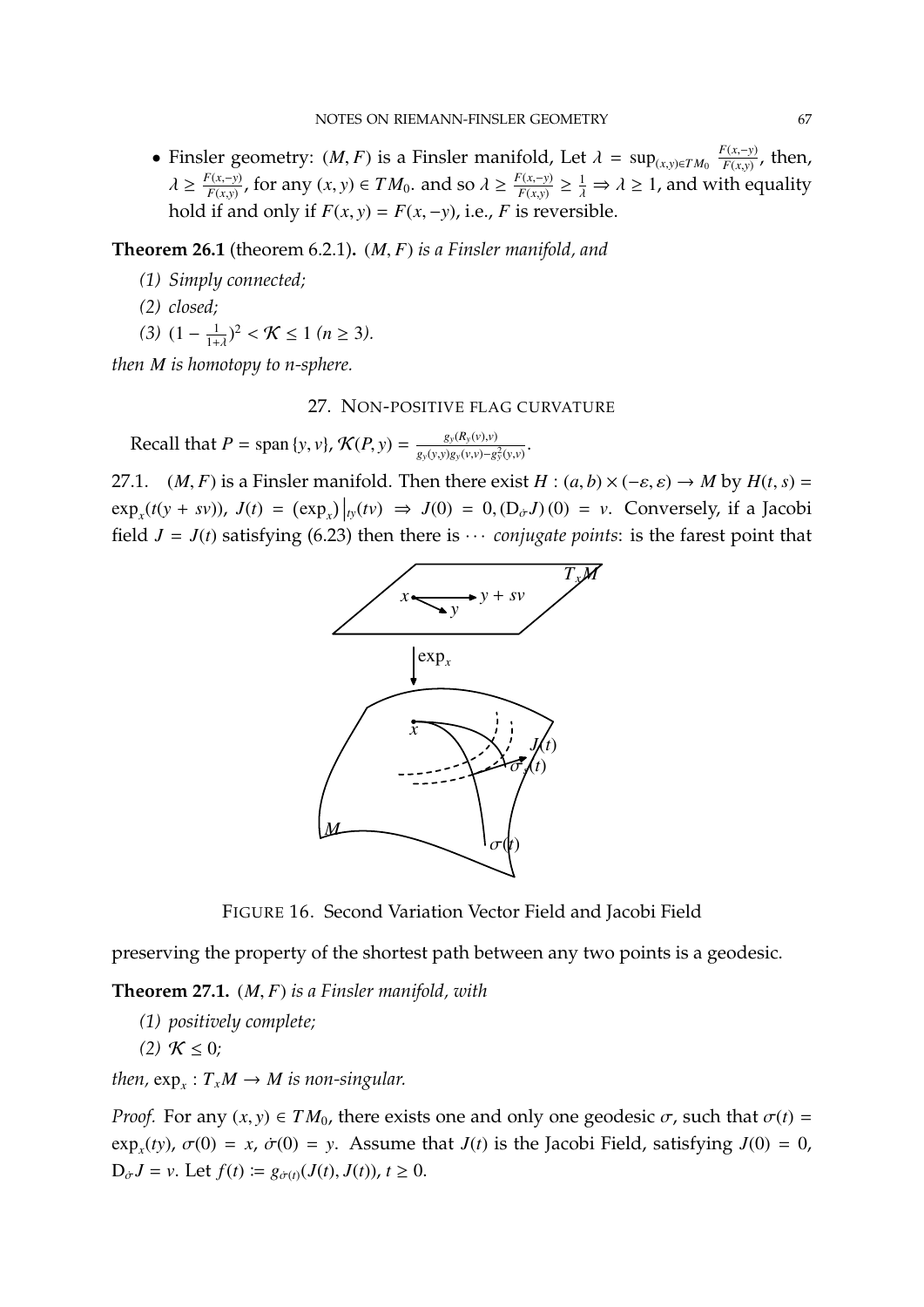- Finsler geometry: $(M, F)$ is a Finsler manifold, Let $\lambda = \sup_{(x,y)\in TM_0} \frac{F(x,-y)}{F(x,y)}$, then, $\lambda \geq \frac{F(x,-y)}{F(x,y)}$, for any $(x, y) \in TM_0$. and so $\lambda \geq \frac{F(x,-y)}{F(x,y)} \geq \frac{1}{\lambda} \Rightarrow \lambda \geq 1$, and with equality hold if and only if $F(x, y) = F(x, -y)$, i.e., $F$ is reversible.

**Theorem 26.1** (theorem 6.2.1)**.** *$(M, F)$ is a Finsler manifold, and*

*(1) Simply connected;*

*(2) closed;*

*(3) $(1 - \frac{1}{1+\lambda})^2 < \mathcal{K} \leq 1$ ($n \geq 3$).*

*then $M$ is homotopy to $n$-sphere.*

## 27. Non-positive flag curvature

Recall that $P = \text{span}\{y, v\}$, $\mathcal{K}(P, y) = \frac{g_y(R_y(v),v)}{g_y(y,y)g_y(v,v)-g_y^2(y,v)}$.

27.1. $(M, F)$ is a Finsler manifold. Then there exist $H : (a, b) \times (-\varepsilon, \varepsilon) \to M$ by $H(t, s) = \exp_x(t(y + sv))$, $J(t) = (\exp_x)\big|_{ty}(tv) \Rightarrow J(0) = 0, (\mathrm{D}_{\dot\sigma}J)(0) = v$. Conversely, if a Jacobi field $J = J(t)$ satisfying (6.23) then there is $\cdots$ *conjugate points*: is the farest point that preserving the property of the shortest path between any two points is a geodesic.

Figure 16. Second Variation Vector Field and Jacobi Field

**Theorem 27.1.** *$(M, F)$ is a Finsler manifold, with*

*(1) positively complete;*

*(2) $\mathcal{K} \leq 0$;*

*then, $\exp_x : T_xM \to M$ is non-singular.*

*Proof.* For any $(x, y) \in TM_0$, there exists one and only one geodesic $\sigma$, such that $\sigma(t) = \exp_x(ty)$, $\sigma(0) = x$, $\dot\sigma(0) = y$. Assume that $J(t)$ is the Jacobi Field, satisfying $J(0) = 0$, $\mathrm{D}_{\dot\sigma}J = v$. Let $f(t) := g_{\dot\sigma(t)}(J(t), J(t))$, $t \geq 0$.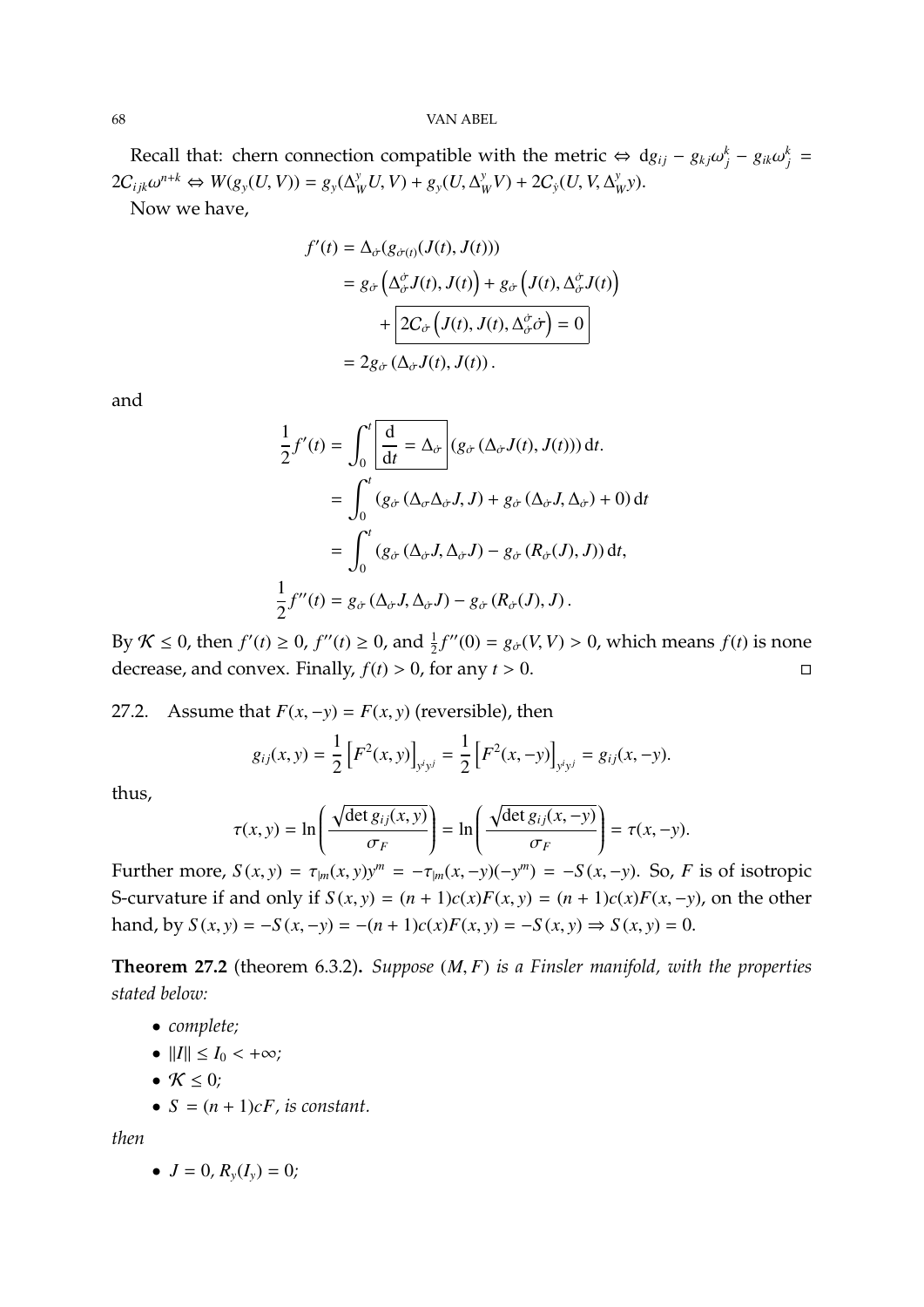Recall that: chern connection compatible with the metric $\Leftrightarrow$ $\mathrm{d}g_{ij} - g_{kj}\omega_j^k - g_{ik}\omega_j^k = 2C_{ijk}\omega^{n+k} \Leftrightarrow W(g_y(U,V)) = g_y(\Delta_W^y U, V) + g_y(U, \Delta_W^y V) + 2C_{\dot{y}}(U, V, \Delta_W^y y)$.

Now we have,

$$
\begin{aligned}
f'(t) &= \Delta_{\dot\sigma}(g_{\dot\sigma(t)}(J(t), J(t))) \\
&= g_{\dot\sigma}\left(\Delta_{\dot\sigma}^{\dot\sigma} J(t), J(t)\right) + g_{\dot\sigma}\left(J(t), \Delta_{\dot\sigma}^{\dot\sigma} J(t)\right) \\
&\quad + \boxed{2C_{\dot\sigma}\left(J(t), J(t), \Delta_{\dot\sigma}^{\dot\sigma}\dot\sigma\right) = 0} \\
&= 2g_{\dot\sigma}\left(\Delta_{\dot\sigma} J(t), J(t)\right).
\end{aligned}
$$

and

$$
\begin{aligned}
\frac{1}{2}f'(t) &= \int_0^t \boxed{\frac{\mathrm{d}}{\mathrm{d}t} = \Delta_{\dot\sigma}} \left(g_{\dot\sigma}\left(\Delta_{\dot\sigma} J(t), J(t)\right)\right) \mathrm{d}t. \\
&= \int_0^t \left(g_{\dot\sigma}\left(\Delta_{\dot\sigma}\Delta_{\dot\sigma} J, J\right) + g_{\dot\sigma}\left(\Delta_{\dot\sigma} J, \Delta_{\dot\sigma}\right) + 0\right) \mathrm{d}t \\
&= \int_0^t \left(g_{\dot\sigma}\left(\Delta_{\dot\sigma} J, \Delta_{\dot\sigma} J\right) - g_{\dot\sigma}\left(R_{\dot\sigma}(J), J\right)\right) \mathrm{d}t, \\
\frac{1}{2}f''(t) &= g_{\dot\sigma}\left(\Delta_{\dot\sigma} J, \Delta_{\dot\sigma} J\right) - g_{\dot\sigma}\left(R_{\dot\sigma}(J), J\right).
\end{aligned}
$$

By $\mathcal{K} \le 0$, then $f'(t) \ge 0$, $f''(t) \ge 0$, and $\frac{1}{2}f''(0) = g_{\dot\sigma}(V, V) > 0$, which means $f(t)$ is none decrease, and convex. Finally, $f(t) > 0$, for any $t > 0$. □

27.2. Assume that $F(x, -y) = F(x, y)$ (reversible), then

$$
g_{ij}(x, y) = \frac{1}{2}\left[F^2(x, y)\right]_{y^i y^j} = \frac{1}{2}\left[F^2(x, -y)\right]_{y^i y^j} = g_{ij}(x, -y).
$$

thus,

$$
\tau(x, y) = \ln\left(\frac{\sqrt{\det g_{ij}(x, y)}}{\sigma_F}\right) = \ln\left(\frac{\sqrt{\det g_{ij}(x, -y)}}{\sigma_F}\right) = \tau(x, -y).
$$

Further more, $S(x, y) = \tau_{|m}(x, y)y^m = -\tau_{|m}(x, -y)(-y^m) = -S(x, -y)$. So, $F$ is of isotropic S-curvature if and only if $S(x, y) = (n+1)c(x)F(x, y) = (n+1)c(x)F(x, -y)$, on the other hand, by $S(x, y) = -S(x, -y) = -(n+1)c(x)F(x, y) = -S(x, y) \Rightarrow S(x, y) = 0$.

**Theorem 27.2** (theorem 6.3.2). *Suppose $(M, F)$ is a Finsler manifold, with the properties stated below:*

- *complete;*
- $\|I\| \le I_0 < +\infty$;
- $\mathcal{K} \le 0$;
- $S = (n+1)cF$, *is constant.*

*then*

- $J = 0$, $R_y(I_y) = 0$;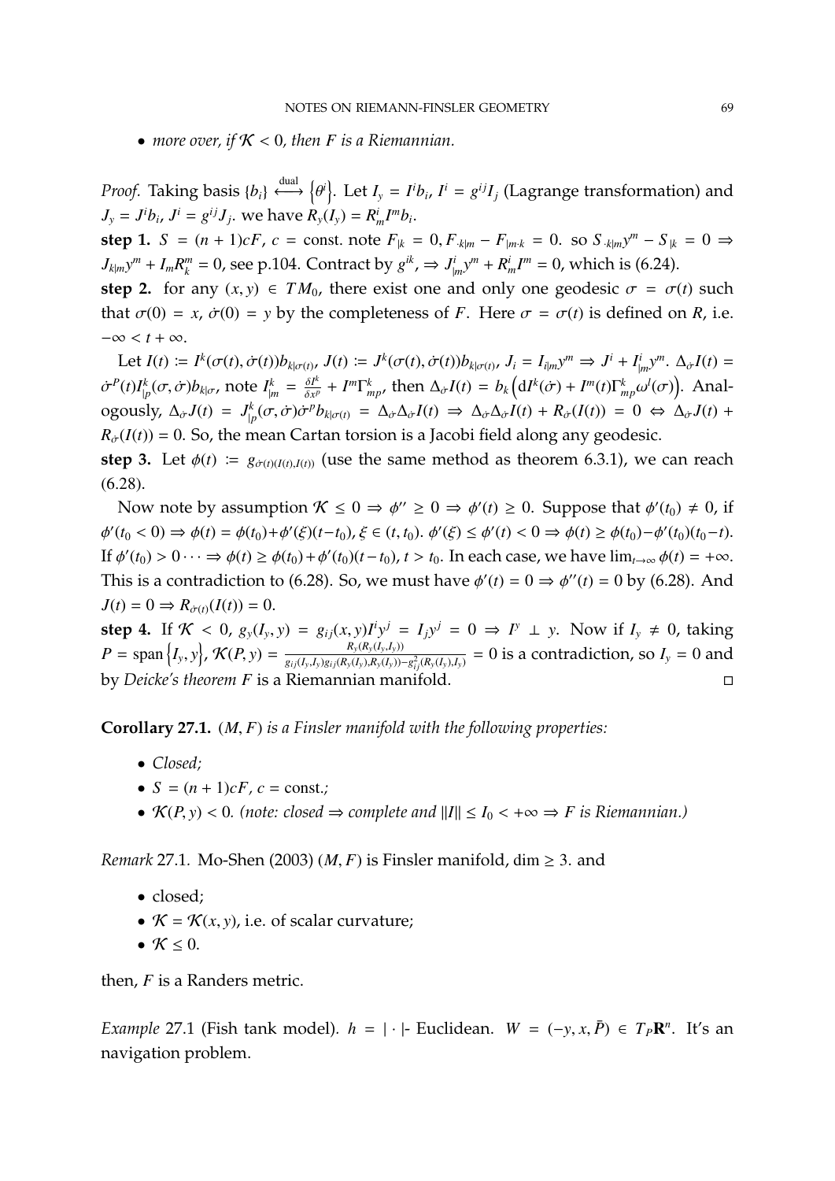- *more over, if $\mathcal{K} < 0$, then $F$ is a Riemannian.*

*Proof.* Taking basis $\{b_i\} \overset{\text{dual}}{\longleftrightarrow} \{\theta^i\}$. Let $I_y = I^i b_i$, $I^i = g^{ij} I_j$ (Lagrange transformation) and $J_y = J^i b_i$, $J^i = g^{ij} J_j$. we have $R_y(I_y) = R^i_m I^m b_i$.

**step 1.** $S = (n+1)cF$, $c = $ const. note $F_{|k} = 0, F_{\cdot k|m} - F_{|m \cdot k} = 0$. so $S_{\cdot k|m} y^m - S_{|k} = 0 \Rightarrow J_{k|m} y^m + I_m R^m_k = 0$, see p.104. Contract by $g^{ik}$, $\Rightarrow J^i_{|m} y^m + R^i_m I^m = 0$, which is (6.24).

**step 2.** for any $(x, y) \in TM_0$, there exist one and only one geodesic $\sigma = \sigma(t)$ such that $\sigma(0) = x$, $\dot{\sigma}(0) = y$ by the completeness of $F$. Here $\sigma = \sigma(t)$ is defined on $R$, i.e. $-\infty < t + \infty$.

Let $I(t) := I^k(\sigma(t), \dot{\sigma}(t)) b_{k|\sigma(t)}$, $J(t) := J^k(\sigma(t), \dot{\sigma}(t)) b_{k|\sigma(t)}$, $J_i = I_{i|m} y^m \Rightarrow J^i + I^i_{|m} y^m$. $\Delta_{\dot{\sigma}} I(t) = \dot{\sigma}^P(t) I^k_{|p}(\sigma, \dot{\sigma}) b_{k|\sigma}$, note $I^k_{|m} = \frac{\delta I^k}{\delta x^p} + I^m \Gamma^k_{mp}$, then $\Delta_{\dot{\sigma}} I(t) = b_k \left( \mathrm{d} I^k(\dot{\sigma}) + I^m(t) \Gamma^k_{mp} \omega^l(\sigma) \right)$. Analogously, $\Delta_{\dot{\sigma}} J(t) = J^k_{|p}(\sigma, \dot{\sigma}) \dot{\sigma}^p b_{k|\sigma(t)} = \Delta_{\dot{\sigma}} \Delta_{\dot{\sigma}} I(t) \Rightarrow \Delta_{\dot{\sigma}} \Delta_{\dot{\sigma}} I(t) + R_{\dot{\sigma}}(I(t)) = 0 \Leftrightarrow \Delta_{\dot{\sigma}} J(t) + R_{\dot{\sigma}}(I(t)) = 0$. So, the mean Cartan torsion is a Jacobi field along any geodesic.

**step 3.** Let $\phi(t) := g_{\dot{\sigma}(t)(I(t), I(t))}$ (use the same method as theorem 6.3.1), we can reach (6.28).

Now note by assumption $\mathcal{K} \leq 0 \Rightarrow \phi'' \geq 0 \Rightarrow \phi'(t) \geq 0$. Suppose that $\phi'(t_0) \neq 0$, if $\phi'(t_0 < 0) \Rightarrow \phi(t) = \phi(t_0) + \phi'(\xi)(t - t_0)$, $\xi \in (t, t_0)$. $\phi'(\xi) \leq \phi'(t) < 0 \Rightarrow \phi(t) \geq \phi(t_0) - \phi'(t_0)(t_0 - t)$. If $\phi'(t_0) > 0 \cdots \Rightarrow \phi(t) \geq \phi(t_0) + \phi'(t_0)(t - t_0)$, $t > t_0$. In each case, we have $\lim_{t \to \infty} \phi(t) = +\infty$. This is a contradiction to (6.28). So, we must have $\phi'(t) = 0 \Rightarrow \phi''(t) = 0$ by (6.28). And $J(t) = 0 \Rightarrow R_{\dot{\sigma}(t)}(I(t)) = 0$.

**step 4.** If $\mathcal{K} < 0$, $g_y(I_y, y) = g_{ij}(x, y) I^i y^j = I_j y^j = 0 \Rightarrow I^y \perp y$. Now if $I_y \neq 0$, taking $P = \mathrm{span}\{I_y, y\}$, $\mathcal{K}(P, y) = \frac{R_y(R_y(I_y, I_y))}{g_{ij}(I_y, I_y) g_{ij}(R_y(I_y), R_y(I_y)) - g^2_{ij}(R_y(I_y), I_y)} = 0$ is a contradiction, so $I_y = 0$ and by *Deicke's theorem* $F$ is a Riemannian manifold. □

**Corollary 27.1.** *$(M, F)$ is a Finsler manifold with the following properties:*

- *Closed;*
- *$S = (n+1)cF$, $c = $ const.;*
- *$\mathcal{K}(P, y) < 0$. (note: closed $\Rightarrow$ complete and $\|I\| \leq I_0 < +\infty \Rightarrow F$ is Riemannian.)*

*Remark* 27.1. Mo-Shen (2003) $(M, F)$ is Finsler manifold, $\dim \geq 3$. and

- closed;
- $\mathcal{K} = \mathcal{K}(x, y)$, i.e. of scalar curvature;
- $\mathcal{K} \leq 0$.

then, $F$ is a Randers metric.

*Example* 27.1 (Fish tank model). $h = |\cdot|$- Euclidean. $W = (-y, x, \bar{P}) \in T_P \mathbf{R}^n$. It's an navigation problem.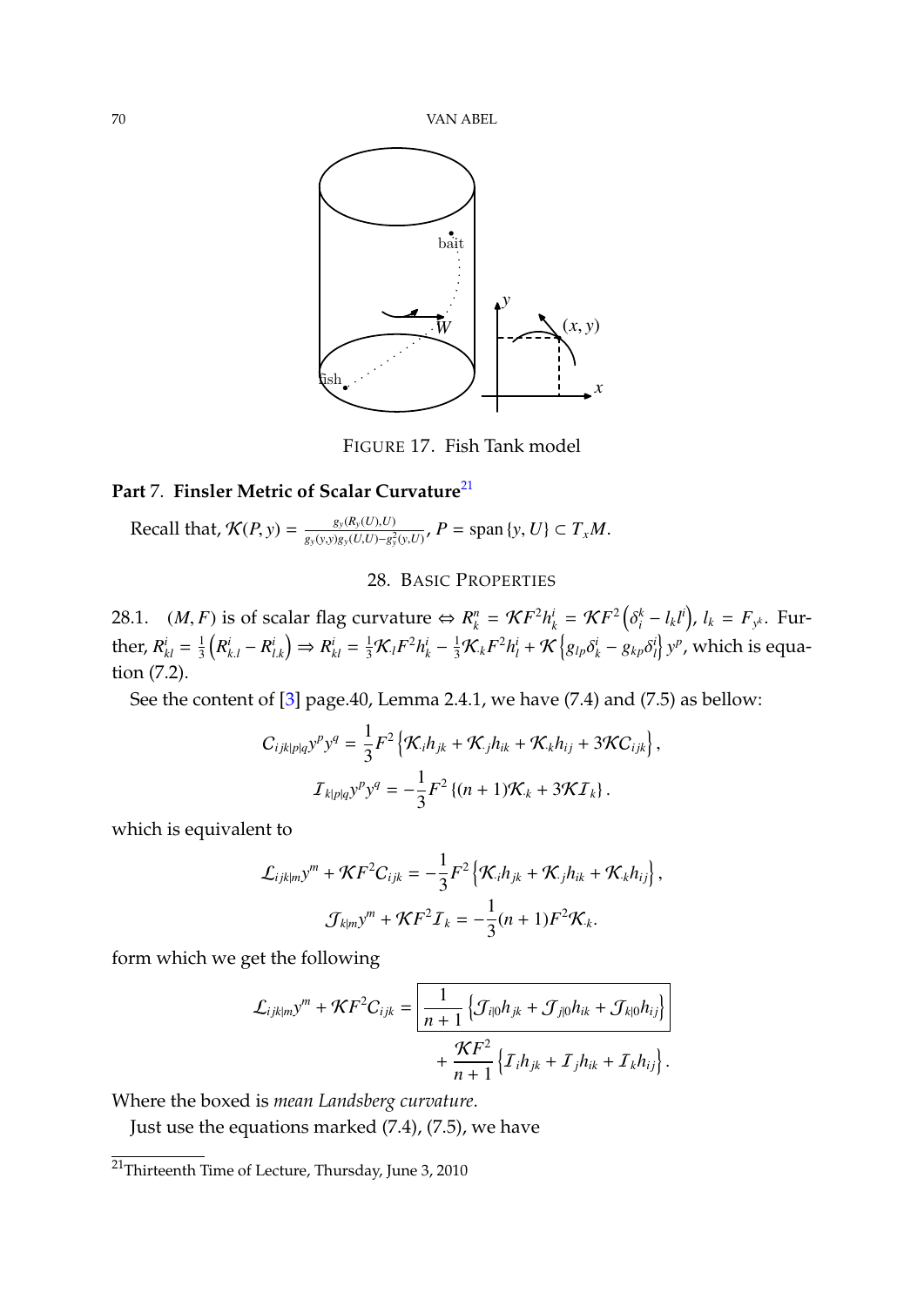FIGURE 17. Fish Tank model

# Part 7. Finsler Metric of Scalar Curvature[21]

Recall that, $\mathcal{K}(P,y) = \frac{g_y(R_y(U),U)}{g_y(y,y)g_y(U,U)-g_y^2(y,U)}$, $P = \text{span}\{y, U\} \subset T_xM$.

## 28. Basic Properties

28.1. $(M,F)$ is of scalar flag curvature $\Leftrightarrow R^n_k = \mathcal{K}F^2 h^i_k = \mathcal{K}F^2\left(\delta^k_i - l_k l^i\right)$, $l_k = F_{y^k}$. Further, $R^i_{kl} = \frac{1}{3}\left(R^i_{k.l} - R^i_{l.k}\right) \Rightarrow R^i_{kl} = \frac{1}{3}\mathcal{K}_{.l}F^2 h^i_k - \frac{1}{3}\mathcal{K}_{.k}F^2 h^i_l + \mathcal{K}\left\{g_{lp}\delta^i_k - g_{kp}\delta^i_l\right\}y^p$, which is equation (7.2).

See the content of [3] page.40, Lemma 2.4.1, we have (7.4) and (7.5) as bellow:

$$C_{ijk|p|q}y^p y^q = \frac{1}{3}F^2\left\{\mathcal{K}_{.i}h_{jk} + \mathcal{K}_{.j}h_{ik} + \mathcal{K}_{.k}h_{ij} + 3\mathcal{K}C_{ijk}\right\},$$

$$\mathcal{I}_{k|p|q}y^p y^q = -\frac{1}{3}F^2\left\{(n+1)\mathcal{K}_{.k} + 3\mathcal{K}\mathcal{I}_k\right\}.$$

which is equivalent to

$$\mathcal{L}_{ijk|m}y^m + \mathcal{K}F^2 C_{ijk} = -\frac{1}{3}F^2\left\{\mathcal{K}_{.i}h_{jk} + \mathcal{K}_{.j}h_{ik} + \mathcal{K}_{.k}h_{ij}\right\},$$

$$\mathcal{J}_{k|m}y^m + \mathcal{K}F^2\mathcal{I}_k = -\frac{1}{3}(n+1)F^2\mathcal{K}_{.k}.$$

form which we get the following

$$\mathcal{L}_{ijk|m}y^m + \mathcal{K}F^2 C_{ijk} = \boxed{\frac{1}{n+1}\left\{\mathcal{J}_{i|0}h_{jk} + \mathcal{J}_{j|0}h_{ik} + \mathcal{J}_{k|0}h_{ij}\right\}} + \frac{\mathcal{K}F^2}{n+1}\left\{\mathcal{I}_i h_{jk} + \mathcal{I}_j h_{ik} + \mathcal{I}_k h_{ij}\right\}.$$

Where the boxed is *mean Landsberg curvature*.

Just use the equations marked (7.4), (7.5), we have

---

[21] Thirteenth Time of Lecture, Thursday, June 3, 2010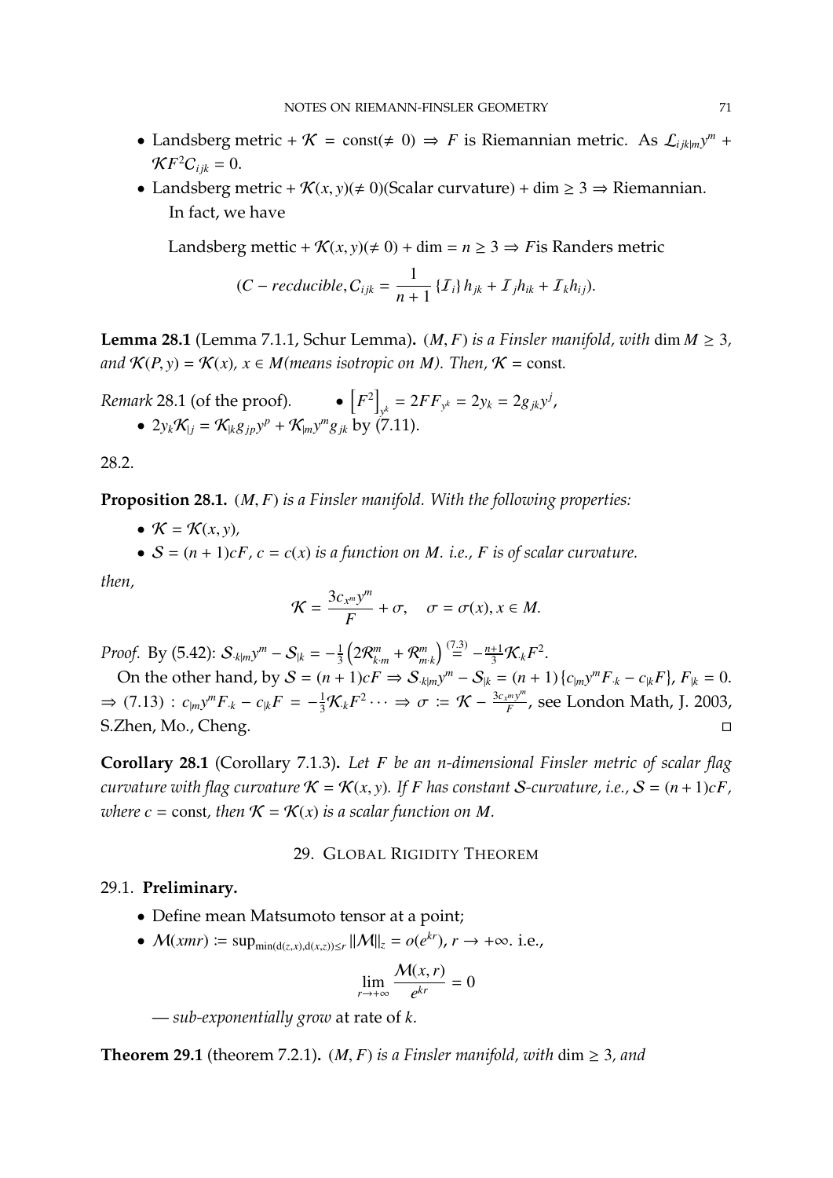- Landsberg metric + $\mathcal{K} = \text{const}(\neq 0) \Rightarrow F$ is Riemannian metric. As $\mathcal{L}_{ijk|m}y^m + \mathcal{K}F^2 C_{ijk} = 0$.
- Landsberg metric + $\mathcal{K}(x, y)(\neq 0)$(Scalar curvature) + dim $\geq 3 \Rightarrow$ Riemannian.

  In fact, we have

  Landsberg mettic + $\mathcal{K}(x, y)(\neq 0)$ + dim $= n \geq 3 \Rightarrow F$is Randers metric

$$(C - recducible, C_{ijk} = \frac{1}{n+1}\{\mathcal{I}_i\} h_{jk} + \mathcal{I}_j h_{ik} + \mathcal{I}_k h_{ij}).$$

**Lemma 28.1** (Lemma 7.1.1, Schur Lemma)**.** *$(M, F)$ is a Finsler manifold, with* $\dim M \geq 3$*, and $\mathcal{K}(P, y) = \mathcal{K}(x)$, $x \in M$(means isotropic on $M$). Then, $\mathcal{K} = \text{const}$.*

*Remark* 28.1 (of the proof)*.*
- $\left[F^2\right]_{y^k} = 2FF_{y^k} = 2y_k = 2g_{jk}y^j$,
- $2y_k\mathcal{K}_{|j} = \mathcal{K}_{|k}g_{jp}y^p + \mathcal{K}_{|m}y^m g_{jk}$ by (7.11).

28.2.

**Proposition 28.1.** *$(M, F)$ is a Finsler manifold. With the following properties:*

- $\mathcal{K} = \mathcal{K}(x, y)$,
- *$\mathcal{S} = (n + 1)cF$, $c = c(x)$ is a function on $M$. i.e., $F$ is of scalar curvature.*

*then,*

$$\mathcal{K} = \frac{3c_{x^m}y^m}{F} + \sigma, \quad \sigma = \sigma(x), x \in M.$$

*Proof.* By (5.42): $\mathcal{S}_{\cdot k|m}y^m - \mathcal{S}_{|k} = -\frac{1}{3}\left(2\mathcal{R}^m_{k \cdot m} + \mathcal{R}^m_{m \cdot k}\right) \overset{(7.3)}{=} -\frac{n+1}{3}\mathcal{K}_{\cdot k}F^2$.

On the other hand, by $\mathcal{S} = (n + 1)cF \Rightarrow \mathcal{S}_{\cdot k|m}y^m - \mathcal{S}_{|k} = (n + 1)\{c_{|m}y^m F_{\cdot k} - c_{|k}F\}$, $F_{|k} = 0$. $\Rightarrow$ (7.13) : $c_{|m}y^m F_{\cdot k} - c_{|k}F = -\frac{1}{3}\mathcal{K}_{\cdot k}F^2 \cdots \Rightarrow \sigma := \mathcal{K} - \frac{3c_{x^m}y^m}{F}$, see London Math, J. 2003, S.Zhen, Mo., Cheng. □

**Corollary 28.1** (Corollary 7.1.3)**.** *Let $F$ be an $n$-dimensional Finsler metric of scalar flag curvature with flag curvature $\mathcal{K} = \mathcal{K}(x, y)$. If $F$ has constant $\mathcal{S}$-curvature, i.e., $\mathcal{S} = (n+1)cF$, where $c = \text{const}$, then $\mathcal{K} = \mathcal{K}(x)$ is a scalar function on $M$.*

## 29. Global Rigidity Theorem

### 29.1. Preliminary.

- Define mean Matsumoto tensor at a point;
- $\mathcal{M}(xmr) := \sup_{\min(d(z,x), d(x,z)) \leq r} \|\mathcal{M}\|_z = o(e^{kr})$, $r \to +\infty$. i.e.,

$$\lim_{r \to +\infty} \frac{\mathcal{M}(x, r)}{e^{kr}} = 0$$

  — *sub-exponentially grow* at rate of $k$.

**Theorem 29.1** (theorem 7.2.1)**.** *$(M, F)$ is a Finsler manifold, with* dim $\geq 3$*, and*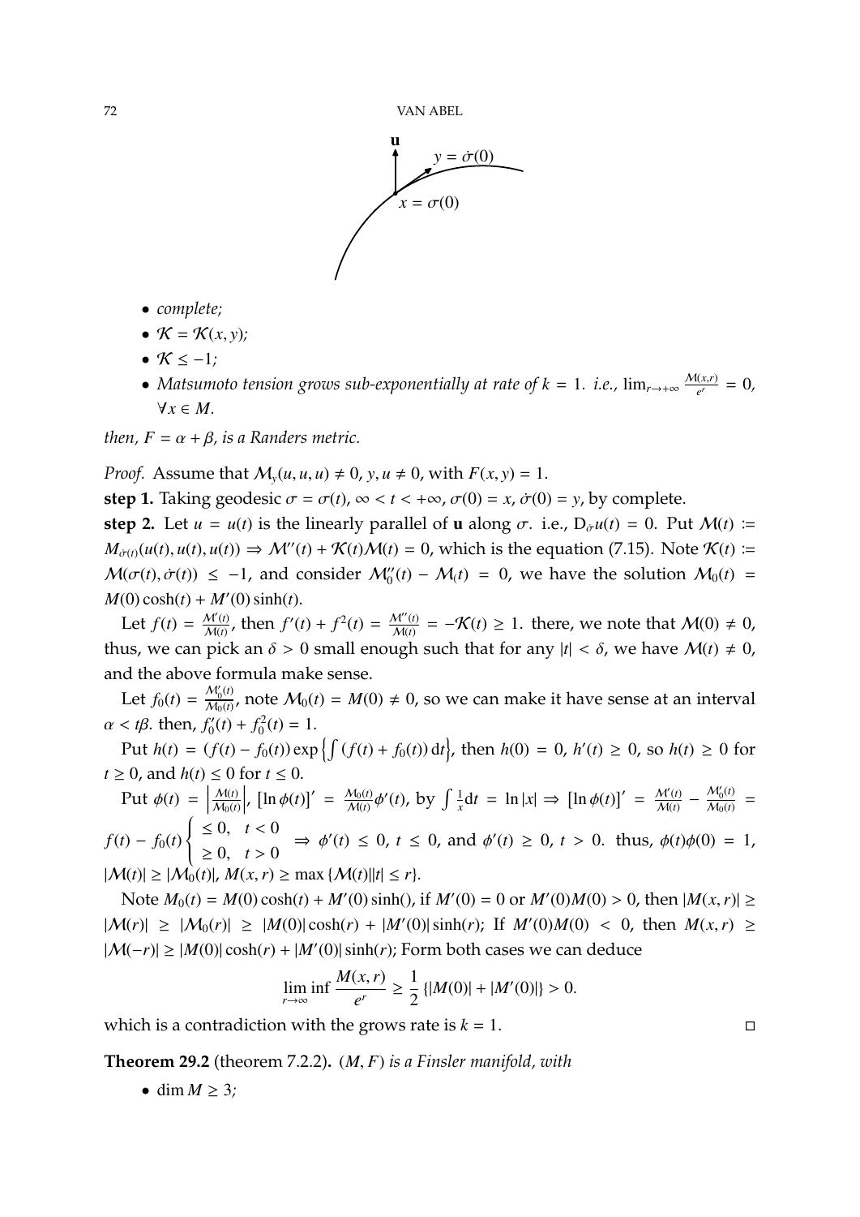- *complete;*
- $\mathcal{K} = \mathcal{K}(x, y)$*;*
- $\mathcal{K} \leq -1$*;*
- *Matsumoto tension grows sub-exponentially at rate of $k = 1$. i.e.,* $\lim_{r\to+\infty} \frac{\mathcal{M}(x,r)}{e^r} = 0$*,* $\forall x \in M$*.*

*then, $F = \alpha + \beta$, is a Randers metric.*

*Proof.* Assume that $\mathcal{M}_y(u, u, u) \neq 0$, $y, u \neq 0$, with $F(x, y) = 1$.

**step 1.** Taking geodesic $\sigma = \sigma(t)$, $\infty < t < +\infty$, $\sigma(0) = x$, $\dot{\sigma}(0) = y$, by complete.

**step 2.** Let $u = u(t)$ is the linearly parallel of **u** along $\sigma$. i.e., $D_{\dot{\sigma}} u(t) = 0$. Put $\mathcal{M}(t) := M_{\sigma(t)}(u(t), u(t), u(t)) \Rightarrow \mathcal{M}''(t) + \mathcal{K}(t)\mathcal{M}(t) = 0$, which is the equation (7.15). Note $\mathcal{K}(t) := \mathcal{M}(\sigma(t), \dot{\sigma}(t)) \leq -1$, and consider $\mathcal{M}_0''(t) - \mathcal{M}_(t) = 0$, we have the solution $\mathcal{M}_0(t) = M(0)\cosh(t) + M'(0)\sinh(t)$.

Let $f(t) = \frac{\mathcal{M}'(t)}{\mathcal{M}(t)}$, then $f'(t) + f^2(t) = \frac{\mathcal{M}''(t)}{\mathcal{M}(t)} = -\mathcal{K}(t) \geq 1$. there, we note that $\mathcal{M}(0) \neq 0$, thus, we can pick an $\delta > 0$ small enough such that for any $|t| < \delta$, we have $\mathcal{M}(t) \neq 0$, and the above formula make sense.

Let $f_0(t) = \frac{\mathcal{M}_0'(t)}{\mathcal{M}_0(t)}$, note $\mathcal{M}_0(t) = M(0) \neq 0$, so we can make it have sense at an interval $\alpha < t\beta$. then, $f_0'(t) + f_0^2(t) = 1$.

Put $h(t) = (f(t) - f_0(t)) \exp\left\{\int (f(t) + f_0(t))\,\mathrm{d}t\right\}$, then $h(0) = 0$, $h'(t) \geq 0$, so $h(t) \geq 0$ for $t \geq 0$, and $h(t) \leq 0$ for $t \leq 0$.

Put $\phi(t) = \left|\frac{\mathcal{M}(t)}{\mathcal{M}_0(t)}\right|$, $[\ln \phi(t)]' = \frac{\mathcal{M}_0(t)}{\mathcal{M}(t)}\phi'(t)$, by $\int \frac{1}{x}\mathrm{d}t = \ln|x| \Rightarrow [\ln \phi(t)]' = \frac{\mathcal{M}'(t)}{\mathcal{M}(t)} - \frac{\mathcal{M}_0'(t)}{\mathcal{M}_0(t)} = f(t) - f_0(t) \begin{cases} \leq 0, & t < 0 \\ \geq 0, & t > 0 \end{cases} \Rightarrow \phi'(t) \leq 0$, $t \leq 0$, and $\phi'(t) \geq 0$, $t > 0$. thus, $\phi(t)\phi(0) = 1$, $|\mathcal{M}(t)| \geq |\mathcal{M}_0(t)|$, $M(x, r) \geq \max\{\mathcal{M}(t)||t| \leq r\}$.

Note $M_0(t) = M(0)\cosh(t) + M'(0)\sinh()$, if $M'(0) = 0$ or $M'(0)M(0) > 0$, then $|M(x, r)| \geq |\mathcal{M}(r)| \geq |\mathcal{M}_0(r)| \geq |M(0)|\cosh(r) + |M'(0)|\sinh(r)$; If $M'(0)M(0) < 0$, then $M(x, r) \geq |\mathcal{M}(-r)| \geq |M(0)|\cosh(r) + |M'(0)|\sinh(r)$; Form both cases we can deduce

$$\liminf_{r\to\infty} \frac{M(x, r)}{e^r} \geq \frac{1}{2}\{|M(0)| + |M'(0)|\} > 0.$$

which is a contradiction with the grows rate is $k = 1$. □

**Theorem 29.2** (theorem 7.2.2)**.** *$(M, F)$ is a Finsler manifold, with*

- $\dim M \geq 3$*;*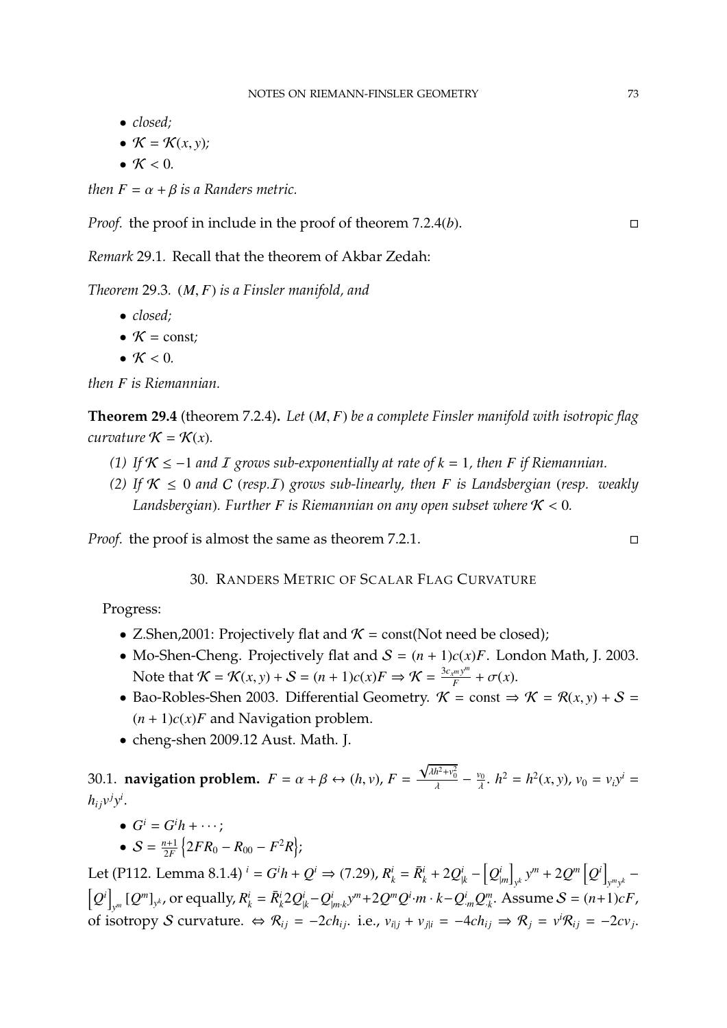- *closed;*
- $\mathcal{K} = \mathcal{K}(x, y)$*;*
- $\mathcal{K} < 0$.

*then $F = \alpha + \beta$ is a Randers metric.*

*Proof.* the proof in include in the proof of theorem 7.2.4($b$). □

*Remark* 29.1. Recall that the theorem of Akbar Zedah:

*Theorem* 29.3. *$(M, F)$ is a Finsler manifold, and*

- *closed;*
- $\mathcal{K} = \text{const}$*;*
- $\mathcal{K} < 0$.

*then $F$ is Riemannian.*

**Theorem 29.4** (theorem 7.2.4)**.** *Let $(M, F)$ be a complete Finsler manifold with isotropic flag curvature $\mathcal{K} = \mathcal{K}(x)$.*

*(1) If $\mathcal{K} \leq -1$ and $\mathcal{I}$ grows sub-exponentially at rate of $k = 1$, then $F$ if Riemannian.*

*(2) If $\mathcal{K} \leq 0$ and $\mathcal{C}$ (resp.$\mathcal{I}$) grows sub-linearly, then $F$ is Landsbergian (resp. weakly Landsbergian). Further $F$ is Riemannian on any open subset where $\mathcal{K} < 0$.*

*Proof.* the proof is almost the same as theorem 7.2.1. □

## 30. Randers Metric of Scalar Flag Curvature

Progress:

- Z.Shen,2001: Projectively flat and $\mathcal{K} = \text{const}$(Not need be closed);
- Mo-Shen-Cheng. Projectively flat and $\mathcal{S} = (n+1)c(x)F$. London Math, J. 2003. Note that $\mathcal{K} = \mathcal{K}(x, y) + \mathcal{S} = (n+1)c(x)F \Rightarrow \mathcal{K} = \frac{3c_{x^m}y^m}{F} + \sigma(x)$.
- Bao-Robles-Shen 2003. Differential Geometry. $\mathcal{K} = \text{const} \Rightarrow \mathcal{K} = \mathcal{R}(x, y) + \mathcal{S} = (n+1)c(x)F$ and Navigation problem.
- cheng-shen 2009.12 Aust. Math. J.

### 30.1. navigation problem.

$F = \alpha + \beta \leftrightarrow (h, v)$, $F = \frac{\sqrt{\lambda h^2 + v_0^2}}{\lambda} - \frac{v_0}{\lambda}$. $h^2 = h^2(x, y)$, $v_0 = v_i y^i = h_{ij} v^j y^i$.

- $G^i = G^i h + \cdots$;
- $\mathcal{S} = \frac{n+1}{2F}\left\{2FR_0 - R_{00} - F^2 R\right\}$;

Let (P112. Lemma 8.1.4) $^i = G^i h + Q^i \Rightarrow$ (7.29), $R^i_k = \bar{R}^i_k + 2Q^i_{|k} - \left[Q^i_{|m}\right]_{y^k} y^m + 2Q^m \left[Q^i\right]_{y^m y^k} - \left[Q^i\right]_{y^m} [Q^m]_{y^k}$, or equally, $R^i_k = \bar{R}^i_k 2Q^i_{|k} - Q^i_{|m \cdot k} y^m + 2Q^m Q^i \cdot m \cdot k - Q^i_{\cdot m} Q^m_{\cdot k}$. Assume $\mathcal{S} = (n+1)cF$, of isotropy $\mathcal{S}$ curvature. $\Leftrightarrow \mathcal{R}_{ij} = -2ch_{ij}$. i.e., $v_{i|j} + v_{j|i} = -4ch_{ij} \Rightarrow \mathcal{R}_j = v^i \mathcal{R}_{ij} = -2cv_j$.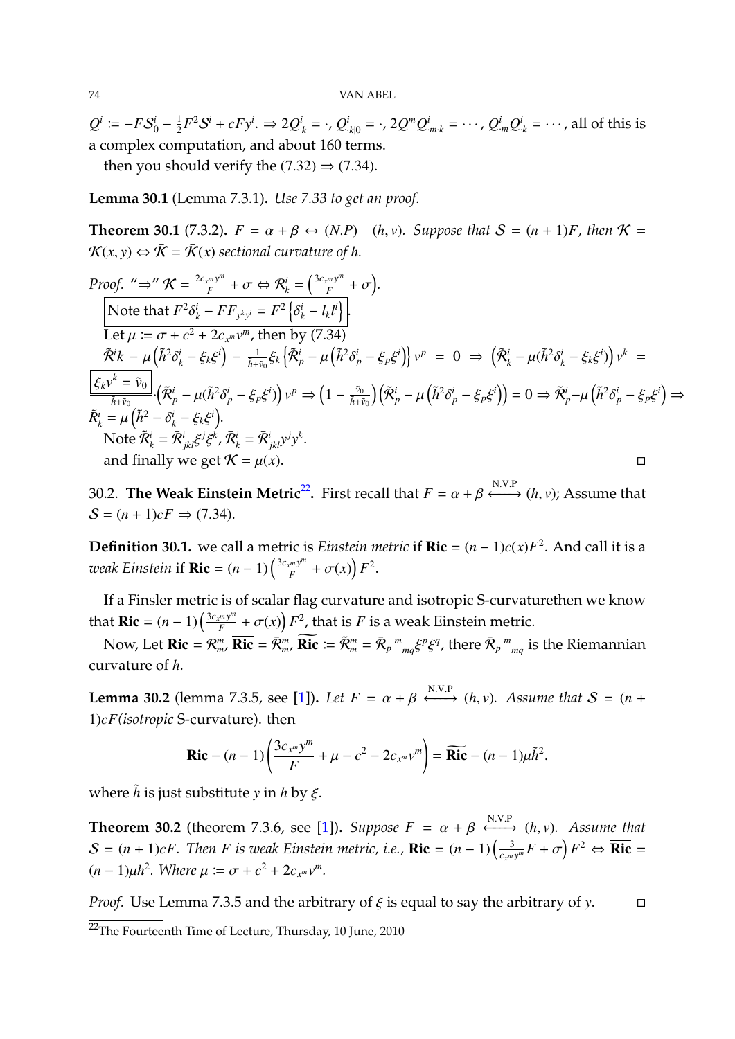$Q^i := -F\mathcal{S}^i_0 - \frac{1}{2}F^2\mathcal{S}^i + cFy^i$. $\Rightarrow 2Q^i_{|k} = \cdot$, $Q^i_{\cdot k|0} = \cdot$, $2Q^m Q^i_{\cdot m \cdot k} = \cdots$, $Q^i_{\cdot m}Q^i_{\cdot k} = \cdots$, all of this is a complex computation, and about 160 terms.

then you should verify the (7.32) $\Rightarrow$ (7.34).

**Lemma 30.1** (Lemma 7.3.1)**.** *Use 7.33 to get an proof.*

**Theorem 30.1** (7.3.2)**.** *$F = \alpha + \beta \leftrightarrow (N.P) \quad (h, v)$. Suppose that $\mathcal{S} = (n+1)F$, then $\mathcal{K} = \mathcal{K}(x,y) \Leftrightarrow \bar{\mathcal{K}} = \bar{\mathcal{K}}(x)$ sectional curvature of $h$.*

*Proof.* "$\Rightarrow$" $\mathcal{K} = \frac{2c_{x^m}y^m}{F} + \sigma \Leftrightarrow \mathcal{R}^i_k = \left(\frac{3c_{x^m}y^m}{F} + \sigma\right)$.

Note that $F^2\delta^i_k - FF_{y^k y^i} = F^2\left\{\delta^i_k - l_k l^i\right\}$.

Let $\mu := \sigma + c^2 + 2c_{x^m}v^m$, then by (7.34)

$\tilde{\mathcal{R}}^i k - \mu\left(\tilde{h}^2\delta^i_k - \xi_k\xi^i\right) - \frac{1}{\tilde{h}+\tilde{v}_0}\xi_k\left\{\tilde{\mathcal{R}}^i_p - \mu\left(\tilde{h}^2\delta^i_p - \xi_p\xi^i\right)\right\}v^p = 0 \Rightarrow \left(\tilde{\mathcal{R}}^i_k - \mu(\tilde{h}^2\delta^i_k - \xi_k\xi^i)\right)v^k = \frac{\boxed{\xi_k v^k = \tilde{v}_0}}{\tilde{h}+\tilde{v}_0}\cdot\left(\tilde{\mathcal{R}}^i_p - \mu(\tilde{h}^2\delta^i_p - \xi_p\xi^i)\right)v^p \Rightarrow \left(1 - \frac{\tilde{v}_0}{\tilde{h}+\tilde{v}_0}\right)\left(\tilde{\mathcal{R}}^i_p - \mu\left(\tilde{h}^2\delta^i_p - \xi_p\xi^i\right)\right) = 0 \Rightarrow \tilde{\mathcal{R}}^i_p - \mu\left(\tilde{h}^2\delta^i_p - \xi_p\xi^i\right) \Rightarrow$
$\tilde{R}^i_k = \mu\left(\tilde{h}^2 - \delta^i_k - \xi_k\xi^i\right)$.

Note $\tilde{\mathcal{R}}^i_k = \bar{\mathcal{R}}^i_{jkl}\xi^j\xi^k$, $\bar{\mathcal{R}}^i_k = \bar{\mathcal{R}}^i_{jkl}y^j y^k$.

and finally we get $\mathcal{K} = \mu(x)$. □

30.2. **The Weak Einstein Metric**[22]**.** First recall that $F = \alpha + \beta \overset{\text{N.V.P}}{\longleftrightarrow} (h, v)$; Assume that $\mathcal{S} = (n+1)cF \Rightarrow$ (7.34).

**Definition 30.1.** we call a metric is *Einstein metric* if $\mathbf{Ric} = (n-1)c(x)F^2$. And call it is a *weak Einstein* if $\mathbf{Ric} = (n-1)\left(\frac{3c_{x^m}y^m}{F} + \sigma(x)\right)F^2$.

If a Finsler metric is of scalar flag curvature and isotropic S-curvaturethen we know that $\mathbf{Ric} = (n-1)\left(\frac{3c_{x^m}y^m}{F} + \sigma(x)\right)F^2$, that is $F$ is a weak Einstein metric.

Now, Let $\mathbf{Ric} = \mathcal{R}^m_m$, $\overline{\mathbf{Ric}} = \bar{\mathcal{R}}^m_m$, $\widetilde{\mathbf{Ric}} := \tilde{\mathcal{R}}^m_m = \bar{\mathcal{R}}_p{}^m{}_{mq}\xi^p\xi^q$, there $\bar{\mathcal{R}}_p{}^m{}_{mq}$ is the Riemannian curvature of $h$.

**Lemma 30.2** (lemma 7.3.5, see [1])**.** *Let $F = \alpha + \beta \overset{\text{N.V.P}}{\longleftrightarrow} (h, v)$. Assume that $\mathcal{S} = (n+1)cF$(isotropic S-curvature). then*

$$\mathbf{Ric} - (n-1)\left(\frac{3c_{x^m}y^m}{F} + \mu - c^2 - 2c_{x^m}v^m\right) = \widetilde{\mathbf{Ric}} - (n-1)\mu\tilde{h}^2.$$

where $\tilde{h}$ is just substitute $y$ in $h$ by $\xi$.

**Theorem 30.2** (theorem 7.3.6, see [1])**.** *Suppose $F = \alpha + \beta \overset{\text{N.V.P}}{\longleftrightarrow} (h, v)$. Assume that $\mathcal{S} = (n+1)cF$. Then $F$ is weak Einstein metric, i.e., $\mathbf{Ric} = (n-1)\left(\frac{3}{c_{x^m}y^m}F + \sigma\right)F^2 \Leftrightarrow \overline{\mathbf{Ric}} = (n-1)\mu h^2$. Where $\mu := \sigma + c^2 + 2c_{x^m}v^m$.*

*Proof.* Use Lemma 7.3.5 and the arbitrary of $\xi$ is equal to say the arbitrary of $y$. □

[22] The Fourteenth Time of Lecture, Thursday, 10 June, 2010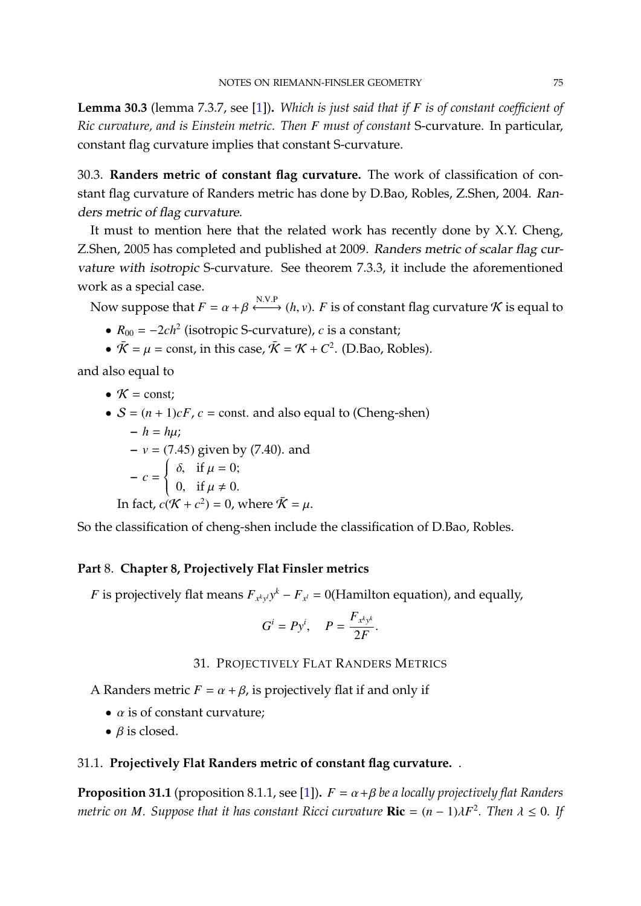**Lemma 30.3** (lemma 7.3.7, see [1])**.** *Which is just said that if $F$ is of constant coefficient of Ric curvature, and is Einstein metric. Then $F$ must of constant* S-curvature. In particular, constant flag curvature implies that constant S-curvature.

30.3. **Randers metric of constant flag curvature.** The work of classification of constant flag curvature of Randers metric has done by D.Bao, Robles, Z.Shen, 2004. *Randers metric of flag curvature*.

It must to mention here that the related work has recently done by X.Y. Cheng, Z.Shen, 2005 has completed and published at 2009. *Randers metric of scalar flag curvature with isotropic* S-curvature. See theorem 7.3.3, it include the aforementioned work as a special case.

Now suppose that $F = \alpha + \beta \xleftrightarrow{\text{N.V.P}} (h, v)$. $F$ is of constant flag curvature $\mathcal{K}$ is equal to

- $R_{00} = -2ch^2$ (isotropic S-curvature), $c$ is a constant;
- $\bar{\mathcal{K}} = \mu = \text{const}$, in this case, $\bar{\mathcal{K}} = \mathcal{K} + C^2$. (D.Bao, Robles).

and also equal to

- $\mathcal{K} = \text{const}$;
- $\mathcal{S} = (n+1)cF$, $c = \text{const}$. and also equal to (Cheng-shen)
  - $h = h\mu$;
  - $v =$ (7.45) given by (7.40). and
  - $c = \begin{cases} \delta, & \text{if } \mu = 0; \\ 0, & \text{if } \mu \neq 0. \end{cases}$

  In fact, $c(\mathcal{K} + c^2) = 0$, where $\bar{\mathcal{K}} = \mu$.

So the classification of cheng-shen include the classification of D.Bao, Robles.

# Part 8. Chapter 8, Projectively Flat Finsler metrics

$F$ is projectively flat means $F_{x^k y^l} y^k - F_{x^l} = 0$(Hamilton equation), and equally,

$$G^i = P y^i, \quad P = \frac{F_{x^k y^k}}{2F}.$$

## 31. Projectively Flat Randers Metrics

A Randers metric $F = \alpha + \beta$, is projectively flat if and only if

- $\alpha$ is of constant curvature;
- $\beta$ is closed.

### 31.1. Projectively Flat Randers metric of constant flag curvature. .

**Proposition 31.1** (proposition 8.1.1, see [1])**.** *$F = \alpha + \beta$ be a locally projectively flat Randers metric on $M$. Suppose that it has constant Ricci curvature* $\mathbf{Ric} = (n-1)\lambda F^2$*. Then $\lambda \leq 0$. If*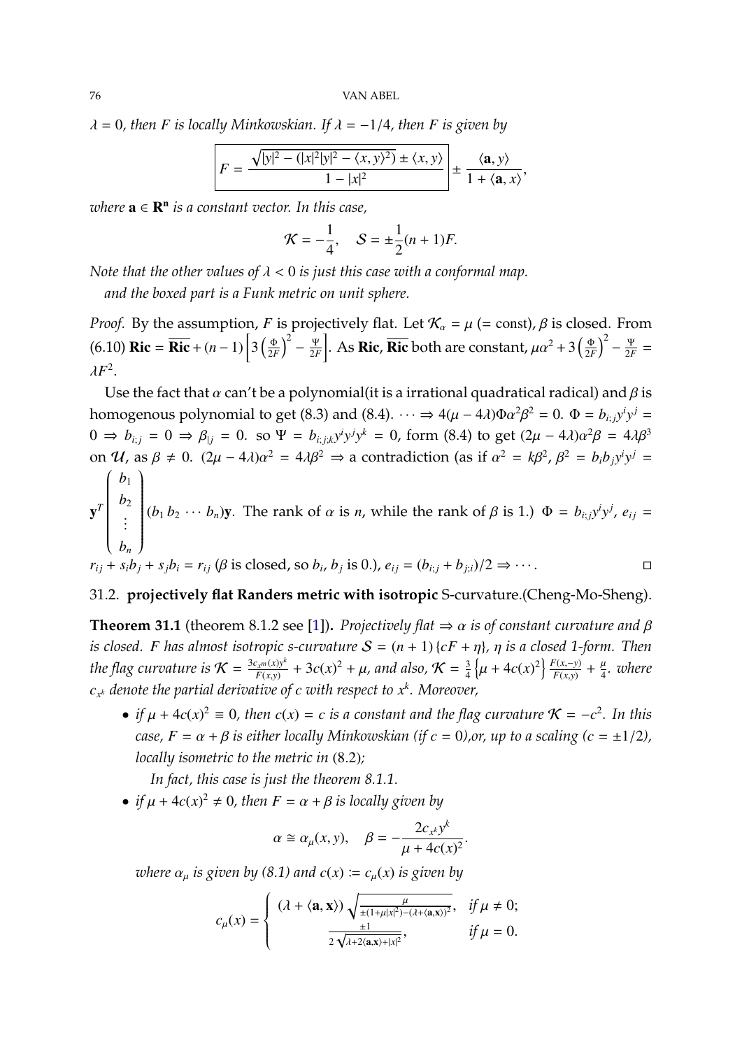$\lambda = 0$, *then $F$ is locally Minkowskian. If $\lambda = -1/4$, then $F$ is given by*

$$\boxed{F = \frac{\sqrt{|y|^2 - (|x|^2|y|^2 - \langle x, y\rangle^2)} \pm \langle x, y\rangle}{1 - |x|^2}} \pm \frac{\langle \mathbf{a}, y\rangle}{1 + \langle \mathbf{a}, x\rangle},$$

*where $\mathbf{a} \in \mathbf{R^n}$ is a constant vector. In this case,*

$$\mathcal{K} = -\frac{1}{4}, \quad \mathcal{S} = \pm\frac{1}{2}(n+1)F.$$

*Note that the other values of $\lambda < 0$ is just this case with a conformal map.*

*and the boxed part is a Funk metric on unit sphere.*

*Proof.* By the assumption, $F$ is projectively flat. Let $\mathcal{K}_\alpha = \mu$ (= const), $\beta$ is closed. From (6.10) $\mathbf{Ric} = \overline{\mathbf{Ric}} + (n-1)\left[3\left(\frac{\Phi}{2F}\right)^2 - \frac{\Psi}{2F}\right]$. As $\mathbf{Ric}$, $\overline{\mathbf{Ric}}$ both are constant, $\mu\alpha^2 + 3\left(\frac{\Phi}{2F}\right)^2 - \frac{\Psi}{2F} = \lambda F^2$.

Use the fact that $\alpha$ can't be a polynomial(it is a irrational quadratical radical) and $\beta$ is homogenous polynomial to get (8.3) and (8.4). $\cdots \Rightarrow 4(\mu - 4\lambda)\Phi\alpha^2\beta^2 = 0$. $\Phi = b_{i;j}y^iy^j = 0 \Rightarrow b_{i;j} = 0 \Rightarrow \beta_{|j} = 0$. so $\Psi = b_{i;j;k}y^iy^jy^k = 0$, form (8.4) to get $(2\mu - 4\lambda)\alpha^2\beta = 4\lambda\beta^3$ on $\mathcal{U}$, as $\beta \neq 0$. $(2\mu - 4\lambda)\alpha^2 = 4\lambda\beta^2 \Rightarrow$ a contradiction (as if $\alpha^2 = k\beta^2$, $\beta^2 = b_ib_jy^iy^j = \mathbf{y}^T\begin{pmatrix} b_1 \\ b_2 \\ \vdots \\ b_n\end{pmatrix}(b_1\, b_2 \cdots b_n)\mathbf{y}$. The rank of $\alpha$ is $n$, while the rank of $\beta$ is 1.) $\Phi = b_{i;j}y^iy^j$, $e_{ij} = r_{ij} + s_ib_j + s_jb_i = r_{ij}$ ($\beta$ is closed, so $b_i$, $b_j$ is 0.), $e_{ij} = (b_{i;j} + b_{j;i})/2 \Rightarrow \cdots$. □

## 31.2. **projectively flat Randers metric with isotropic** S-curvature.(Cheng-Mo-Sheng).

**Theorem 31.1** (theorem 8.1.2 see [1])**.** *Projectively flat $\Rightarrow \alpha$ is of constant curvature and $\beta$ is closed. $F$ has almost isotropic s-curvature $\mathcal{S} = (n+1)\{cF + \eta\}$, $\eta$ is a closed 1-form. Then the flag curvature is $\mathcal{K} = \frac{3c_{x^m}(x)y^k}{F(x,y)} + 3c(x)^2 + \mu$, and also, $\mathcal{K} = \frac{3}{4}\left\{\mu + 4c(x)^2\right\}\frac{F(x,-y)}{F(x,y)} + \frac{\mu}{4}$. where $c_{x^k}$ denote the partial derivative of $c$ with respect to $x^k$. Moreover,*

- *if $\mu + 4c(x)^2 \equiv 0$, then $c(x) = c$ is a constant and the flag curvature $\mathcal{K} = -c^2$. In this case, $F = \alpha + \beta$ is either locally Minkowskian (if $c = 0$),or, up to a scaling ($c = \pm 1/2$), locally isometric to the metric in* (8.2)*;*

  *In fact, this case is just the theorem 8.1.1.*
- *if $\mu + 4c(x)^2 \neq 0$, then $F = \alpha + \beta$ is locally given by*

$$\alpha \cong \alpha_\mu(x,y), \quad \beta = -\frac{2c_{x^k}y^k}{\mu + 4c(x)^2}.$$

  *where $\alpha_\mu$ is given by (8.1) and $c(x) := c_\mu(x)$ is given by*

$$c_\mu(x) = \begin{cases} (\lambda + \langle \mathbf{a}, \mathbf{x}\rangle)\sqrt{\frac{\mu}{\pm(1+\mu|x|^2) - (\lambda + \langle \mathbf{a}, \mathbf{x}\rangle)^2}}, & \text{if } \mu \neq 0; \\ \frac{\pm 1}{2\sqrt{\lambda + 2\langle \mathbf{a}, \mathbf{x}\rangle + |x|^2}}, & \text{if } \mu = 0. \end{cases}$$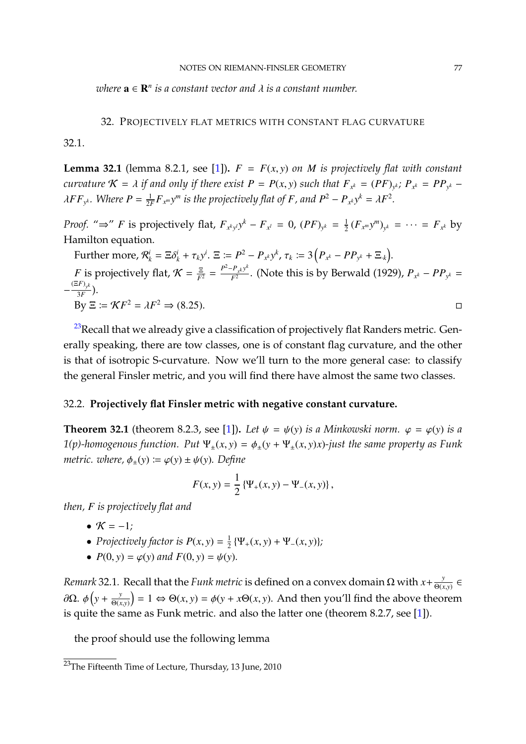*where* $\mathbf{a} \in \mathbf{R}^n$ *is a constant vector and* $\lambda$ *is a constant number.*

## 32. Projectively flat metrics with constant flag curvature

32.1.

**Lemma 32.1** (lemma 8.2.1, see [1]). *$F = F(x, y)$ on $M$ is projectively flat with constant curvature $\mathcal{K} = \lambda$ if and only if there exist $P = P(x, y)$ such that $F_{x^k} = (PF)_{y^k}$; $P_{x^k} = PP_{y^k} - \lambda F F_{y^k}$. Where $P = \frac{1}{2F} F_{x^m} y^m$ is the projectively flat of $F$, and $P^2 - P_{x^k} y^k = \lambda F^2$.*

*Proof.* "$\Rightarrow$" $F$ is projectively flat, $F_{x^k y^l} y^k - F_{x^l} = 0$, $(PF)_{y^k} = \frac{1}{2}(F_{x^m} y^m)_{y^k} = \cdots = F_{x^k}$ by Hamilton equation.

Further more, $\mathcal{R}^i_k = \Xi \delta^i_k + \tau_k y^i$. $\Xi := P^2 - P_{x^k} y^k$, $\tau_k := 3\left(P_{x^k} - PP_{y^k} + \Xi_{\cdot k}\right)$.

$F$ is projectively flat, $\mathcal{K} = \frac{\Xi}{F^2} = \frac{P^2 - P_{x^k} y^k}{F^2}$. (Note this is by Berwald (1929), $P_{x^k} - PP_{y^k} = -\frac{(\Xi F)_{y^k}}{3F}$).

By $\Xi := \mathcal{K} F^2 = \lambda F^2 \Rightarrow$ (8.25). $\square$

[23]Recall that we already give a classification of projectively flat Randers metric. Generally speaking, there are tow classes, one is of constant flag curvature, and the other is that of isotropic S-curvature. Now we'll turn to the more general case: to classify the general Finsler metric, and you will find there have almost the same two classes.

### 32.2. Projectively flat Finsler metric with negative constant curvature.

**Theorem 32.1** (theorem 8.2.3, see [1]). *Let $\psi = \psi(y)$ is a Minkowski norm. $\varphi = \varphi(y)$ is a 1(p)-homogenous function. Put $\Psi_{\pm}(x, y) = \phi_{\pm}(y + \Psi_{\pm}(x, y)x)$-just the same property as Funk metric. where, $\phi_{\pm}(y) := \varphi(y) \pm \psi(y)$. Define*

$$F(x, y) = \frac{1}{2}\left\{\Psi_{+}(x, y) - \Psi_{-}(x, y)\right\},$$

*then, $F$ is projectively flat and*

- *$\mathcal{K} = -1$;*
- *Projectively factor is $P(x, y) = \frac{1}{2}\left\{\Psi_{+}(x, y) + \Psi_{-}(x, y)\right\}$;*
- *$P(0, y) = \varphi(y)$ and $F(0, y) = \psi(y)$.*

*Remark* 32.1. Recall that the *Funk metric* is defined on a convex domain $\Omega$ with $x + \frac{y}{\Theta(x,y)} \in \partial\Omega$. $\phi\left(y + \frac{y}{\Theta(x,y)}\right) = 1 \Leftrightarrow \Theta(x, y) = \phi(y + x\Theta(x, y))$. And then you'll find the above theorem is quite the same as Funk metric. and also the latter one (theorem 8.2.7, see [1]).

the proof should use the following lemma

[23]The Fifteenth Time of Lecture, Thursday, 13 June, 2010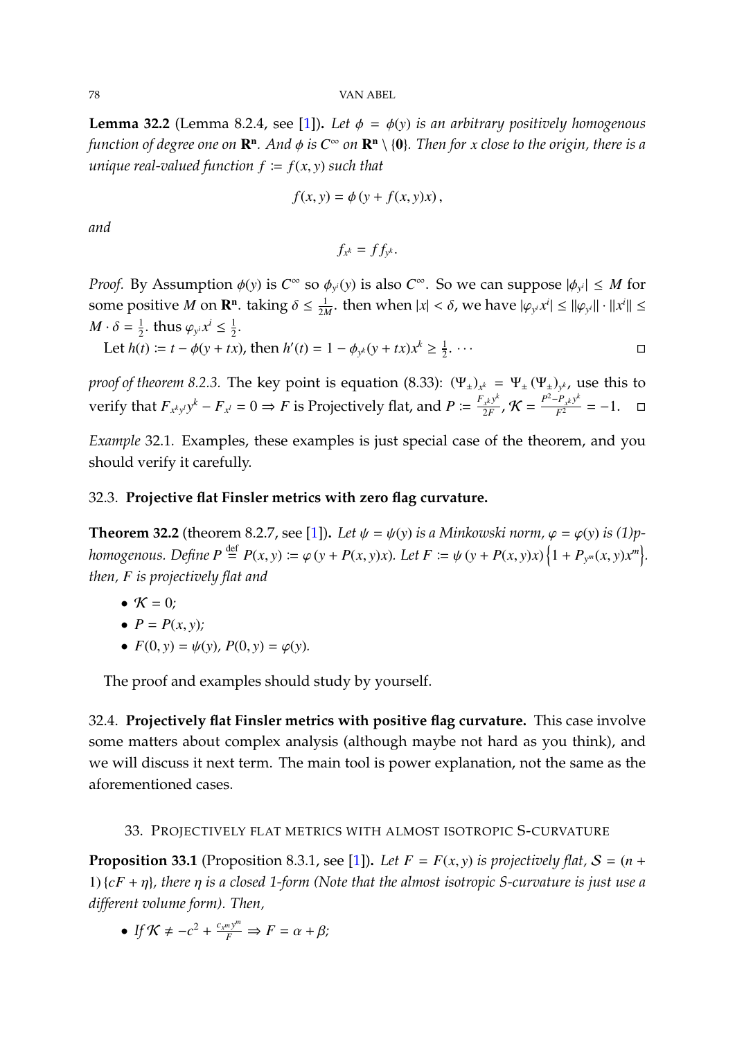**Lemma 32.2** (Lemma 8.2.4, see [1])**.** *Let $\phi = \phi(y)$ is an arbitrary positively homogenous function of degree one on $\mathbf{R^n}$. And $\phi$ is $C^\infty$ on $\mathbf{R^n} \setminus \{\mathbf{0}\}$. Then for $x$ close to the origin, there is a unique real-valued function $f := f(x, y)$ such that*

$$f(x, y) = \phi(y + f(x, y)x),$$

*and*

$$f_{x^k} = f f_{y^k}.$$

*Proof.* By Assumption $\phi(y)$ is $C^\infty$ so $\phi_{y^i}(y)$ is also $C^\infty$. So we can suppose $|\phi_{y^i}| \leq M$ for some positive $M$ on $\mathbf{R^n}$. taking $\delta \leq \frac{1}{2M}$. then when $|x| < \delta$, we have $|\varphi_{y^i} x^i| \leq \|\varphi_{y^i}\| \cdot \|x^i\| \leq M \cdot \delta = \frac{1}{2}$. thus $\varphi_{y^i} x^i \leq \frac{1}{2}$.

Let $h(t) := t - \phi(y + tx)$, then $h'(t) = 1 - \phi_{y^k}(y + tx)x^k \geq \frac{1}{2}$. $\cdots$ □

*proof of theorem 8.2.3.* The key point is equation (8.33): $(\Psi_\pm)_{x^k} = \Psi_\pm (\Psi_\pm)_{y^k}$, use this to verify that $F_{x^k y^l} y^k - F_{x^l} = 0 \Rightarrow F$ is Projectively flat, and $P := \frac{F_{x^k} y^k}{2F}$, $\mathcal{K} = \frac{P^2 - P_{x^k} y^k}{F^2} = -1$. □

*Example* 32.1*.* Examples, these examples is just special case of the theorem, and you should verify it carefully.

### 32.3. Projective flat Finsler metrics with zero flag curvature.

**Theorem 32.2** (theorem 8.2.7, see [1])**.** *Let $\psi = \psi(y)$ is a Minkowski norm, $\varphi = \varphi(y)$ is (1)p-homogenous. Define $P \overset{\text{def}}{=} P(x, y) := \varphi(y + P(x, y)x)$. Let $F := \psi(y + P(x, y)x)\left\{1 + P_{y^m}(x, y)x^m\right\}$. then, $F$ is projectively flat and*

- *$\mathcal{K} = 0$;*
- *$P = P(x, y)$;*
- *$F(0, y) = \psi(y)$, $P(0, y) = \varphi(y)$.*

The proof and examples should study by yourself.

**32.4. Projectively flat Finsler metrics with positive flag curvature.** This case involve some matters about complex analysis (although maybe not hard as you think), and we will discuss it next term. The main tool is power explanation, not the same as the aforementioned cases.

## 33. Projectively flat metrics with almost isotropic S-curvature

**Proposition 33.1** (Proposition 8.3.1, see [1])**.** *Let $F = F(x, y)$ is projectively flat, $\mathcal{S} = (n + 1)\{cF + \eta\}$, there $\eta$ is a closed 1-form (Note that the almost isotropic S-curvature is just use a different volume form). Then,*

- *If $\mathcal{K} \neq -c^2 + \frac{c_{x^m} y^m}{F} \Rightarrow F = \alpha + \beta$;*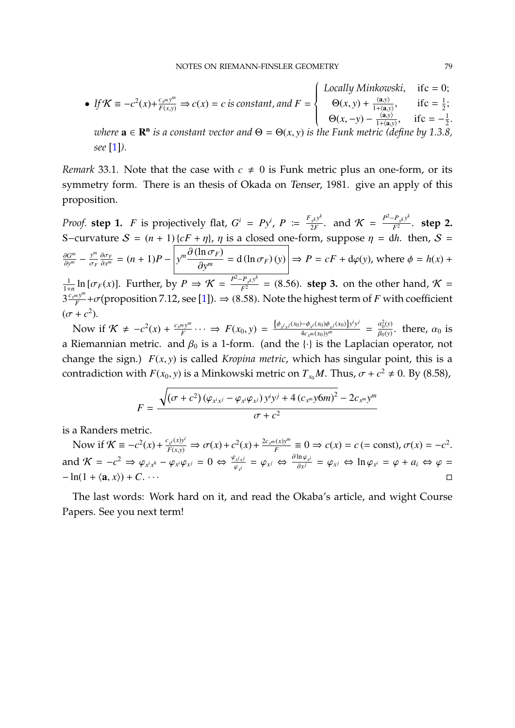- *If* $\mathcal{K} \equiv -c^2(x)+\frac{c_{x^m}y^m}{F(x,y)} \Rightarrow c(x) = c$ *is constant, and* $F = \begin{cases} \text{Locally Minkowski}, & \text{if} c = 0; \\ \Theta(x,y) + \frac{\langle \mathbf{a}, y\rangle}{1+\langle \mathbf{a}, y\rangle}, & \text{if} c = \frac{1}{2}; \\ \Theta(x,-y) - \frac{\langle \mathbf{a}, y\rangle}{1+\langle \mathbf{a}, y\rangle}, & \text{if} c = -\frac{1}{2}. \end{cases}$
  *where* $\mathbf{a} \in \mathbf{R^n}$ *is a constant vector and* $\Theta = \Theta(x, y)$ *is the Funk metric (define by 1.3.8, see* [1]*).*

*Remark* 33.1. Note that the case with $c \neq 0$ is Funk metric plus an one-form, or its symmetry form. There is an thesis of Okada on *Tenser*, 1981. give an apply of this proposition.

*Proof.* **step 1.** $F$ is projectively flat, $G^i = Py^i$, $P := \frac{F_{x^k}y^k}{2F}$. and $\mathcal{K} = \frac{P^2 - P_{x^k}y^k}{F^2}$. **step 2.** S−curvature $\mathcal{S} = (n+1)\{cF + \eta\}$, $\eta$ is a closed one-form, suppose $\eta = \mathrm{d}h$. then, $\mathcal{S} = \frac{\partial G^m}{\partial y^m} - \frac{y^m}{\sigma_F}\frac{\partial \sigma_F}{\partial x^m} = (n+1)P - \boxed{y^m \frac{\partial(\ln \sigma_F)}{\partial y^m} = \mathrm{d}(\ln \sigma_F)(y)} \Rightarrow P = cF + \mathrm{d}\varphi(y)$, where $\phi = h(x) + \frac{1}{1+n}\ln[\sigma_F(x)]$. Further, by $P \Rightarrow \mathcal{K} = \frac{P^2 - P_{x^k}y^k}{F^2} = (8.56)$. **step 3.** on the other hand, $\mathcal{K} = 3\frac{c_{x^m}y^m}{F} + \sigma$(proposition 7.12, see [1]). $\Rightarrow$ (8.58). Note the highest term of $F$ with coefficient $(\sigma + c^2)$.

Now if $\mathcal{K} \neq -c^2(x) + \frac{c_{x^m}y^m}{F}\cdots \Rightarrow F(x_0, y) = \frac{\{\phi_{x^i x^j}(x_0) - \phi_{x^i}(x_0)\phi_{x^j}(x_0)\}y^i y^j}{4c_{x^m}(x_0)y^m} = \frac{\alpha_0^2(y)}{\beta_0(y)}$. there, $\alpha_0$ is a Riemannian metric. and $\beta_0$ is a 1-form. (and the $\{\cdot\}$ is the Laplacian operator, not change the sign.) $F(x, y)$ is called *Kropina metric*, which has singular point, this is a contradiction with $F(x_0, y)$ is a Minkowski metric on $T_{x_0}M$. Thus, $\sigma + c^2 \neq 0$. By (8.58),

$$F = \frac{\sqrt{(\sigma + c^2)(\varphi_{x^i x^j} - \varphi_{x^i}\varphi_{x^j})y^i y^j + 4(c_{x^m}y6m)^2} - 2c_{x^m}y^m}{\sigma + c^2}$$

is a Randers metric.

Now if $\mathcal{K} \equiv -c^2(x) + \frac{c_{x^i}(x)y^i}{F(x,y)} \Rightarrow \sigma(x) + c^2(x) + \frac{2c_{x^m}(x)y^m}{F} \equiv 0 \Rightarrow c(x) = c\,(=\text{const}), \sigma(x) = -c^2$. and $\mathcal{K} = -c^2 \Rightarrow \varphi_{x^i x^h} - \varphi_{x^i}\varphi_{x^j} = 0 \Leftrightarrow \frac{\varphi_{x^i x^j}}{\varphi_{x^i}} = \varphi_{x^j} \Leftrightarrow \frac{\partial \ln \varphi_{x^i}}{\partial x^j} = \varphi_{x^j} \Leftrightarrow \ln \varphi_{x^i} = \varphi + a_i \Leftrightarrow \varphi = -\ln(1 + \langle \mathbf{a}, x\rangle) + C. \cdots$ ∎

The last words: Work hard on it, and read the Okaba's article, and wight Course Papers. See you next term!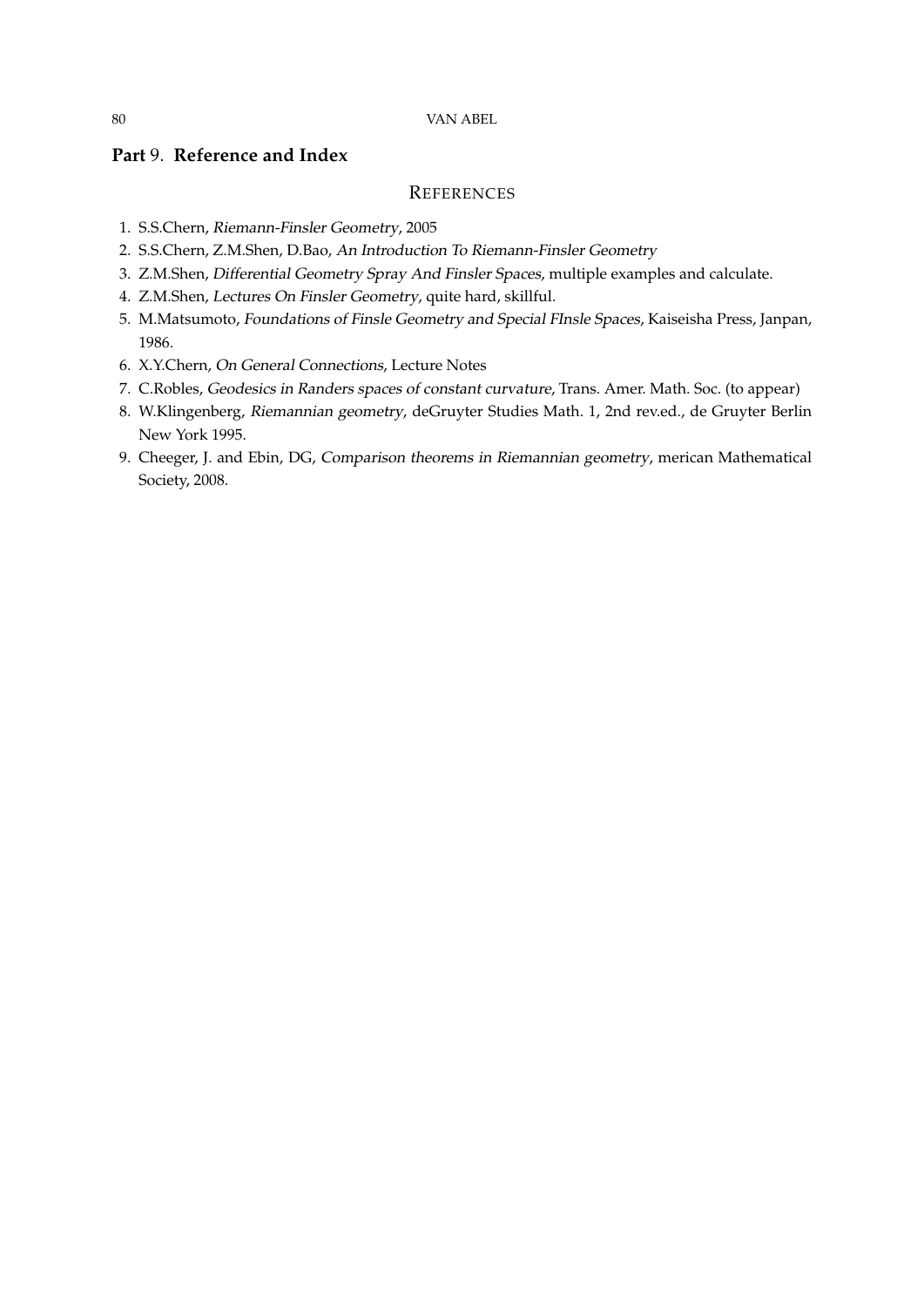# Part 9. Reference and Index

## References

1. S.S.Chern, *Riemann-Finsler Geometry*, 2005
2. S.S.Chern, Z.M.Shen, D.Bao, *An Introduction To Riemann-Finsler Geometry*
3. Z.M.Shen, *Differential Geometry Spray And Finsler Spaces*, multiple examples and calculate.
4. Z.M.Shen, *Lectures On Finsler Geometry*, quite hard, skillful.
5. M.Matsumoto, *Foundations of Finsle Geometry and Special FInsle Spaces*, Kaiseisha Press, Janpan, 1986.
6. X.Y.Chern, *On General Connections*, Lecture Notes
7. C.Robles, *Geodesics in Randers spaces of constant curvature*, Trans. Amer. Math. Soc. (to appear)
8. W.Klingenberg, *Riemannian geometry*, deGruyter Studies Math. 1, 2nd rev.ed., de Gruyter Berlin New York 1995.
9. Cheeger, J. and Ebin, DG, *Comparison theorems in Riemannian geometry*, merican Mathematical Society, 2008.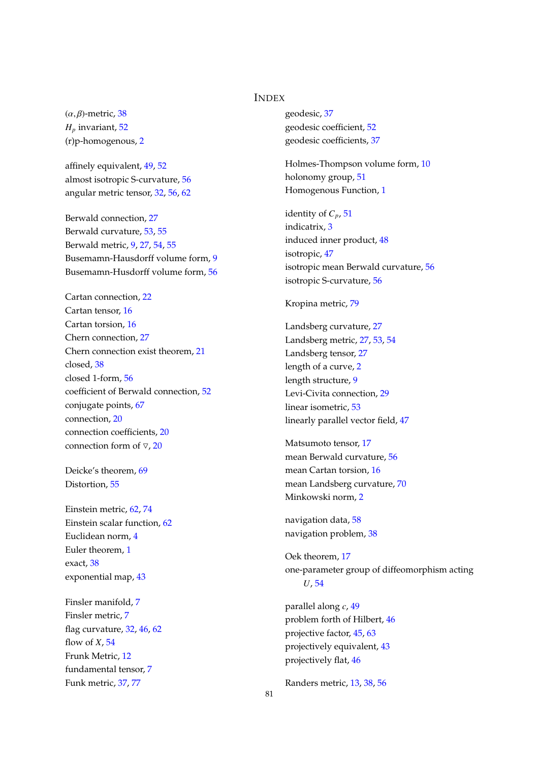# INDEX

$(\alpha, \beta)$-metric, 38
$H_p$ invariant, 52
(r)p-homogenous, 2

affinely equivalent, 49, 52
almost isotropic S-curvature, 56
angular metric tensor, 32, 56, 62

Berwald connection, 27
Berwald curvature, 53, 55
Berwald metric, 9, 27, 54, 55
Busemann-Hausdorff volume form, 9
Busemann-Husdorff volume form, 56

Cartan connection, 22
Cartan tensor, 16
Cartan torsion, 16
Chern connection, 27
Chern connection exist theorem, 21
closed, 38
closed 1-form, 56
coefficient of Berwald connection, 52
conjugate points, 67
connection, 20
connection coefficients, 20
connection form of $\triangledown$, 20

Deicke's theorem, 69
Distortion, 55

Einstein metric, 62, 74
Einstein scalar function, 62
Euclidean norm, 4
Euler theorem, 1
exact, 38
exponential map, 43

Finsler manifold, 7
Finsler metric, 7
flag curvature, 32, 46, 62
flow of $X$, 54
Frunk Metric, 12
fundamental tensor, 7
Funk metric, 37, 77

geodesic, 37
geodesic coefficient, 52
geodesic coefficients, 37

Holmes-Thompson volume form, 10
holonomy group, 51
Homogenous Function, 1

identity of $C_p$, 51
indicatrix, 3
induced inner product, 48
isotropic, 47
isotropic mean Berwald curvature, 56
isotropic S-curvature, 56

Kropina metric, 79

Landsberg curvature, 27
Landsberg metric, 27, 53, 54
Landsberg tensor, 27
length of a curve, 2
length structure, 9
Levi-Civita connection, 29
linear isometric, 53
linearly parallel vector field, 47

Matsumoto tensor, 17
mean Berwald curvature, 56
mean Cartan torsion, 16
mean Landsberg curvature, 70
Minkowski norm, 2

navigation data, 58
navigation problem, 38

Oek theorem, 17
one-parameter group of diffeomorphism acting $U$, 54

parallel along $c$, 49
problem forth of Hilbert, 46
projective factor, 45, 63
projectively equivalent, 43
projectively flat, 46

Randers metric, 13, 38, 56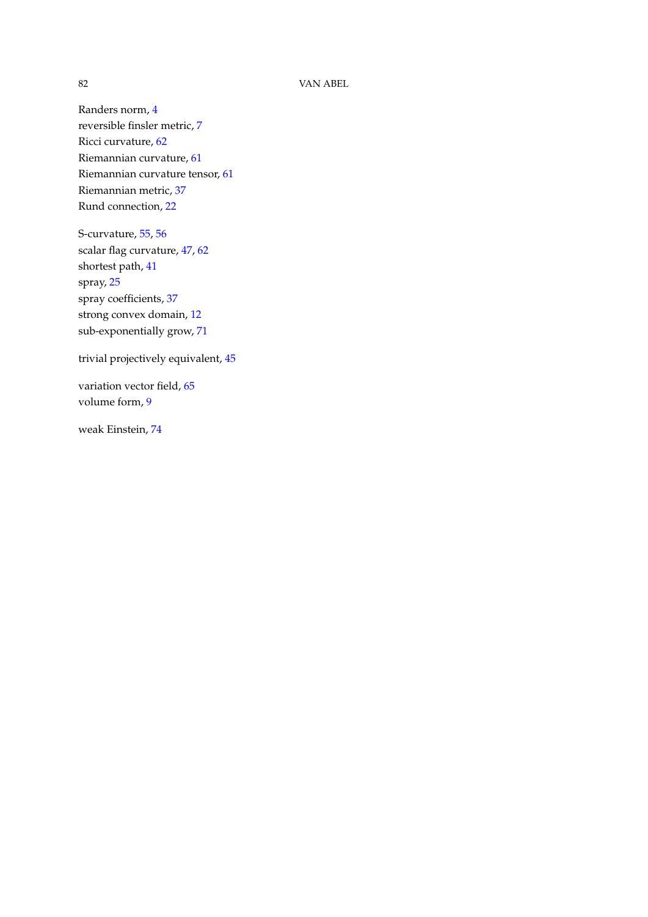Randers norm, 4
reversible finsler metric, 7
Ricci curvature, 62
Riemannian curvature, 61
Riemannian curvature tensor, 61
Riemannian metric, 37
Rund connection, 22

S-curvature, 55, 56
scalar flag curvature, 47, 62
shortest path, 41
spray, 25
spray coefficients, 37
strong convex domain, 12
sub-exponentially grow, 71

trivial projectively equivalent, 45

variation vector field, 65
volume form, 9

weak Einstein, 74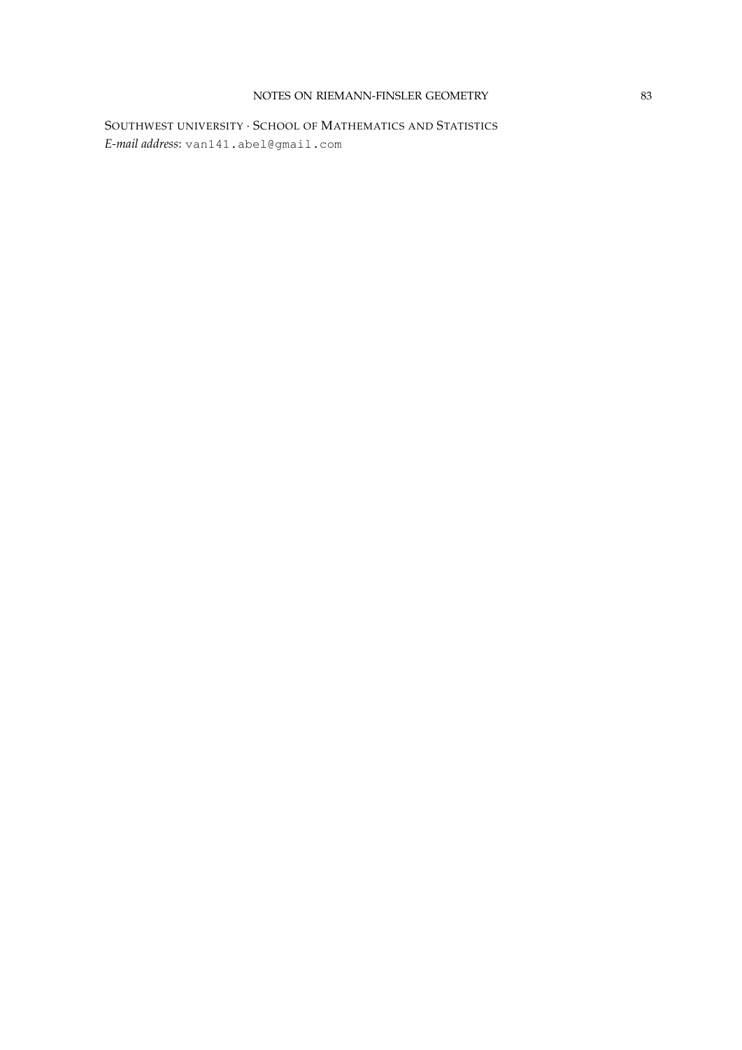SOUTHWEST UNIVERSITY · SCHOOL OF MATHEMATICS AND STATISTICS

*E-mail address*: van141.abel@gmail.com